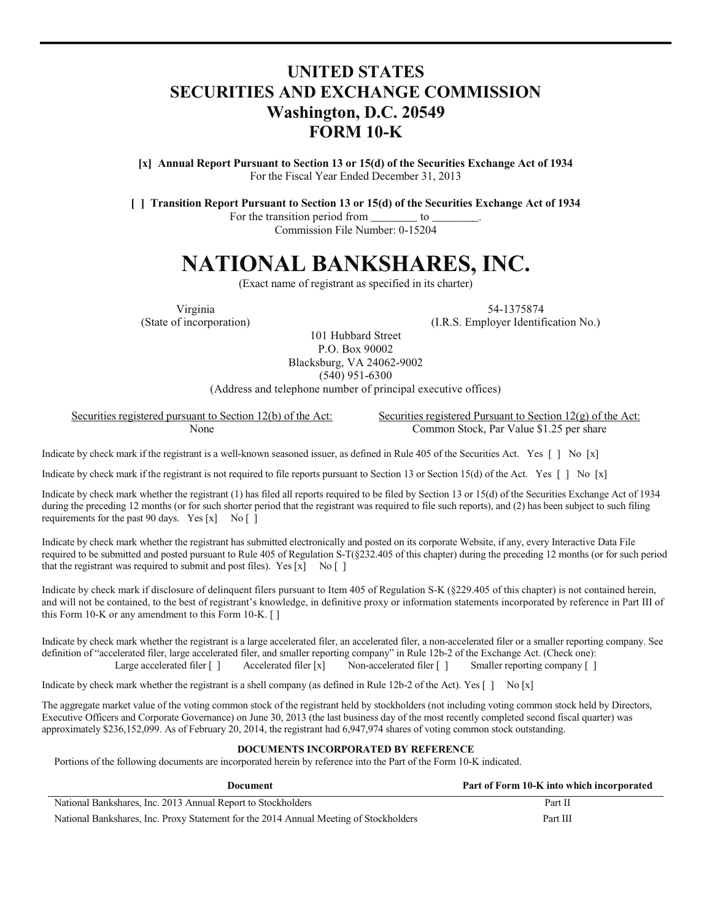# UNITED STATES
# SECURITIES AND EXCHANGE COMMISSION
## Washington, D.C. 20549
## FORM 10-K

**[x] Annual Report Pursuant to Section 13 or 15(d) of the Securities Exchange Act of 1934**
For the Fiscal Year Ended December 31, 2013

**[ ] Transition Report Pursuant to Section 13 or 15(d) of the Securities Exchange Act of 1934**
For the transition period from ________ to ________.
Commission File Number: 0-15204

# NATIONAL BANKSHARES, INC.

(Exact name of registrant as specified in its charter)

| Virginia | 54-1375874 |
|---|---|
| (State of incorporation) | (I.R.S. Employer Identification No.) |

101 Hubbard Street
P.O. Box 90002
Blacksburg, VA 24062-9002
(540) 951-6300
(Address and telephone number of principal executive offices)

| Securities registered pursuant to Section 12(b) of the Act: | Securities registered Pursuant to Section 12(g) of the Act: |
|---|---|
| None | Common Stock, Par Value $1.25 per share |

Indicate by check mark if the registrant is a well-known seasoned issuer, as defined in Rule 405 of the Securities Act. Yes [ ] No [x]

Indicate by check mark if the registrant is not required to file reports pursuant to Section 13 or Section 15(d) of the Act. Yes [ ] No [x]

Indicate by check mark whether the registrant (1) has filed all reports required to be filed by Section 13 or 15(d) of the Securities Exchange Act of 1934 during the preceding 12 months (or for such shorter period that the registrant was required to file such reports), and (2) has been subject to such filing requirements for the past 90 days. Yes [x] No [ ]

Indicate by check mark whether the registrant has submitted electronically and posted on its corporate Website, if any, every Interactive Data File required to be submitted and posted pursuant to Rule 405 of Regulation S-T(§232.405 of this chapter) during the preceding 12 months (or for such period that the registrant was required to submit and post files). Yes [x] No [ ]

Indicate by check mark if disclosure of delinquent filers pursuant to Item 405 of Regulation S-K (§229.405 of this chapter) is not contained herein, and will not be contained, to the best of registrant's knowledge, in definitive proxy or information statements incorporated by reference in Part III of this Form 10-K or any amendment to this Form 10-K. [ ]

Indicate by check mark whether the registrant is a large accelerated filer, an accelerated filer, a non-accelerated filer or a smaller reporting company. See definition of "accelerated filer, large accelerated filer, and smaller reporting company" in Rule 12b-2 of the Exchange Act. (Check one):
Large accelerated filer [ ] Accelerated filer [x] Non-accelerated filer [ ] Smaller reporting company [ ]

Indicate by check mark whether the registrant is a shell company (as defined in Rule 12b-2 of the Act). Yes [ ] No [x]

The aggregate market value of the voting common stock of the registrant held by stockholders (not including voting common stock held by Directors, Executive Officers and Corporate Governance) on June 30, 2013 (the last business day of the most recently completed second fiscal quarter) was approximately $236,152,099. As of February 20, 2014, the registrant had 6,947,974 shares of voting common stock outstanding.

**DOCUMENTS INCORPORATED BY REFERENCE**

Portions of the following documents are incorporated herein by reference into the Part of the Form 10-K indicated.

| Document | Part of Form 10-K into which incorporated |
|---|---|
| National Bankshares, Inc. 2013 Annual Report to Stockholders | Part II |
| National Bankshares, Inc. Proxy Statement for the 2014 Annual Meeting of Stockholders | Part III |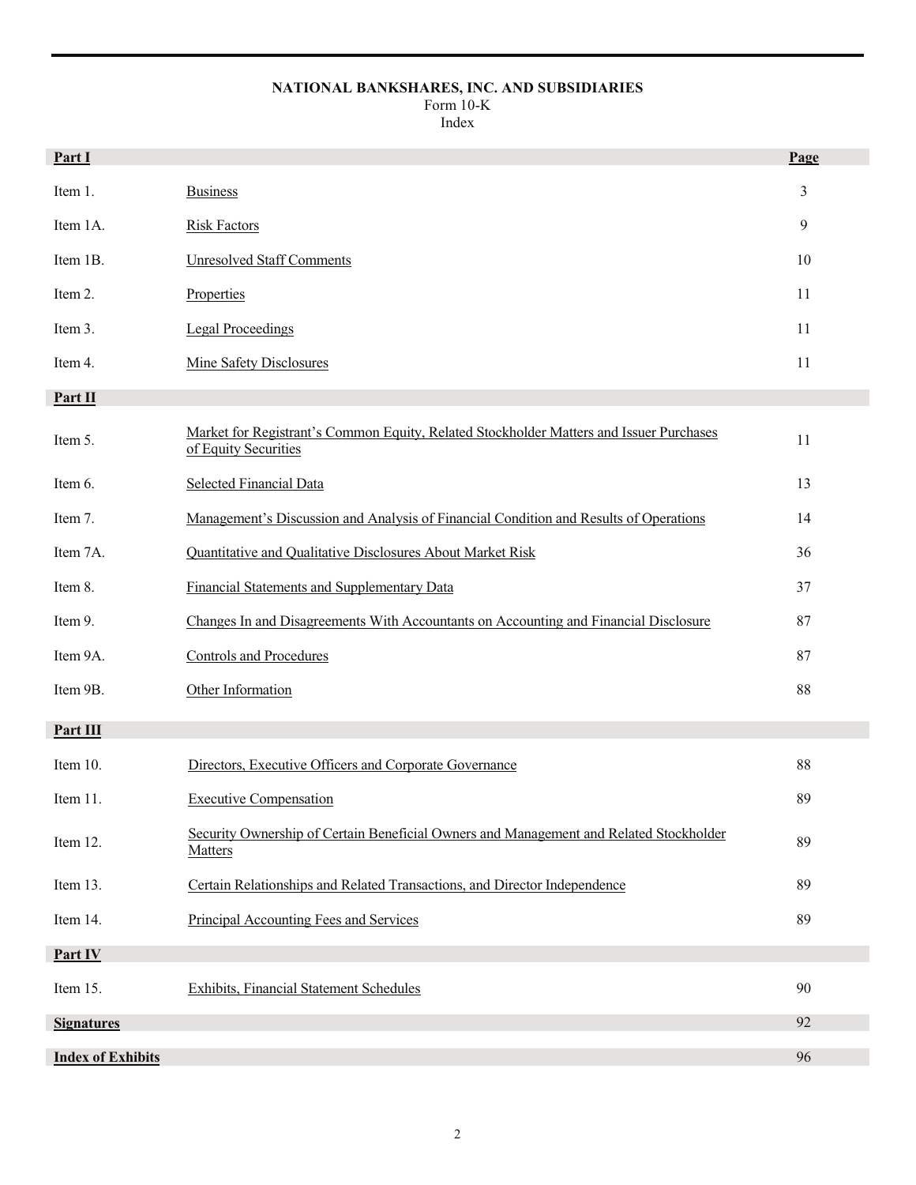**NATIONAL BANKSHARES, INC. AND SUBSIDIARIES**
Form 10-K
Index

| **Part I** | | **Page** |
|---|---|---|
| Item 1. | Business | 3 |
| Item 1A. | Risk Factors | 9 |
| Item 1B. | Unresolved Staff Comments | 10 |
| Item 2. | Properties | 11 |
| Item 3. | Legal Proceedings | 11 |
| Item 4. | Mine Safety Disclosures | 11 |
| **Part II** | | |
| Item 5. | Market for Registrant's Common Equity, Related Stockholder Matters and Issuer Purchases of Equity Securities | 11 |
| Item 6. | Selected Financial Data | 13 |
| Item 7. | Management's Discussion and Analysis of Financial Condition and Results of Operations | 14 |
| Item 7A. | Quantitative and Qualitative Disclosures About Market Risk | 36 |
| Item 8. | Financial Statements and Supplementary Data | 37 |
| Item 9. | Changes In and Disagreements With Accountants on Accounting and Financial Disclosure | 87 |
| Item 9A. | Controls and Procedures | 87 |
| Item 9B. | Other Information | 88 |
| **Part III** | | |
| Item 10. | Directors, Executive Officers and Corporate Governance | 88 |
| Item 11. | Executive Compensation | 89 |
| Item 12. | Security Ownership of Certain Beneficial Owners and Management and Related Stockholder Matters | 89 |
| Item 13. | Certain Relationships and Related Transactions, and Director Independence | 89 |
| Item 14. | Principal Accounting Fees and Services | 89 |
| **Part IV** | | |
| Item 15. | Exhibits, Financial Statement Schedules | 90 |
| **Signatures** | | 92 |
| **Index of Exhibits** | | 96 |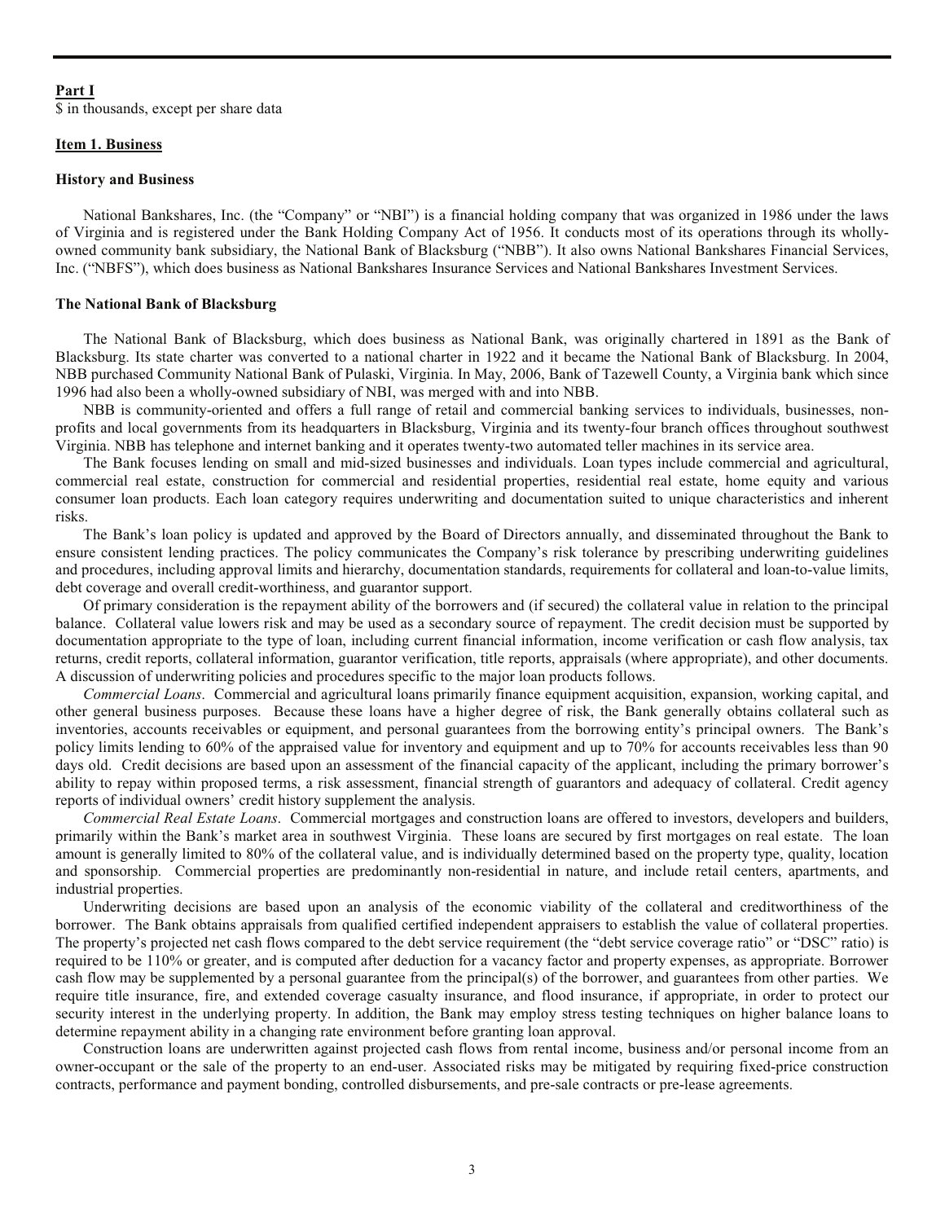## Part I

$ in thousands, except per share data

### Item 1. Business

#### History and Business

National Bankshares, Inc. (the "Company" or "NBI") is a financial holding company that was organized in 1986 under the laws of Virginia and is registered under the Bank Holding Company Act of 1956. It conducts most of its operations through its wholly-owned community bank subsidiary, the National Bank of Blacksburg ("NBB"). It also owns National Bankshares Financial Services, Inc. ("NBFS"), which does business as National Bankshares Insurance Services and National Bankshares Investment Services.

#### The National Bank of Blacksburg

The National Bank of Blacksburg, which does business as National Bank, was originally chartered in 1891 as the Bank of Blacksburg. Its state charter was converted to a national charter in 1922 and it became the National Bank of Blacksburg. In 2004, NBB purchased Community National Bank of Pulaski, Virginia. In May, 2006, Bank of Tazewell County, a Virginia bank which since 1996 had also been a wholly-owned subsidiary of NBI, was merged with and into NBB.

NBB is community-oriented and offers a full range of retail and commercial banking services to individuals, businesses, non-profits and local governments from its headquarters in Blacksburg, Virginia and its twenty-four branch offices throughout southwest Virginia. NBB has telephone and internet banking and it operates twenty-two automated teller machines in its service area.

The Bank focuses lending on small and mid-sized businesses and individuals. Loan types include commercial and agricultural, commercial real estate, construction for commercial and residential properties, residential real estate, home equity and various consumer loan products. Each loan category requires underwriting and documentation suited to unique characteristics and inherent risks.

The Bank's loan policy is updated and approved by the Board of Directors annually, and disseminated throughout the Bank to ensure consistent lending practices. The policy communicates the Company's risk tolerance by prescribing underwriting guidelines and procedures, including approval limits and hierarchy, documentation standards, requirements for collateral and loan-to-value limits, debt coverage and overall credit-worthiness, and guarantor support.

Of primary consideration is the repayment ability of the borrowers and (if secured) the collateral value in relation to the principal balance. Collateral value lowers risk and may be used as a secondary source of repayment. The credit decision must be supported by documentation appropriate to the type of loan, including current financial information, income verification or cash flow analysis, tax returns, credit reports, collateral information, guarantor verification, title reports, appraisals (where appropriate), and other documents. A discussion of underwriting policies and procedures specific to the major loan products follows.

*Commercial Loans*. Commercial and agricultural loans primarily finance equipment acquisition, expansion, working capital, and other general business purposes. Because these loans have a higher degree of risk, the Bank generally obtains collateral such as inventories, accounts receivables or equipment, and personal guarantees from the borrowing entity's principal owners. The Bank's policy limits lending to 60% of the appraised value for inventory and equipment and up to 70% for accounts receivables less than 90 days old. Credit decisions are based upon an assessment of the financial capacity of the applicant, including the primary borrower's ability to repay within proposed terms, a risk assessment, financial strength of guarantors and adequacy of collateral. Credit agency reports of individual owners' credit history supplement the analysis.

*Commercial Real Estate Loans*. Commercial mortgages and construction loans are offered to investors, developers and builders, primarily within the Bank's market area in southwest Virginia. These loans are secured by first mortgages on real estate. The loan amount is generally limited to 80% of the collateral value, and is individually determined based on the property type, quality, location and sponsorship. Commercial properties are predominantly non-residential in nature, and include retail centers, apartments, and industrial properties.

Underwriting decisions are based upon an analysis of the economic viability of the collateral and creditworthiness of the borrower. The Bank obtains appraisals from qualified certified independent appraisers to establish the value of collateral properties. The property's projected net cash flows compared to the debt service requirement (the "debt service coverage ratio" or "DSC" ratio) is required to be 110% or greater, and is computed after deduction for a vacancy factor and property expenses, as appropriate. Borrower cash flow may be supplemented by a personal guarantee from the principal(s) of the borrower, and guarantees from other parties. We require title insurance, fire, and extended coverage casualty insurance, and flood insurance, if appropriate, in order to protect our security interest in the underlying property. In addition, the Bank may employ stress testing techniques on higher balance loans to determine repayment ability in a changing rate environment before granting loan approval.

Construction loans are underwritten against projected cash flows from rental income, business and/or personal income from an owner-occupant or the sale of the property to an end-user. Associated risks may be mitigated by requiring fixed-price construction contracts, performance and payment bonding, controlled disbursements, and pre-sale contracts or pre-lease agreements.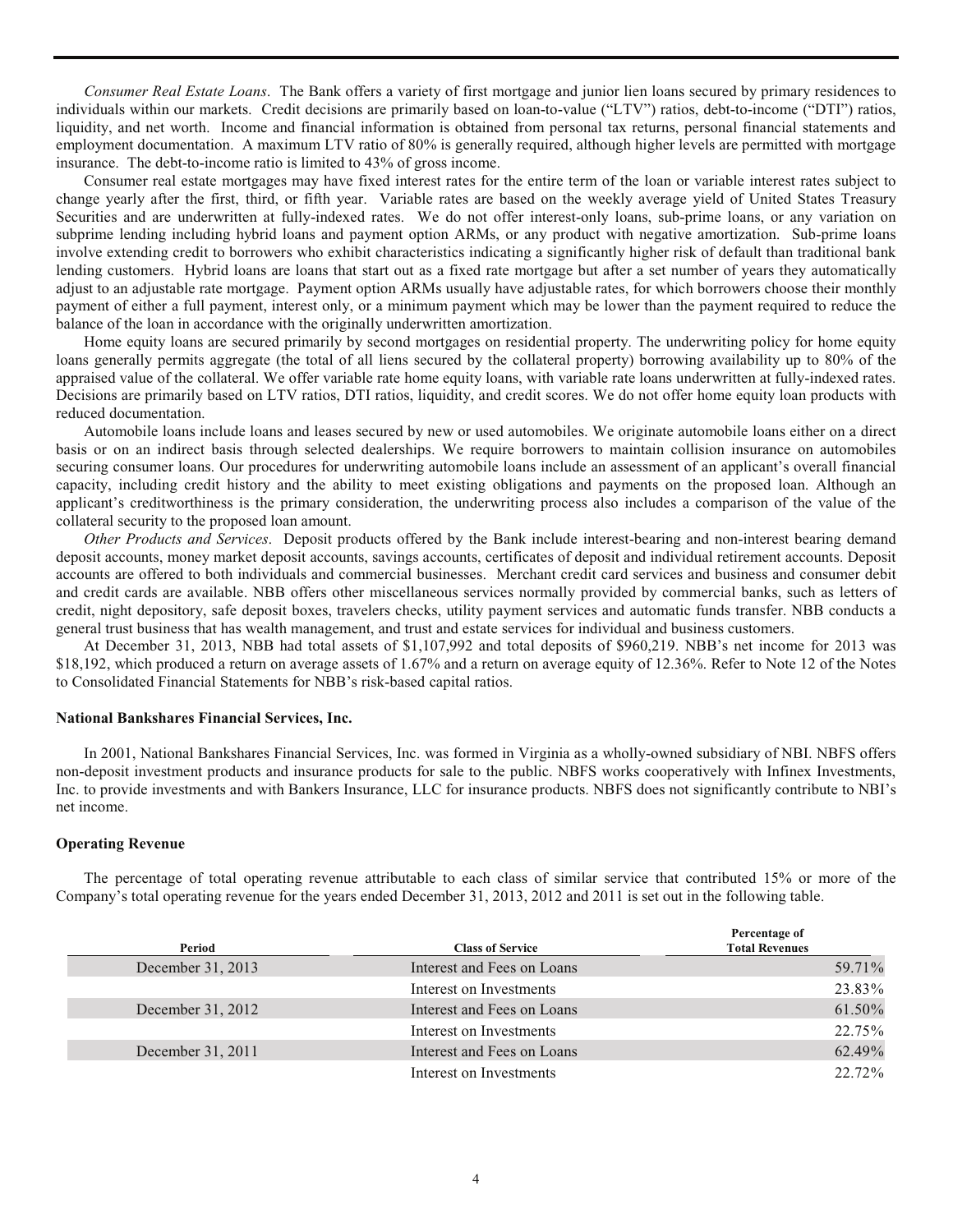*Consumer Real Estate Loans*. The Bank offers a variety of first mortgage and junior lien loans secured by primary residences to individuals within our markets. Credit decisions are primarily based on loan-to-value ("LTV") ratios, debt-to-income ("DTI") ratios, liquidity, and net worth. Income and financial information is obtained from personal tax returns, personal financial statements and employment documentation. A maximum LTV ratio of 80% is generally required, although higher levels are permitted with mortgage insurance. The debt-to-income ratio is limited to 43% of gross income.

Consumer real estate mortgages may have fixed interest rates for the entire term of the loan or variable interest rates subject to change yearly after the first, third, or fifth year. Variable rates are based on the weekly average yield of United States Treasury Securities and are underwritten at fully-indexed rates. We do not offer interest-only loans, sub-prime loans, or any variation on subprime lending including hybrid loans and payment option ARMs, or any product with negative amortization. Sub-prime loans involve extending credit to borrowers who exhibit characteristics indicating a significantly higher risk of default than traditional bank lending customers. Hybrid loans are loans that start out as a fixed rate mortgage but after a set number of years they automatically adjust to an adjustable rate mortgage. Payment option ARMs usually have adjustable rates, for which borrowers choose their monthly payment of either a full payment, interest only, or a minimum payment which may be lower than the payment required to reduce the balance of the loan in accordance with the originally underwritten amortization.

Home equity loans are secured primarily by second mortgages on residential property. The underwriting policy for home equity loans generally permits aggregate (the total of all liens secured by the collateral property) borrowing availability up to 80% of the appraised value of the collateral. We offer variable rate home equity loans, with variable rate loans underwritten at fully-indexed rates. Decisions are primarily based on LTV ratios, DTI ratios, liquidity, and credit scores. We do not offer home equity loan products with reduced documentation.

Automobile loans include loans and leases secured by new or used automobiles. We originate automobile loans either on a direct basis or on an indirect basis through selected dealerships. We require borrowers to maintain collision insurance on automobiles securing consumer loans. Our procedures for underwriting automobile loans include an assessment of an applicant's overall financial capacity, including credit history and the ability to meet existing obligations and payments on the proposed loan. Although an applicant's creditworthiness is the primary consideration, the underwriting process also includes a comparison of the value of the collateral security to the proposed loan amount.

*Other Products and Services*. Deposit products offered by the Bank include interest-bearing and non-interest bearing demand deposit accounts, money market deposit accounts, savings accounts, certificates of deposit and individual retirement accounts. Deposit accounts are offered to both individuals and commercial businesses. Merchant credit card services and business and consumer debit and credit cards are available. NBB offers other miscellaneous services normally provided by commercial banks, such as letters of credit, night depository, safe deposit boxes, travelers checks, utility payment services and automatic funds transfer. NBB conducts a general trust business that has wealth management, and trust and estate services for individual and business customers.

At December 31, 2013, NBB had total assets of $1,107,992 and total deposits of $960,219. NBB's net income for 2013 was $18,192, which produced a return on average assets of 1.67% and a return on average equity of 12.36%. Refer to Note 12 of the Notes to Consolidated Financial Statements for NBB's risk-based capital ratios.

**National Bankshares Financial Services, Inc.**

In 2001, National Bankshares Financial Services, Inc. was formed in Virginia as a wholly-owned subsidiary of NBI. NBFS offers non-deposit investment products and insurance products for sale to the public. NBFS works cooperatively with Infinex Investments, Inc. to provide investments and with Bankers Insurance, LLC for insurance products. NBFS does not significantly contribute to NBI's net income.

**Operating Revenue**

The percentage of total operating revenue attributable to each class of similar service that contributed 15% or more of the Company's total operating revenue for the years ended December 31, 2013, 2012 and 2011 is set out in the following table.

| Period | Class of Service | Percentage of Total Revenues |
|---|---|---|
| December 31, 2013 | Interest and Fees on Loans | 59.71% |
| | Interest on Investments | 23.83% |
| December 31, 2012 | Interest and Fees on Loans | 61.50% |
| | Interest on Investments | 22.75% |
| December 31, 2011 | Interest and Fees on Loans | 62.49% |
| | Interest on Investments | 22.72% |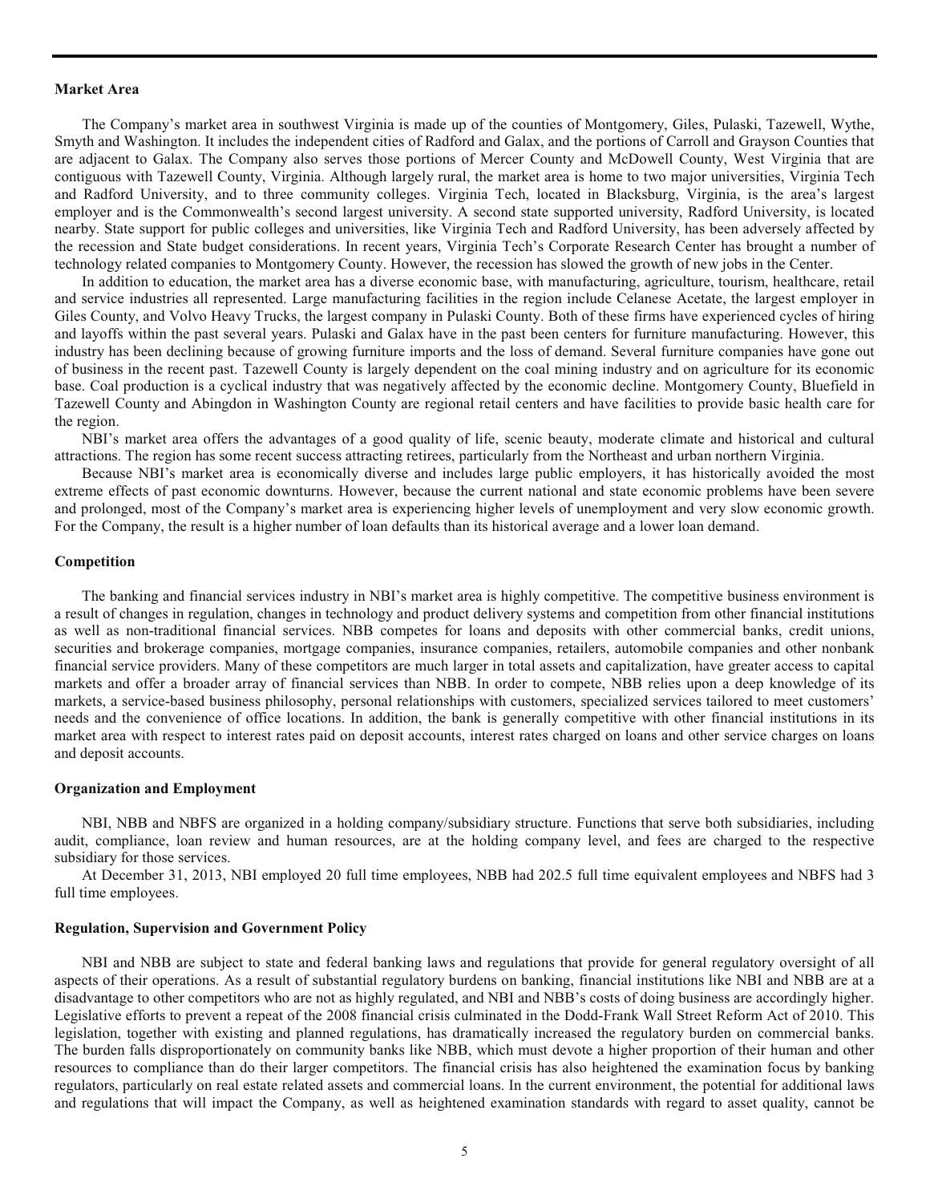**Market Area**

The Company's market area in southwest Virginia is made up of the counties of Montgomery, Giles, Pulaski, Tazewell, Wythe, Smyth and Washington. It includes the independent cities of Radford and Galax, and the portions of Carroll and Grayson Counties that are adjacent to Galax. The Company also serves those portions of Mercer County and McDowell County, West Virginia that are contiguous with Tazewell County, Virginia. Although largely rural, the market area is home to two major universities, Virginia Tech and Radford University, and to three community colleges. Virginia Tech, located in Blacksburg, Virginia, is the area's largest employer and is the Commonwealth's second largest university. A second state supported university, Radford University, is located nearby. State support for public colleges and universities, like Virginia Tech and Radford University, has been adversely affected by the recession and State budget considerations. In recent years, Virginia Tech's Corporate Research Center has brought a number of technology related companies to Montgomery County. However, the recession has slowed the growth of new jobs in the Center.

In addition to education, the market area has a diverse economic base, with manufacturing, agriculture, tourism, healthcare, retail and service industries all represented. Large manufacturing facilities in the region include Celanese Acetate, the largest employer in Giles County, and Volvo Heavy Trucks, the largest company in Pulaski County. Both of these firms have experienced cycles of hiring and layoffs within the past several years. Pulaski and Galax have in the past been centers for furniture manufacturing. However, this industry has been declining because of growing furniture imports and the loss of demand. Several furniture companies have gone out of business in the recent past. Tazewell County is largely dependent on the coal mining industry and on agriculture for its economic base. Coal production is a cyclical industry that was negatively affected by the economic decline. Montgomery County, Bluefield in Tazewell County and Abingdon in Washington County are regional retail centers and have facilities to provide basic health care for the region.

NBI's market area offers the advantages of a good quality of life, scenic beauty, moderate climate and historical and cultural attractions. The region has some recent success attracting retirees, particularly from the Northeast and urban northern Virginia.

Because NBI's market area is economically diverse and includes large public employers, it has historically avoided the most extreme effects of past economic downturns. However, because the current national and state economic problems have been severe and prolonged, most of the Company's market area is experiencing higher levels of unemployment and very slow economic growth. For the Company, the result is a higher number of loan defaults than its historical average and a lower loan demand.

**Competition**

The banking and financial services industry in NBI's market area is highly competitive. The competitive business environment is a result of changes in regulation, changes in technology and product delivery systems and competition from other financial institutions as well as non-traditional financial services. NBB competes for loans and deposits with other commercial banks, credit unions, securities and brokerage companies, mortgage companies, insurance companies, retailers, automobile companies and other nonbank financial service providers. Many of these competitors are much larger in total assets and capitalization, have greater access to capital markets and offer a broader array of financial services than NBB. In order to compete, NBB relies upon a deep knowledge of its markets, a service-based business philosophy, personal relationships with customers, specialized services tailored to meet customers' needs and the convenience of office locations. In addition, the bank is generally competitive with other financial institutions in its market area with respect to interest rates paid on deposit accounts, interest rates charged on loans and other service charges on loans and deposit accounts.

**Organization and Employment**

NBI, NBB and NBFS are organized in a holding company/subsidiary structure. Functions that serve both subsidiaries, including audit, compliance, loan review and human resources, are at the holding company level, and fees are charged to the respective subsidiary for those services.

At December 31, 2013, NBI employed 20 full time employees, NBB had 202.5 full time equivalent employees and NBFS had 3 full time employees.

**Regulation, Supervision and Government Policy**

NBI and NBB are subject to state and federal banking laws and regulations that provide for general regulatory oversight of all aspects of their operations. As a result of substantial regulatory burdens on banking, financial institutions like NBI and NBB are at a disadvantage to other competitors who are not as highly regulated, and NBI and NBB's costs of doing business are accordingly higher. Legislative efforts to prevent a repeat of the 2008 financial crisis culminated in the Dodd-Frank Wall Street Reform Act of 2010. This legislation, together with existing and planned regulations, has dramatically increased the regulatory burden on commercial banks. The burden falls disproportionately on community banks like NBB, which must devote a higher proportion of their human and other resources to compliance than do their larger competitors. The financial crisis has also heightened the examination focus by banking regulators, particularly on real estate related assets and commercial loans. In the current environment, the potential for additional laws and regulations that will impact the Company, as well as heightened examination standards with regard to asset quality, cannot be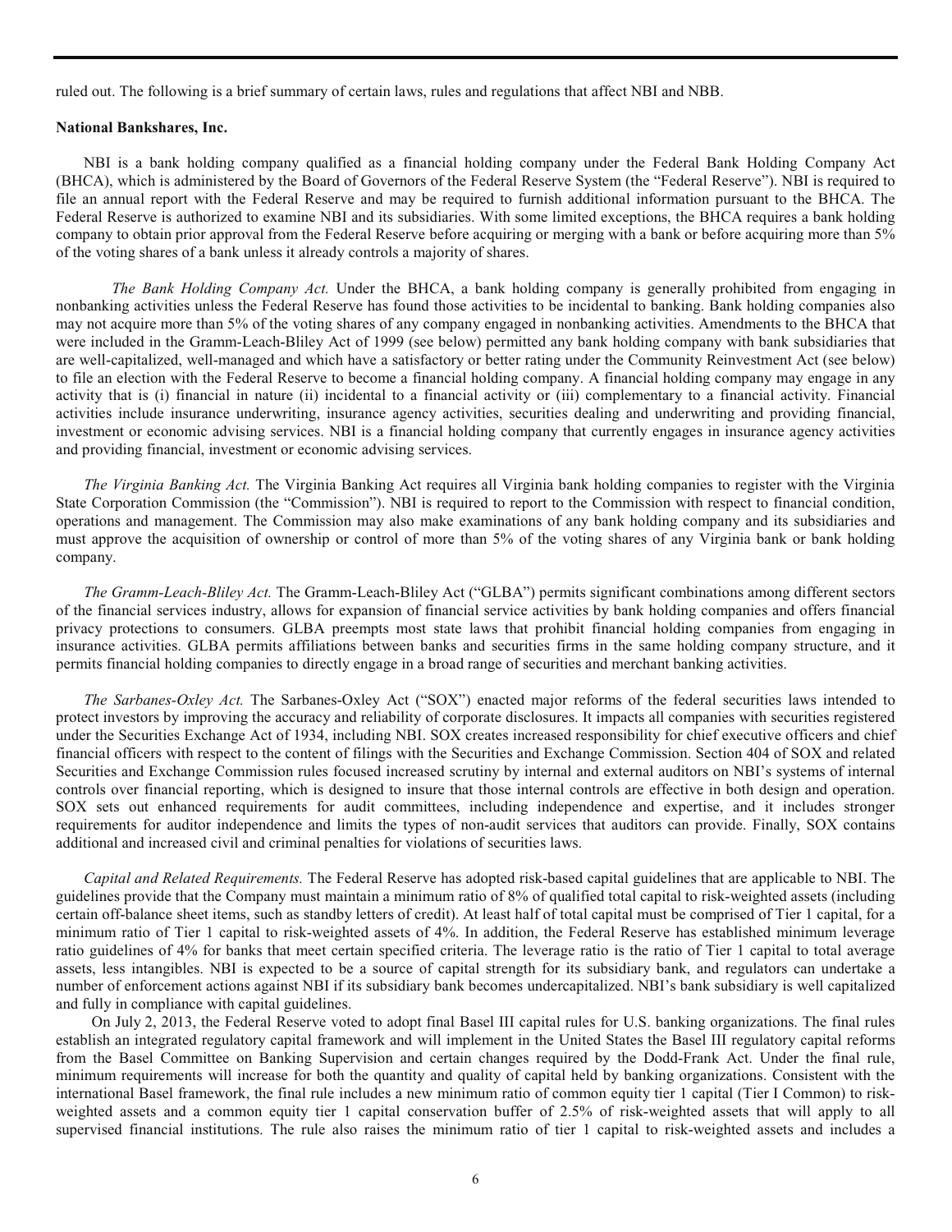ruled out. The following is a brief summary of certain laws, rules and regulations that affect NBI and NBB.

**National Bankshares, Inc.**

NBI is a bank holding company qualified as a financial holding company under the Federal Bank Holding Company Act (BHCA), which is administered by the Board of Governors of the Federal Reserve System (the "Federal Reserve"). NBI is required to file an annual report with the Federal Reserve and may be required to furnish additional information pursuant to the BHCA. The Federal Reserve is authorized to examine NBI and its subsidiaries. With some limited exceptions, the BHCA requires a bank holding company to obtain prior approval from the Federal Reserve before acquiring or merging with a bank or before acquiring more than 5% of the voting shares of a bank unless it already controls a majority of shares.

*The Bank Holding Company Act.* Under the BHCA, a bank holding company is generally prohibited from engaging in nonbanking activities unless the Federal Reserve has found those activities to be incidental to banking. Bank holding companies also may not acquire more than 5% of the voting shares of any company engaged in nonbanking activities. Amendments to the BHCA that were included in the Gramm-Leach-Bliley Act of 1999 (see below) permitted any bank holding company with bank subsidiaries that are well-capitalized, well-managed and which have a satisfactory or better rating under the Community Reinvestment Act (see below) to file an election with the Federal Reserve to become a financial holding company. A financial holding company may engage in any activity that is (i) financial in nature (ii) incidental to a financial activity or (iii) complementary to a financial activity. Financial activities include insurance underwriting, insurance agency activities, securities dealing and underwriting and providing financial, investment or economic advising services. NBI is a financial holding company that currently engages in insurance agency activities and providing financial, investment or economic advising services.

*The Virginia Banking Act.* The Virginia Banking Act requires all Virginia bank holding companies to register with the Virginia State Corporation Commission (the "Commission"). NBI is required to report to the Commission with respect to financial condition, operations and management. The Commission may also make examinations of any bank holding company and its subsidiaries and must approve the acquisition of ownership or control of more than 5% of the voting shares of any Virginia bank or bank holding company.

*The Gramm-Leach-Bliley Act.* The Gramm-Leach-Bliley Act ("GLBA") permits significant combinations among different sectors of the financial services industry, allows for expansion of financial service activities by bank holding companies and offers financial privacy protections to consumers. GLBA preempts most state laws that prohibit financial holding companies from engaging in insurance activities. GLBA permits affiliations between banks and securities firms in the same holding company structure, and it permits financial holding companies to directly engage in a broad range of securities and merchant banking activities.

*The Sarbanes-Oxley Act.* The Sarbanes-Oxley Act ("SOX") enacted major reforms of the federal securities laws intended to protect investors by improving the accuracy and reliability of corporate disclosures. It impacts all companies with securities registered under the Securities Exchange Act of 1934, including NBI. SOX creates increased responsibility for chief executive officers and chief financial officers with respect to the content of filings with the Securities and Exchange Commission. Section 404 of SOX and related Securities and Exchange Commission rules focused increased scrutiny by internal and external auditors on NBI's systems of internal controls over financial reporting, which is designed to insure that those internal controls are effective in both design and operation. SOX sets out enhanced requirements for audit committees, including independence and expertise, and it includes stronger requirements for auditor independence and limits the types of non-audit services that auditors can provide. Finally, SOX contains additional and increased civil and criminal penalties for violations of securities laws.

*Capital and Related Requirements.* The Federal Reserve has adopted risk-based capital guidelines that are applicable to NBI. The guidelines provide that the Company must maintain a minimum ratio of 8% of qualified total capital to risk-weighted assets (including certain off-balance sheet items, such as standby letters of credit). At least half of total capital must be comprised of Tier 1 capital, for a minimum ratio of Tier 1 capital to risk-weighted assets of 4%. In addition, the Federal Reserve has established minimum leverage ratio guidelines of 4% for banks that meet certain specified criteria. The leverage ratio is the ratio of Tier 1 capital to total average assets, less intangibles. NBI is expected to be a source of capital strength for its subsidiary bank, and regulators can undertake a number of enforcement actions against NBI if its subsidiary bank becomes undercapitalized. NBI's bank subsidiary is well capitalized and fully in compliance with capital guidelines.

On July 2, 2013, the Federal Reserve voted to adopt final Basel III capital rules for U.S. banking organizations. The final rules establish an integrated regulatory capital framework and will implement in the United States the Basel III regulatory capital reforms from the Basel Committee on Banking Supervision and certain changes required by the Dodd-Frank Act. Under the final rule, minimum requirements will increase for both the quantity and quality of capital held by banking organizations. Consistent with the international Basel framework, the final rule includes a new minimum ratio of common equity tier 1 capital (Tier I Common) to risk-weighted assets and a common equity tier 1 capital conservation buffer of 2.5% of risk-weighted assets that will apply to all supervised financial institutions. The rule also raises the minimum ratio of tier 1 capital to risk-weighted assets and includes a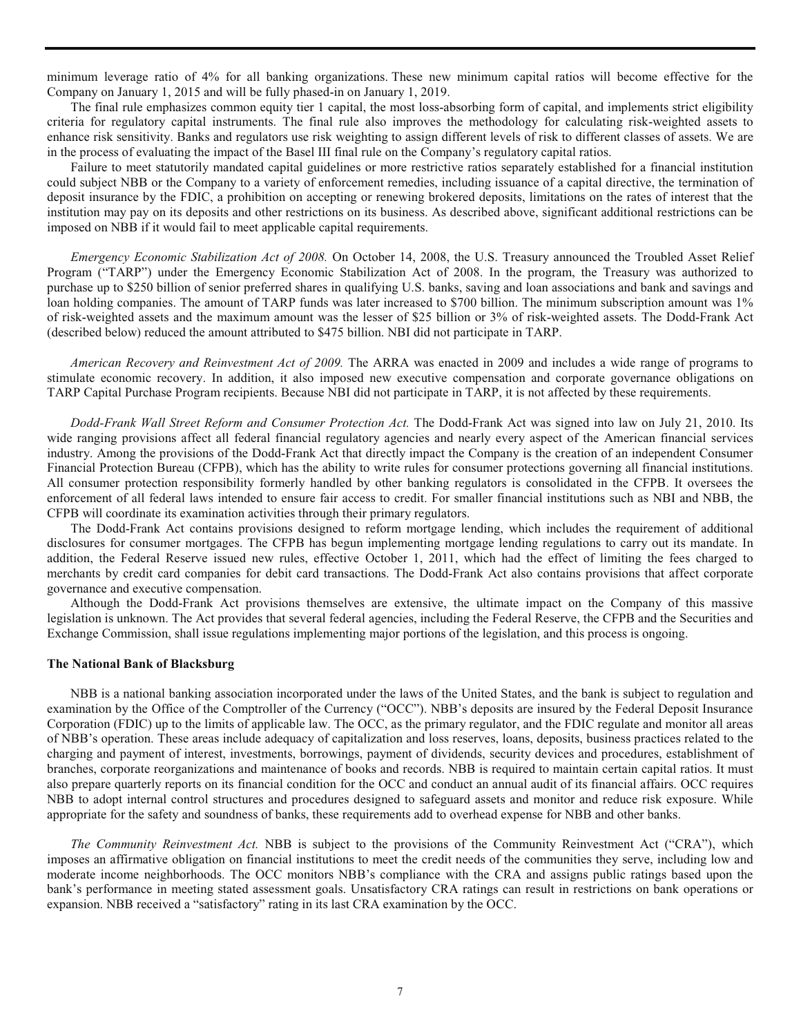minimum leverage ratio of 4% for all banking organizations. These new minimum capital ratios will become effective for the Company on January 1, 2015 and will be fully phased-in on January 1, 2019.

The final rule emphasizes common equity tier 1 capital, the most loss-absorbing form of capital, and implements strict eligibility criteria for regulatory capital instruments. The final rule also improves the methodology for calculating risk-weighted assets to enhance risk sensitivity. Banks and regulators use risk weighting to assign different levels of risk to different classes of assets. We are in the process of evaluating the impact of the Basel III final rule on the Company's regulatory capital ratios.

Failure to meet statutorily mandated capital guidelines or more restrictive ratios separately established for a financial institution could subject NBB or the Company to a variety of enforcement remedies, including issuance of a capital directive, the termination of deposit insurance by the FDIC, a prohibition on accepting or renewing brokered deposits, limitations on the rates of interest that the institution may pay on its deposits and other restrictions on its business. As described above, significant additional restrictions can be imposed on NBB if it would fail to meet applicable capital requirements.

*Emergency Economic Stabilization Act of 2008.* On October 14, 2008, the U.S. Treasury announced the Troubled Asset Relief Program ("TARP") under the Emergency Economic Stabilization Act of 2008. In the program, the Treasury was authorized to purchase up to $250 billion of senior preferred shares in qualifying U.S. banks, saving and loan associations and bank and savings and loan holding companies. The amount of TARP funds was later increased to $700 billion. The minimum subscription amount was 1% of risk-weighted assets and the maximum amount was the lesser of $25 billion or 3% of risk-weighted assets. The Dodd-Frank Act (described below) reduced the amount attributed to $475 billion. NBI did not participate in TARP.

*American Recovery and Reinvestment Act of 2009.* The ARRA was enacted in 2009 and includes a wide range of programs to stimulate economic recovery. In addition, it also imposed new executive compensation and corporate governance obligations on TARP Capital Purchase Program recipients. Because NBI did not participate in TARP, it is not affected by these requirements.

*Dodd-Frank Wall Street Reform and Consumer Protection Act.* The Dodd-Frank Act was signed into law on July 21, 2010. Its wide ranging provisions affect all federal financial regulatory agencies and nearly every aspect of the American financial services industry. Among the provisions of the Dodd-Frank Act that directly impact the Company is the creation of an independent Consumer Financial Protection Bureau (CFPB), which has the ability to write rules for consumer protections governing all financial institutions. All consumer protection responsibility formerly handled by other banking regulators is consolidated in the CFPB. It oversees the enforcement of all federal laws intended to ensure fair access to credit. For smaller financial institutions such as NBI and NBB, the CFPB will coordinate its examination activities through their primary regulators.

The Dodd-Frank Act contains provisions designed to reform mortgage lending, which includes the requirement of additional disclosures for consumer mortgages. The CFPB has begun implementing mortgage lending regulations to carry out its mandate. In addition, the Federal Reserve issued new rules, effective October 1, 2011, which had the effect of limiting the fees charged to merchants by credit card companies for debit card transactions. The Dodd-Frank Act also contains provisions that affect corporate governance and executive compensation.

Although the Dodd-Frank Act provisions themselves are extensive, the ultimate impact on the Company of this massive legislation is unknown. The Act provides that several federal agencies, including the Federal Reserve, the CFPB and the Securities and Exchange Commission, shall issue regulations implementing major portions of the legislation, and this process is ongoing.

**The National Bank of Blacksburg**

NBB is a national banking association incorporated under the laws of the United States, and the bank is subject to regulation and examination by the Office of the Comptroller of the Currency ("OCC"). NBB's deposits are insured by the Federal Deposit Insurance Corporation (FDIC) up to the limits of applicable law. The OCC, as the primary regulator, and the FDIC regulate and monitor all areas of NBB's operation. These areas include adequacy of capitalization and loss reserves, loans, deposits, business practices related to the charging and payment of interest, investments, borrowings, payment of dividends, security devices and procedures, establishment of branches, corporate reorganizations and maintenance of books and records. NBB is required to maintain certain capital ratios. It must also prepare quarterly reports on its financial condition for the OCC and conduct an annual audit of its financial affairs. OCC requires NBB to adopt internal control structures and procedures designed to safeguard assets and monitor and reduce risk exposure. While appropriate for the safety and soundness of banks, these requirements add to overhead expense for NBB and other banks.

*The Community Reinvestment Act.* NBB is subject to the provisions of the Community Reinvestment Act ("CRA"), which imposes an affirmative obligation on financial institutions to meet the credit needs of the communities they serve, including low and moderate income neighborhoods. The OCC monitors NBB's compliance with the CRA and assigns public ratings based upon the bank's performance in meeting stated assessment goals. Unsatisfactory CRA ratings can result in restrictions on bank operations or expansion. NBB received a "satisfactory" rating in its last CRA examination by the OCC.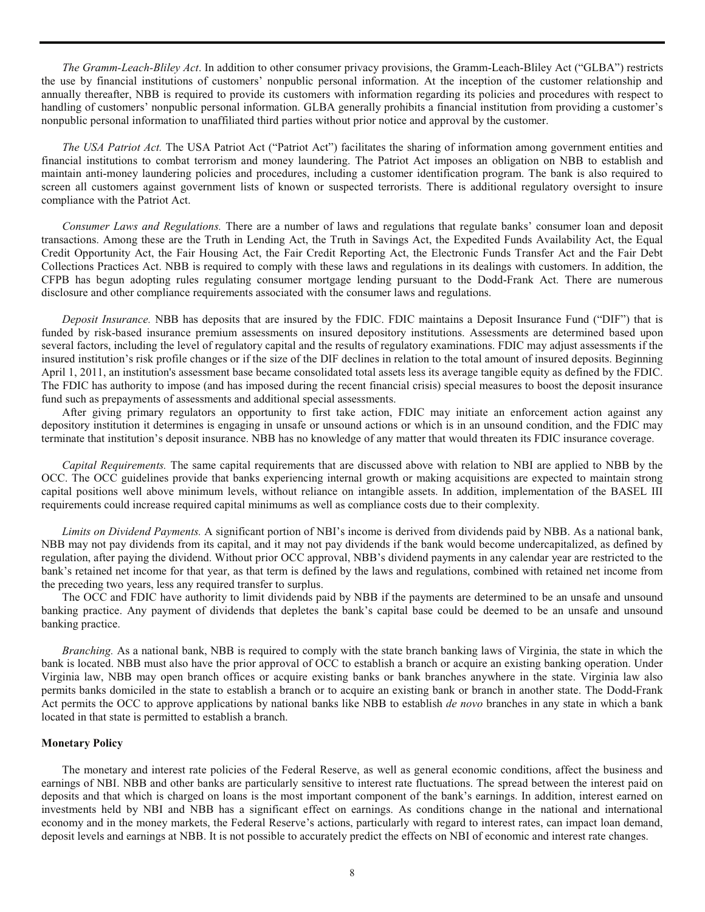*The Gramm-Leach-Bliley Act*. In addition to other consumer privacy provisions, the Gramm-Leach-Bliley Act ("GLBA") restricts the use by financial institutions of customers' nonpublic personal information. At the inception of the customer relationship and annually thereafter, NBB is required to provide its customers with information regarding its policies and procedures with respect to handling of customers' nonpublic personal information. GLBA generally prohibits a financial institution from providing a customer's nonpublic personal information to unaffiliated third parties without prior notice and approval by the customer.

*The USA Patriot Act.* The USA Patriot Act ("Patriot Act") facilitates the sharing of information among government entities and financial institutions to combat terrorism and money laundering. The Patriot Act imposes an obligation on NBB to establish and maintain anti-money laundering policies and procedures, including a customer identification program. The bank is also required to screen all customers against government lists of known or suspected terrorists. There is additional regulatory oversight to insure compliance with the Patriot Act.

*Consumer Laws and Regulations.* There are a number of laws and regulations that regulate banks' consumer loan and deposit transactions. Among these are the Truth in Lending Act, the Truth in Savings Act, the Expedited Funds Availability Act, the Equal Credit Opportunity Act, the Fair Housing Act, the Fair Credit Reporting Act, the Electronic Funds Transfer Act and the Fair Debt Collections Practices Act. NBB is required to comply with these laws and regulations in its dealings with customers. In addition, the CFPB has begun adopting rules regulating consumer mortgage lending pursuant to the Dodd-Frank Act. There are numerous disclosure and other compliance requirements associated with the consumer laws and regulations.

*Deposit Insurance.* NBB has deposits that are insured by the FDIC. FDIC maintains a Deposit Insurance Fund ("DIF") that is funded by risk-based insurance premium assessments on insured depository institutions. Assessments are determined based upon several factors, including the level of regulatory capital and the results of regulatory examinations. FDIC may adjust assessments if the insured institution's risk profile changes or if the size of the DIF declines in relation to the total amount of insured deposits. Beginning April 1, 2011, an institution's assessment base became consolidated total assets less its average tangible equity as defined by the FDIC. The FDIC has authority to impose (and has imposed during the recent financial crisis) special measures to boost the deposit insurance fund such as prepayments of assessments and additional special assessments.

After giving primary regulators an opportunity to first take action, FDIC may initiate an enforcement action against any depository institution it determines is engaging in unsafe or unsound actions or which is in an unsound condition, and the FDIC may terminate that institution's deposit insurance. NBB has no knowledge of any matter that would threaten its FDIC insurance coverage.

*Capital Requirements.* The same capital requirements that are discussed above with relation to NBI are applied to NBB by the OCC. The OCC guidelines provide that banks experiencing internal growth or making acquisitions are expected to maintain strong capital positions well above minimum levels, without reliance on intangible assets. In addition, implementation of the BASEL III requirements could increase required capital minimums as well as compliance costs due to their complexity.

*Limits on Dividend Payments.* A significant portion of NBI's income is derived from dividends paid by NBB. As a national bank, NBB may not pay dividends from its capital, and it may not pay dividends if the bank would become undercapitalized, as defined by regulation, after paying the dividend. Without prior OCC approval, NBB's dividend payments in any calendar year are restricted to the bank's retained net income for that year, as that term is defined by the laws and regulations, combined with retained net income from the preceding two years, less any required transfer to surplus.

The OCC and FDIC have authority to limit dividends paid by NBB if the payments are determined to be an unsafe and unsound banking practice. Any payment of dividends that depletes the bank's capital base could be deemed to be an unsafe and unsound banking practice.

*Branching.* As a national bank, NBB is required to comply with the state branch banking laws of Virginia, the state in which the bank is located. NBB must also have the prior approval of OCC to establish a branch or acquire an existing banking operation. Under Virginia law, NBB may open branch offices or acquire existing banks or bank branches anywhere in the state. Virginia law also permits banks domiciled in the state to establish a branch or to acquire an existing bank or branch in another state. The Dodd-Frank Act permits the OCC to approve applications by national banks like NBB to establish *de novo* branches in any state in which a bank located in that state is permitted to establish a branch.

**Monetary Policy**

The monetary and interest rate policies of the Federal Reserve, as well as general economic conditions, affect the business and earnings of NBI. NBB and other banks are particularly sensitive to interest rate fluctuations. The spread between the interest paid on deposits and that which is charged on loans is the most important component of the bank's earnings. In addition, interest earned on investments held by NBI and NBB has a significant effect on earnings. As conditions change in the national and international economy and in the money markets, the Federal Reserve's actions, particularly with regard to interest rates, can impact loan demand, deposit levels and earnings at NBB. It is not possible to accurately predict the effects on NBI of economic and interest rate changes.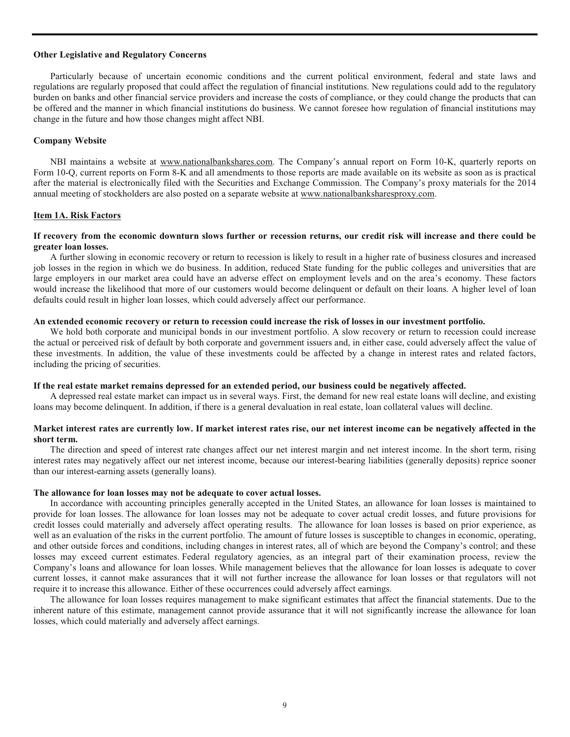**Other Legislative and Regulatory Concerns**

Particularly because of uncertain economic conditions and the current political environment, federal and state laws and regulations are regularly proposed that could affect the regulation of financial institutions. New regulations could add to the regulatory burden on banks and other financial service providers and increase the costs of compliance, or they could change the products that can be offered and the manner in which financial institutions do business. We cannot foresee how regulation of financial institutions may change in the future and how those changes might affect NBI.

**Company Website**

NBI maintains a website at www.nationalbankshares.com. The Company's annual report on Form 10-K, quarterly reports on Form 10-Q, current reports on Form 8-K and all amendments to those reports are made available on its website as soon as is practical after the material is electronically filed with the Securities and Exchange Commission. The Company's proxy materials for the 2014 annual meeting of stockholders are also posted on a separate website at www.nationalbanksharesproxy.com.

**Item 1A. Risk Factors**

**If recovery from the economic downturn slows further or recession returns, our credit risk will increase and there could be greater loan losses.**

A further slowing in economic recovery or return to recession is likely to result in a higher rate of business closures and increased job losses in the region in which we do business. In addition, reduced State funding for the public colleges and universities that are large employers in our market area could have an adverse effect on employment levels and on the area's economy. These factors would increase the likelihood that more of our customers would become delinquent or default on their loans. A higher level of loan defaults could result in higher loan losses, which could adversely affect our performance.

**An extended economic recovery or return to recession could increase the risk of losses in our investment portfolio.**

We hold both corporate and municipal bonds in our investment portfolio. A slow recovery or return to recession could increase the actual or perceived risk of default by both corporate and government issuers and, in either case, could adversely affect the value of these investments. In addition, the value of these investments could be affected by a change in interest rates and related factors, including the pricing of securities.

**If the real estate market remains depressed for an extended period, our business could be negatively affected.**

A depressed real estate market can impact us in several ways. First, the demand for new real estate loans will decline, and existing loans may become delinquent. In addition, if there is a general devaluation in real estate, loan collateral values will decline.

**Market interest rates are currently low. If market interest rates rise, our net interest income can be negatively affected in the short term.**

The direction and speed of interest rate changes affect our net interest margin and net interest income. In the short term, rising interest rates may negatively affect our net interest income, because our interest-bearing liabilities (generally deposits) reprice sooner than our interest-earning assets (generally loans).

**The allowance for loan losses may not be adequate to cover actual losses.**

In accordance with accounting principles generally accepted in the United States, an allowance for loan losses is maintained to provide for loan losses. The allowance for loan losses may not be adequate to cover actual credit losses, and future provisions for credit losses could materially and adversely affect operating results. The allowance for loan losses is based on prior experience, as well as an evaluation of the risks in the current portfolio. The amount of future losses is susceptible to changes in economic, operating, and other outside forces and conditions, including changes in interest rates, all of which are beyond the Company's control; and these losses may exceed current estimates. Federal regulatory agencies, as an integral part of their examination process, review the Company's loans and allowance for loan losses. While management believes that the allowance for loan losses is adequate to cover current losses, it cannot make assurances that it will not further increase the allowance for loan losses or that regulators will not require it to increase this allowance. Either of these occurrences could adversely affect earnings.

The allowance for loan losses requires management to make significant estimates that affect the financial statements. Due to the inherent nature of this estimate, management cannot provide assurance that it will not significantly increase the allowance for loan losses, which could materially and adversely affect earnings.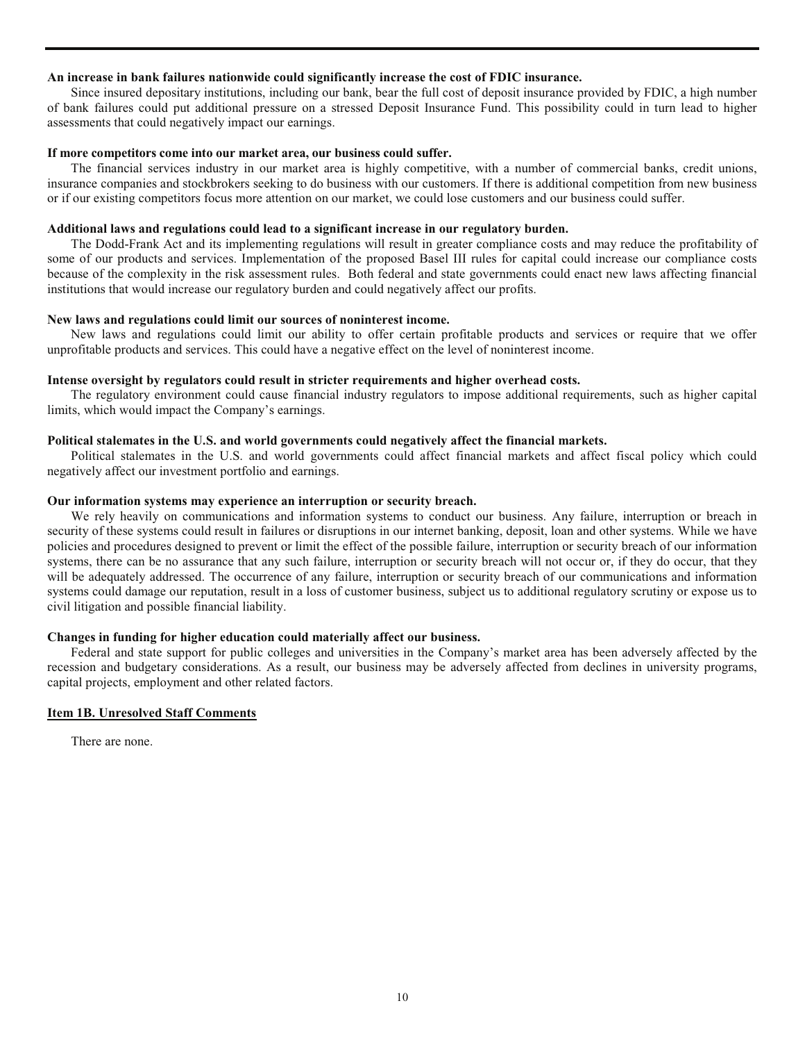**An increase in bank failures nationwide could significantly increase the cost of FDIC insurance.**

Since insured depositary institutions, including our bank, bear the full cost of deposit insurance provided by FDIC, a high number of bank failures could put additional pressure on a stressed Deposit Insurance Fund. This possibility could in turn lead to higher assessments that could negatively impact our earnings.

**If more competitors come into our market area, our business could suffer.**

The financial services industry in our market area is highly competitive, with a number of commercial banks, credit unions, insurance companies and stockbrokers seeking to do business with our customers. If there is additional competition from new business or if our existing competitors focus more attention on our market, we could lose customers and our business could suffer.

**Additional laws and regulations could lead to a significant increase in our regulatory burden.**

The Dodd-Frank Act and its implementing regulations will result in greater compliance costs and may reduce the profitability of some of our products and services. Implementation of the proposed Basel III rules for capital could increase our compliance costs because of the complexity in the risk assessment rules. Both federal and state governments could enact new laws affecting financial institutions that would increase our regulatory burden and could negatively affect our profits.

**New laws and regulations could limit our sources of noninterest income.**

New laws and regulations could limit our ability to offer certain profitable products and services or require that we offer unprofitable products and services. This could have a negative effect on the level of noninterest income.

**Intense oversight by regulators could result in stricter requirements and higher overhead costs.**

The regulatory environment could cause financial industry regulators to impose additional requirements, such as higher capital limits, which would impact the Company's earnings.

**Political stalemates in the U.S. and world governments could negatively affect the financial markets.**

Political stalemates in the U.S. and world governments could affect financial markets and affect fiscal policy which could negatively affect our investment portfolio and earnings.

**Our information systems may experience an interruption or security breach.**

We rely heavily on communications and information systems to conduct our business. Any failure, interruption or breach in security of these systems could result in failures or disruptions in our internet banking, deposit, loan and other systems. While we have policies and procedures designed to prevent or limit the effect of the possible failure, interruption or security breach of our information systems, there can be no assurance that any such failure, interruption or security breach will not occur or, if they do occur, that they will be adequately addressed. The occurrence of any failure, interruption or security breach of our communications and information systems could damage our reputation, result in a loss of customer business, subject us to additional regulatory scrutiny or expose us to civil litigation and possible financial liability.

**Changes in funding for higher education could materially affect our business.**

Federal and state support for public colleges and universities in the Company's market area has been adversely affected by the recession and budgetary considerations. As a result, our business may be adversely affected from declines in university programs, capital projects, employment and other related factors.

## Item 1B. Unresolved Staff Comments

There are none.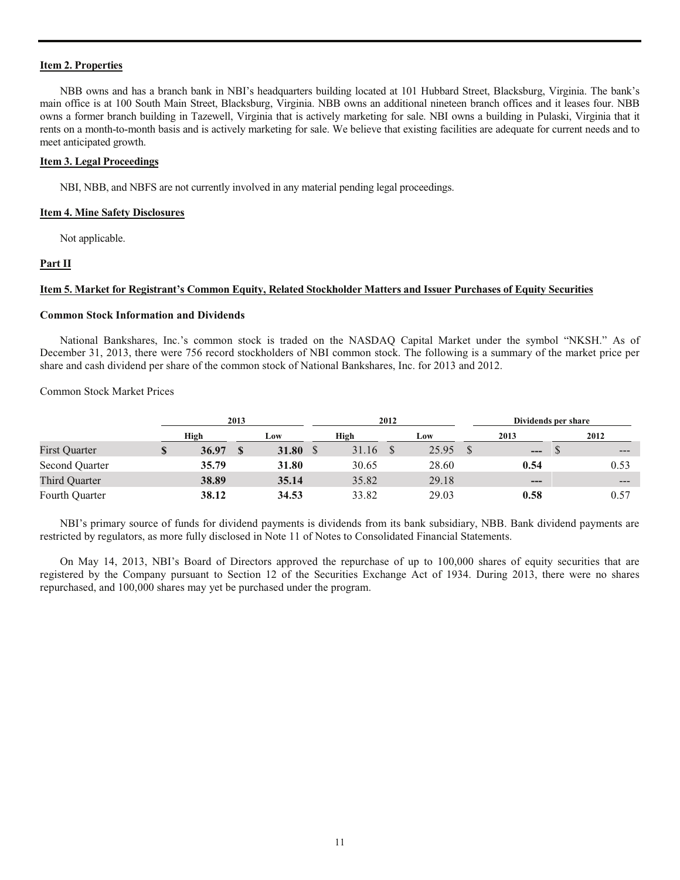**Item 2. Properties**

NBB owns and has a branch bank in NBI's headquarters building located at 101 Hubbard Street, Blacksburg, Virginia. The bank's main office is at 100 South Main Street, Blacksburg, Virginia. NBB owns an additional nineteen branch offices and it leases four. NBB owns a former branch building in Tazewell, Virginia that is actively marketing for sale. NBI owns a building in Pulaski, Virginia that it rents on a month-to-month basis and is actively marketing for sale. We believe that existing facilities are adequate for current needs and to meet anticipated growth.

**Item 3. Legal Proceedings**

NBI, NBB, and NBFS are not currently involved in any material pending legal proceedings.

**Item 4. Mine Safety Disclosures**

Not applicable.

**Part II**

**Item 5. Market for Registrant's Common Equity, Related Stockholder Matters and Issuer Purchases of Equity Securities**

**Common Stock Information and Dividends**

National Bankshares, Inc.'s common stock is traded on the NASDAQ Capital Market under the symbol "NKSH." As of December 31, 2013, there were 756 record stockholders of NBI common stock. The following is a summary of the market price per share and cash dividend per share of the common stock of National Bankshares, Inc. for 2013 and 2012.

Common Stock Market Prices

| | 2013 | | 2012 | | Dividends per share | |
|---|---|---|---|---|---|---|
| | High | Low | High | Low | 2013 | 2012 |
| First Quarter | **$ 36.97** | **$ 31.80** | $ 31.16 | $ 25.95 | **$ ---** | $ --- |
| Second Quarter | **35.79** | **31.80** | 30.65 | 28.60 | **0.54** | 0.53 |
| Third Quarter | **38.89** | **35.14** | 35.82 | 29.18 | **---** | --- |
| Fourth Quarter | **38.12** | **34.53** | 33.82 | 29.03 | **0.58** | 0.57 |

NBI's primary source of funds for dividend payments is dividends from its bank subsidiary, NBB. Bank dividend payments are restricted by regulators, as more fully disclosed in Note 11 of Notes to Consolidated Financial Statements.

On May 14, 2013, NBI's Board of Directors approved the repurchase of up to 100,000 shares of equity securities that are registered by the Company pursuant to Section 12 of the Securities Exchange Act of 1934. During 2013, there were no shares repurchased, and 100,000 shares may yet be purchased under the program.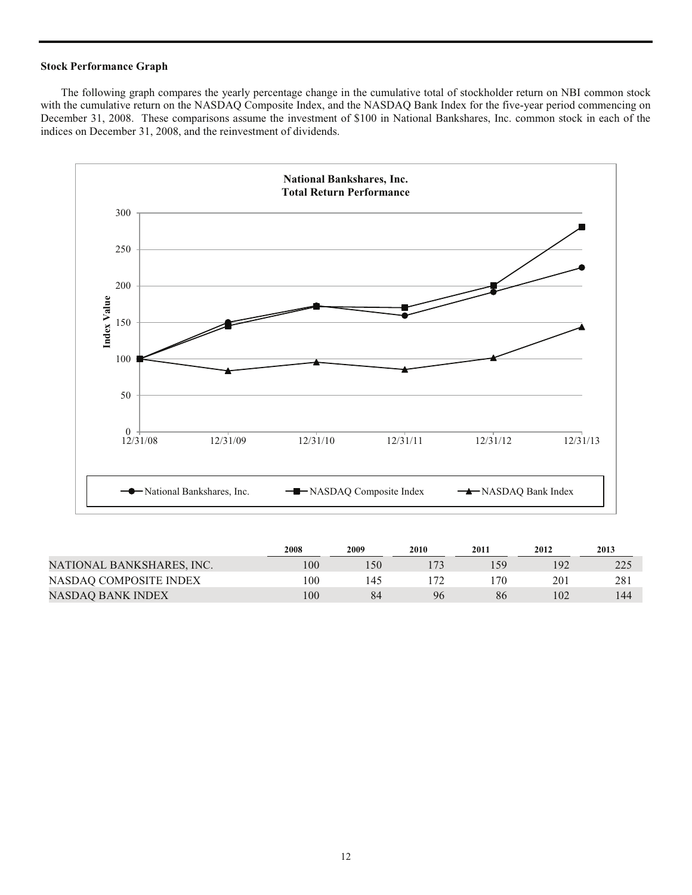**Stock Performance Graph**

The following graph compares the yearly percentage change in the cumulative total of stockholder return on NBI common stock with the cumulative return on the NASDAQ Composite Index, and the NASDAQ Bank Index for the five-year period commencing on December 31, 2008. These comparisons assume the investment of $100 in National Bankshares, Inc. common stock in each of the indices on December 31, 2008, and the reinvestment of dividends.

|  | 2008 | 2009 | 2010 | 2011 | 2012 | 2013 |
|---|---|---|---|---|---|---|
| NATIONAL BANKSHARES, INC. | 100 | 150 | 173 | 159 | 192 | 225 |
| NASDAQ COMPOSITE INDEX | 100 | 145 | 172 | 170 | 201 | 281 |
| NASDAQ BANK INDEX | 100 | 84 | 96 | 86 | 102 | 144 |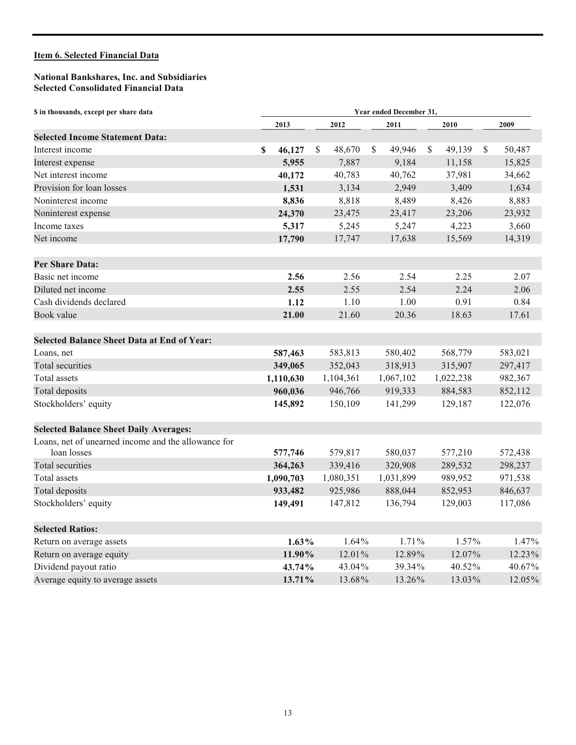## Item 6. Selected Financial Data

**National Bankshares, Inc. and Subsidiaries**
**Selected Consolidated Financial Data**

| $ in thousands, except per share data | Year ended December 31, | | | | |
|---|---|---|---|---|---|
| | **2013** | 2012 | 2011 | 2010 | 2009 |
| **Selected Income Statement Data:** | | | | | |
| Interest income | **$ 46,127** | $ 48,670 | $ 49,946 | $ 49,139 | $ 50,487 |
| Interest expense | **5,955** | 7,887 | 9,184 | 11,158 | 15,825 |
| Net interest income | **40,172** | 40,783 | 40,762 | 37,981 | 34,662 |
| Provision for loan losses | **1,531** | 3,134 | 2,949 | 3,409 | 1,634 |
| Noninterest income | **8,836** | 8,818 | 8,489 | 8,426 | 8,883 |
| Noninterest expense | **24,370** | 23,475 | 23,417 | 23,206 | 23,932 |
| Income taxes | **5,317** | 5,245 | 5,247 | 4,223 | 3,660 |
| Net income | **17,790** | 17,747 | 17,638 | 15,569 | 14,319 |
| **Per Share Data:** | | | | | |
| Basic net income | **2.56** | 2.56 | 2.54 | 2.25 | 2.07 |
| Diluted net income | **2.55** | 2.55 | 2.54 | 2.24 | 2.06 |
| Cash dividends declared | **1.12** | 1.10 | 1.00 | 0.91 | 0.84 |
| Book value | **21.00** | 21.60 | 20.36 | 18.63 | 17.61 |
| **Selected Balance Sheet Data at End of Year:** | | | | | |
| Loans, net | **587,463** | 583,813 | 580,402 | 568,779 | 583,021 |
| Total securities | **349,065** | 352,043 | 318,913 | 315,907 | 297,417 |
| Total assets | **1,110,630** | 1,104,361 | 1,067,102 | 1,022,238 | 982,367 |
| Total deposits | **960,036** | 946,766 | 919,333 | 884,583 | 852,112 |
| Stockholders' equity | **145,892** | 150,109 | 141,299 | 129,187 | 122,076 |
| **Selected Balance Sheet Daily Averages:** | | | | | |
| Loans, net of unearned income and the allowance for loan losses | **577,746** | 579,817 | 580,037 | 577,210 | 572,438 |
| Total securities | **364,263** | 339,416 | 320,908 | 289,532 | 298,237 |
| Total assets | **1,090,703** | 1,080,351 | 1,031,899 | 989,952 | 971,538 |
| Total deposits | **933,482** | 925,986 | 888,044 | 852,953 | 846,637 |
| Stockholders' equity | **149,491** | 147,812 | 136,794 | 129,003 | 117,086 |
| **Selected Ratios:** | | | | | |
| Return on average assets | **1.63%** | 1.64% | 1.71% | 1.57% | 1.47% |
| Return on average equity | **11.90%** | 12.01% | 12.89% | 12.07% | 12.23% |
| Dividend payout ratio | **43.74%** | 43.04% | 39.34% | 40.52% | 40.67% |
| Average equity to average assets | **13.71%** | 13.68% | 13.26% | 13.03% | 12.05% |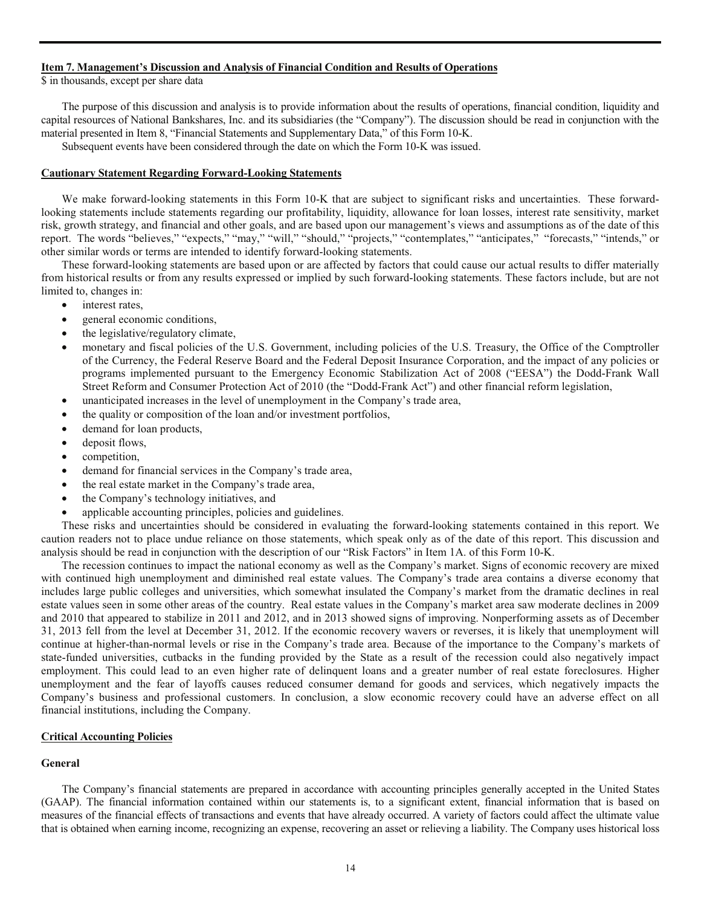**Item 7. Management's Discussion and Analysis of Financial Condition and Results of Operations**

$ in thousands, except per share data

The purpose of this discussion and analysis is to provide information about the results of operations, financial condition, liquidity and capital resources of National Bankshares, Inc. and its subsidiaries (the "Company"). The discussion should be read in conjunction with the material presented in Item 8, "Financial Statements and Supplementary Data," of this Form 10-K.

Subsequent events have been considered through the date on which the Form 10-K was issued.

**Cautionary Statement Regarding Forward-Looking Statements**

We make forward-looking statements in this Form 10-K that are subject to significant risks and uncertainties. These forward-looking statements include statements regarding our profitability, liquidity, allowance for loan losses, interest rate sensitivity, market risk, growth strategy, and financial and other goals, and are based upon our management's views and assumptions as of the date of this report. The words "believes," "expects," "may," "will," "should," "projects," "contemplates," "anticipates," "forecasts," "intends," or other similar words or terms are intended to identify forward-looking statements.

These forward-looking statements are based upon or are affected by factors that could cause our actual results to differ materially from historical results or from any results expressed or implied by such forward-looking statements. These factors include, but are not limited to, changes in:

- interest rates,
- general economic conditions,
- the legislative/regulatory climate,
- monetary and fiscal policies of the U.S. Government, including policies of the U.S. Treasury, the Office of the Comptroller of the Currency, the Federal Reserve Board and the Federal Deposit Insurance Corporation, and the impact of any policies or programs implemented pursuant to the Emergency Economic Stabilization Act of 2008 ("EESA") the Dodd-Frank Wall Street Reform and Consumer Protection Act of 2010 (the "Dodd-Frank Act") and other financial reform legislation,
- unanticipated increases in the level of unemployment in the Company's trade area,
- the quality or composition of the loan and/or investment portfolios,
- demand for loan products,
- deposit flows,
- competition,
- demand for financial services in the Company's trade area,
- the real estate market in the Company's trade area,
- the Company's technology initiatives, and
- applicable accounting principles, policies and guidelines.

These risks and uncertainties should be considered in evaluating the forward-looking statements contained in this report. We caution readers not to place undue reliance on those statements, which speak only as of the date of this report. This discussion and analysis should be read in conjunction with the description of our "Risk Factors" in Item 1A. of this Form 10-K.

The recession continues to impact the national economy as well as the Company's market. Signs of economic recovery are mixed with continued high unemployment and diminished real estate values. The Company's trade area contains a diverse economy that includes large public colleges and universities, which somewhat insulated the Company's market from the dramatic declines in real estate values seen in some other areas of the country. Real estate values in the Company's market area saw moderate declines in 2009 and 2010 that appeared to stabilize in 2011 and 2012, and in 2013 showed signs of improving. Nonperforming assets as of December 31, 2013 fell from the level at December 31, 2012. If the economic recovery wavers or reverses, it is likely that unemployment will continue at higher-than-normal levels or rise in the Company's trade area. Because of the importance to the Company's markets of state-funded universities, cutbacks in the funding provided by the State as a result of the recession could also negatively impact employment. This could lead to an even higher rate of delinquent loans and a greater number of real estate foreclosures. Higher unemployment and the fear of layoffs causes reduced consumer demand for goods and services, which negatively impacts the Company's business and professional customers. In conclusion, a slow economic recovery could have an adverse effect on all financial institutions, including the Company.

**Critical Accounting Policies**

**General**

The Company's financial statements are prepared in accordance with accounting principles generally accepted in the United States (GAAP). The financial information contained within our statements is, to a significant extent, financial information that is based on measures of the financial effects of transactions and events that have already occurred. A variety of factors could affect the ultimate value that is obtained when earning income, recognizing an expense, recovering an asset or relieving a liability. The Company uses historical loss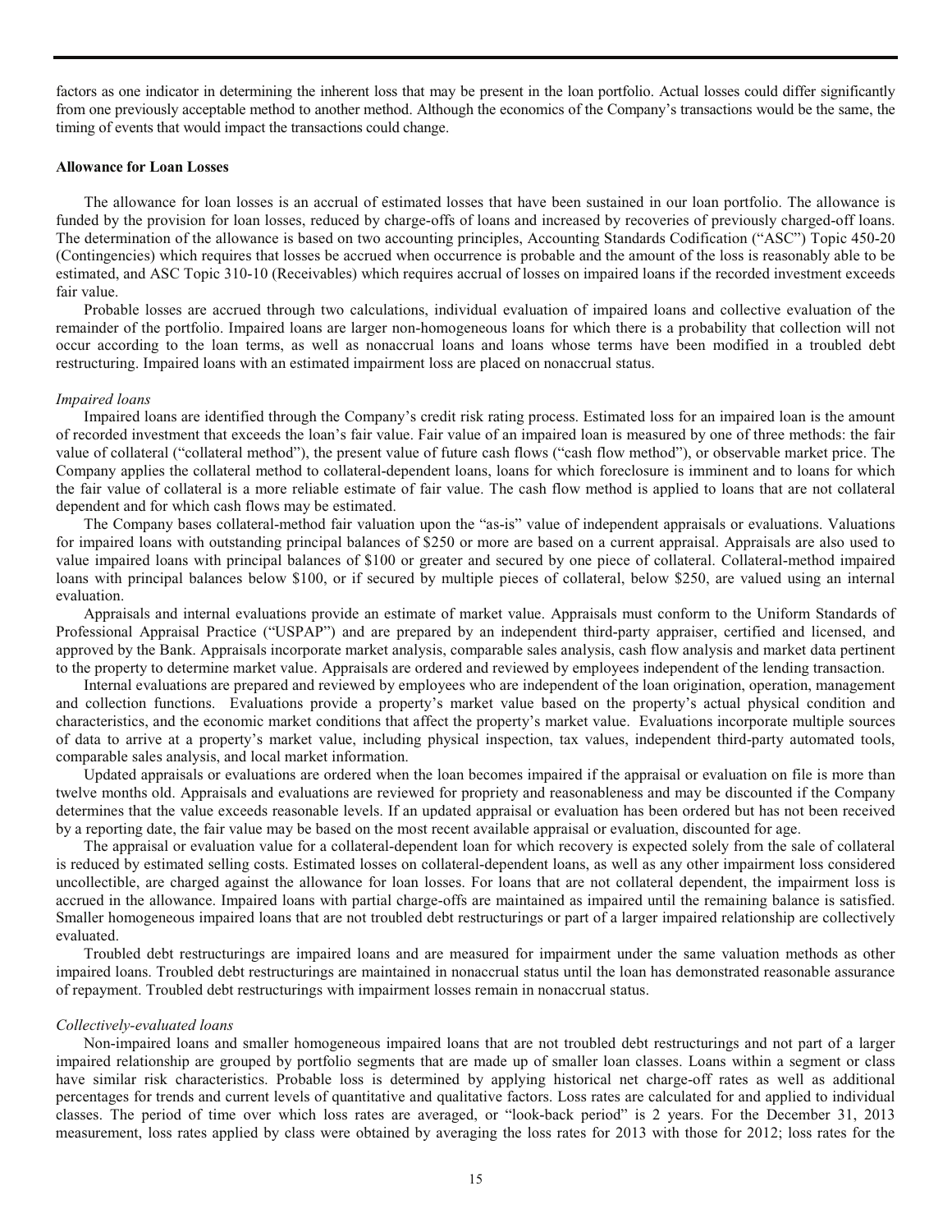factors as one indicator in determining the inherent loss that may be present in the loan portfolio. Actual losses could differ significantly from one previously acceptable method to another method. Although the economics of the Company's transactions would be the same, the timing of events that would impact the transactions could change.

**Allowance for Loan Losses**

The allowance for loan losses is an accrual of estimated losses that have been sustained in our loan portfolio. The allowance is funded by the provision for loan losses, reduced by charge-offs of loans and increased by recoveries of previously charged-off loans. The determination of the allowance is based on two accounting principles, Accounting Standards Codification ("ASC") Topic 450-20 (Contingencies) which requires that losses be accrued when occurrence is probable and the amount of the loss is reasonably able to be estimated, and ASC Topic 310-10 (Receivables) which requires accrual of losses on impaired loans if the recorded investment exceeds fair value.

Probable losses are accrued through two calculations, individual evaluation of impaired loans and collective evaluation of the remainder of the portfolio. Impaired loans are larger non-homogeneous loans for which there is a probability that collection will not occur according to the loan terms, as well as nonaccrual loans and loans whose terms have been modified in a troubled debt restructuring. Impaired loans with an estimated impairment loss are placed on nonaccrual status.

*Impaired loans*

Impaired loans are identified through the Company's credit risk rating process. Estimated loss for an impaired loan is the amount of recorded investment that exceeds the loan's fair value. Fair value of an impaired loan is measured by one of three methods: the fair value of collateral ("collateral method"), the present value of future cash flows ("cash flow method"), or observable market price. The Company applies the collateral method to collateral-dependent loans, loans for which foreclosure is imminent and to loans for which the fair value of collateral is a more reliable estimate of fair value. The cash flow method is applied to loans that are not collateral dependent and for which cash flows may be estimated.

The Company bases collateral-method fair valuation upon the "as-is" value of independent appraisals or evaluations. Valuations for impaired loans with outstanding principal balances of $250 or more are based on a current appraisal. Appraisals are also used to value impaired loans with principal balances of $100 or greater and secured by one piece of collateral. Collateral-method impaired loans with principal balances below $100, or if secured by multiple pieces of collateral, below $250, are valued using an internal evaluation.

Appraisals and internal evaluations provide an estimate of market value. Appraisals must conform to the Uniform Standards of Professional Appraisal Practice ("USPAP") and are prepared by an independent third-party appraiser, certified and licensed, and approved by the Bank. Appraisals incorporate market analysis, comparable sales analysis, cash flow analysis and market data pertinent to the property to determine market value. Appraisals are ordered and reviewed by employees independent of the lending transaction.

Internal evaluations are prepared and reviewed by employees who are independent of the loan origination, operation, management and collection functions. Evaluations provide a property's market value based on the property's actual physical condition and characteristics, and the economic market conditions that affect the property's market value. Evaluations incorporate multiple sources of data to arrive at a property's market value, including physical inspection, tax values, independent third-party automated tools, comparable sales analysis, and local market information.

Updated appraisals or evaluations are ordered when the loan becomes impaired if the appraisal or evaluation on file is more than twelve months old. Appraisals and evaluations are reviewed for propriety and reasonableness and may be discounted if the Company determines that the value exceeds reasonable levels. If an updated appraisal or evaluation has been ordered but has not been received by a reporting date, the fair value may be based on the most recent available appraisal or evaluation, discounted for age.

The appraisal or evaluation value for a collateral-dependent loan for which recovery is expected solely from the sale of collateral is reduced by estimated selling costs. Estimated losses on collateral-dependent loans, as well as any other impairment loss considered uncollectible, are charged against the allowance for loan losses. For loans that are not collateral dependent, the impairment loss is accrued in the allowance. Impaired loans with partial charge-offs are maintained as impaired until the remaining balance is satisfied. Smaller homogeneous impaired loans that are not troubled debt restructurings or part of a larger impaired relationship are collectively evaluated.

Troubled debt restructurings are impaired loans and are measured for impairment under the same valuation methods as other impaired loans. Troubled debt restructurings are maintained in nonaccrual status until the loan has demonstrated reasonable assurance of repayment. Troubled debt restructurings with impairment losses remain in nonaccrual status.

*Collectively-evaluated loans*

Non-impaired loans and smaller homogeneous impaired loans that are not troubled debt restructurings and not part of a larger impaired relationship are grouped by portfolio segments that are made up of smaller loan classes. Loans within a segment or class have similar risk characteristics. Probable loss is determined by applying historical net charge-off rates as well as additional percentages for trends and current levels of quantitative and qualitative factors. Loss rates are calculated for and applied to individual classes. The period of time over which loss rates are averaged, or "look-back period" is 2 years. For the December 31, 2013 measurement, loss rates applied by class were obtained by averaging the loss rates for 2013 with those for 2012; loss rates for the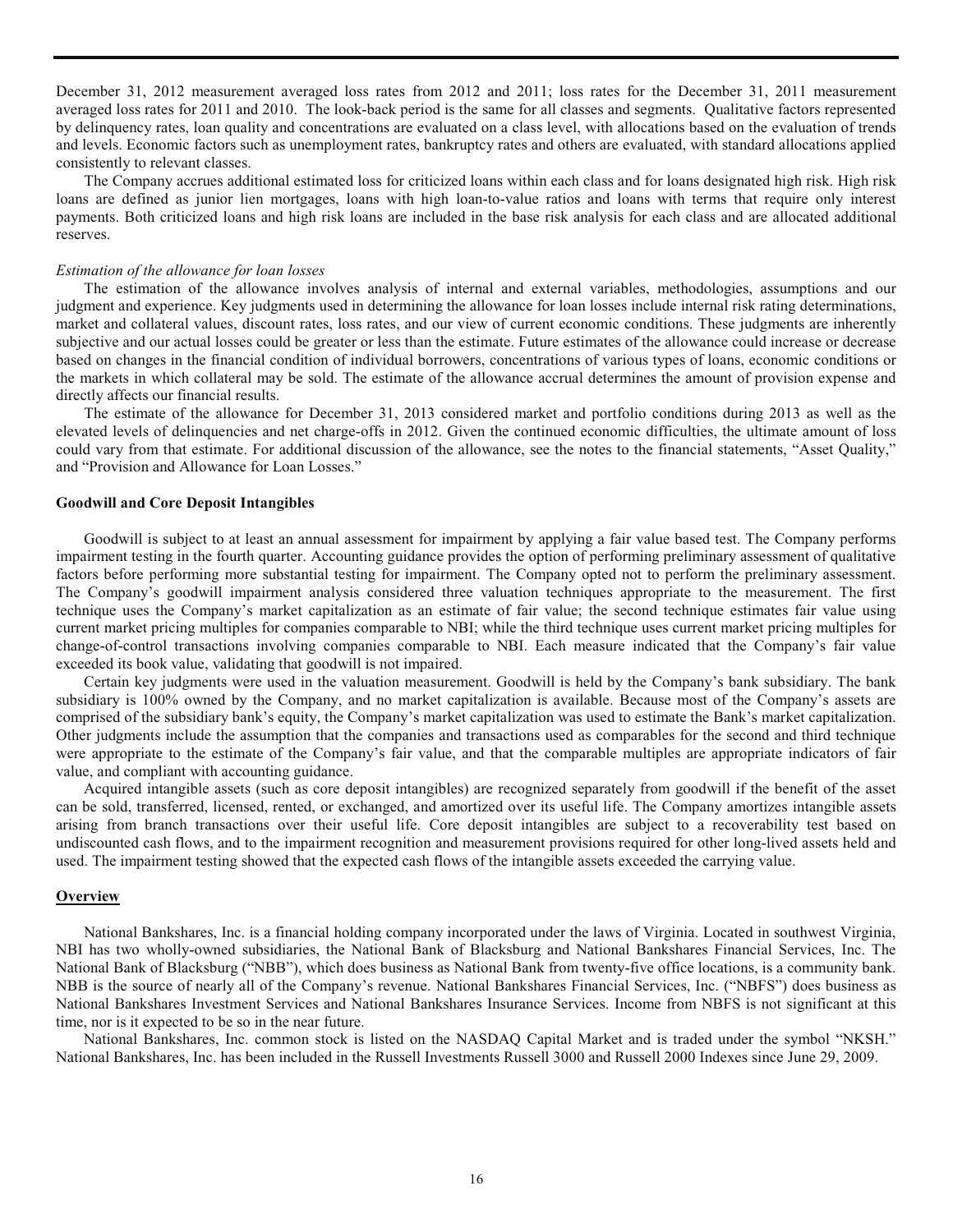December 31, 2012 measurement averaged loss rates from 2012 and 2011; loss rates for the December 31, 2011 measurement averaged loss rates for 2011 and 2010. The look-back period is the same for all classes and segments. Qualitative factors represented by delinquency rates, loan quality and concentrations are evaluated on a class level, with allocations based on the evaluation of trends and levels. Economic factors such as unemployment rates, bankruptcy rates and others are evaluated, with standard allocations applied consistently to relevant classes.

The Company accrues additional estimated loss for criticized loans within each class and for loans designated high risk. High risk loans are defined as junior lien mortgages, loans with high loan-to-value ratios and loans with terms that require only interest payments. Both criticized loans and high risk loans are included in the base risk analysis for each class and are allocated additional reserves.

*Estimation of the allowance for loan losses*

The estimation of the allowance involves analysis of internal and external variables, methodologies, assumptions and our judgment and experience. Key judgments used in determining the allowance for loan losses include internal risk rating determinations, market and collateral values, discount rates, loss rates, and our view of current economic conditions. These judgments are inherently subjective and our actual losses could be greater or less than the estimate. Future estimates of the allowance could increase or decrease based on changes in the financial condition of individual borrowers, concentrations of various types of loans, economic conditions or the markets in which collateral may be sold. The estimate of the allowance accrual determines the amount of provision expense and directly affects our financial results.

The estimate of the allowance for December 31, 2013 considered market and portfolio conditions during 2013 as well as the elevated levels of delinquencies and net charge-offs in 2012. Given the continued economic difficulties, the ultimate amount of loss could vary from that estimate. For additional discussion of the allowance, see the notes to the financial statements, "Asset Quality," and "Provision and Allowance for Loan Losses."

**Goodwill and Core Deposit Intangibles**

Goodwill is subject to at least an annual assessment for impairment by applying a fair value based test. The Company performs impairment testing in the fourth quarter. Accounting guidance provides the option of performing preliminary assessment of qualitative factors before performing more substantial testing for impairment. The Company opted not to perform the preliminary assessment. The Company's goodwill impairment analysis considered three valuation techniques appropriate to the measurement. The first technique uses the Company's market capitalization as an estimate of fair value; the second technique estimates fair value using current market pricing multiples for companies comparable to NBI; while the third technique uses current market pricing multiples for change-of-control transactions involving companies comparable to NBI. Each measure indicated that the Company's fair value exceeded its book value, validating that goodwill is not impaired.

Certain key judgments were used in the valuation measurement. Goodwill is held by the Company's bank subsidiary. The bank subsidiary is 100% owned by the Company, and no market capitalization is available. Because most of the Company's assets are comprised of the subsidiary bank's equity, the Company's market capitalization was used to estimate the Bank's market capitalization. Other judgments include the assumption that the companies and transactions used as comparables for the second and third technique were appropriate to the estimate of the Company's fair value, and that the comparable multiples are appropriate indicators of fair value, and compliant with accounting guidance.

Acquired intangible assets (such as core deposit intangibles) are recognized separately from goodwill if the benefit of the asset can be sold, transferred, licensed, rented, or exchanged, and amortized over its useful life. The Company amortizes intangible assets arising from branch transactions over their useful life. Core deposit intangibles are subject to a recoverability test based on undiscounted cash flows, and to the impairment recognition and measurement provisions required for other long-lived assets held and used. The impairment testing showed that the expected cash flows of the intangible assets exceeded the carrying value.

**Overview**

National Bankshares, Inc. is a financial holding company incorporated under the laws of Virginia. Located in southwest Virginia, NBI has two wholly-owned subsidiaries, the National Bank of Blacksburg and National Bankshares Financial Services, Inc. The National Bank of Blacksburg ("NBB"), which does business as National Bank from twenty-five office locations, is a community bank. NBB is the source of nearly all of the Company's revenue. National Bankshares Financial Services, Inc. ("NBFS") does business as National Bankshares Investment Services and National Bankshares Insurance Services. Income from NBFS is not significant at this time, nor is it expected to be so in the near future.

National Bankshares, Inc. common stock is listed on the NASDAQ Capital Market and is traded under the symbol "NKSH." National Bankshares, Inc. has been included in the Russell Investments Russell 3000 and Russell 2000 Indexes since June 29, 2009.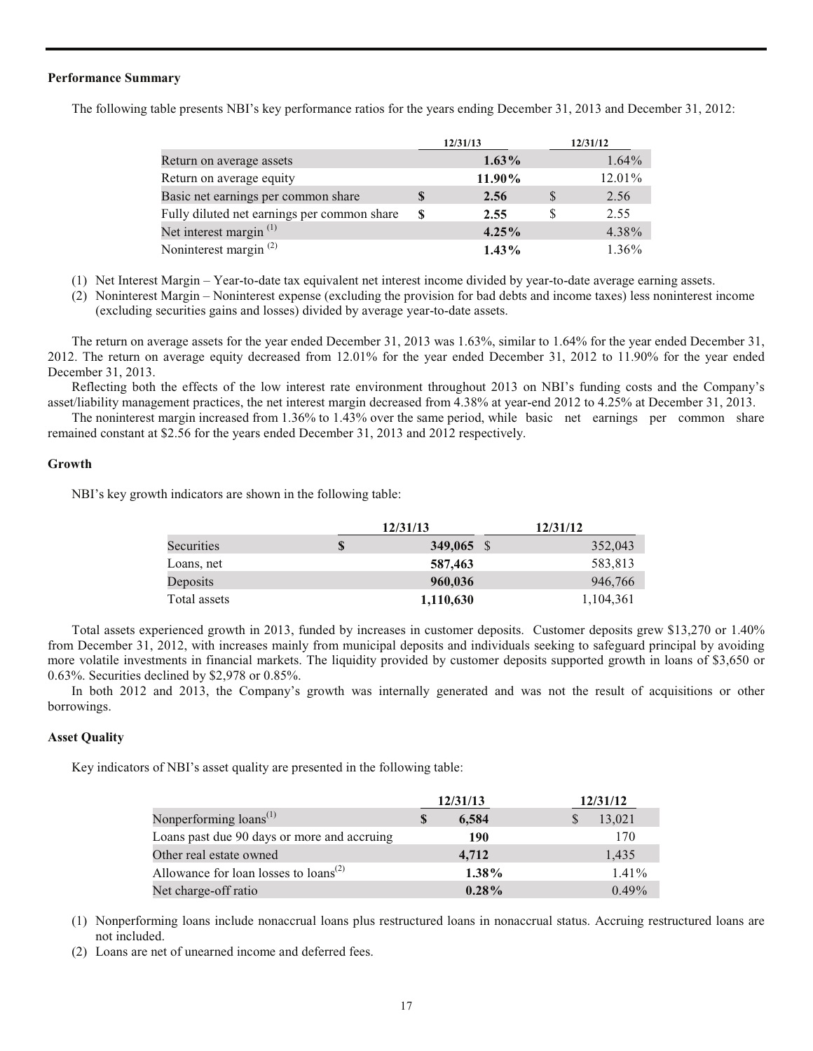### Performance Summary

The following table presents NBI's key performance ratios for the years ending December 31, 2013 and December 31, 2012:

| | 12/31/13 | 12/31/12 |
|---|---|---|
| Return on average assets | **1.63%** | 1.64% |
| Return on average equity | **11.90%** | 12.01% |
| Basic net earnings per common share | **$ 2.56** | $ 2.56 |
| Fully diluted net earnings per common share | **$ 2.55** | $ 2.55 |
| Net interest margin [(1)] | **4.25%** | 4.38% |
| Noninterest margin [(2)] | **1.43%** | 1.36% |

(1) Net Interest Margin – Year-to-date tax equivalent net interest income divided by year-to-date average earning assets.

(2) Noninterest Margin – Noninterest expense (excluding the provision for bad debts and income taxes) less noninterest income (excluding securities gains and losses) divided by average year-to-date assets.

The return on average assets for the year ended December 31, 2013 was 1.63%, similar to 1.64% for the year ended December 31, 2012. The return on average equity decreased from 12.01% for the year ended December 31, 2012 to 11.90% for the year ended December 31, 2013.

Reflecting both the effects of the low interest rate environment throughout 2013 on NBI's funding costs and the Company's asset/liability management practices, the net interest margin decreased from 4.38% at year-end 2012 to 4.25% at December 31, 2013.

The noninterest margin increased from 1.36% to 1.43% over the same period, while basic net earnings per common share remained constant at $2.56 for the years ended December 31, 2013 and 2012 respectively.

### Growth

NBI's key growth indicators are shown in the following table:

| | 12/31/13 | 12/31/12 |
|---|---|---|
| Securities | **$ 349,065** | $ 352,043 |
| Loans, net | **587,463** | 583,813 |
| Deposits | **960,036** | 946,766 |
| Total assets | **1,110,630** | 1,104,361 |

Total assets experienced growth in 2013, funded by increases in customer deposits. Customer deposits grew $13,270 or 1.40% from December 31, 2012, with increases mainly from municipal deposits and individuals seeking to safeguard principal by avoiding more volatile investments in financial markets. The liquidity provided by customer deposits supported growth in loans of $3,650 or 0.63%. Securities declined by $2,978 or 0.85%.

In both 2012 and 2013, the Company's growth was internally generated and was not the result of acquisitions or other borrowings.

### Asset Quality

Key indicators of NBI's asset quality are presented in the following table:

| | 12/31/13 | 12/31/12 |
|---|---|---|
| Nonperforming loans[(1)] | **$ 6,584** | $ 13,021 |
| Loans past due 90 days or more and accruing | **190** | 170 |
| Other real estate owned | **4,712** | 1,435 |
| Allowance for loan losses to loans[(2)] | **1.38%** | 1.41% |
| Net charge-off ratio | **0.28%** | 0.49% |

(1) Nonperforming loans include nonaccrual loans plus restructured loans in nonaccrual status. Accruing restructured loans are not included.

(2) Loans are net of unearned income and deferred fees.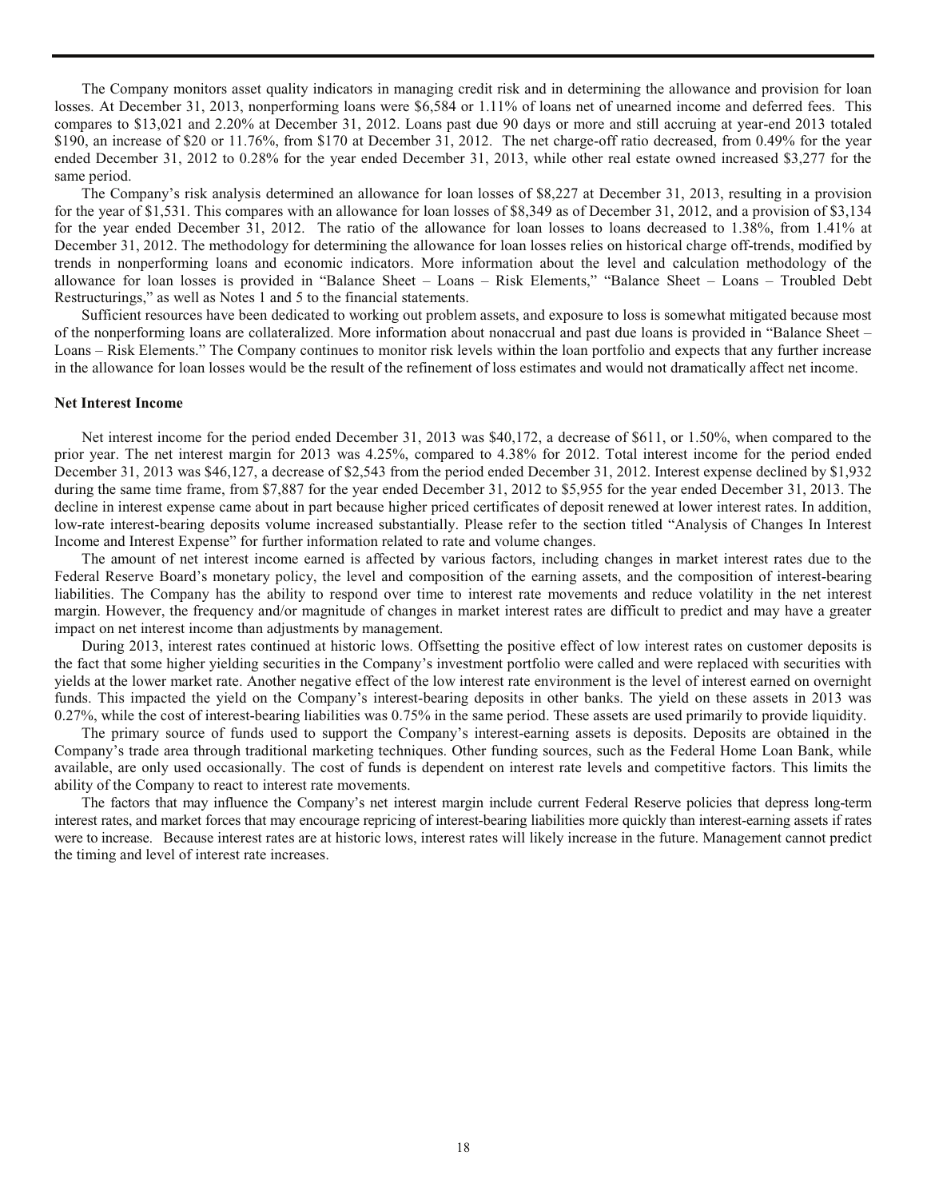The Company monitors asset quality indicators in managing credit risk and in determining the allowance and provision for loan losses. At December 31, 2013, nonperforming loans were $6,584 or 1.11% of loans net of unearned income and deferred fees. This compares to $13,021 and 2.20% at December 31, 2012. Loans past due 90 days or more and still accruing at year-end 2013 totaled $190, an increase of $20 or 11.76%, from $170 at December 31, 2012. The net charge-off ratio decreased, from 0.49% for the year ended December 31, 2012 to 0.28% for the year ended December 31, 2013, while other real estate owned increased $3,277 for the same period.

The Company's risk analysis determined an allowance for loan losses of $8,227 at December 31, 2013, resulting in a provision for the year of $1,531. This compares with an allowance for loan losses of $8,349 as of December 31, 2012, and a provision of $3,134 for the year ended December 31, 2012. The ratio of the allowance for loan losses to loans decreased to 1.38%, from 1.41% at December 31, 2012. The methodology for determining the allowance for loan losses relies on historical charge off-trends, modified by trends in nonperforming loans and economic indicators. More information about the level and calculation methodology of the allowance for loan losses is provided in "Balance Sheet – Loans – Risk Elements," "Balance Sheet – Loans – Troubled Debt Restructurings," as well as Notes 1 and 5 to the financial statements.

Sufficient resources have been dedicated to working out problem assets, and exposure to loss is somewhat mitigated because most of the nonperforming loans are collateralized. More information about nonaccrual and past due loans is provided in "Balance Sheet – Loans – Risk Elements." The Company continues to monitor risk levels within the loan portfolio and expects that any further increase in the allowance for loan losses would be the result of the refinement of loss estimates and would not dramatically affect net income.

**Net Interest Income**

Net interest income for the period ended December 31, 2013 was $40,172, a decrease of $611, or 1.50%, when compared to the prior year. The net interest margin for 2013 was 4.25%, compared to 4.38% for 2012. Total interest income for the period ended December 31, 2013 was $46,127, a decrease of $2,543 from the period ended December 31, 2012. Interest expense declined by $1,932 during the same time frame, from $7,887 for the year ended December 31, 2012 to $5,955 for the year ended December 31, 2013. The decline in interest expense came about in part because higher priced certificates of deposit renewed at lower interest rates. In addition, low-rate interest-bearing deposits volume increased substantially. Please refer to the section titled "Analysis of Changes In Interest Income and Interest Expense" for further information related to rate and volume changes.

The amount of net interest income earned is affected by various factors, including changes in market interest rates due to the Federal Reserve Board's monetary policy, the level and composition of the earning assets, and the composition of interest-bearing liabilities. The Company has the ability to respond over time to interest rate movements and reduce volatility in the net interest margin. However, the frequency and/or magnitude of changes in market interest rates are difficult to predict and may have a greater impact on net interest income than adjustments by management.

During 2013, interest rates continued at historic lows. Offsetting the positive effect of low interest rates on customer deposits is the fact that some higher yielding securities in the Company's investment portfolio were called and were replaced with securities with yields at the lower market rate. Another negative effect of the low interest rate environment is the level of interest earned on overnight funds. This impacted the yield on the Company's interest-bearing deposits in other banks. The yield on these assets in 2013 was 0.27%, while the cost of interest-bearing liabilities was 0.75% in the same period. These assets are used primarily to provide liquidity.

The primary source of funds used to support the Company's interest-earning assets is deposits. Deposits are obtained in the Company's trade area through traditional marketing techniques. Other funding sources, such as the Federal Home Loan Bank, while available, are only used occasionally. The cost of funds is dependent on interest rate levels and competitive factors. This limits the ability of the Company to react to interest rate movements.

The factors that may influence the Company's net interest margin include current Federal Reserve policies that depress long-term interest rates, and market forces that may encourage repricing of interest-bearing liabilities more quickly than interest-earning assets if rates were to increase. Because interest rates are at historic lows, interest rates will likely increase in the future. Management cannot predict the timing and level of interest rate increases.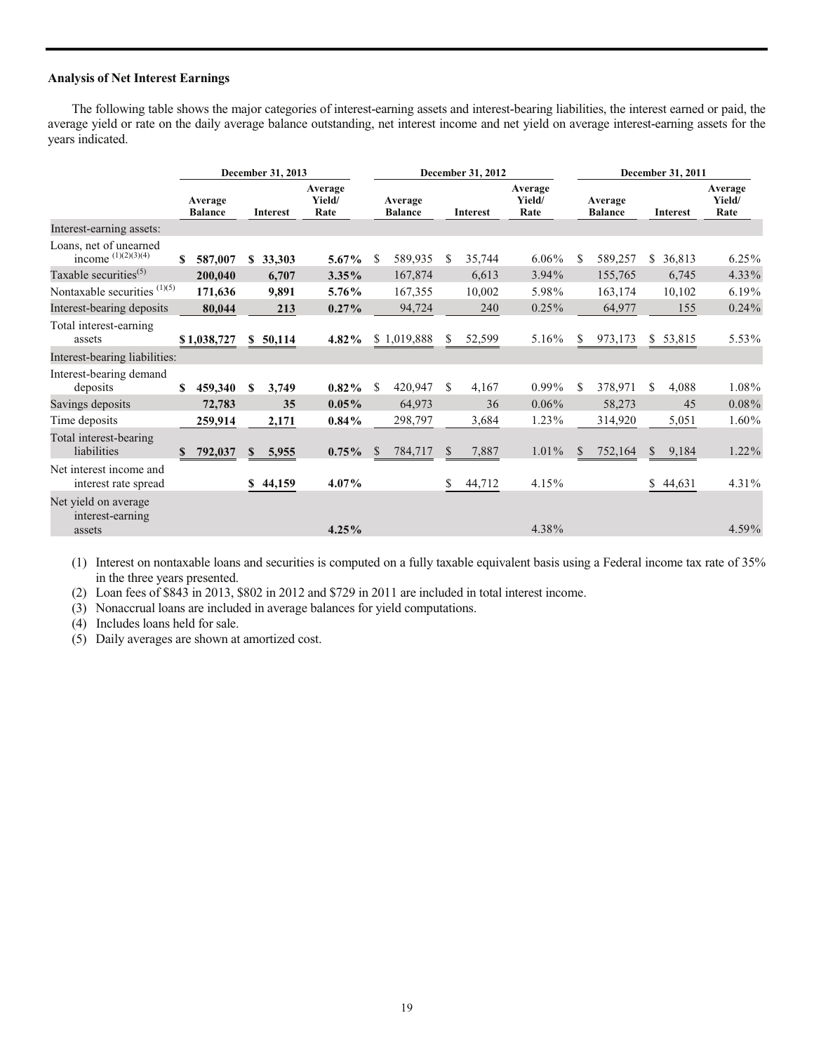**Analysis of Net Interest Earnings**

The following table shows the major categories of interest-earning assets and interest-bearing liabilities, the interest earned or paid, the average yield or rate on the daily average balance outstanding, net interest income and net yield on average interest-earning assets for the years indicated.

| | December 31, 2013 | | | December 31, 2012 | | | December 31, 2011 | | |
|---|---|---|---|---|---|---|---|---|---|
| | Average Balance | Interest | Average Yield/ Rate | Average Balance | Interest | Average Yield/ Rate | Average Balance | Interest | Average Yield/ Rate |
| Interest-earning assets: | | | | | | | | | |
| Loans, net of unearned income (1)(2)(3)(4) | **$ 587,007** | **$ 33,303** | **5.67%** | $ 589,935 | $ 35,744 | 6.06% | $ 589,257 | $ 36,813 | 6.25% |
| Taxable securities(5) | **200,040** | **6,707** | **3.35%** | 167,874 | 6,613 | 3.94% | 155,765 | 6,745 | 4.33% |
| Nontaxable securities (1)(5) | **171,636** | **9,891** | **5.76%** | 167,355 | 10,002 | 5.98% | 163,174 | 10,102 | 6.19% |
| Interest-bearing deposits | **80,044** | **213** | **0.27%** | 94,724 | 240 | 0.25% | 64,977 | 155 | 0.24% |
| Total interest-earning assets | **$ 1,038,727** | **$ 50,114** | **4.82%** | $ 1,019,888 | $ 52,599 | 5.16% | $ 973,173 | $ 53,815 | 5.53% |
| Interest-bearing liabilities: | | | | | | | | | |
| Interest-bearing demand deposits | **$ 459,340** | **$ 3,749** | **0.82%** | $ 420,947 | $ 4,167 | 0.99% | $ 378,971 | $ 4,088 | 1.08% |
| Savings deposits | **72,783** | **35** | **0.05%** | 64,973 | 36 | 0.06% | 58,273 | 45 | 0.08% |
| Time deposits | **259,914** | **2,171** | **0.84%** | 298,797 | 3,684 | 1.23% | 314,920 | 5,051 | 1.60% |
| Total interest-bearing liabilities | **$ 792,037** | **$ 5,955** | **0.75%** | $ 784,717 | $ 7,887 | 1.01% | $ 752,164 | $ 9,184 | 1.22% |
| Net interest income and interest rate spread | | **$ 44,159** | **4.07%** | | $ 44,712 | 4.15% | | $ 44,631 | 4.31% |
| Net yield on average interest-earning assets | | | **4.25%** | | | 4.38% | | | 4.59% |

(1) Interest on nontaxable loans and securities is computed on a fully taxable equivalent basis using a Federal income tax rate of 35% in the three years presented.
(2) Loan fees of $843 in 2013, $802 in 2012 and $729 in 2011 are included in total interest income.
(3) Nonaccrual loans are included in average balances for yield computations.
(4) Includes loans held for sale.
(5) Daily averages are shown at amortized cost.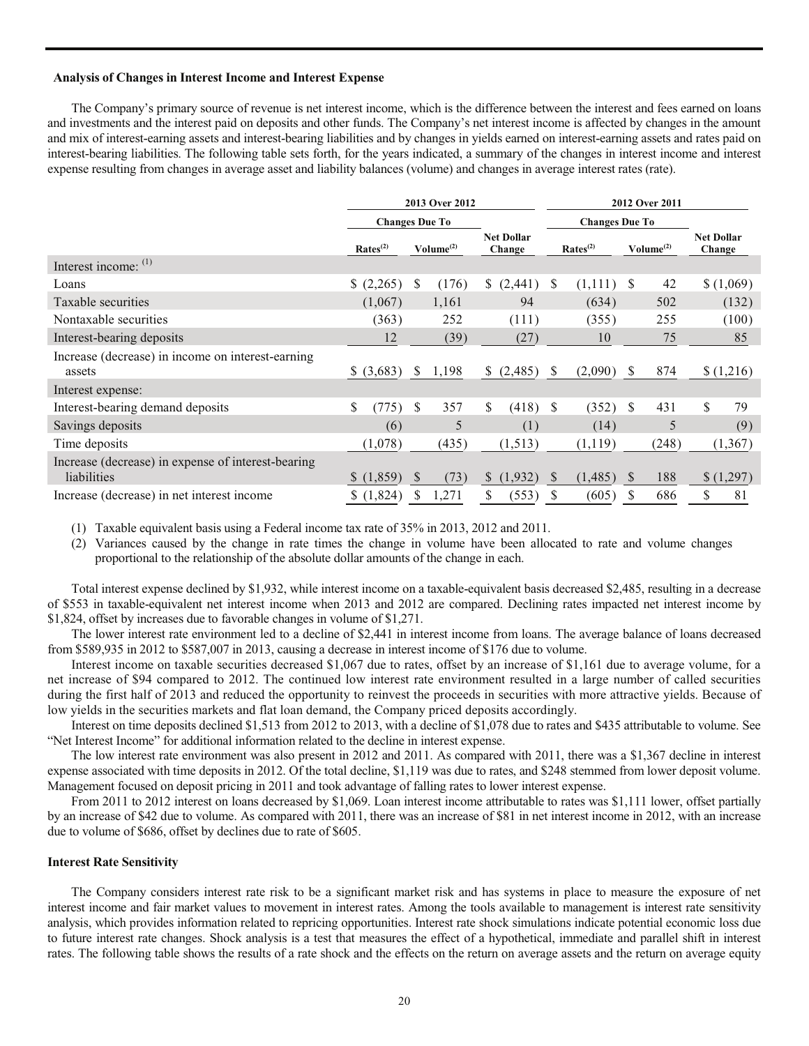### Analysis of Changes in Interest Income and Interest Expense

The Company's primary source of revenue is net interest income, which is the difference between the interest and fees earned on loans and investments and the interest paid on deposits and other funds. The Company's net interest income is affected by changes in the amount and mix of interest-earning assets and interest-bearing liabilities and by changes in yields earned on interest-earning assets and rates paid on interest-bearing liabilities. The following table sets forth, for the years indicated, a summary of the changes in interest income and interest expense resulting from changes in average asset and liability balances (volume) and changes in average interest rates (rate).

| | 2013 Over 2012 | | | 2012 Over 2011 | | |
|---|---|---|---|---|---|---|
| | Changes Due To | | | Changes Due To | | |
| | Rates[(2)] | Volume[(2)] | Net Dollar Change | Rates[(2)] | Volume[(2)] | Net Dollar Change |
| Interest income: [(1)] | | | | | | |
| Loans | $ (2,265) | $ (176) | $ (2,441) | $ (1,111) | $ 42 | $ (1,069) |
| Taxable securities | (1,067) | 1,161 | 94 | (634) | 502 | (132) |
| Nontaxable securities | (363) | 252 | (111) | (355) | 255 | (100) |
| Interest-bearing deposits | 12 | (39) | (27) | 10 | 75 | 85 |
| Increase (decrease) in income on interest-earning assets | $ (3,683) | $ 1,198 | $ (2,485) | $ (2,090) | $ 874 | $ (1,216) |
| Interest expense: | | | | | | |
| Interest-bearing demand deposits | $ (775) | $ 357 | $ (418) | $ (352) | $ 431 | $ 79 |
| Savings deposits | (6) | 5 | (1) | (14) | 5 | (9) |
| Time deposits | (1,078) | (435) | (1,513) | (1,119) | (248) | (1,367) |
| Increase (decrease) in expense of interest-bearing liabilities | $ (1,859) | $ (73) | $ (1,932) | $ (1,485) | $ 188 | $ (1,297) |
| Increase (decrease) in net interest income | $ (1,824) | $ 1,271 | $ (553) | $ (605) | $ 686 | $ 81 |

(1) Taxable equivalent basis using a Federal income tax rate of 35% in 2013, 2012 and 2011.

(2) Variances caused by the change in rate times the change in volume have been allocated to rate and volume changes proportional to the relationship of the absolute dollar amounts of the change in each.

Total interest expense declined by $1,932, while interest income on a taxable-equivalent basis decreased $2,485, resulting in a decrease of $553 in taxable-equivalent net interest income when 2013 and 2012 are compared. Declining rates impacted net interest income by $1,824, offset by increases due to favorable changes in volume of $1,271.

The lower interest rate environment led to a decline of $2,441 in interest income from loans. The average balance of loans decreased from $589,935 in 2012 to $587,007 in 2013, causing a decrease in interest income of $176 due to volume.

Interest income on taxable securities decreased $1,067 due to rates, offset by an increase of $1,161 due to average volume, for a net increase of $94 compared to 2012. The continued low interest rate environment resulted in a large number of called securities during the first half of 2013 and reduced the opportunity to reinvest the proceeds in securities with more attractive yields. Because of low yields in the securities markets and flat loan demand, the Company priced deposits accordingly.

Interest on time deposits declined $1,513 from 2012 to 2013, with a decline of $1,078 due to rates and $435 attributable to volume. See "Net Interest Income" for additional information related to the decline in interest expense.

The low interest rate environment was also present in 2012 and 2011. As compared with 2011, there was a $1,367 decline in interest expense associated with time deposits in 2012. Of the total decline, $1,119 was due to rates, and $248 stemmed from lower deposit volume. Management focused on deposit pricing in 2011 and took advantage of falling rates to lower interest expense.

From 2011 to 2012 interest on loans decreased by $1,069. Loan interest income attributable to rates was $1,111 lower, offset partially by an increase of $42 due to volume. As compared with 2011, there was an increase of $81 in net interest income in 2012, with an increase due to volume of $686, offset by declines due to rate of $605.

### Interest Rate Sensitivity

The Company considers interest rate risk to be a significant market risk and has systems in place to measure the exposure of net interest income and fair market values to movement in interest rates. Among the tools available to management is interest rate sensitivity analysis, which provides information related to repricing opportunities. Interest rate shock simulations indicate potential economic loss due to future interest rate changes. Shock analysis is a test that measures the effect of a hypothetical, immediate and parallel shift in interest rates. The following table shows the results of a rate shock and the effects on the return on average assets and the return on average equity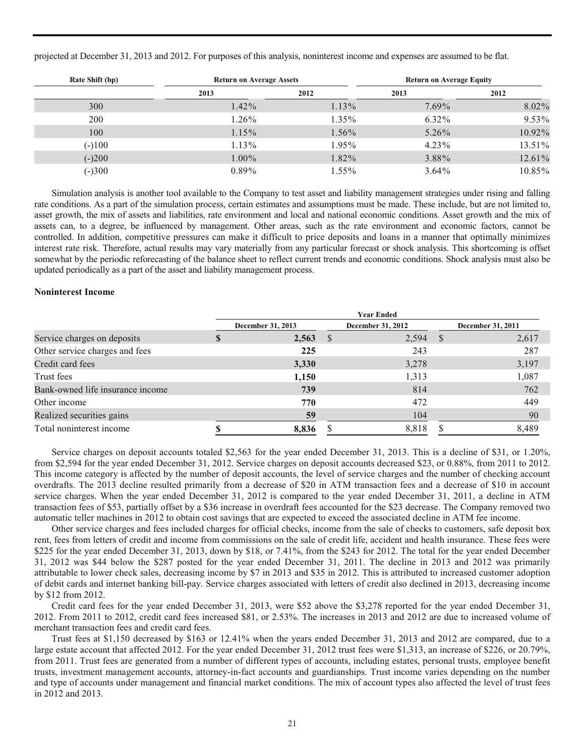projected at December 31, 2013 and 2012. For purposes of this analysis, noninterest income and expenses are assumed to be flat.

| Rate Shift (bp) | Return on Average Assets | | Return on Average Equity | |
|---|---|---|---|---|
| | 2013 | 2012 | 2013 | 2012 |
| 300 | 1.42% | 1.13% | 7.69% | 8.02% |
| 200 | 1.26% | 1.35% | 6.32% | 9.53% |
| 100 | 1.15% | 1.56% | 5.26% | 10.92% |
| (-)100 | 1.13% | 1.95% | 4.23% | 13.51% |
| (-)200 | 1.00% | 1.82% | 3.88% | 12.61% |
| (-)300 | 0.89% | 1.55% | 3.64% | 10.85% |

Simulation analysis is another tool available to the Company to test asset and liability management strategies under rising and falling rate conditions. As a part of the simulation process, certain estimates and assumptions must be made. These include, but are not limited to, asset growth, the mix of assets and liabilities, rate environment and local and national economic conditions. Asset growth and the mix of assets can, to a degree, be influenced by management. Other areas, such as the rate environment and economic factors, cannot be controlled. In addition, competitive pressures can make it difficult to price deposits and loans in a manner that optimally minimizes interest rate risk. Therefore, actual results may vary materially from any particular forecast or shock analysis. This shortcoming is offset somewhat by the periodic reforecasting of the balance sheet to reflect current trends and economic conditions. Shock analysis must also be updated periodically as a part of the asset and liability management process.

**Noninterest Income**

| | Year Ended | | |
|---|---|---|---|
| | December 31, 2013 | December 31, 2012 | December 31, 2011 |
| Service charges on deposits | **$ 2,563** | $ 2,594 | $ 2,617 |
| Other service charges and fees | **225** | 243 | 287 |
| Credit card fees | **3,330** | 3,278 | 3,197 |
| Trust fees | **1,150** | 1,313 | 1,087 |
| Bank-owned life insurance income | **739** | 814 | 762 |
| Other income | **770** | 472 | 449 |
| Realized securities gains | **59** | 104 | 90 |
| Total noninterest income | **$ 8,836** | $ 8,818 | $ 8,489 |

Service charges on deposit accounts totaled $2,563 for the year ended December 31, 2013. This is a decline of $31, or 1.20%, from $2,594 for the year ended December 31, 2012. Service charges on deposit accounts decreased $23, or 0.88%, from 2011 to 2012. This income category is affected by the number of deposit accounts, the level of service charges and the number of checking account overdrafts. The 2013 decline resulted primarily from a decrease of $20 in ATM transaction fees and a decrease of $10 in account service charges. When the year ended December 31, 2012 is compared to the year ended December 31, 2011, a decline in ATM transaction fees of $53, partially offset by a $36 increase in overdraft fees accounted for the $23 decrease. The Company removed two automatic teller machines in 2012 to obtain cost savings that are expected to exceed the associated decline in ATM fee income.

Other service charges and fees included charges for official checks, income from the sale of checks to customers, safe deposit box rent, fees from letters of credit and income from commissions on the sale of credit life, accident and health insurance. These fees were $225 for the year ended December 31, 2013, down by $18, or 7.41%, from the $243 for 2012. The total for the year ended December 31, 2012 was $44 below the $287 posted for the year ended December 31, 2011. The decline in 2013 and 2012 was primarily attributable to lower check sales, decreasing income by $7 in 2013 and $35 in 2012. This is attributed to increased customer adoption of debit cards and internet banking bill-pay. Service charges associated with letters of credit also declined in 2013, decreasing income by $12 from 2012.

Credit card fees for the year ended December 31, 2013, were $52 above the $3,278 reported for the year ended December 31, 2012. From 2011 to 2012, credit card fees increased $81, or 2.53%. The increases in 2013 and 2012 are due to increased volume of merchant transaction fees and credit card fees.

Trust fees at $1,150 decreased by $163 or 12.41% when the years ended December 31, 2013 and 2012 are compared, due to a large estate account that affected 2012. For the year ended December 31, 2012 trust fees were $1,313, an increase of $226, or 20.79%, from 2011. Trust fees are generated from a number of different types of accounts, including estates, personal trusts, employee benefit trusts, investment management accounts, attorney-in-fact accounts and guardianships. Trust income varies depending on the number and type of accounts under management and financial market conditions. The mix of account types also affected the level of trust fees in 2012 and 2013.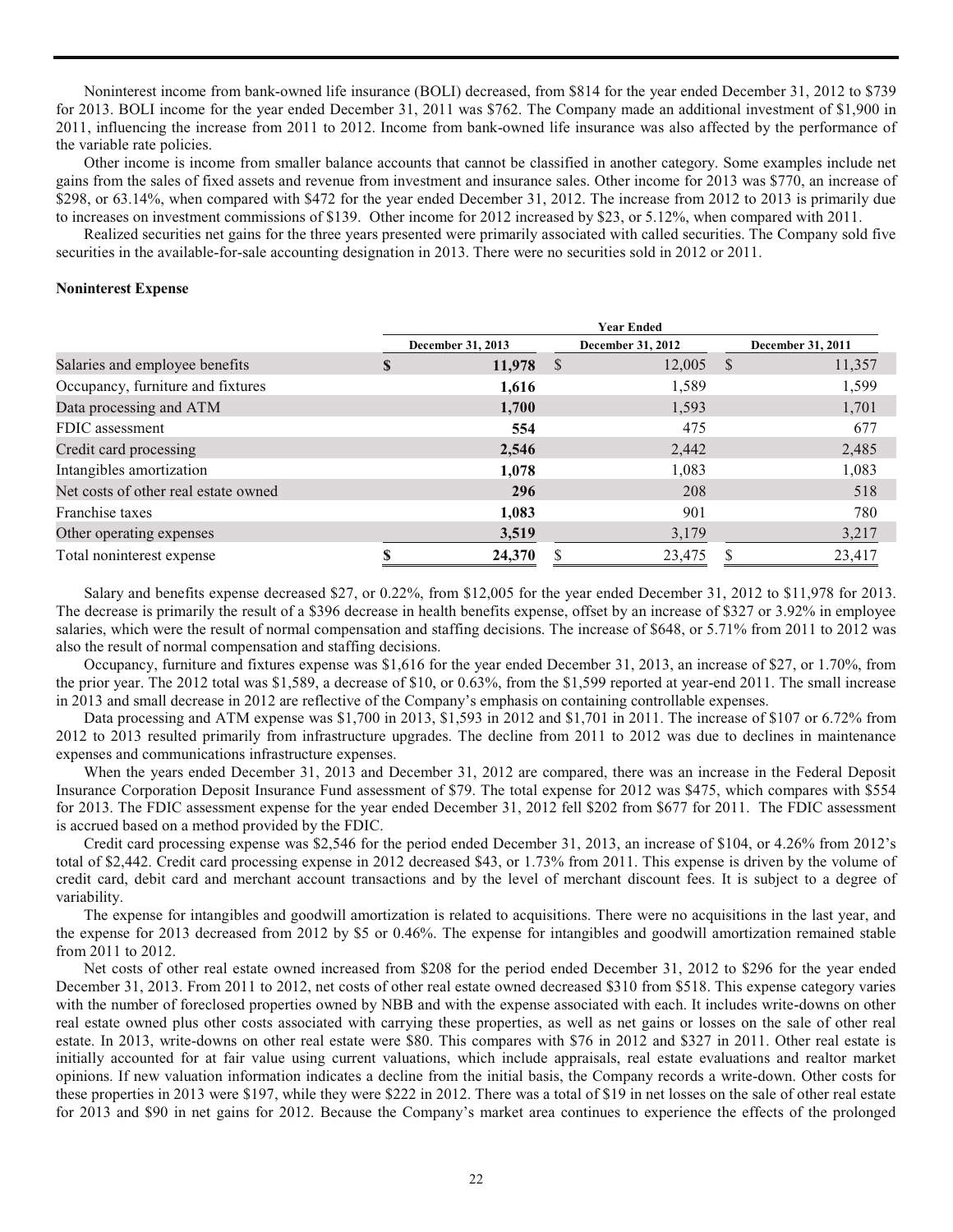Noninterest income from bank-owned life insurance (BOLI) decreased, from $814 for the year ended December 31, 2012 to $739 for 2013. BOLI income for the year ended December 31, 2011 was $762. The Company made an additional investment of $1,900 in 2011, influencing the increase from 2011 to 2012. Income from bank-owned life insurance was also affected by the performance of the variable rate policies.

Other income is income from smaller balance accounts that cannot be classified in another category. Some examples include net gains from the sales of fixed assets and revenue from investment and insurance sales. Other income for 2013 was $770, an increase of $298, or 63.14%, when compared with $472 for the year ended December 31, 2012. The increase from 2012 to 2013 is primarily due to increases on investment commissions of $139. Other income for 2012 increased by $23, or 5.12%, when compared with 2011.

Realized securities net gains for the three years presented were primarily associated with called securities. The Company sold five securities in the available-for-sale accounting designation in 2013. There were no securities sold in 2012 or 2011.

**Noninterest Expense**

| | Year Ended | | |
|---|---|---|---|
| | **December 31, 2013** | **December 31, 2012** | **December 31, 2011** |
| Salaries and employee benefits | **$ 11,978** | $ 12,005 | $ 11,357 |
| Occupancy, furniture and fixtures | **1,616** | 1,589 | 1,599 |
| Data processing and ATM | **1,700** | 1,593 | 1,701 |
| FDIC assessment | **554** | 475 | 677 |
| Credit card processing | **2,546** | 2,442 | 2,485 |
| Intangibles amortization | **1,078** | 1,083 | 1,083 |
| Net costs of other real estate owned | **296** | 208 | 518 |
| Franchise taxes | **1,083** | 901 | 780 |
| Other operating expenses | **3,519** | 3,179 | 3,217 |
| Total noninterest expense | **$ 24,370** | $ 23,475 | $ 23,417 |

Salary and benefits expense decreased $27, or 0.22%, from $12,005 for the year ended December 31, 2012 to $11,978 for 2013. The decrease is primarily the result of a $396 decrease in health benefits expense, offset by an increase of $327 or 3.92% in employee salaries, which were the result of normal compensation and staffing decisions. The increase of $648, or 5.71% from 2011 to 2012 was also the result of normal compensation and staffing decisions.

Occupancy, furniture and fixtures expense was $1,616 for the year ended December 31, 2013, an increase of $27, or 1.70%, from the prior year. The 2012 total was $1,589, a decrease of $10, or 0.63%, from the $1,599 reported at year-end 2011. The small increase in 2013 and small decrease in 2012 are reflective of the Company's emphasis on containing controllable expenses.

Data processing and ATM expense was $1,700 in 2013, $1,593 in 2012 and $1,701 in 2011. The increase of $107 or 6.72% from 2012 to 2013 resulted primarily from infrastructure upgrades. The decline from 2011 to 2012 was due to declines in maintenance expenses and communications infrastructure expenses.

When the years ended December 31, 2013 and December 31, 2012 are compared, there was an increase in the Federal Deposit Insurance Corporation Deposit Insurance Fund assessment of $79. The total expense for 2012 was $475, which compares with $554 for 2013. The FDIC assessment expense for the year ended December 31, 2012 fell $202 from $677 for 2011. The FDIC assessment is accrued based on a method provided by the FDIC.

Credit card processing expense was $2,546 for the period ended December 31, 2013, an increase of $104, or 4.26% from 2012's total of $2,442. Credit card processing expense in 2012 decreased $43, or 1.73% from 2011. This expense is driven by the volume of credit card, debit card and merchant account transactions and by the level of merchant discount fees. It is subject to a degree of variability.

The expense for intangibles and goodwill amortization is related to acquisitions. There were no acquisitions in the last year, and the expense for 2013 decreased from 2012 by $5 or 0.46%. The expense for intangibles and goodwill amortization remained stable from 2011 to 2012.

Net costs of other real estate owned increased from $208 for the period ended December 31, 2012 to $296 for the year ended December 31, 2013. From 2011 to 2012, net costs of other real estate owned decreased $310 from $518. This expense category varies with the number of foreclosed properties owned by NBB and with the expense associated with each. It includes write-downs on other real estate owned plus other costs associated with carrying these properties, as well as net gains or losses on the sale of other real estate. In 2013, write-downs on other real estate were $80. This compares with $76 in 2012 and $327 in 2011. Other real estate is initially accounted for at fair value using current valuations, which include appraisals, real estate evaluations and realtor market opinions. If new valuation information indicates a decline from the initial basis, the Company records a write-down. Other costs for these properties in 2013 were $197, while they were $222 in 2012. There was a total of $19 in net losses on the sale of other real estate for 2013 and $90 in net gains for 2012. Because the Company's market area continues to experience the effects of the prolonged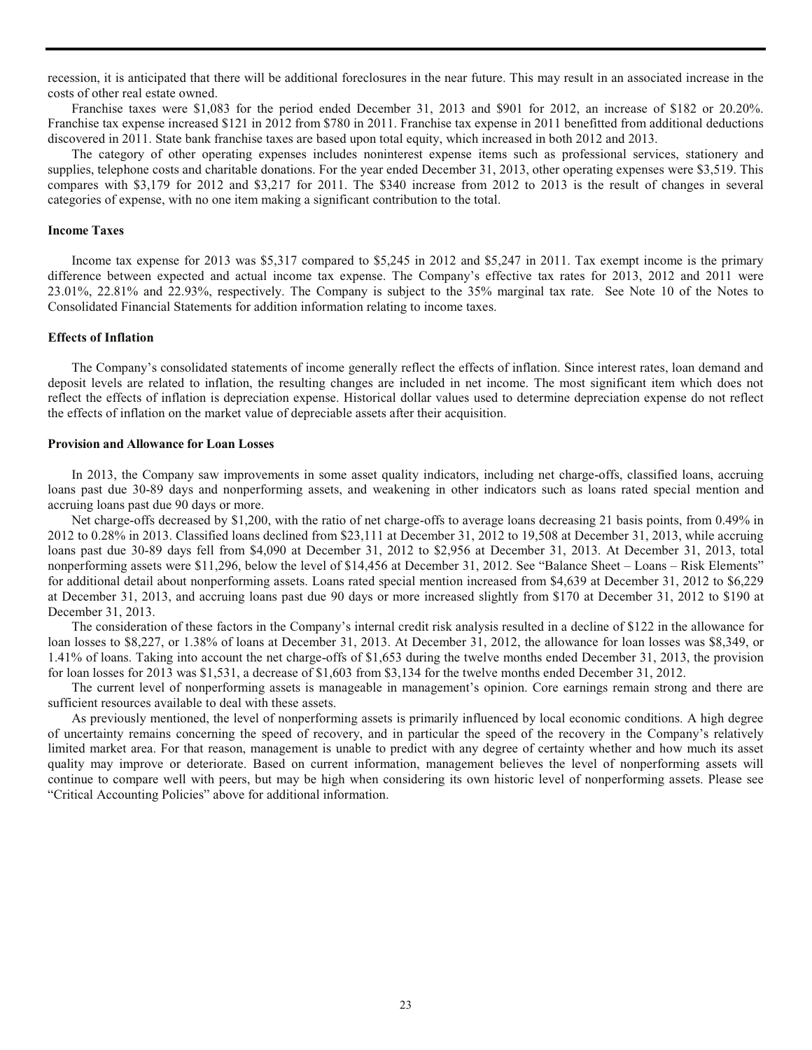recession, it is anticipated that there will be additional foreclosures in the near future. This may result in an associated increase in the costs of other real estate owned.

Franchise taxes were $1,083 for the period ended December 31, 2013 and $901 for 2012, an increase of $182 or 20.20%. Franchise tax expense increased $121 in 2012 from $780 in 2011. Franchise tax expense in 2011 benefitted from additional deductions discovered in 2011. State bank franchise taxes are based upon total equity, which increased in both 2012 and 2013.

The category of other operating expenses includes noninterest expense items such as professional services, stationery and supplies, telephone costs and charitable donations. For the year ended December 31, 2013, other operating expenses were $3,519. This compares with $3,179 for 2012 and $3,217 for 2011. The $340 increase from 2012 to 2013 is the result of changes in several categories of expense, with no one item making a significant contribution to the total.

**Income Taxes**

Income tax expense for 2013 was $5,317 compared to $5,245 in 2012 and $5,247 in 2011. Tax exempt income is the primary difference between expected and actual income tax expense. The Company's effective tax rates for 2013, 2012 and 2011 were 23.01%, 22.81% and 22.93%, respectively. The Company is subject to the 35% marginal tax rate. See Note 10 of the Notes to Consolidated Financial Statements for addition information relating to income taxes.

**Effects of Inflation**

The Company's consolidated statements of income generally reflect the effects of inflation. Since interest rates, loan demand and deposit levels are related to inflation, the resulting changes are included in net income. The most significant item which does not reflect the effects of inflation is depreciation expense. Historical dollar values used to determine depreciation expense do not reflect the effects of inflation on the market value of depreciable assets after their acquisition.

**Provision and Allowance for Loan Losses**

In 2013, the Company saw improvements in some asset quality indicators, including net charge-offs, classified loans, accruing loans past due 30-89 days and nonperforming assets, and weakening in other indicators such as loans rated special mention and accruing loans past due 90 days or more.

Net charge-offs decreased by $1,200, with the ratio of net charge-offs to average loans decreasing 21 basis points, from 0.49% in 2012 to 0.28% in 2013. Classified loans declined from $23,111 at December 31, 2012 to 19,508 at December 31, 2013, while accruing loans past due 30-89 days fell from $4,090 at December 31, 2012 to $2,956 at December 31, 2013. At December 31, 2013, total nonperforming assets were $11,296, below the level of $14,456 at December 31, 2012. See "Balance Sheet – Loans – Risk Elements" for additional detail about nonperforming assets. Loans rated special mention increased from $4,639 at December 31, 2012 to $6,229 at December 31, 2013, and accruing loans past due 90 days or more increased slightly from $170 at December 31, 2012 to $190 at December 31, 2013.

The consideration of these factors in the Company's internal credit risk analysis resulted in a decline of $122 in the allowance for loan losses to $8,227, or 1.38% of loans at December 31, 2013. At December 31, 2012, the allowance for loan losses was $8,349, or 1.41% of loans. Taking into account the net charge-offs of $1,653 during the twelve months ended December 31, 2013, the provision for loan losses for 2013 was $1,531, a decrease of $1,603 from $3,134 for the twelve months ended December 31, 2012.

The current level of nonperforming assets is manageable in management's opinion. Core earnings remain strong and there are sufficient resources available to deal with these assets.

As previously mentioned, the level of nonperforming assets is primarily influenced by local economic conditions. A high degree of uncertainty remains concerning the speed of recovery, and in particular the speed of the recovery in the Company's relatively limited market area. For that reason, management is unable to predict with any degree of certainty whether and how much its asset quality may improve or deteriorate. Based on current information, management believes the level of nonperforming assets will continue to compare well with peers, but may be high when considering its own historic level of nonperforming assets. Please see "Critical Accounting Policies" above for additional information.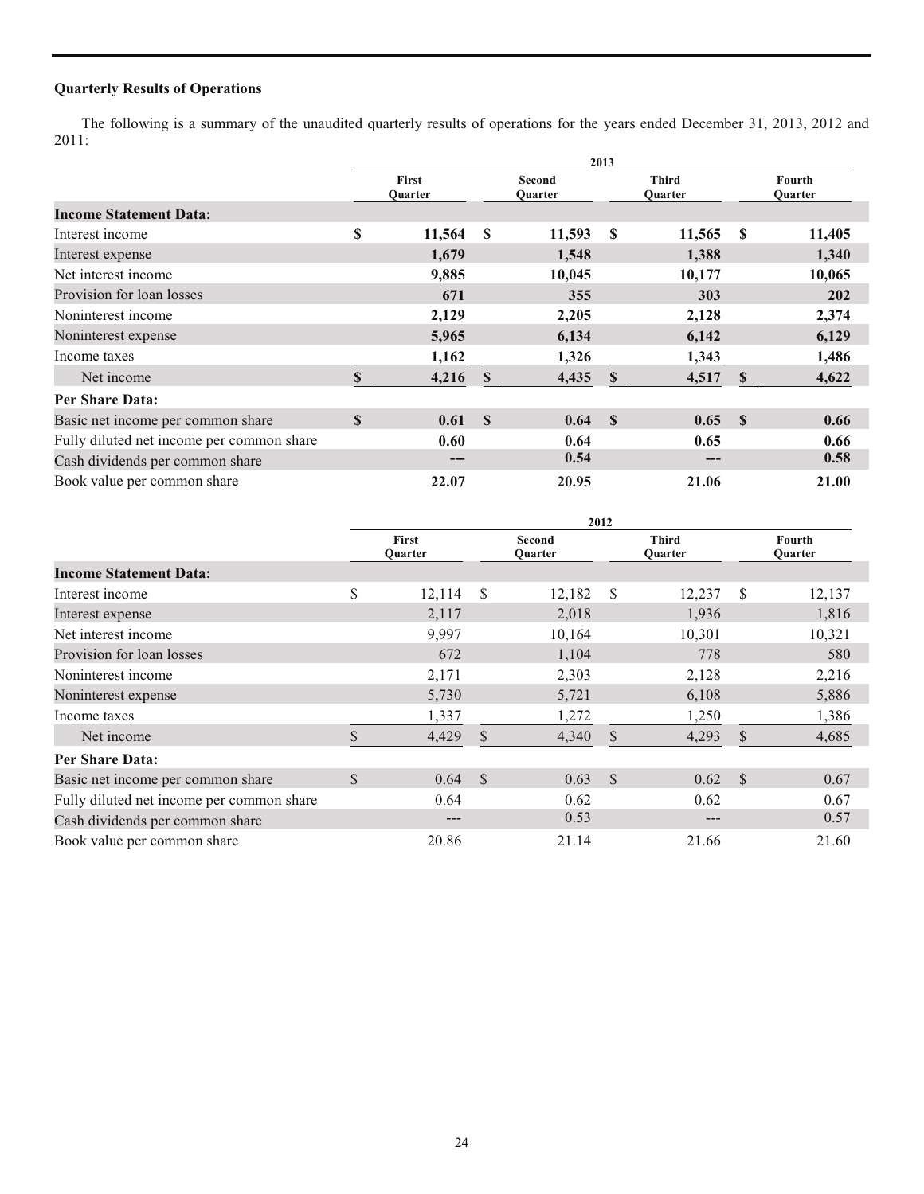**Quarterly Results of Operations**

The following is a summary of the unaudited quarterly results of operations for the years ended December 31, 2013, 2012 and 2011:

| | 2013 | | | |
|---|---|---|---|---|
| | **First Quarter** | **Second Quarter** | **Third Quarter** | **Fourth Quarter** |
| **Income Statement Data:** | | | | |
| Interest income | **$ 11,564** | **$ 11,593** | **$ 11,565** | **$ 11,405** |
| Interest expense | **1,679** | **1,548** | **1,388** | **1,340** |
| Net interest income | **9,885** | **10,045** | **10,177** | **10,065** |
| Provision for loan losses | **671** | **355** | **303** | **202** |
| Noninterest income | **2,129** | **2,205** | **2,128** | **2,374** |
| Noninterest expense | **5,965** | **6,134** | **6,142** | **6,129** |
| Income taxes | **1,162** | **1,326** | **1,343** | **1,486** |
| Net income | **$ 4,216** | **$ 4,435** | **$ 4,517** | **$ 4,622** |
| **Per Share Data:** | | | | |
| Basic net income per common share | **$ 0.61** | **$ 0.64** | **$ 0.65** | **$ 0.66** |
| Fully diluted net income per common share | **0.60** | **0.64** | **0.65** | **0.66** |
| Cash dividends per common share | **---** | **0.54** | **---** | **0.58** |
| Book value per common share | **22.07** | **20.95** | **21.06** | **21.00** |

| | 2012 | | | |
|---|---|---|---|---|
| | **First Quarter** | **Second Quarter** | **Third Quarter** | **Fourth Quarter** |
| **Income Statement Data:** | | | | |
| Interest income | $ 12,114 | $ 12,182 | $ 12,237 | $ 12,137 |
| Interest expense | 2,117 | 2,018 | 1,936 | 1,816 |
| Net interest income | 9,997 | 10,164 | 10,301 | 10,321 |
| Provision for loan losses | 672 | 1,104 | 778 | 580 |
| Noninterest income | 2,171 | 2,303 | 2,128 | 2,216 |
| Noninterest expense | 5,730 | 5,721 | 6,108 | 5,886 |
| Income taxes | 1,337 | 1,272 | 1,250 | 1,386 |
| Net income | $ 4,429 | $ 4,340 | $ 4,293 | $ 4,685 |
| **Per Share Data:** | | | | |
| Basic net income per common share | $ 0.64 | $ 0.63 | $ 0.62 | $ 0.67 |
| Fully diluted net income per common share | 0.64 | 0.62 | 0.62 | 0.67 |
| Cash dividends per common share | --- | 0.53 | --- | 0.57 |
| Book value per common share | 20.86 | 21.14 | 21.66 | 21.60 |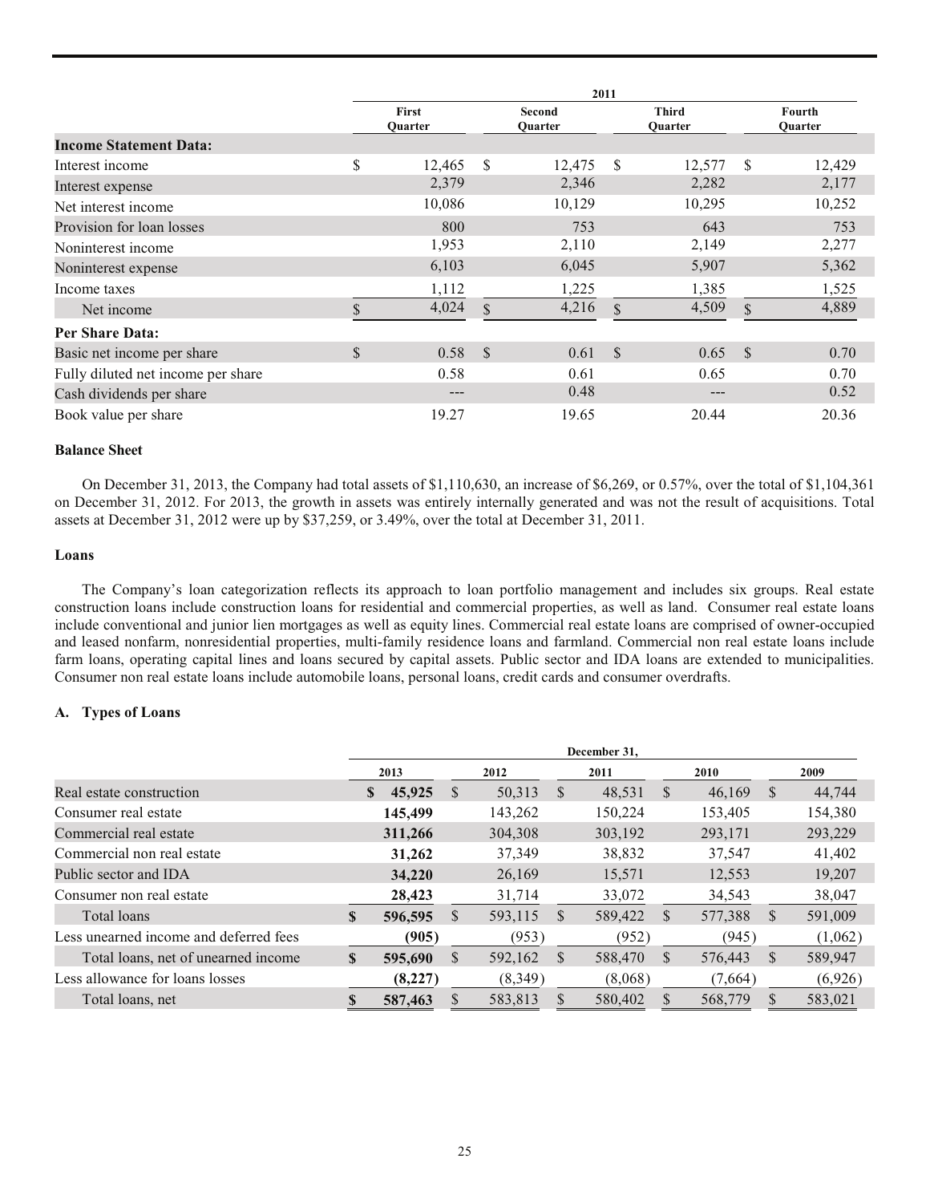| | 2011 | | | |
|---|---|---|---|---|
| | First Quarter | Second Quarter | Third Quarter | Fourth Quarter |
| **Income Statement Data:** | | | | |
| Interest income | $ 12,465 | $ 12,475 | $ 12,577 | $ 12,429 |
| Interest expense | 2,379 | 2,346 | 2,282 | 2,177 |
| Net interest income | 10,086 | 10,129 | 10,295 | 10,252 |
| Provision for loan losses | 800 | 753 | 643 | 753 |
| Noninterest income | 1,953 | 2,110 | 2,149 | 2,277 |
| Noninterest expense | 6,103 | 6,045 | 5,907 | 5,362 |
| Income taxes | 1,112 | 1,225 | 1,385 | 1,525 |
| Net income | $ 4,024 | $ 4,216 | $ 4,509 | $ 4,889 |
| **Per Share Data:** | | | | |
| Basic net income per share | $ 0.58 | $ 0.61 | $ 0.65 | $ 0.70 |
| Fully diluted net income per share | 0.58 | 0.61 | 0.65 | 0.70 |
| Cash dividends per share | --- | 0.48 | --- | 0.52 |
| Book value per share | 19.27 | 19.65 | 20.44 | 20.36 |

**Balance Sheet**

On December 31, 2013, the Company had total assets of $1,110,630, an increase of $6,269, or 0.57%, over the total of $1,104,361 on December 31, 2012. For 2013, the growth in assets was entirely internally generated and was not the result of acquisitions. Total assets at December 31, 2012 were up by $37,259, or 3.49%, over the total at December 31, 2011.

**Loans**

The Company's loan categorization reflects its approach to loan portfolio management and includes six groups. Real estate construction loans include construction loans for residential and commercial properties, as well as land. Consumer real estate loans include conventional and junior lien mortgages as well as equity lines. Commercial real estate loans are comprised of owner-occupied and leased nonfarm, nonresidential properties, multi-family residence loans and farmland. Commercial non real estate loans include farm loans, operating capital lines and loans secured by capital assets. Public sector and IDA loans are extended to municipalities. Consumer non real estate loans include automobile loans, personal loans, credit cards and consumer overdrafts.

**A. Types of Loans**

| | December 31, | | | | |
|---|---|---|---|---|---|
| | 2013 | 2012 | 2011 | 2010 | 2009 |
| Real estate construction | **$ 45,925** | $ 50,313 | $ 48,531 | $ 46,169 | $ 44,744 |
| Consumer real estate | **145,499** | 143,262 | 150,224 | 153,405 | 154,380 |
| Commercial real estate | **311,266** | 304,308 | 303,192 | 293,171 | 293,229 |
| Commercial non real estate | **31,262** | 37,349 | 38,832 | 37,547 | 41,402 |
| Public sector and IDA | **34,220** | 26,169 | 15,571 | 12,553 | 19,207 |
| Consumer non real estate | **28,423** | 31,714 | 33,072 | 34,543 | 38,047 |
| Total loans | **$ 596,595** | $ 593,115 | $ 589,422 | $ 577,388 | $ 591,009 |
| Less unearned income and deferred fees | **(905)** | (953) | (952) | (945) | (1,062) |
| Total loans, net of unearned income | **$ 595,690** | $ 592,162 | $ 588,470 | $ 576,443 | $ 589,947 |
| Less allowance for loans losses | **(8,227)** | (8,349) | (8,068) | (7,664) | (6,926) |
| Total loans, net | **$ 587,463** | $ 583,813 | $ 580,402 | $ 568,779 | $ 583,021 |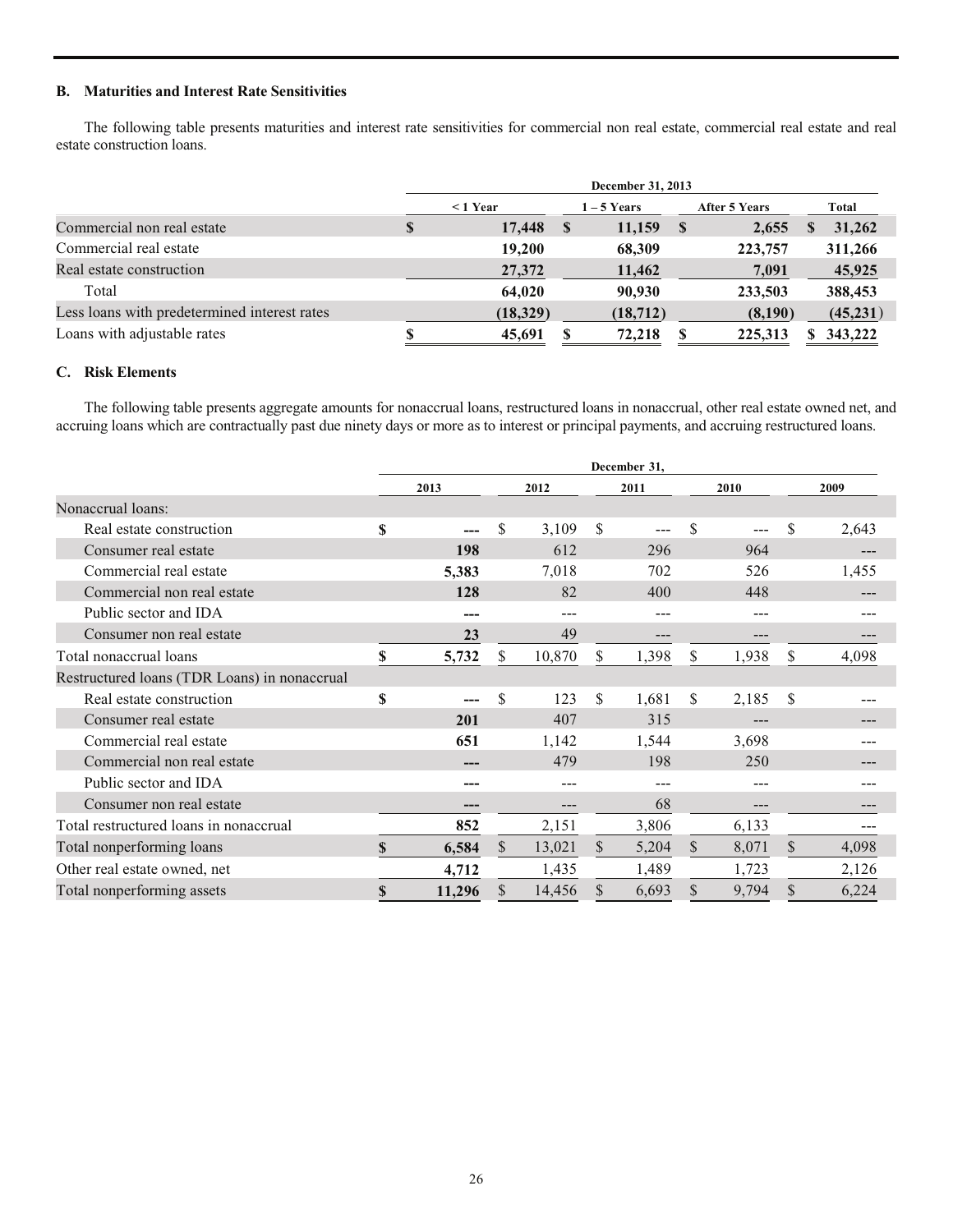### B. Maturities and Interest Rate Sensitivities

The following table presents maturities and interest rate sensitivities for commercial non real estate, commercial real estate and real estate construction loans.

| | December 31, 2013 | | | |
|---|---|---|---|---|
| | < 1 Year | 1 – 5 Years | After 5 Years | Total |
| Commercial non real estate | $ 17,448 | $ 11,159 | $ 2,655 | $ 31,262 |
| Commercial real estate | 19,200 | 68,309 | 223,757 | 311,266 |
| Real estate construction | 27,372 | 11,462 | 7,091 | 45,925 |
| Total | 64,020 | 90,930 | 233,503 | 388,453 |
| Less loans with predetermined interest rates | (18,329) | (18,712) | (8,190) | (45,231) |
| Loans with adjustable rates | $ 45,691 | $ 72,218 | $ 225,313 | $ 343,222 |

### C. Risk Elements

The following table presents aggregate amounts for nonaccrual loans, restructured loans in nonaccrual, other real estate owned net, and accruing loans which are contractually past due ninety days or more as to interest or principal payments, and accruing restructured loans.

| | December 31, | | | | |
|---|---|---|---|---|---|
| | 2013 | 2012 | 2011 | 2010 | 2009 |
| Nonaccrual loans: | | | | | |
| Real estate construction | $ --- | $ 3,109 | $ --- | $ --- | $ 2,643 |
| Consumer real estate | 198 | 612 | 296 | 964 | --- |
| Commercial real estate | 5,383 | 7,018 | 702 | 526 | 1,455 |
| Commercial non real estate | 128 | 82 | 400 | 448 | --- |
| Public sector and IDA | --- | --- | --- | --- | --- |
| Consumer non real estate | 23 | 49 | --- | --- | --- |
| Total nonaccrual loans | $ 5,732 | $ 10,870 | $ 1,398 | $ 1,938 | $ 4,098 |
| Restructured loans (TDR Loans) in nonaccrual | | | | | |
| Real estate construction | $ --- | $ 123 | $ 1,681 | $ 2,185 | $ --- |
| Consumer real estate | 201 | 407 | 315 | --- | --- |
| Commercial real estate | 651 | 1,142 | 1,544 | 3,698 | --- |
| Commercial non real estate | --- | 479 | 198 | 250 | --- |
| Public sector and IDA | --- | --- | --- | --- | --- |
| Consumer non real estate | --- | --- | 68 | --- | --- |
| Total restructured loans in nonaccrual | 852 | 2,151 | 3,806 | 6,133 | --- |
| Total nonperforming loans | $ 6,584 | $ 13,021 | $ 5,204 | $ 8,071 | $ 4,098 |
| Other real estate owned, net | 4,712 | 1,435 | 1,489 | 1,723 | 2,126 |
| Total nonperforming assets | $ 11,296 | $ 14,456 | $ 6,693 | $ 9,794 | $ 6,224 |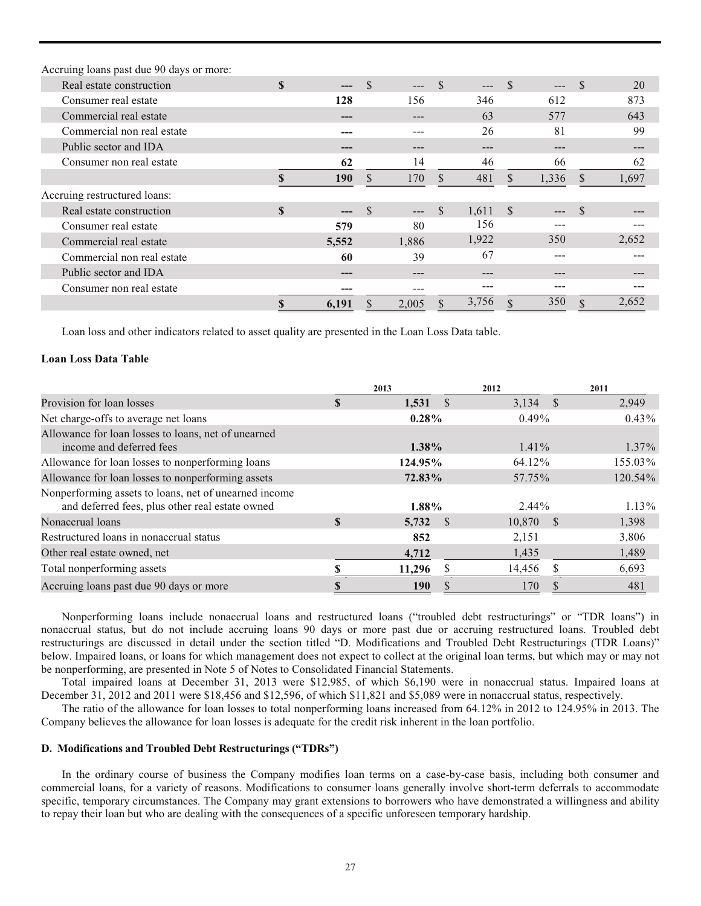| | | | | | |
|---|---|---|---|---|---|
| Accruing loans past due 90 days or more: | | | | | |
| Real estate construction | $ --- | $ --- | $ --- | $ --- | $ 20 |
| Consumer real estate | **128** | 156 | 346 | 612 | 873 |
| Commercial real estate | **---** | --- | 63 | 577 | 643 |
| Commercial non real estate | **---** | --- | 26 | 81 | 99 |
| Public sector and IDA | **---** | --- | --- | --- | --- |
| Consumer non real estate | **62** | 14 | 46 | 66 | 62 |
| | **$ 190** | $ 170 | $ 481 | $ 1,336 | $ 1,697 |
| Accruing restructured loans: | | | | | |
| Real estate construction | **$ ---** | $ --- | $ 1,611 | $ --- | $ --- |
| Consumer real estate | **579** | 80 | 156 | --- | --- |
| Commercial real estate | **5,552** | 1,886 | 1,922 | 350 | 2,652 |
| Commercial non real estate | **60** | 39 | 67 | --- | --- |
| Public sector and IDA | **---** | --- | --- | --- | --- |
| Consumer non real estate | **---** | --- | --- | --- | --- |
| | **$ 6,191** | $ 2,005 | $ 3,756 | $ 350 | $ 2,652 |

Loan loss and other indicators related to asset quality are presented in the Loan Loss Data table.

**Loan Loss Data Table**

| | 2013 | 2012 | 2011 |
|---|---|---|---|
| Provision for loan losses | **$ 1,531** | $ 3,134 | $ 2,949 |
| Net charge-offs to average net loans | **0.28%** | 0.49% | 0.43% |
| Allowance for loan losses to loans, net of unearned income and deferred fees | **1.38%** | 1.41% | 1.37% |
| Allowance for loan losses to nonperforming loans | **124.95%** | 64.12% | 155.03% |
| Allowance for loan losses to nonperforming assets | **72.83%** | 57.75% | 120.54% |
| Nonperforming assets to loans, net of unearned income and deferred fees, plus other real estate owned | **1.88%** | 2.44% | 1.13% |
| Nonaccrual loans | **$ 5,732** | $ 10,870 | $ 1,398 |
| Restructured loans in nonaccrual status | **852** | 2,151 | 3,806 |
| Other real estate owned, net | **4,712** | 1,435 | 1,489 |
| Total nonperforming assets | **$ 11,296** | $ 14,456 | $ 6,693 |
| Accruing loans past due 90 days or more | **$ 190** | $ 170 | $ 481 |

Nonperforming loans include nonaccrual loans and restructured loans ("troubled debt restructurings" or "TDR loans") in nonaccrual status, but do not include accruing loans 90 days or more past due or accruing restructured loans. Troubled debt restructurings are discussed in detail under the section titled "D. Modifications and Troubled Debt Restructurings (TDR Loans)" below. Impaired loans, or loans for which management does not expect to collect at the original loan terms, but which may or may not be nonperforming, are presented in Note 5 of Notes to Consolidated Financial Statements.

Total impaired loans at December 31, 2013 were $12,985, of which $6,190 were in nonaccrual status. Impaired loans at December 31, 2012 and 2011 were $18,456 and $12,596, of which $11,821 and $5,089 were in nonaccrual status, respectively.

The ratio of the allowance for loan losses to total nonperforming loans increased from 64.12% in 2012 to 124.95% in 2013. The Company believes the allowance for loan losses is adequate for the credit risk inherent in the loan portfolio.

**D. Modifications and Troubled Debt Restructurings ("TDRs")**

In the ordinary course of business the Company modifies loan terms on a case-by-case basis, including both consumer and commercial loans, for a variety of reasons. Modifications to consumer loans generally involve short-term deferrals to accommodate specific, temporary circumstances. The Company may grant extensions to borrowers who have demonstrated a willingness and ability to repay their loan but who are dealing with the consequences of a specific unforeseen temporary hardship.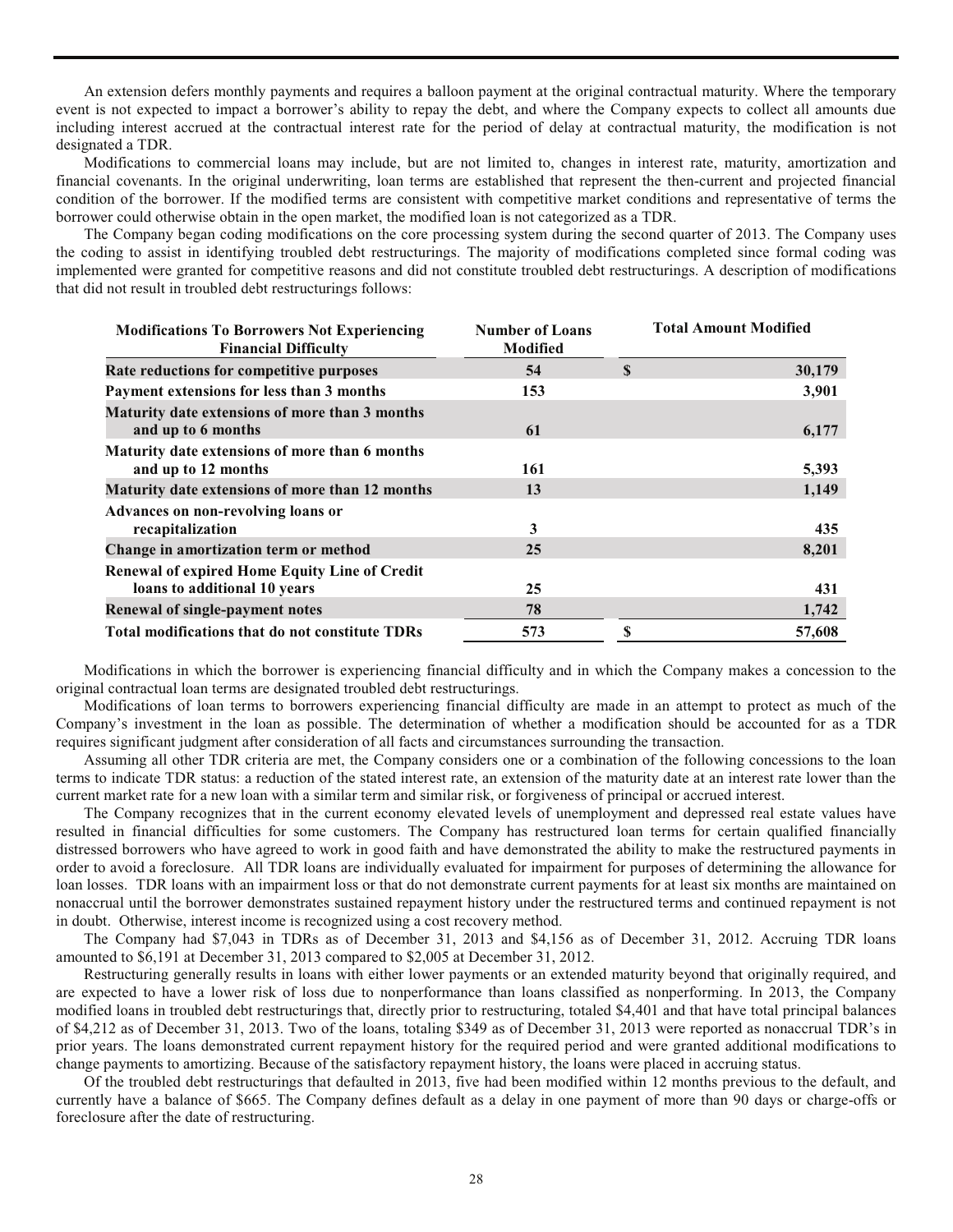An extension defers monthly payments and requires a balloon payment at the original contractual maturity. Where the temporary event is not expected to impact a borrower's ability to repay the debt, and where the Company expects to collect all amounts due including interest accrued at the contractual interest rate for the period of delay at contractual maturity, the modification is not designated a TDR.

Modifications to commercial loans may include, but are not limited to, changes in interest rate, maturity, amortization and financial covenants. In the original underwriting, loan terms are established that represent the then-current and projected financial condition of the borrower. If the modified terms are consistent with competitive market conditions and representative of terms the borrower could otherwise obtain in the open market, the modified loan is not categorized as a TDR.

The Company began coding modifications on the core processing system during the second quarter of 2013. The Company uses the coding to assist in identifying troubled debt restructurings. The majority of modifications completed since formal coding was implemented were granted for competitive reasons and did not constitute troubled debt restructurings. A description of modifications that did not result in troubled debt restructurings follows:

| Modifications To Borrowers Not Experiencing Financial Difficulty | Number of Loans Modified | Total Amount Modified |
|---|---|---|
| Rate reductions for competitive purposes | 54 | $ 30,179 |
| Payment extensions for less than 3 months | 153 | 3,901 |
| Maturity date extensions of more than 3 months and up to 6 months | 61 | 6,177 |
| Maturity date extensions of more than 6 months and up to 12 months | 161 | 5,393 |
| Maturity date extensions of more than 12 months | 13 | 1,149 |
| Advances on non-revolving loans or recapitalization | 3 | 435 |
| Change in amortization term or method | 25 | 8,201 |
| Renewal of expired Home Equity Line of Credit loans to additional 10 years | 25 | 431 |
| Renewal of single-payment notes | 78 | 1,742 |
| Total modifications that do not constitute TDRs | 573 | $ 57,608 |

Modifications in which the borrower is experiencing financial difficulty and in which the Company makes a concession to the original contractual loan terms are designated troubled debt restructurings.

Modifications of loan terms to borrowers experiencing financial difficulty are made in an attempt to protect as much of the Company's investment in the loan as possible. The determination of whether a modification should be accounted for as a TDR requires significant judgment after consideration of all facts and circumstances surrounding the transaction.

Assuming all other TDR criteria are met, the Company considers one or a combination of the following concessions to the loan terms to indicate TDR status: a reduction of the stated interest rate, an extension of the maturity date at an interest rate lower than the current market rate for a new loan with a similar term and similar risk, or forgiveness of principal or accrued interest.

The Company recognizes that in the current economy elevated levels of unemployment and depressed real estate values have resulted in financial difficulties for some customers. The Company has restructured loan terms for certain qualified financially distressed borrowers who have agreed to work in good faith and have demonstrated the ability to make the restructured payments in order to avoid a foreclosure. All TDR loans are individually evaluated for impairment for purposes of determining the allowance for loan losses. TDR loans with an impairment loss or that do not demonstrate current payments for at least six months are maintained on nonaccrual until the borrower demonstrates sustained repayment history under the restructured terms and continued repayment is not in doubt. Otherwise, interest income is recognized using a cost recovery method.

The Company had $7,043 in TDRs as of December 31, 2013 and $4,156 as of December 31, 2012. Accruing TDR loans amounted to $6,191 at December 31, 2013 compared to $2,005 at December 31, 2012.

Restructuring generally results in loans with either lower payments or an extended maturity beyond that originally required, and are expected to have a lower risk of loss due to nonperformance than loans classified as nonperforming. In 2013, the Company modified loans in troubled debt restructurings that, directly prior to restructuring, totaled $4,401 and that have total principal balances of $4,212 as of December 31, 2013. Two of the loans, totaling $349 as of December 31, 2013 were reported as nonaccrual TDR's in prior years. The loans demonstrated current repayment history for the required period and were granted additional modifications to change payments to amortizing. Because of the satisfactory repayment history, the loans were placed in accruing status.

Of the troubled debt restructurings that defaulted in 2013, five had been modified within 12 months previous to the default, and currently have a balance of $665. The Company defines default as a delay in one payment of more than 90 days or charge-offs or foreclosure after the date of restructuring.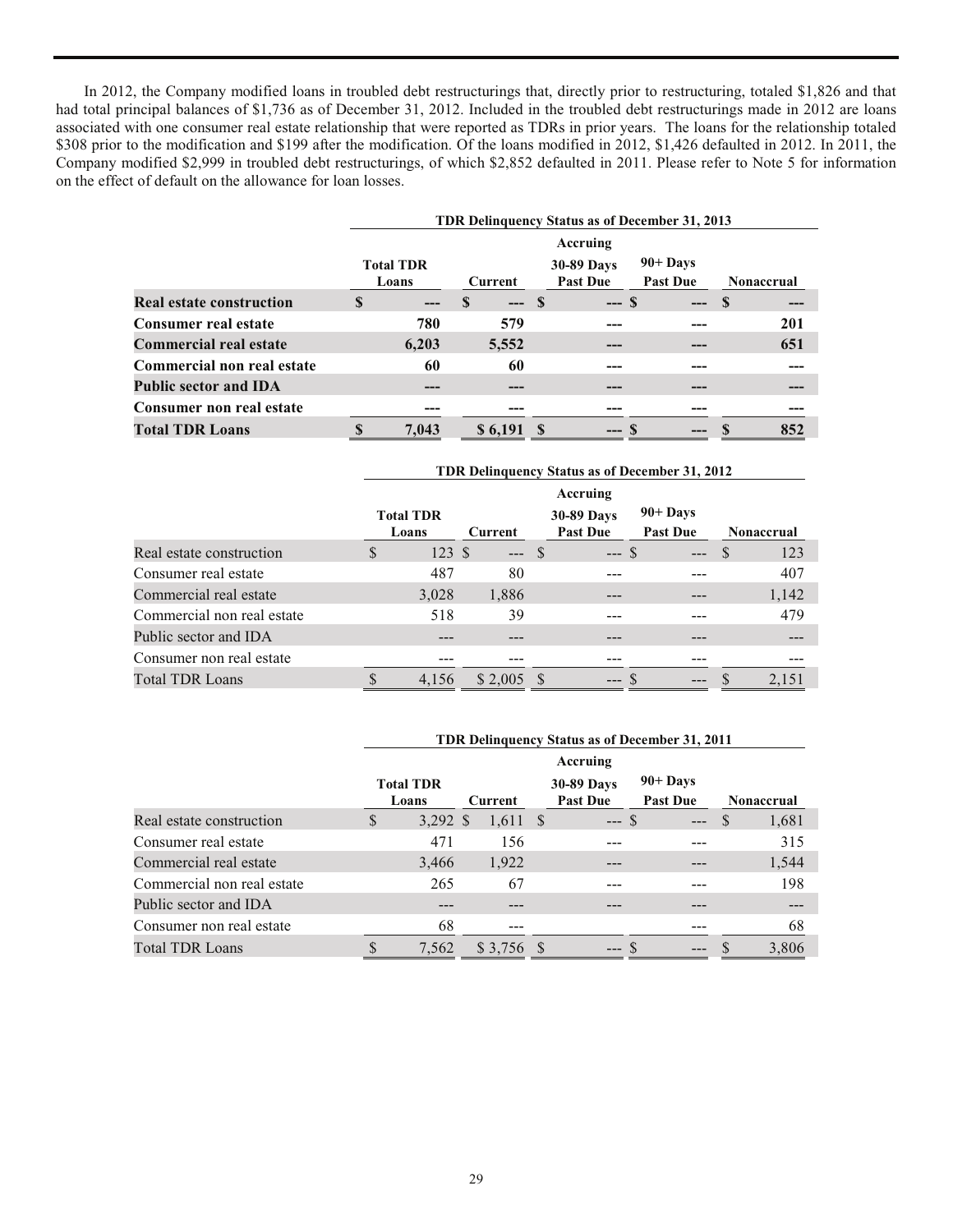In 2012, the Company modified loans in troubled debt restructurings that, directly prior to restructuring, totaled $1,826 and that had total principal balances of $1,736 as of December 31, 2012. Included in the troubled debt restructurings made in 2012 are loans associated with one consumer real estate relationship that were reported as TDRs in prior years. The loans for the relationship totaled $308 prior to the modification and $199 after the modification. Of the loans modified in 2012, $1,426 defaulted in 2012. In 2011, the Company modified $2,999 in troubled debt restructurings, of which $2,852 defaulted in 2011. Please refer to Note 5 for information on the effect of default on the allowance for loan losses.

| | TDR Delinquency Status as of December 31, 2013 | | | | |
|---|---|---|---|---|---|
| | | | Accruing | | |
| | **Total TDR Loans** | **Current** | **30-89 Days Past Due** | **90+ Days Past Due** | **Nonaccrual** |
| **Real estate construction** | **$ ---** | **$ ---** | **$ ---** | **$ ---** | **$ ---** |
| **Consumer real estate** | **780** | **579** | **---** | **---** | **201** |
| **Commercial real estate** | **6,203** | **5,552** | **---** | **---** | **651** |
| **Commercial non real estate** | **60** | **60** | **---** | **---** | **---** |
| **Public sector and IDA** | **---** | **---** | **---** | **---** | **---** |
| **Consumer non real estate** | **---** | **---** | **---** | **---** | **---** |
| **Total TDR Loans** | **$ 7,043** | **$ 6,191** | **$ ---** | **$ ---** | **$ 852** |

| | TDR Delinquency Status as of December 31, 2012 | | | | |
|---|---|---|---|---|---|
| | | | Accruing | | |
| | **Total TDR Loans** | **Current** | **30-89 Days Past Due** | **90+ Days Past Due** | **Nonaccrual** |
| Real estate construction | $ 123 | $ --- | $ --- | $ --- | $ 123 |
| Consumer real estate | 487 | 80 | --- | --- | 407 |
| Commercial real estate | 3,028 | 1,886 | --- | --- | 1,142 |
| Commercial non real estate | 518 | 39 | --- | --- | 479 |
| Public sector and IDA | --- | --- | --- | --- | --- |
| Consumer non real estate | --- | --- | --- | --- | --- |
| Total TDR Loans | $ 4,156 | $ 2,005 | $ --- | $ --- | $ 2,151 |

| | TDR Delinquency Status as of December 31, 2011 | | | | |
|---|---|---|---|---|---|
| | | | Accruing | | |
| | **Total TDR Loans** | **Current** | **30-89 Days Past Due** | **90+ Days Past Due** | **Nonaccrual** |
| Real estate construction | $ 3,292 | $ 1,611 | $ --- | $ --- | $ 1,681 |
| Consumer real estate | 471 | 156 | --- | --- | 315 |
| Commercial real estate | 3,466 | 1,922 | --- | --- | 1,544 |
| Commercial non real estate | 265 | 67 | --- | --- | 198 |
| Public sector and IDA | --- | --- | --- | --- | --- |
| Consumer non real estate | 68 | --- | | --- | 68 |
| Total TDR Loans | $ 7,562 | $ 3,756 | $ --- | $ --- | $ 3,806 |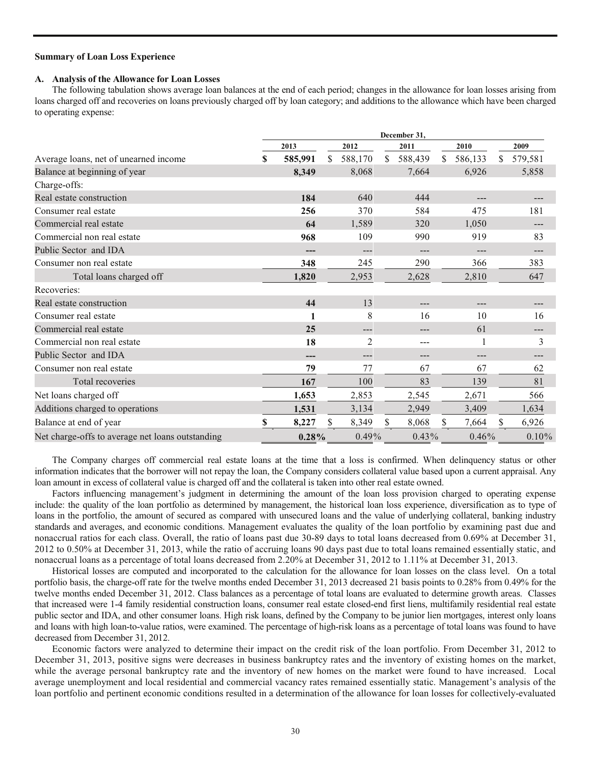**Summary of Loan Loss Experience**

**A. Analysis of the Allowance for Loan Losses**

The following tabulation shows average loan balances at the end of each period; changes in the allowance for loan losses arising from loans charged off and recoveries on loans previously charged off by loan category; and additions to the allowance which have been charged to operating expense:

| | December 31, | | | | |
|---|---|---|---|---|---|
| | **2013** | **2012** | **2011** | **2010** | **2009** |
| Average loans, net of unearned income | **$ 585,991** | $ 588,170 | $ 588,439 | $ 586,133 | $ 579,581 |
| Balance at beginning of year | **8,349** | 8,068 | 7,664 | 6,926 | 5,858 |
| Charge-offs: | | | | | |
| Real estate construction | **184** | 640 | 444 | --- | --- |
| Consumer real estate | **256** | 370 | 584 | 475 | 181 |
| Commercial real estate | **64** | 1,589 | 320 | 1,050 | --- |
| Commercial non real estate | **968** | 109 | 990 | 919 | 83 |
| Public Sector and IDA | **---** | --- | --- | --- | --- |
| Consumer non real estate | **348** | 245 | 290 | 366 | 383 |
| Total loans charged off | **1,820** | 2,953 | 2,628 | 2,810 | 647 |
| Recoveries: | | | | | |
| Real estate construction | **44** | 13 | --- | --- | --- |
| Consumer real estate | **1** | 8 | 16 | 10 | 16 |
| Commercial real estate | **25** | --- | --- | 61 | --- |
| Commercial non real estate | **18** | 2 | --- | 1 | 3 |
| Public Sector and IDA | **---** | --- | --- | --- | --- |
| Consumer non real estate | **79** | 77 | 67 | 67 | 62 |
| Total recoveries | **167** | 100 | 83 | 139 | 81 |
| Net loans charged off | **1,653** | 2,853 | 2,545 | 2,671 | 566 |
| Additions charged to operations | **1,531** | 3,134 | 2,949 | 3,409 | 1,634 |
| Balance at end of year | **$ 8,227** | $ 8,349 | $ 8,068 | $ 7,664 | $ 6,926 |
| Net charge-offs to average net loans outstanding | **0.28%** | 0.49% | 0.43% | 0.46% | 0.10% |

The Company charges off commercial real estate loans at the time that a loss is confirmed. When delinquency status or other information indicates that the borrower will not repay the loan, the Company considers collateral value based upon a current appraisal. Any loan amount in excess of collateral value is charged off and the collateral is taken into other real estate owned.

Factors influencing management's judgment in determining the amount of the loan loss provision charged to operating expense include: the quality of the loan portfolio as determined by management, the historical loan loss experience, diversification as to type of loans in the portfolio, the amount of secured as compared with unsecured loans and the value of underlying collateral, banking industry standards and averages, and economic conditions. Management evaluates the quality of the loan portfolio by examining past due and nonaccrual ratios for each class. Overall, the ratio of loans past due 30-89 days to total loans decreased from 0.69% at December 31, 2012 to 0.50% at December 31, 2013, while the ratio of accruing loans 90 days past due to total loans remained essentially static, and nonaccrual loans as a percentage of total loans decreased from 2.20% at December 31, 2012 to 1.11% at December 31, 2013.

Historical losses are computed and incorporated to the calculation for the allowance for loan losses on the class level. On a total portfolio basis, the charge-off rate for the twelve months ended December 31, 2013 decreased 21 basis points to 0.28% from 0.49% for the twelve months ended December 31, 2012. Class balances as a percentage of total loans are evaluated to determine growth areas. Classes that increased were 1-4 family residential construction loans, consumer real estate closed-end first liens, multifamily residential real estate public sector and IDA, and other consumer loans. High risk loans, defined by the Company to be junior lien mortgages, interest only loans and loans with high loan-to-value ratios, were examined. The percentage of high-risk loans as a percentage of total loans was found to have decreased from December 31, 2012.

Economic factors were analyzed to determine their impact on the credit risk of the loan portfolio. From December 31, 2012 to December 31, 2013, positive signs were decreases in business bankruptcy rates and the inventory of existing homes on the market, while the average personal bankruptcy rate and the inventory of new homes on the market were found to have increased. Local average unemployment and local residential and commercial vacancy rates remained essentially static. Management's analysis of the loan portfolio and pertinent economic conditions resulted in a determination of the allowance for loan losses for collectively-evaluated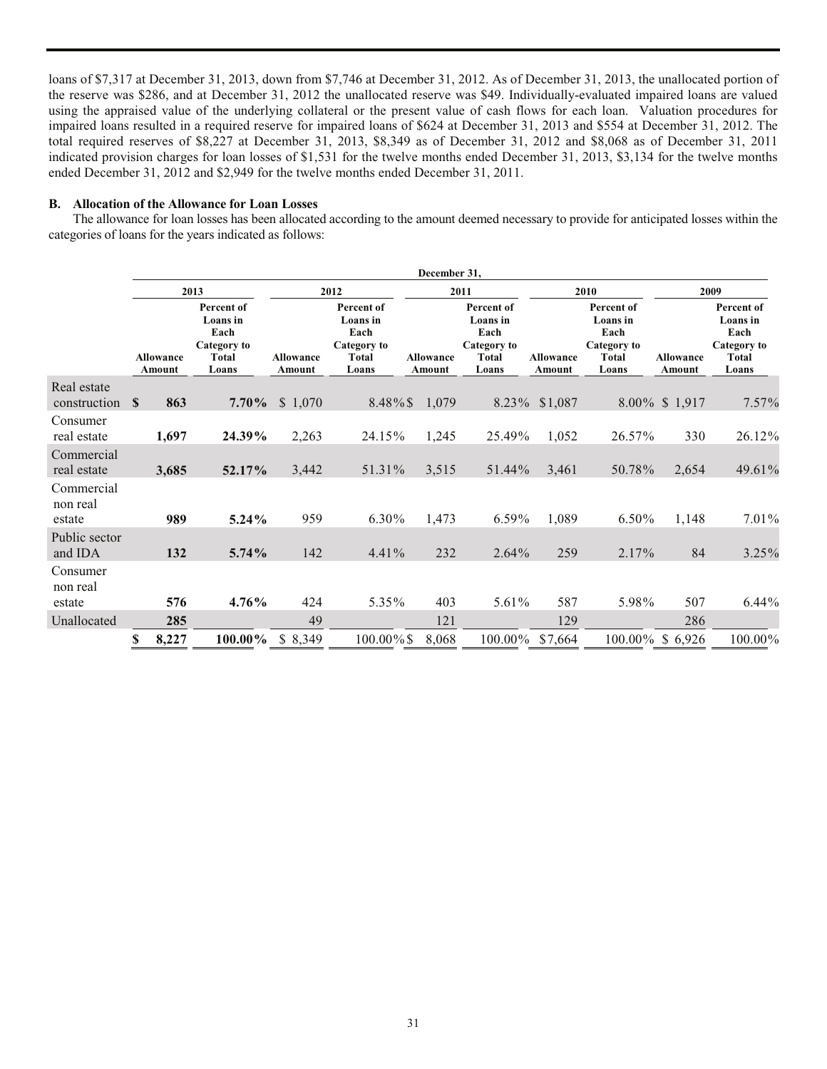loans of $7,317 at December 31, 2013, down from $7,746 at December 31, 2012. As of December 31, 2013, the unallocated portion of the reserve was $286, and at December 31, 2012 the unallocated reserve was $49. Individually-evaluated impaired loans are valued using the appraised value of the underlying collateral or the present value of cash flows for each loan. Valuation procedures for impaired loans resulted in a required reserve for impaired loans of $624 at December 31, 2013 and $554 at December 31, 2012. The total required reserves of $8,227 at December 31, 2013, $8,349 as of December 31, 2012 and $8,068 as of December 31, 2011 indicated provision charges for loan losses of $1,531 for the twelve months ended December 31, 2013, $3,134 for the twelve months ended December 31, 2012 and $2,949 for the twelve months ended December 31, 2011.

### B. Allocation of the Allowance for Loan Losses

The allowance for loan losses has been allocated according to the amount deemed necessary to provide for anticipated losses within the categories of loans for the years indicated as follows:

| | December 31, | | | | | | | | | |
|---|---|---|---|---|---|---|---|---|---|---|
| | 2013 | | 2012 | | 2011 | | 2010 | | 2009 | |
| | Allowance Amount | Percent of Loans in Each Category to Total Loans | Allowance Amount | Percent of Loans in Each Category to Total Loans | Allowance Amount | Percent of Loans in Each Category to Total Loans | Allowance Amount | Percent of Loans in Each Category to Total Loans | Allowance Amount | Percent of Loans in Each Category to Total Loans |
| Real estate construction | **$ 863** | **7.70%** | $ 1,070 | 8.48% | $ 1,079 | 8.23% | $1,087 | 8.00% | $ 1,917 | 7.57% |
| Consumer real estate | **1,697** | **24.39%** | 2,263 | 24.15% | 1,245 | 25.49% | 1,052 | 26.57% | 330 | 26.12% |
| Commercial real estate | **3,685** | **52.17%** | 3,442 | 51.31% | 3,515 | 51.44% | 3,461 | 50.78% | 2,654 | 49.61% |
| Commercial non real estate | **989** | **5.24%** | 959 | 6.30% | 1,473 | 6.59% | 1,089 | 6.50% | 1,148 | 7.01% |
| Public sector and IDA | **132** | **5.74%** | 142 | 4.41% | 232 | 2.64% | 259 | 2.17% | 84 | 3.25% |
| Consumer non real estate | **576** | **4.76%** | 424 | 5.35% | 403 | 5.61% | 587 | 5.98% | 507 | 6.44% |
| Unallocated | **285** | | 49 | | 121 | | 129 | | 286 | |
| | **$ 8,227** | **100.00%** | $ 8,349 | 100.00% | $ 8,068 | 100.00% | $7,664 | 100.00% | $ 6,926 | 100.00% |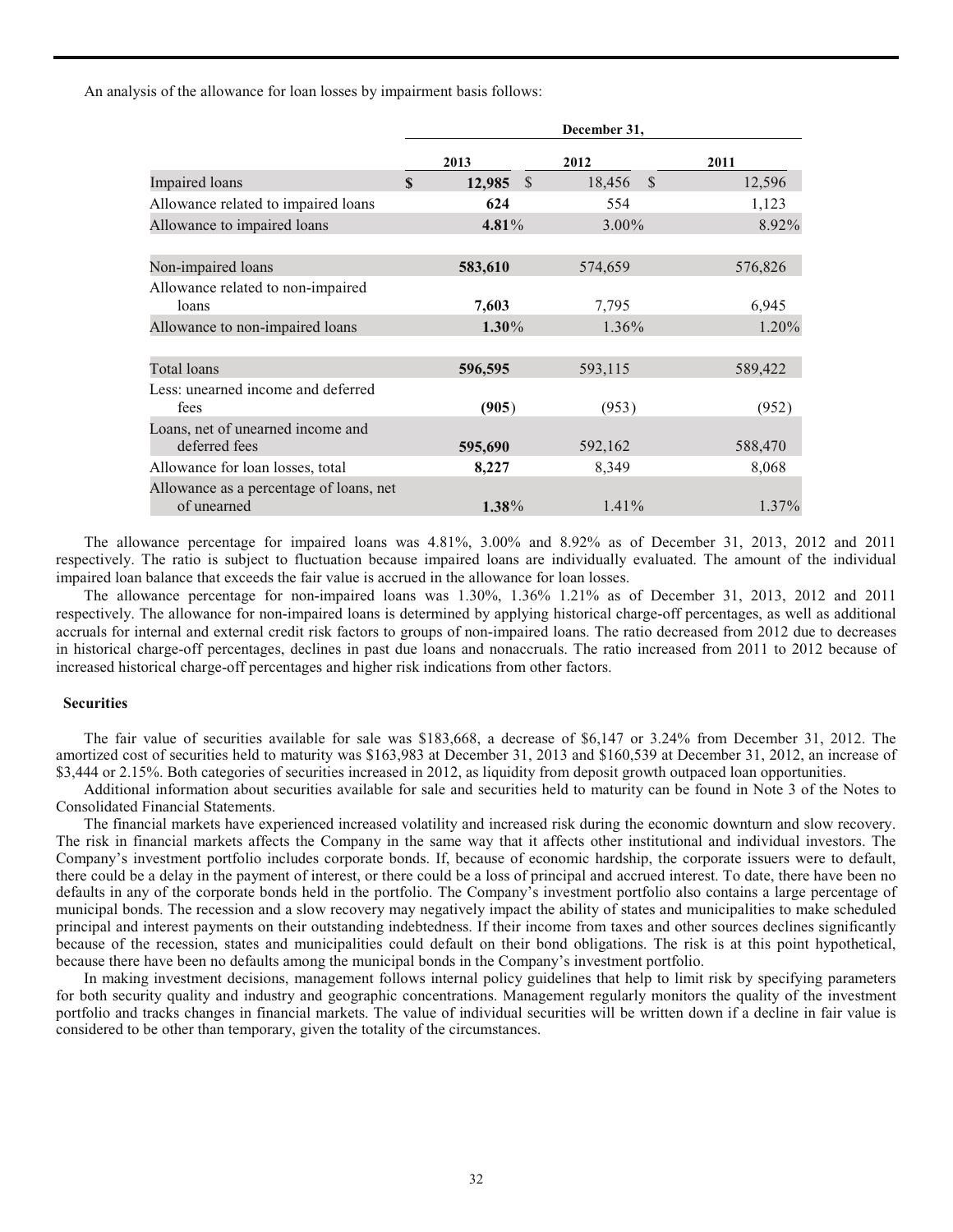An analysis of the allowance for loan losses by impairment basis follows:

| | December 31, | | |
|---|---|---|---|
| | 2013 | 2012 | 2011 |
| Impaired loans | $ **12,985** | $ 18,456 | $ 12,596 |
| Allowance related to impaired loans | **624** | 554 | 1,123 |
| Allowance to impaired loans | **4.81**% | 3.00% | 8.92% |
| | | | |
| Non-impaired loans | **583,610** | 574,659 | 576,826 |
| Allowance related to non-impaired loans | **7,603** | 7,795 | 6,945 |
| Allowance to non-impaired loans | **1.30**% | 1.36% | 1.20% |
| | | | |
| Total loans | **596,595** | 593,115 | 589,422 |
| Less: unearned income and deferred fees | **(905)** | (953) | (952) |
| Loans, net of unearned income and deferred fees | **595,690** | 592,162 | 588,470 |
| Allowance for loan losses, total | **8,227** | 8,349 | 8,068 |
| Allowance as a percentage of loans, net of unearned | **1.38**% | 1.41% | 1.37% |

The allowance percentage for impaired loans was 4.81%, 3.00% and 8.92% as of December 31, 2013, 2012 and 2011 respectively. The ratio is subject to fluctuation because impaired loans are individually evaluated. The amount of the individual impaired loan balance that exceeds the fair value is accrued in the allowance for loan losses.

The allowance percentage for non-impaired loans was 1.30%, 1.36% 1.21% as of December 31, 2013, 2012 and 2011 respectively. The allowance for non-impaired loans is determined by applying historical charge-off percentages, as well as additional accruals for internal and external credit risk factors to groups of non-impaired loans. The ratio decreased from 2012 due to decreases in historical charge-off percentages, declines in past due loans and nonaccruals. The ratio increased from 2011 to 2012 because of increased historical charge-off percentages and higher risk indications from other factors.

### Securities

The fair value of securities available for sale was $183,668, a decrease of $6,147 or 3.24% from December 31, 2012. The amortized cost of securities held to maturity was $163,983 at December 31, 2013 and $160,539 at December 31, 2012, an increase of $3,444 or 2.15%. Both categories of securities increased in 2012, as liquidity from deposit growth outpaced loan opportunities.

Additional information about securities available for sale and securities held to maturity can be found in Note 3 of the Notes to Consolidated Financial Statements.

The financial markets have experienced increased volatility and increased risk during the economic downturn and slow recovery. The risk in financial markets affects the Company in the same way that it affects other institutional and individual investors. The Company's investment portfolio includes corporate bonds. If, because of economic hardship, the corporate issuers were to default, there could be a delay in the payment of interest, or there could be a loss of principal and accrued interest. To date, there have been no defaults in any of the corporate bonds held in the portfolio. The Company's investment portfolio also contains a large percentage of municipal bonds. The recession and a slow recovery may negatively impact the ability of states and municipalities to make scheduled principal and interest payments on their outstanding indebtedness. If their income from taxes and other sources declines significantly because of the recession, states and municipalities could default on their bond obligations. The risk is at this point hypothetical, because there have been no defaults among the municipal bonds in the Company's investment portfolio.

In making investment decisions, management follows internal policy guidelines that help to limit risk by specifying parameters for both security quality and industry and geographic concentrations. Management regularly monitors the quality of the investment portfolio and tracks changes in financial markets. The value of individual securities will be written down if a decline in fair value is considered to be other than temporary, given the totality of the circumstances.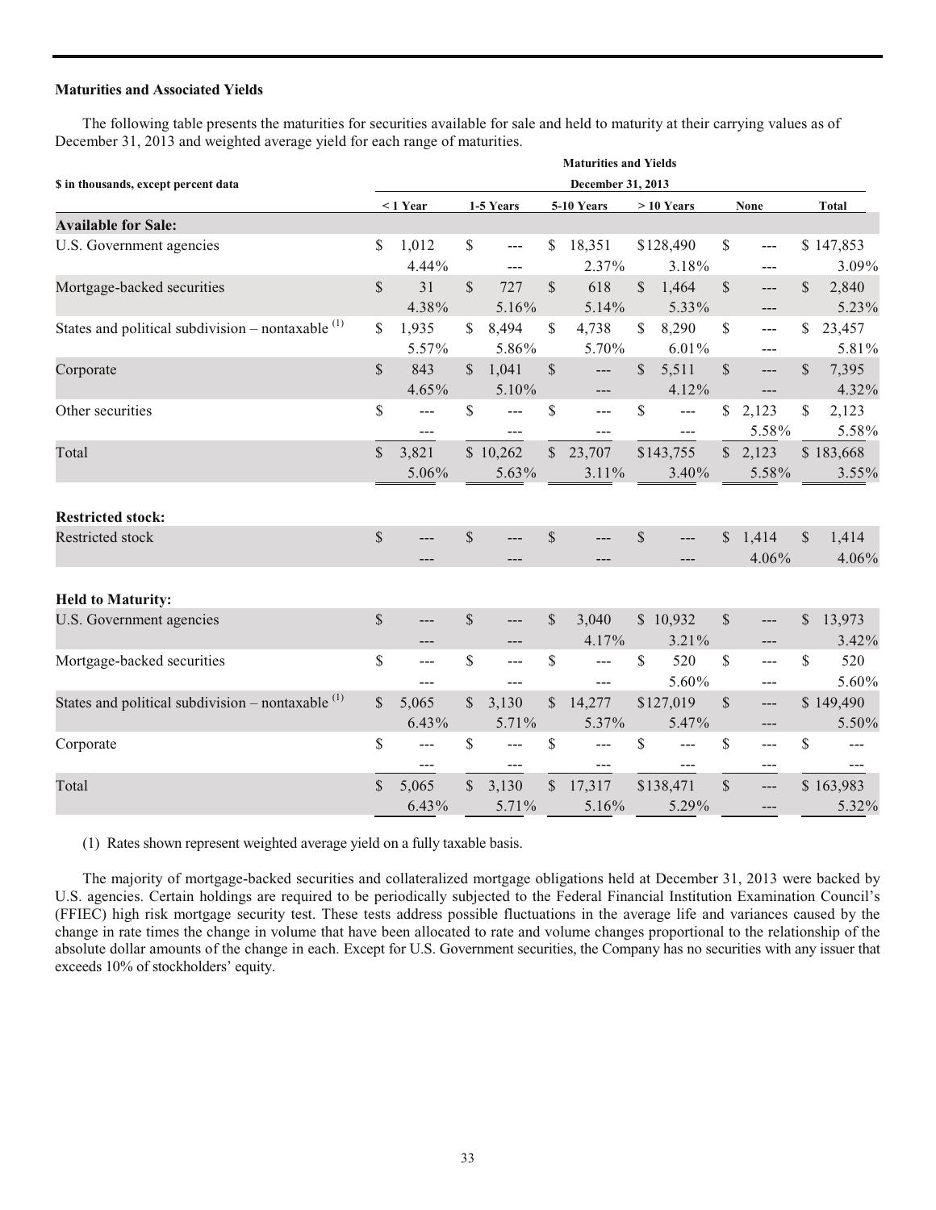**Maturities and Associated Yields**

The following table presents the maturities for securities available for sale and held to maturity at their carrying values as of December 31, 2013 and weighted average yield for each range of maturities.

| $ in thousands, except percent data | Maturities and Yields December 31, 2013 | | | | | |
|---|---|---|---|---|---|---|
| | < 1 Year | 1-5 Years | 5-10 Years | > 10 Years | None | Total |
| **Available for Sale:** | | | | | | |
| U.S. Government agencies | $ 1,012 | $ --- | $ 18,351 | $128,490 | $ --- | $ 147,853 |
| | 4.44% | --- | 2.37% | 3.18% | --- | 3.09% |
| Mortgage-backed securities | $ 31 | $ 727 | $ 618 | $ 1,464 | $ --- | $ 2,840 |
| | 4.38% | 5.16% | 5.14% | 5.33% | --- | 5.23% |
| States and political subdivision – nontaxable (1) | $ 1,935 | $ 8,494 | $ 4,738 | $ 8,290 | $ --- | $ 23,457 |
| | 5.57% | 5.86% | 5.70% | 6.01% | --- | 5.81% |
| Corporate | $ 843 | $ 1,041 | $ --- | $ 5,511 | $ --- | $ 7,395 |
| | 4.65% | 5.10% | --- | 4.12% | --- | 4.32% |
| Other securities | $ --- | $ --- | $ --- | $ --- | $ 2,123 | $ 2,123 |
| | --- | --- | --- | --- | 5.58% | 5.58% |
| Total | $ 3,821 | $ 10,262 | $ 23,707 | $143,755 | $ 2,123 | $ 183,668 |
| | 5.06% | 5.63% | 3.11% | 3.40% | 5.58% | 3.55% |
| **Restricted stock:** | | | | | | |
| Restricted stock | $ --- | $ --- | $ --- | $ --- | $ 1,414 | $ 1,414 |
| | --- | --- | --- | --- | 4.06% | 4.06% |
| **Held to Maturity:** | | | | | | |
| U.S. Government agencies | $ --- | $ --- | $ 3,040 | $ 10,932 | $ --- | $ 13,973 |
| | --- | --- | 4.17% | 3.21% | --- | 3.42% |
| Mortgage-backed securities | $ --- | $ --- | $ --- | $ 520 | $ --- | $ 520 |
| | --- | --- | --- | 5.60% | --- | 5.60% |
| States and political subdivision – nontaxable (1) | $ 5,065 | $ 3,130 | $ 14,277 | $127,019 | $ --- | $ 149,490 |
| | 6.43% | 5.71% | 5.37% | 5.47% | --- | 5.50% |
| Corporate | $ --- | $ --- | $ --- | $ --- | $ --- | $ --- |
| | --- | --- | --- | --- | --- | --- |
| Total | $ 5,065 | $ 3,130 | $ 17,317 | $138,471 | $ --- | $ 163,983 |
| | 6.43% | 5.71% | 5.16% | 5.29% | --- | 5.32% |

(1) Rates shown represent weighted average yield on a fully taxable basis.

The majority of mortgage-backed securities and collateralized mortgage obligations held at December 31, 2013 were backed by U.S. agencies. Certain holdings are required to be periodically subjected to the Federal Financial Institution Examination Council's (FFIEC) high risk mortgage security test. These tests address possible fluctuations in the average life and variances caused by the change in rate times the change in volume that have been allocated to rate and volume changes proportional to the relationship of the absolute dollar amounts of the change in each. Except for U.S. Government securities, the Company has no securities with any issuer that exceeds 10% of stockholders' equity.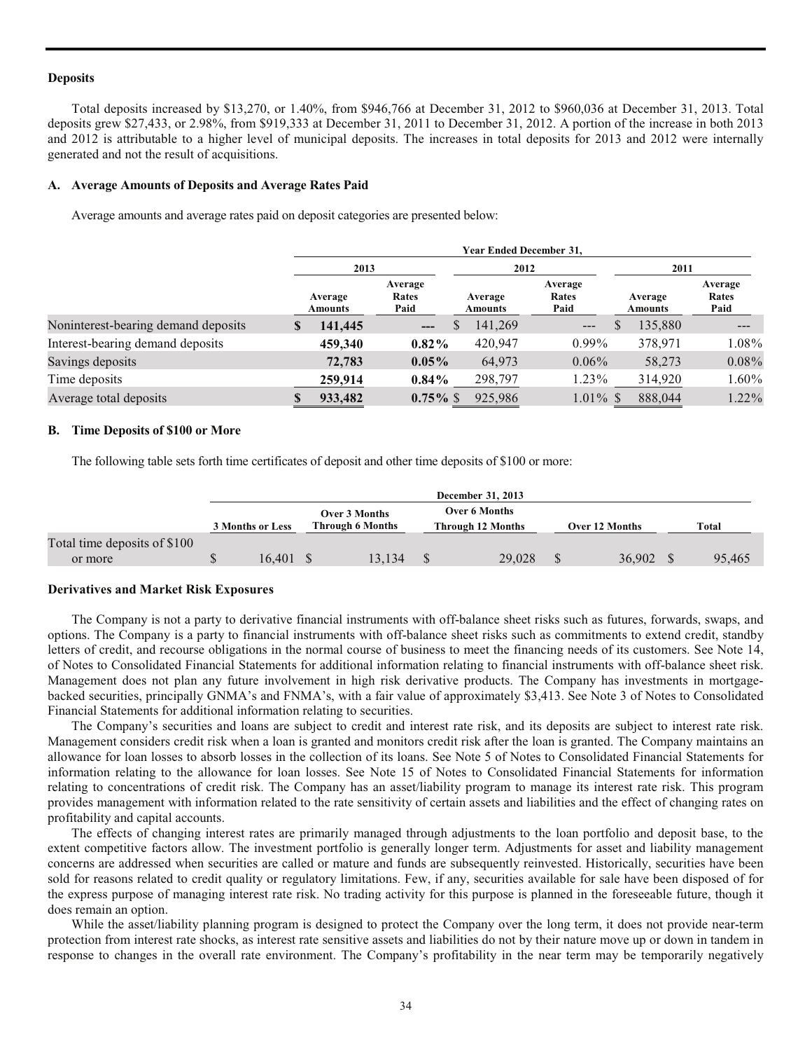### Deposits

Total deposits increased by $13,270, or 1.40%, from $946,766 at December 31, 2012 to $960,036 at December 31, 2013. Total deposits grew $27,433, or 2.98%, from $919,333 at December 31, 2011 to December 31, 2012. A portion of the increase in both 2013 and 2012 is attributable to a higher level of municipal deposits. The increases in total deposits for 2013 and 2012 were internally generated and not the result of acquisitions.

#### A. Average Amounts of Deposits and Average Rates Paid

Average amounts and average rates paid on deposit categories are presented below:

| | Year Ended December 31, | | | | | |
|---|---|---|---|---|---|---|
| | 2013 | | 2012 | | 2011 | |
| | Average Amounts | Average Rates Paid | Average Amounts | Average Rates Paid | Average Amounts | Average Rates Paid |
| Noninterest-bearing demand deposits | $ 141,445 | --- | $ 141,269 | --- | $ 135,880 | --- |
| Interest-bearing demand deposits | 459,340 | 0.82% | 420,947 | 0.99% | 378,971 | 1.08% |
| Savings deposits | 72,783 | 0.05% | 64,973 | 0.06% | 58,273 | 0.08% |
| Time deposits | 259,914 | 0.84% | 298,797 | 1.23% | 314,920 | 1.60% |
| Average total deposits | $ 933,482 | 0.75% | $ 925,986 | 1.01% | $ 888,044 | 1.22% |

#### B. Time Deposits of $100 or More

The following table sets forth time certificates of deposit and other time deposits of $100 or more:

| | December 31, 2013 | | | | |
|---|---|---|---|---|---|
| | 3 Months or Less | Over 3 Months Through 6 Months | Over 6 Months Through 12 Months | Over 12 Months | Total |
| Total time deposits of $100 or more | $ 16,401 | $ 13,134 | $ 29,028 | $ 36,902 | $ 95,465 |

### Derivatives and Market Risk Exposures

The Company is not a party to derivative financial instruments with off-balance sheet risks such as futures, forwards, swaps, and options. The Company is a party to financial instruments with off-balance sheet risks such as commitments to extend credit, standby letters of credit, and recourse obligations in the normal course of business to meet the financing needs of its customers. See Note 14, of Notes to Consolidated Financial Statements for additional information relating to financial instruments with off-balance sheet risk. Management does not plan any future involvement in high risk derivative products. The Company has investments in mortgage-backed securities, principally GNMA's and FNMA's, with a fair value of approximately $3,413. See Note 3 of Notes to Consolidated Financial Statements for additional information relating to securities.

The Company's securities and loans are subject to credit and interest rate risk, and its deposits are subject to interest rate risk. Management considers credit risk when a loan is granted and monitors credit risk after the loan is granted. The Company maintains an allowance for loan losses to absorb losses in the collection of its loans. See Note 5 of Notes to Consolidated Financial Statements for information relating to the allowance for loan losses. See Note 15 of Notes to Consolidated Financial Statements for information relating to concentrations of credit risk. The Company has an asset/liability program to manage its interest rate risk. This program provides management with information related to the rate sensitivity of certain assets and liabilities and the effect of changing rates on profitability and capital accounts.

The effects of changing interest rates are primarily managed through adjustments to the loan portfolio and deposit base, to the extent competitive factors allow. The investment portfolio is generally longer term. Adjustments for asset and liability management concerns are addressed when securities are called or mature and funds are subsequently reinvested. Historically, securities have been sold for reasons related to credit quality or regulatory limitations. Few, if any, securities available for sale have been disposed of for the express purpose of managing interest rate risk. No trading activity for this purpose is planned in the foreseeable future, though it does remain an option.

While the asset/liability planning program is designed to protect the Company over the long term, it does not provide near-term protection from interest rate shocks, as interest rate sensitive assets and liabilities do not by their nature move up or down in tandem in response to changes in the overall rate environment. The Company's profitability in the near term may be temporarily negatively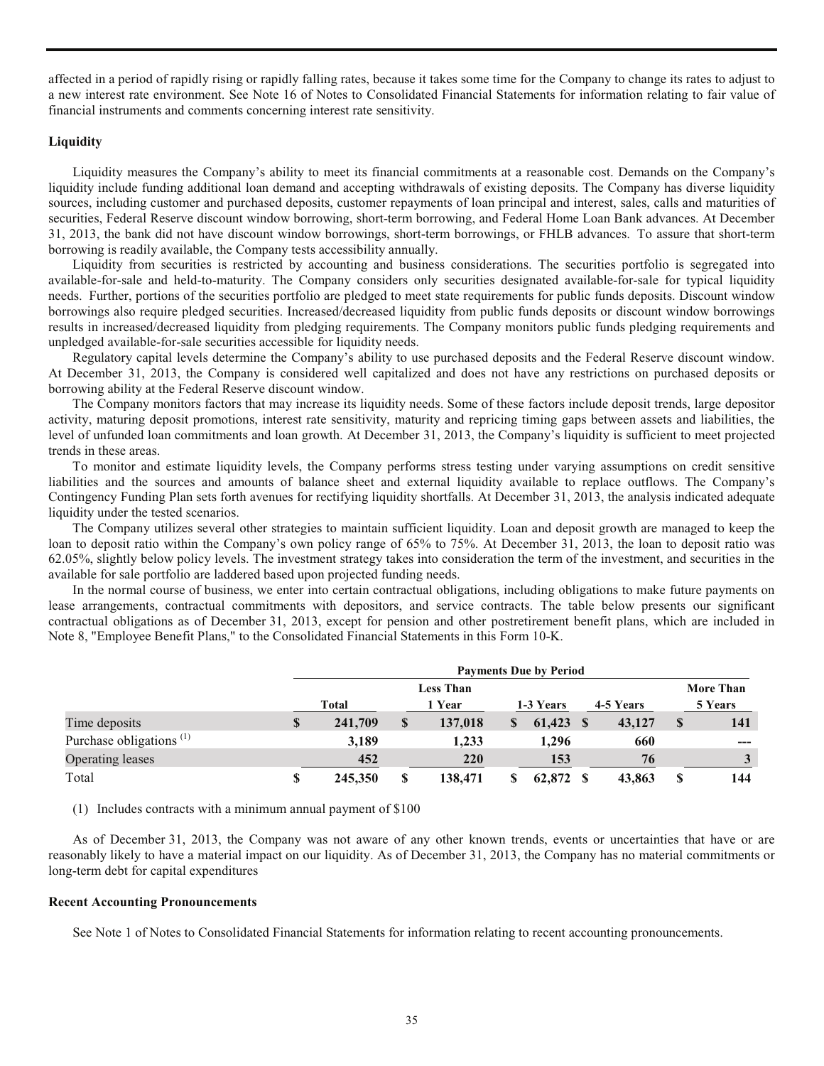affected in a period of rapidly rising or rapidly falling rates, because it takes some time for the Company to change its rates to adjust to a new interest rate environment. See Note 16 of Notes to Consolidated Financial Statements for information relating to fair value of financial instruments and comments concerning interest rate sensitivity.

**Liquidity**

Liquidity measures the Company's ability to meet its financial commitments at a reasonable cost. Demands on the Company's liquidity include funding additional loan demand and accepting withdrawals of existing deposits. The Company has diverse liquidity sources, including customer and purchased deposits, customer repayments of loan principal and interest, sales, calls and maturities of securities, Federal Reserve discount window borrowing, short-term borrowing, and Federal Home Loan Bank advances. At December 31, 2013, the bank did not have discount window borrowings, short-term borrowings, or FHLB advances. To assure that short-term borrowing is readily available, the Company tests accessibility annually.

Liquidity from securities is restricted by accounting and business considerations. The securities portfolio is segregated into available-for-sale and held-to-maturity. The Company considers only securities designated available-for-sale for typical liquidity needs. Further, portions of the securities portfolio are pledged to meet state requirements for public funds deposits. Discount window borrowings also require pledged securities. Increased/decreased liquidity from public funds deposits or discount window borrowings results in increased/decreased liquidity from pledging requirements. The Company monitors public funds pledging requirements and unpledged available-for-sale securities accessible for liquidity needs.

Regulatory capital levels determine the Company's ability to use purchased deposits and the Federal Reserve discount window. At December 31, 2013, the Company is considered well capitalized and does not have any restrictions on purchased deposits or borrowing ability at the Federal Reserve discount window.

The Company monitors factors that may increase its liquidity needs. Some of these factors include deposit trends, large depositor activity, maturing deposit promotions, interest rate sensitivity, maturity and repricing timing gaps between assets and liabilities, the level of unfunded loan commitments and loan growth. At December 31, 2013, the Company's liquidity is sufficient to meet projected trends in these areas.

To monitor and estimate liquidity levels, the Company performs stress testing under varying assumptions on credit sensitive liabilities and the sources and amounts of balance sheet and external liquidity available to replace outflows. The Company's Contingency Funding Plan sets forth avenues for rectifying liquidity shortfalls. At December 31, 2013, the analysis indicated adequate liquidity under the tested scenarios.

The Company utilizes several other strategies to maintain sufficient liquidity. Loan and deposit growth are managed to keep the loan to deposit ratio within the Company's own policy range of 65% to 75%. At December 31, 2013, the loan to deposit ratio was 62.05%, slightly below policy levels. The investment strategy takes into consideration the term of the investment, and securities in the available for sale portfolio are laddered based upon projected funding needs.

In the normal course of business, we enter into certain contractual obligations, including obligations to make future payments on lease arrangements, contractual commitments with depositors, and service contracts. The table below presents our significant contractual obligations as of December 31, 2013, except for pension and other postretirement benefit plans, which are included in Note 8, "Employee Benefit Plans," to the Consolidated Financial Statements in this Form 10-K.

| | Payments Due by Period | | | | |
|---|---|---|---|---|---|
| | Total | Less Than 1 Year | 1-3 Years | 4-5 Years | More Than 5 Years |
| Time deposits | $ 241,709 | $ 137,018 | $ 61,423 | $ 43,127 | $ 141 |
| Purchase obligations [(1)] | 3,189 | 1,233 | 1,296 | 660 | --- |
| Operating leases | 452 | 220 | 153 | 76 | 3 |
| Total | $ 245,350 | $ 138,471 | $ 62,872 | $ 43,863 | $ 144 |

(1) Includes contracts with a minimum annual payment of $100

As of December 31, 2013, the Company was not aware of any other known trends, events or uncertainties that have or are reasonably likely to have a material impact on our liquidity. As of December 31, 2013, the Company has no material commitments or long-term debt for capital expenditures

**Recent Accounting Pronouncements**

See Note 1 of Notes to Consolidated Financial Statements for information relating to recent accounting pronouncements.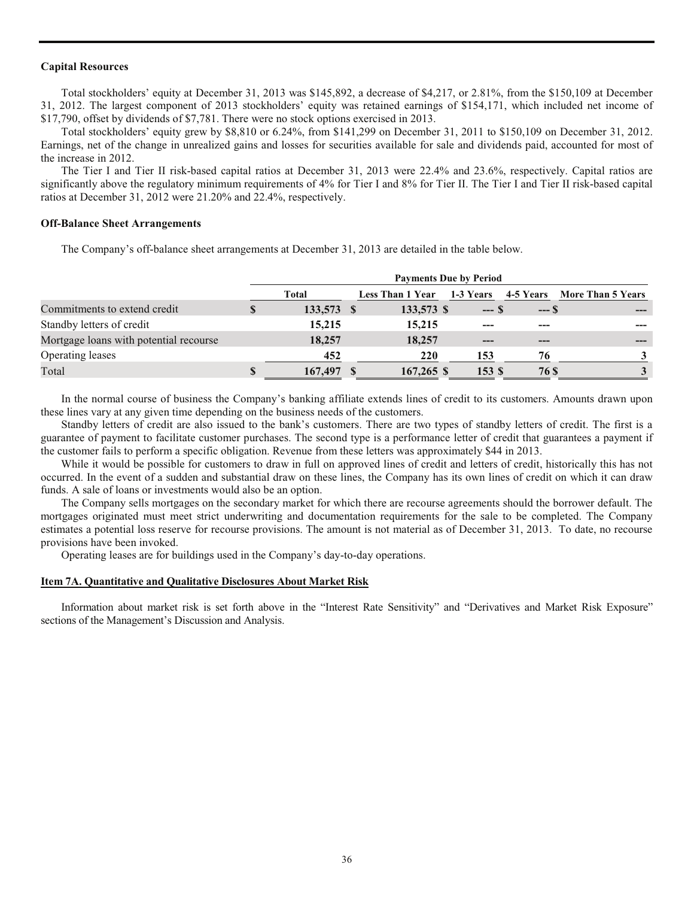**Capital Resources**

Total stockholders' equity at December 31, 2013 was $145,892, a decrease of $4,217, or 2.81%, from the $150,109 at December 31, 2012. The largest component of 2013 stockholders' equity was retained earnings of $154,171, which included net income of $17,790, offset by dividends of $7,781. There were no stock options exercised in 2013.

Total stockholders' equity grew by $8,810 or 6.24%, from $141,299 on December 31, 2011 to $150,109 on December 31, 2012. Earnings, net of the change in unrealized gains and losses for securities available for sale and dividends paid, accounted for most of the increase in 2012.

The Tier I and Tier II risk-based capital ratios at December 31, 2013 were 22.4% and 23.6%, respectively. Capital ratios are significantly above the regulatory minimum requirements of 4% for Tier I and 8% for Tier II. The Tier I and Tier II risk-based capital ratios at December 31, 2012 were 21.20% and 22.4%, respectively.

**Off-Balance Sheet Arrangements**

The Company's off-balance sheet arrangements at December 31, 2013 are detailed in the table below.

| | Payments Due by Period | | | | |
|---|---|---|---|---|---|
| | Total | Less Than 1 Year | 1-3 Years | 4-5 Years | More Than 5 Years |
| Commitments to extend credit | $ 133,573 | $ 133,573 | $ --- | $ --- | $ --- |
| Standby letters of credit | 15,215 | 15,215 | --- | --- | --- |
| Mortgage loans with potential recourse | 18,257 | 18,257 | --- | --- | --- |
| Operating leases | 452 | 220 | 153 | 76 | 3 |
| Total | $ 167,497 | $ 167,265 | $ 153 | $ 76 | $ 3 |

In the normal course of business the Company's banking affiliate extends lines of credit to its customers. Amounts drawn upon these lines vary at any given time depending on the business needs of the customers.

Standby letters of credit are also issued to the bank's customers. There are two types of standby letters of credit. The first is a guarantee of payment to facilitate customer purchases. The second type is a performance letter of credit that guarantees a payment if the customer fails to perform a specific obligation. Revenue from these letters was approximately $44 in 2013.

While it would be possible for customers to draw in full on approved lines of credit and letters of credit, historically this has not occurred. In the event of a sudden and substantial draw on these lines, the Company has its own lines of credit on which it can draw funds. A sale of loans or investments would also be an option.

The Company sells mortgages on the secondary market for which there are recourse agreements should the borrower default. The mortgages originated must meet strict underwriting and documentation requirements for the sale to be completed. The Company estimates a potential loss reserve for recourse provisions. The amount is not material as of December 31, 2013. To date, no recourse provisions have been invoked.

Operating leases are for buildings used in the Company's day-to-day operations.

**Item 7A. Quantitative and Qualitative Disclosures About Market Risk**

Information about market risk is set forth above in the "Interest Rate Sensitivity" and "Derivatives and Market Risk Exposure" sections of the Management's Discussion and Analysis.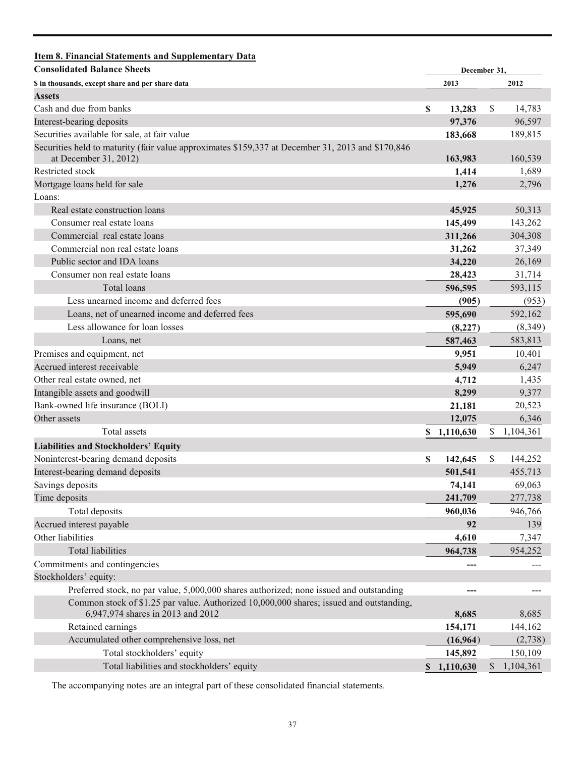## Item 8. Financial Statements and Supplementary Data

**Consolidated Balance Sheets**

| $ in thousands, except share and per share data | December 31, 2013 | December 31, 2012 |
|---|---|---|
| **Assets** | | |
| Cash and due from banks | **$ 13,283** | $ 14,783 |
| Interest-bearing deposits | **97,376** | 96,597 |
| Securities available for sale, at fair value | **183,668** | 189,815 |
| Securities held to maturity (fair value approximates $159,337 at December 31, 2013 and $170,846 at December 31, 2012) | **163,983** | 160,539 |
| Restricted stock | **1,414** | 1,689 |
| Mortgage loans held for sale | **1,276** | 2,796 |
| Loans: | | |
| Real estate construction loans | **45,925** | 50,313 |
| Consumer real estate loans | **145,499** | 143,262 |
| Commercial real estate loans | **311,266** | 304,308 |
| Commercial non real estate loans | **31,262** | 37,349 |
| Public sector and IDA loans | **34,220** | 26,169 |
| Consumer non real estate loans | **28,423** | 31,714 |
| Total loans | **596,595** | 593,115 |
| Less unearned income and deferred fees | **(905)** | (953) |
| Loans, net of unearned income and deferred fees | **595,690** | 592,162 |
| Less allowance for loan losses | **(8,227)** | (8,349) |
| Loans, net | **587,463** | 583,813 |
| Premises and equipment, net | **9,951** | 10,401 |
| Accrued interest receivable | **5,949** | 6,247 |
| Other real estate owned, net | **4,712** | 1,435 |
| Intangible assets and goodwill | **8,299** | 9,377 |
| Bank-owned life insurance (BOLI) | **21,181** | 20,523 |
| Other assets | **12,075** | 6,346 |
| Total assets | **$ 1,110,630** | $ 1,104,361 |
| **Liabilities and Stockholders' Equity** | | |
| Noninterest-bearing demand deposits | **$ 142,645** | $ 144,252 |
| Interest-bearing demand deposits | **501,541** | 455,713 |
| Savings deposits | **74,141** | 69,063 |
| Time deposits | **241,709** | 277,738 |
| Total deposits | **960,036** | 946,766 |
| Accrued interest payable | **92** | 139 |
| Other liabilities | **4,610** | 7,347 |
| Total liabilities | **964,738** | 954,252 |
| Commitments and contingencies | **---** | --- |
| Stockholders' equity: | | |
| Preferred stock, no par value, 5,000,000 shares authorized; none issued and outstanding | **---** | --- |
| Common stock of $1.25 par value. Authorized 10,000,000 shares; issued and outstanding, 6,947,974 shares in 2013 and 2012 | **8,685** | 8,685 |
| Retained earnings | **154,171** | 144,162 |
| Accumulated other comprehensive loss, net | **(16,964)** | (2,738) |
| Total stockholders' equity | **145,892** | 150,109 |
| Total liabilities and stockholders' equity | **$ 1,110,630** | $ 1,104,361 |

The accompanying notes are an integral part of these consolidated financial statements.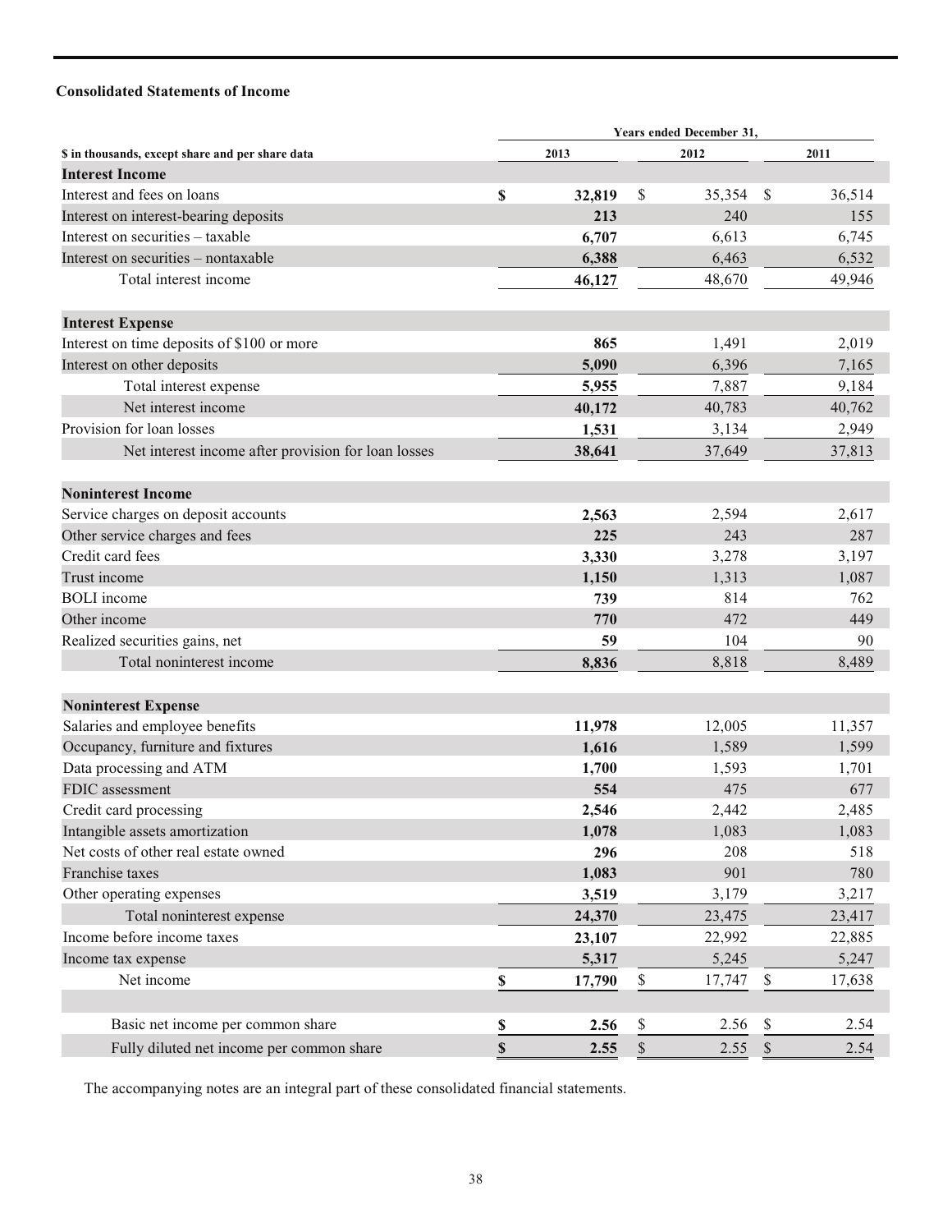**Consolidated Statements of Income**

| $ in thousands, except share and per share data | 2013 | 2012 | 2011 |
|---|---|---|---|
| | Years ended December 31, | | |
| **Interest Income** | | | |
| Interest and fees on loans | **$ 32,819** | $ 35,354 | $ 36,514 |
| Interest on interest-bearing deposits | **213** | 240 | 155 |
| Interest on securities – taxable | **6,707** | 6,613 | 6,745 |
| Interest on securities – nontaxable | **6,388** | 6,463 | 6,532 |
| Total interest income | **46,127** | 48,670 | 49,946 |
| **Interest Expense** | | | |
| Interest on time deposits of $100 or more | **865** | 1,491 | 2,019 |
| Interest on other deposits | **5,090** | 6,396 | 7,165 |
| Total interest expense | **5,955** | 7,887 | 9,184 |
| Net interest income | **40,172** | 40,783 | 40,762 |
| Provision for loan losses | **1,531** | 3,134 | 2,949 |
| Net interest income after provision for loan losses | **38,641** | 37,649 | 37,813 |
| **Noninterest Income** | | | |
| Service charges on deposit accounts | **2,563** | 2,594 | 2,617 |
| Other service charges and fees | **225** | 243 | 287 |
| Credit card fees | **3,330** | 3,278 | 3,197 |
| Trust income | **1,150** | 1,313 | 1,087 |
| BOLI income | **739** | 814 | 762 |
| Other income | **770** | 472 | 449 |
| Realized securities gains, net | **59** | 104 | 90 |
| Total noninterest income | **8,836** | 8,818 | 8,489 |
| **Noninterest Expense** | | | |
| Salaries and employee benefits | **11,978** | 12,005 | 11,357 |
| Occupancy, furniture and fixtures | **1,616** | 1,589 | 1,599 |
| Data processing and ATM | **1,700** | 1,593 | 1,701 |
| FDIC assessment | **554** | 475 | 677 |
| Credit card processing | **2,546** | 2,442 | 2,485 |
| Intangible assets amortization | **1,078** | 1,083 | 1,083 |
| Net costs of other real estate owned | **296** | 208 | 518 |
| Franchise taxes | **1,083** | 901 | 780 |
| Other operating expenses | **3,519** | 3,179 | 3,217 |
| Total noninterest expense | **24,370** | 23,475 | 23,417 |
| Income before income taxes | **23,107** | 22,992 | 22,885 |
| Income tax expense | **5,317** | 5,245 | 5,247 |
| Net income | **$ 17,790** | $ 17,747 | $ 17,638 |
| | | | |
| Basic net income per common share | **$ 2.56** | $ 2.56 | $ 2.54 |
| Fully diluted net income per common share | **$ 2.55** | $ 2.55 | $ 2.54 |

The accompanying notes are an integral part of these consolidated financial statements.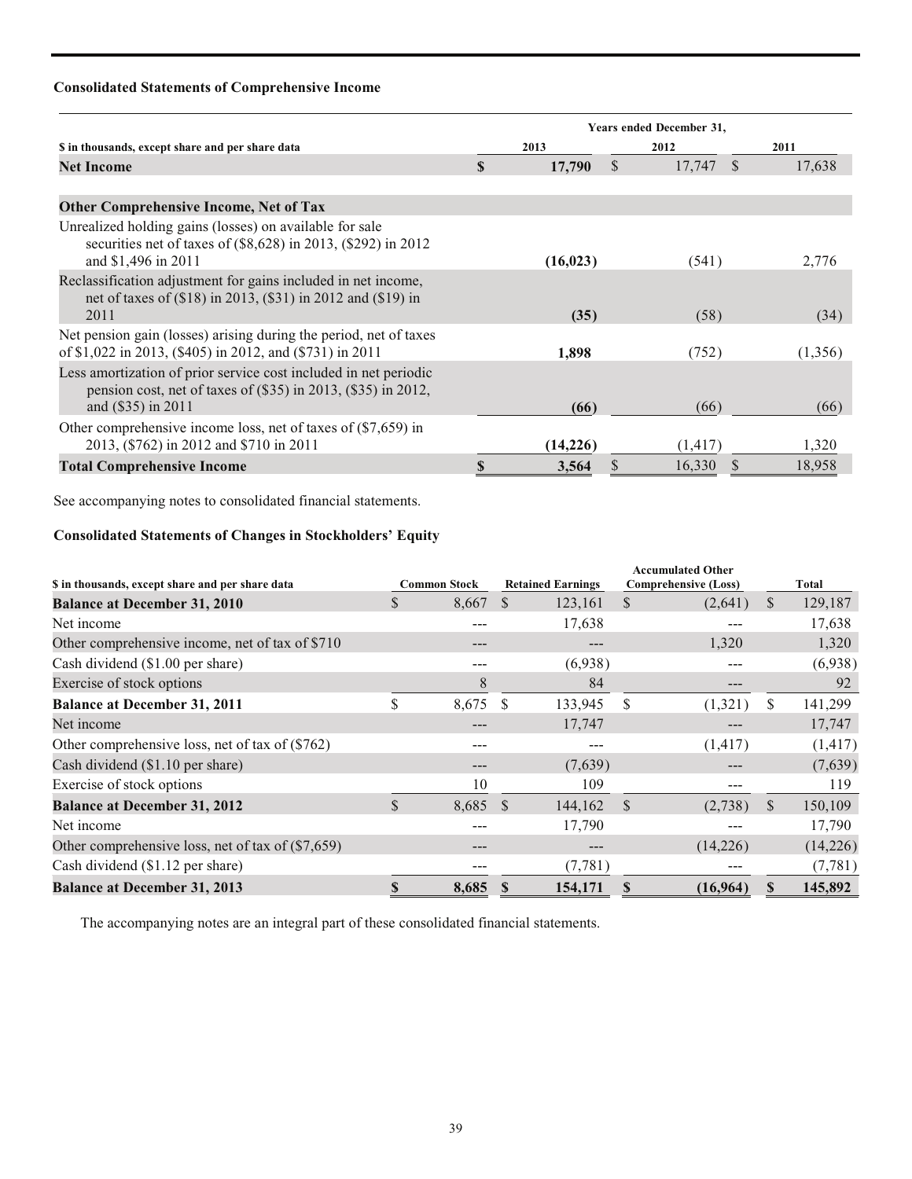**Consolidated Statements of Comprehensive Income**

| $ in thousands, except share and per share data | Years ended December 31, 2013 | 2012 | 2011 |
|---|---|---|---|
| **Net Income** | **$ 17,790** | $ 17,747 | $ 17,638 |
| | | | |
| **Other Comprehensive Income, Net of Tax** | | | |
| Unrealized holding gains (losses) on available for sale securities net of taxes of ($8,628) in 2013, ($292) in 2012 and $1,496 in 2011 | **(16,023)** | (541) | 2,776 |
| Reclassification adjustment for gains included in net income, net of taxes of ($18) in 2013, ($31) in 2012 and ($19) in 2011 | **(35)** | (58) | (34) |
| Net pension gain (losses) arising during the period, net of taxes of $1,022 in 2013, ($405) in 2012, and ($731) in 2011 | **1,898** | (752) | (1,356) |
| Less amortization of prior service cost included in net periodic pension cost, net of taxes of ($35) in 2013, ($35) in 2012, and ($35) in 2011 | **(66)** | (66) | (66) |
| Other comprehensive income loss, net of taxes of ($7,659) in 2013, ($762) in 2012 and $710 in 2011 | **(14,226)** | (1,417) | 1,320 |
| **Total Comprehensive Income** | **$ 3,564** | $ 16,330 | $ 18,958 |

See accompanying notes to consolidated financial statements.

**Consolidated Statements of Changes in Stockholders' Equity**

| $ in thousands, except share and per share data | Common Stock | Retained Earnings | Accumulated Other Comprehensive (Loss) | Total |
|---|---|---|---|---|
| **Balance at December 31, 2010** | $ 8,667 | $ 123,161 | $ (2,641) | $ 129,187 |
| Net income | --- | 17,638 | --- | 17,638 |
| Other comprehensive income, net of tax of $710 | --- | --- | 1,320 | 1,320 |
| Cash dividend ($1.00 per share) | --- | (6,938) | --- | (6,938) |
| Exercise of stock options | 8 | 84 | --- | 92 |
| **Balance at December 31, 2011** | $ 8,675 | $ 133,945 | $ (1,321) | $ 141,299 |
| Net income | --- | 17,747 | --- | 17,747 |
| Other comprehensive loss, net of tax of ($762) | --- | --- | (1,417) | (1,417) |
| Cash dividend ($1.10 per share) | --- | (7,639) | --- | (7,639) |
| Exercise of stock options | 10 | 109 | --- | 119 |
| **Balance at December 31, 2012** | $ 8,685 | $ 144,162 | $ (2,738) | $ 150,109 |
| Net income | --- | 17,790 | --- | 17,790 |
| Other comprehensive loss, net of tax of ($7,659) | --- | --- | (14,226) | (14,226) |
| Cash dividend ($1.12 per share) | --- | (7,781) | --- | (7,781) |
| **Balance at December 31, 2013** | **$ 8,685** | **$ 154,171** | **$ (16,964)** | **$ 145,892** |

The accompanying notes are an integral part of these consolidated financial statements.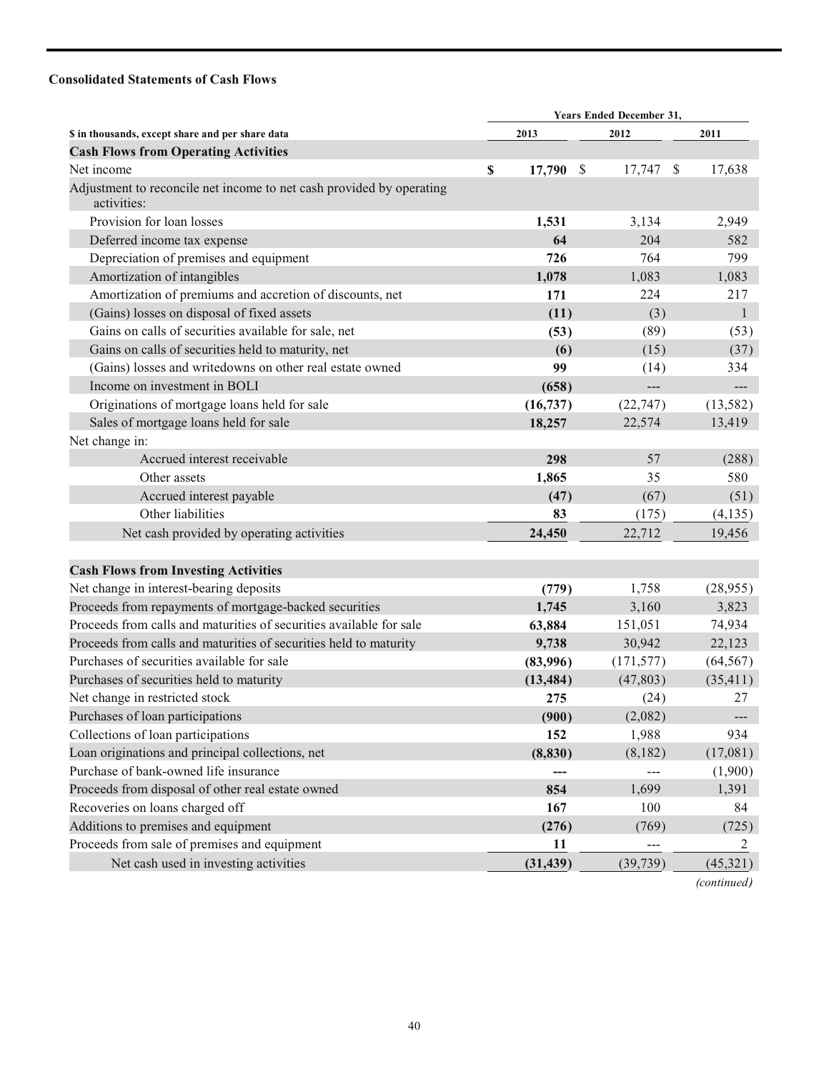**Consolidated Statements of Cash Flows**

| | Years Ended December 31, | | |
|---|---|---|---|
| **$ in thousands, except share and per share data** | **2013** | **2012** | **2011** |
| **Cash Flows from Operating Activities** | | | |
| Net income | **$ 17,790** | $ 17,747 | $ 17,638 |
| Adjustment to reconcile net income to net cash provided by operating activities: | | | |
| Provision for loan losses | **1,531** | 3,134 | 2,949 |
| Deferred income tax expense | **64** | 204 | 582 |
| Depreciation of premises and equipment | **726** | 764 | 799 |
| Amortization of intangibles | **1,078** | 1,083 | 1,083 |
| Amortization of premiums and accretion of discounts, net | **171** | 224 | 217 |
| (Gains) losses on disposal of fixed assets | **(11)** | (3) | 1 |
| Gains on calls of securities available for sale, net | **(53)** | (89) | (53) |
| Gains on calls of securities held to maturity, net | **(6)** | (15) | (37) |
| (Gains) losses and writedowns on other real estate owned | **99** | (14) | 334 |
| Income on investment in BOLI | **(658)** | --- | --- |
| Originations of mortgage loans held for sale | **(16,737)** | (22,747) | (13,582) |
| Sales of mortgage loans held for sale | **18,257** | 22,574 | 13,419 |
| Net change in: | | | |
| Accrued interest receivable | **298** | 57 | (288) |
| Other assets | **1,865** | 35 | 580 |
| Accrued interest payable | **(47)** | (67) | (51) |
| Other liabilities | **83** | (175) | (4,135) |
| Net cash provided by operating activities | **24,450** | 22,712 | 19,456 |
| | | | |
| **Cash Flows from Investing Activities** | | | |
| Net change in interest-bearing deposits | **(779)** | 1,758 | (28,955) |
| Proceeds from repayments of mortgage-backed securities | **1,745** | 3,160 | 3,823 |
| Proceeds from calls and maturities of securities available for sale | **63,884** | 151,051 | 74,934 |
| Proceeds from calls and maturities of securities held to maturity | **9,738** | 30,942 | 22,123 |
| Purchases of securities available for sale | **(83,996)** | (171,577) | (64,567) |
| Purchases of securities held to maturity | **(13,484)** | (47,803) | (35,411) |
| Net change in restricted stock | **275** | (24) | 27 |
| Purchases of loan participations | **(900)** | (2,082) | --- |
| Collections of loan participations | **152** | 1,988 | 934 |
| Loan originations and principal collections, net | **(8,830)** | (8,182) | (17,081) |
| Purchase of bank-owned life insurance | **---** | --- | (1,900) |
| Proceeds from disposal of other real estate owned | **854** | 1,699 | 1,391 |
| Recoveries on loans charged off | **167** | 100 | 84 |
| Additions to premises and equipment | **(276)** | (769) | (725) |
| Proceeds from sale of premises and equipment | **11** | --- | 2 |
| Net cash used in investing activities | **(31,439)** | (39,739) | (45,321) |

*(continued)*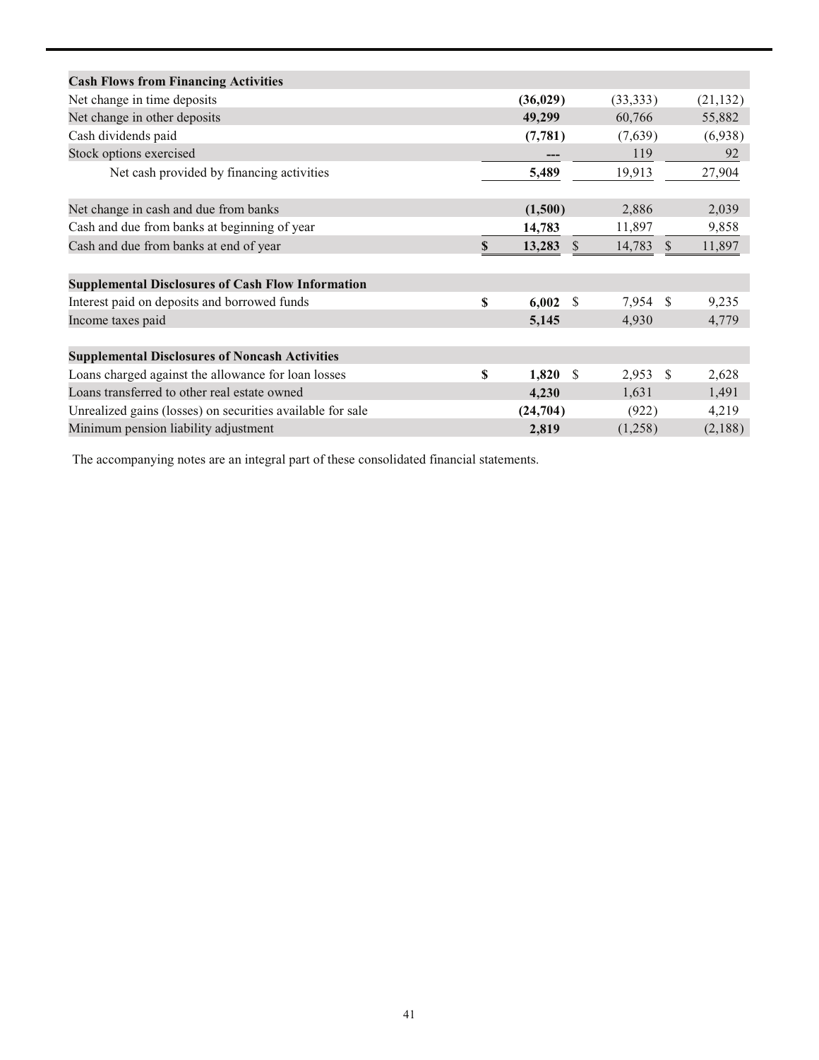| | | | |
|---|---|---|---|
| **Cash Flows from Financing Activities** | | | |
| Net change in time deposits | **(36,029)** | (33,333) | (21,132) |
| Net change in other deposits | **49,299** | 60,766 | 55,882 |
| Cash dividends paid | **(7,781)** | (7,639) | (6,938) |
| Stock options exercised | **---** | 119 | 92 |
| Net cash provided by financing activities | **5,489** | 19,913 | 27,904 |
| | | | |
| Net change in cash and due from banks | **(1,500)** | 2,886 | 2,039 |
| Cash and due from banks at beginning of year | **14,783** | 11,897 | 9,858 |
| Cash and due from banks at end of year | **$ 13,283** | $ 14,783 | $ 11,897 |
| | | | |
| **Supplemental Disclosures of Cash Flow Information** | | | |
| Interest paid on deposits and borrowed funds | **$ 6,002** | $ 7,954 | $ 9,235 |
| Income taxes paid | **5,145** | 4,930 | 4,779 |
| | | | |
| **Supplemental Disclosures of Noncash Activities** | | | |
| Loans charged against the allowance for loan losses | **$ 1,820** | $ 2,953 | $ 2,628 |
| Loans transferred to other real estate owned | **4,230** | 1,631 | 1,491 |
| Unrealized gains (losses) on securities available for sale | **(24,704)** | (922) | 4,219 |
| Minimum pension liability adjustment | **2,819** | (1,258) | (2,188) |

The accompanying notes are an integral part of these consolidated financial statements.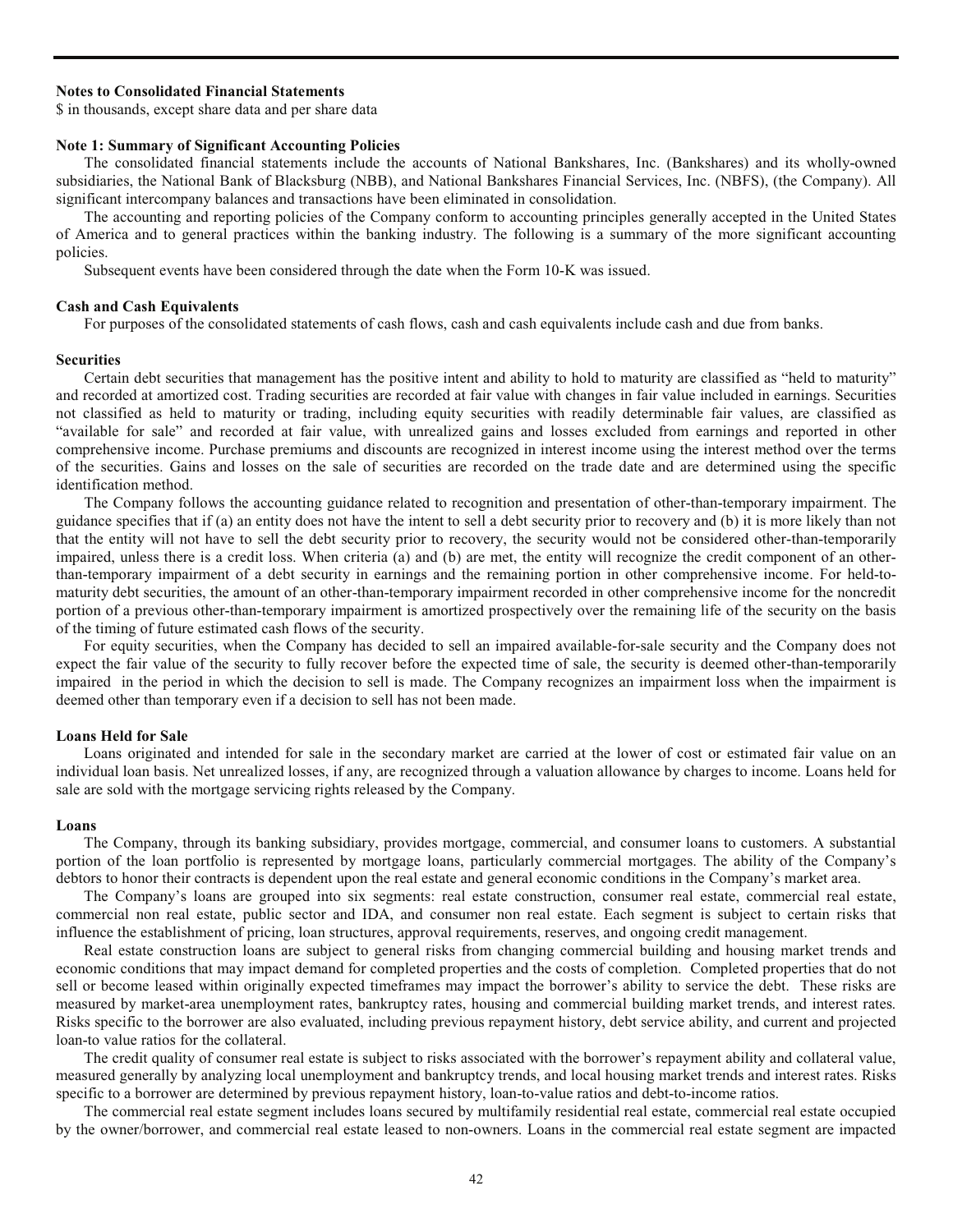**Notes to Consolidated Financial Statements**
$ in thousands, except share data and per share data

**Note 1: Summary of Significant Accounting Policies**

The consolidated financial statements include the accounts of National Bankshares, Inc. (Bankshares) and its wholly-owned subsidiaries, the National Bank of Blacksburg (NBB), and National Bankshares Financial Services, Inc. (NBFS), (the Company). All significant intercompany balances and transactions have been eliminated in consolidation.

The accounting and reporting policies of the Company conform to accounting principles generally accepted in the United States of America and to general practices within the banking industry. The following is a summary of the more significant accounting policies.

Subsequent events have been considered through the date when the Form 10-K was issued.

**Cash and Cash Equivalents**

For purposes of the consolidated statements of cash flows, cash and cash equivalents include cash and due from banks.

**Securities**

Certain debt securities that management has the positive intent and ability to hold to maturity are classified as "held to maturity" and recorded at amortized cost. Trading securities are recorded at fair value with changes in fair value included in earnings. Securities not classified as held to maturity or trading, including equity securities with readily determinable fair values, are classified as "available for sale" and recorded at fair value, with unrealized gains and losses excluded from earnings and reported in other comprehensive income. Purchase premiums and discounts are recognized in interest income using the interest method over the terms of the securities. Gains and losses on the sale of securities are recorded on the trade date and are determined using the specific identification method.

The Company follows the accounting guidance related to recognition and presentation of other-than-temporary impairment. The guidance specifies that if (a) an entity does not have the intent to sell a debt security prior to recovery and (b) it is more likely than not that the entity will not have to sell the debt security prior to recovery, the security would not be considered other-than-temporarily impaired, unless there is a credit loss. When criteria (a) and (b) are met, the entity will recognize the credit component of an other-than-temporary impairment of a debt security in earnings and the remaining portion in other comprehensive income. For held-to-maturity debt securities, the amount of an other-than-temporary impairment recorded in other comprehensive income for the noncredit portion of a previous other-than-temporary impairment is amortized prospectively over the remaining life of the security on the basis of the timing of future estimated cash flows of the security.

For equity securities, when the Company has decided to sell an impaired available-for-sale security and the Company does not expect the fair value of the security to fully recover before the expected time of sale, the security is deemed other-than-temporarily impaired in the period in which the decision to sell is made. The Company recognizes an impairment loss when the impairment is deemed other than temporary even if a decision to sell has not been made.

**Loans Held for Sale**

Loans originated and intended for sale in the secondary market are carried at the lower of cost or estimated fair value on an individual loan basis. Net unrealized losses, if any, are recognized through a valuation allowance by charges to income. Loans held for sale are sold with the mortgage servicing rights released by the Company.

**Loans**

The Company, through its banking subsidiary, provides mortgage, commercial, and consumer loans to customers. A substantial portion of the loan portfolio is represented by mortgage loans, particularly commercial mortgages. The ability of the Company's debtors to honor their contracts is dependent upon the real estate and general economic conditions in the Company's market area.

The Company's loans are grouped into six segments: real estate construction, consumer real estate, commercial real estate, commercial non real estate, public sector and IDA, and consumer non real estate. Each segment is subject to certain risks that influence the establishment of pricing, loan structures, approval requirements, reserves, and ongoing credit management.

Real estate construction loans are subject to general risks from changing commercial building and housing market trends and economic conditions that may impact demand for completed properties and the costs of completion. Completed properties that do not sell or become leased within originally expected timeframes may impact the borrower's ability to service the debt. These risks are measured by market-area unemployment rates, bankruptcy rates, housing and commercial building market trends, and interest rates. Risks specific to the borrower are also evaluated, including previous repayment history, debt service ability, and current and projected loan-to value ratios for the collateral.

The credit quality of consumer real estate is subject to risks associated with the borrower's repayment ability and collateral value, measured generally by analyzing local unemployment and bankruptcy trends, and local housing market trends and interest rates. Risks specific to a borrower are determined by previous repayment history, loan-to-value ratios and debt-to-income ratios.

The commercial real estate segment includes loans secured by multifamily residential real estate, commercial real estate occupied by the owner/borrower, and commercial real estate leased to non-owners. Loans in the commercial real estate segment are impacted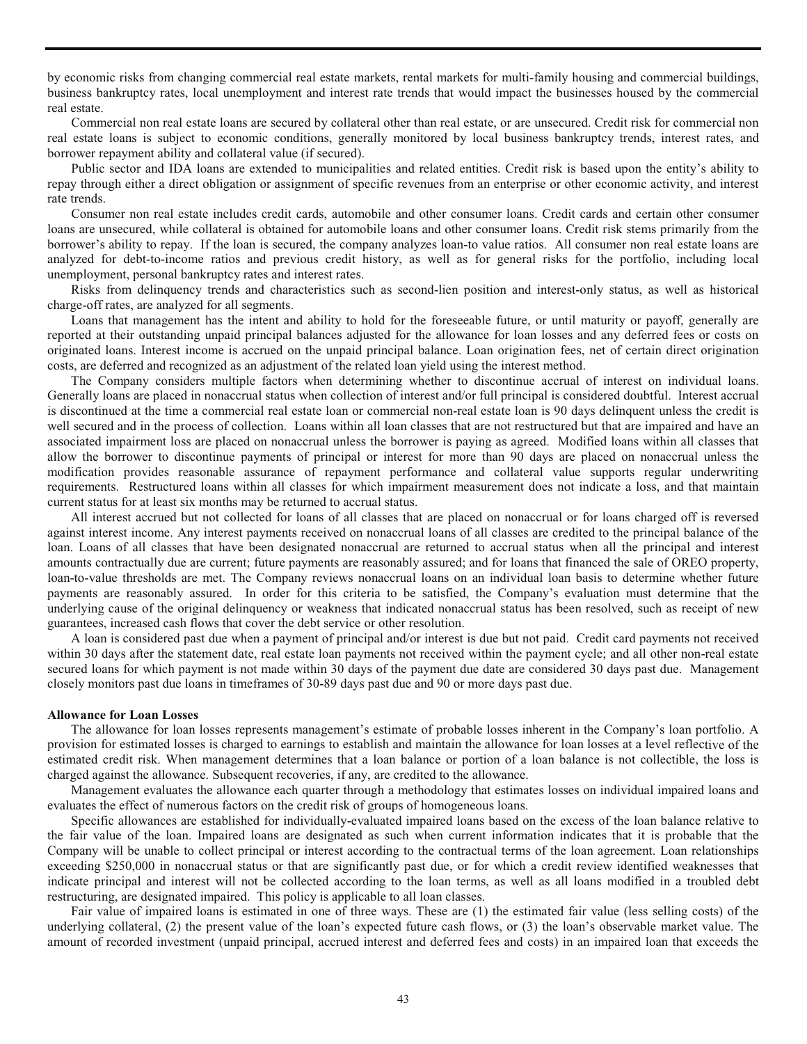by economic risks from changing commercial real estate markets, rental markets for multi-family housing and commercial buildings, business bankruptcy rates, local unemployment and interest rate trends that would impact the businesses housed by the commercial real estate.

Commercial non real estate loans are secured by collateral other than real estate, or are unsecured. Credit risk for commercial non real estate loans is subject to economic conditions, generally monitored by local business bankruptcy trends, interest rates, and borrower repayment ability and collateral value (if secured).

Public sector and IDA loans are extended to municipalities and related entities. Credit risk is based upon the entity's ability to repay through either a direct obligation or assignment of specific revenues from an enterprise or other economic activity, and interest rate trends.

Consumer non real estate includes credit cards, automobile and other consumer loans. Credit cards and certain other consumer loans are unsecured, while collateral is obtained for automobile loans and other consumer loans. Credit risk stems primarily from the borrower's ability to repay. If the loan is secured, the company analyzes loan-to value ratios. All consumer non real estate loans are analyzed for debt-to-income ratios and previous credit history, as well as for general risks for the portfolio, including local unemployment, personal bankruptcy rates and interest rates.

Risks from delinquency trends and characteristics such as second-lien position and interest-only status, as well as historical charge-off rates, are analyzed for all segments.

Loans that management has the intent and ability to hold for the foreseeable future, or until maturity or payoff, generally are reported at their outstanding unpaid principal balances adjusted for the allowance for loan losses and any deferred fees or costs on originated loans. Interest income is accrued on the unpaid principal balance. Loan origination fees, net of certain direct origination costs, are deferred and recognized as an adjustment of the related loan yield using the interest method.

The Company considers multiple factors when determining whether to discontinue accrual of interest on individual loans. Generally loans are placed in nonaccrual status when collection of interest and/or full principal is considered doubtful. Interest accrual is discontinued at the time a commercial real estate loan or commercial non-real estate loan is 90 days delinquent unless the credit is well secured and in the process of collection. Loans within all loan classes that are not restructured but that are impaired and have an associated impairment loss are placed on nonaccrual unless the borrower is paying as agreed. Modified loans within all classes that allow the borrower to discontinue payments of principal or interest for more than 90 days are placed on nonaccrual unless the modification provides reasonable assurance of repayment performance and collateral value supports regular underwriting requirements. Restructured loans within all classes for which impairment measurement does not indicate a loss, and that maintain current status for at least six months may be returned to accrual status.

All interest accrued but not collected for loans of all classes that are placed on nonaccrual or for loans charged off is reversed against interest income. Any interest payments received on nonaccrual loans of all classes are credited to the principal balance of the loan. Loans of all classes that have been designated nonaccrual are returned to accrual status when all the principal and interest amounts contractually due are current; future payments are reasonably assured; and for loans that financed the sale of OREO property, loan-to-value thresholds are met. The Company reviews nonaccrual loans on an individual loan basis to determine whether future payments are reasonably assured. In order for this criteria to be satisfied, the Company's evaluation must determine that the underlying cause of the original delinquency or weakness that indicated nonaccrual status has been resolved, such as receipt of new guarantees, increased cash flows that cover the debt service or other resolution.

A loan is considered past due when a payment of principal and/or interest is due but not paid. Credit card payments not received within 30 days after the statement date, real estate loan payments not received within the payment cycle; and all other non-real estate secured loans for which payment is not made within 30 days of the payment due date are considered 30 days past due. Management closely monitors past due loans in timeframes of 30-89 days past due and 90 or more days past due.

**Allowance for Loan Losses**

The allowance for loan losses represents management's estimate of probable losses inherent in the Company's loan portfolio. A provision for estimated losses is charged to earnings to establish and maintain the allowance for loan losses at a level reflective of the estimated credit risk. When management determines that a loan balance or portion of a loan balance is not collectible, the loss is charged against the allowance. Subsequent recoveries, if any, are credited to the allowance.

Management evaluates the allowance each quarter through a methodology that estimates losses on individual impaired loans and evaluates the effect of numerous factors on the credit risk of groups of homogeneous loans.

Specific allowances are established for individually-evaluated impaired loans based on the excess of the loan balance relative to the fair value of the loan. Impaired loans are designated as such when current information indicates that it is probable that the Company will be unable to collect principal or interest according to the contractual terms of the loan agreement. Loan relationships exceeding $250,000 in nonaccrual status or that are significantly past due, or for which a credit review identified weaknesses that indicate principal and interest will not be collected according to the loan terms, as well as all loans modified in a troubled debt restructuring, are designated impaired. This policy is applicable to all loan classes.

Fair value of impaired loans is estimated in one of three ways. These are (1) the estimated fair value (less selling costs) of the underlying collateral, (2) the present value of the loan's expected future cash flows, or (3) the loan's observable market value. The amount of recorded investment (unpaid principal, accrued interest and deferred fees and costs) in an impaired loan that exceeds the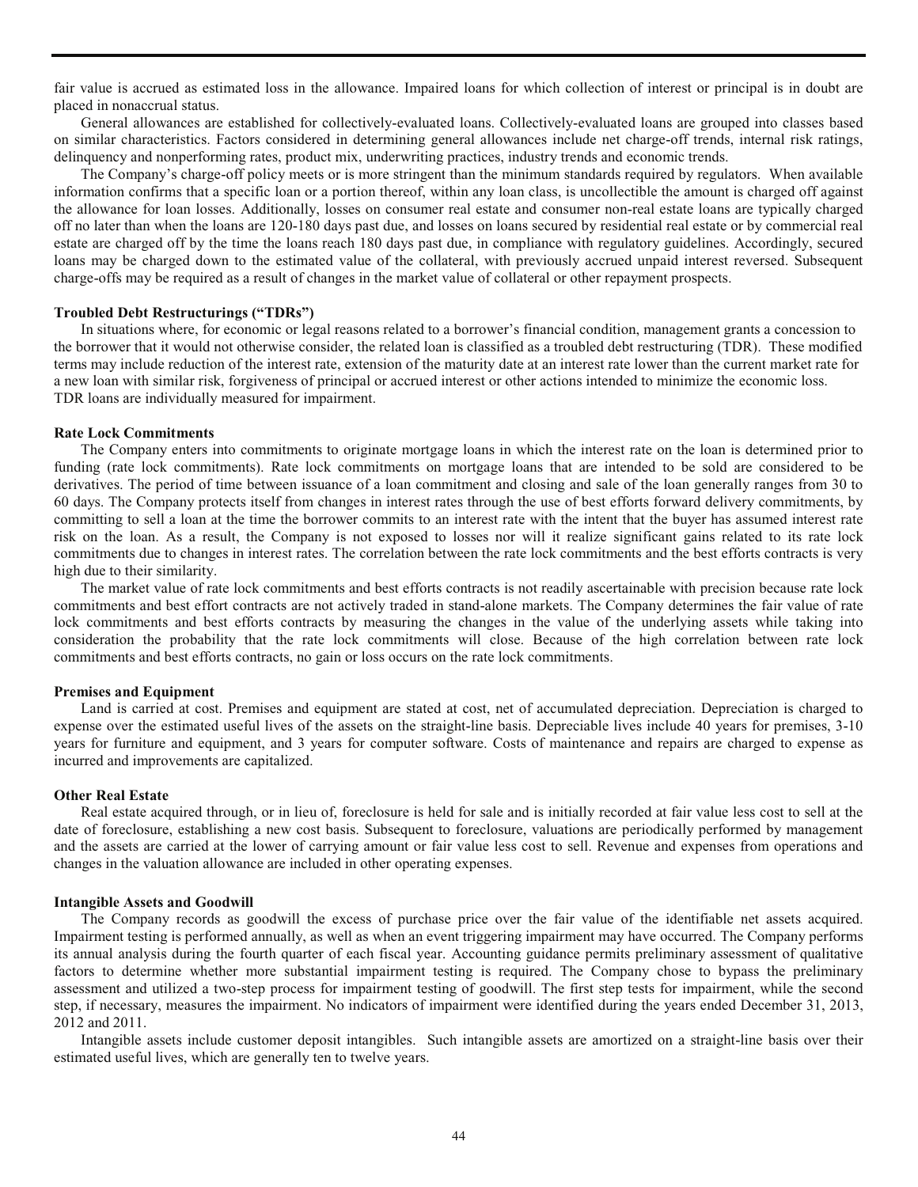fair value is accrued as estimated loss in the allowance. Impaired loans for which collection of interest or principal is in doubt are placed in nonaccrual status.

General allowances are established for collectively-evaluated loans. Collectively-evaluated loans are grouped into classes based on similar characteristics. Factors considered in determining general allowances include net charge-off trends, internal risk ratings, delinquency and nonperforming rates, product mix, underwriting practices, industry trends and economic trends.

The Company's charge-off policy meets or is more stringent than the minimum standards required by regulators. When available information confirms that a specific loan or a portion thereof, within any loan class, is uncollectible the amount is charged off against the allowance for loan losses. Additionally, losses on consumer real estate and consumer non-real estate loans are typically charged off no later than when the loans are 120-180 days past due, and losses on loans secured by residential real estate or by commercial real estate are charged off by the time the loans reach 180 days past due, in compliance with regulatory guidelines. Accordingly, secured loans may be charged down to the estimated value of the collateral, with previously accrued unpaid interest reversed. Subsequent charge-offs may be required as a result of changes in the market value of collateral or other repayment prospects.

**Troubled Debt Restructurings ("TDRs")**

In situations where, for economic or legal reasons related to a borrower's financial condition, management grants a concession to the borrower that it would not otherwise consider, the related loan is classified as a troubled debt restructuring (TDR). These modified terms may include reduction of the interest rate, extension of the maturity date at an interest rate lower than the current market rate for a new loan with similar risk, forgiveness of principal or accrued interest or other actions intended to minimize the economic loss. TDR loans are individually measured for impairment.

**Rate Lock Commitments**

The Company enters into commitments to originate mortgage loans in which the interest rate on the loan is determined prior to funding (rate lock commitments). Rate lock commitments on mortgage loans that are intended to be sold are considered to be derivatives. The period of time between issuance of a loan commitment and closing and sale of the loan generally ranges from 30 to 60 days. The Company protects itself from changes in interest rates through the use of best efforts forward delivery commitments, by committing to sell a loan at the time the borrower commits to an interest rate with the intent that the buyer has assumed interest rate risk on the loan. As a result, the Company is not exposed to losses nor will it realize significant gains related to its rate lock commitments due to changes in interest rates. The correlation between the rate lock commitments and the best efforts contracts is very high due to their similarity.

The market value of rate lock commitments and best efforts contracts is not readily ascertainable with precision because rate lock commitments and best effort contracts are not actively traded in stand-alone markets. The Company determines the fair value of rate lock commitments and best efforts contracts by measuring the changes in the value of the underlying assets while taking into consideration the probability that the rate lock commitments will close. Because of the high correlation between rate lock commitments and best efforts contracts, no gain or loss occurs on the rate lock commitments.

**Premises and Equipment**

Land is carried at cost. Premises and equipment are stated at cost, net of accumulated depreciation. Depreciation is charged to expense over the estimated useful lives of the assets on the straight-line basis. Depreciable lives include 40 years for premises, 3-10 years for furniture and equipment, and 3 years for computer software. Costs of maintenance and repairs are charged to expense as incurred and improvements are capitalized.

**Other Real Estate**

Real estate acquired through, or in lieu of, foreclosure is held for sale and is initially recorded at fair value less cost to sell at the date of foreclosure, establishing a new cost basis. Subsequent to foreclosure, valuations are periodically performed by management and the assets are carried at the lower of carrying amount or fair value less cost to sell. Revenue and expenses from operations and changes in the valuation allowance are included in other operating expenses.

**Intangible Assets and Goodwill**

The Company records as goodwill the excess of purchase price over the fair value of the identifiable net assets acquired. Impairment testing is performed annually, as well as when an event triggering impairment may have occurred. The Company performs its annual analysis during the fourth quarter of each fiscal year. Accounting guidance permits preliminary assessment of qualitative factors to determine whether more substantial impairment testing is required. The Company chose to bypass the preliminary assessment and utilized a two-step process for impairment testing of goodwill. The first step tests for impairment, while the second step, if necessary, measures the impairment. No indicators of impairment were identified during the years ended December 31, 2013, 2012 and 2011.

Intangible assets include customer deposit intangibles. Such intangible assets are amortized on a straight-line basis over their estimated useful lives, which are generally ten to twelve years.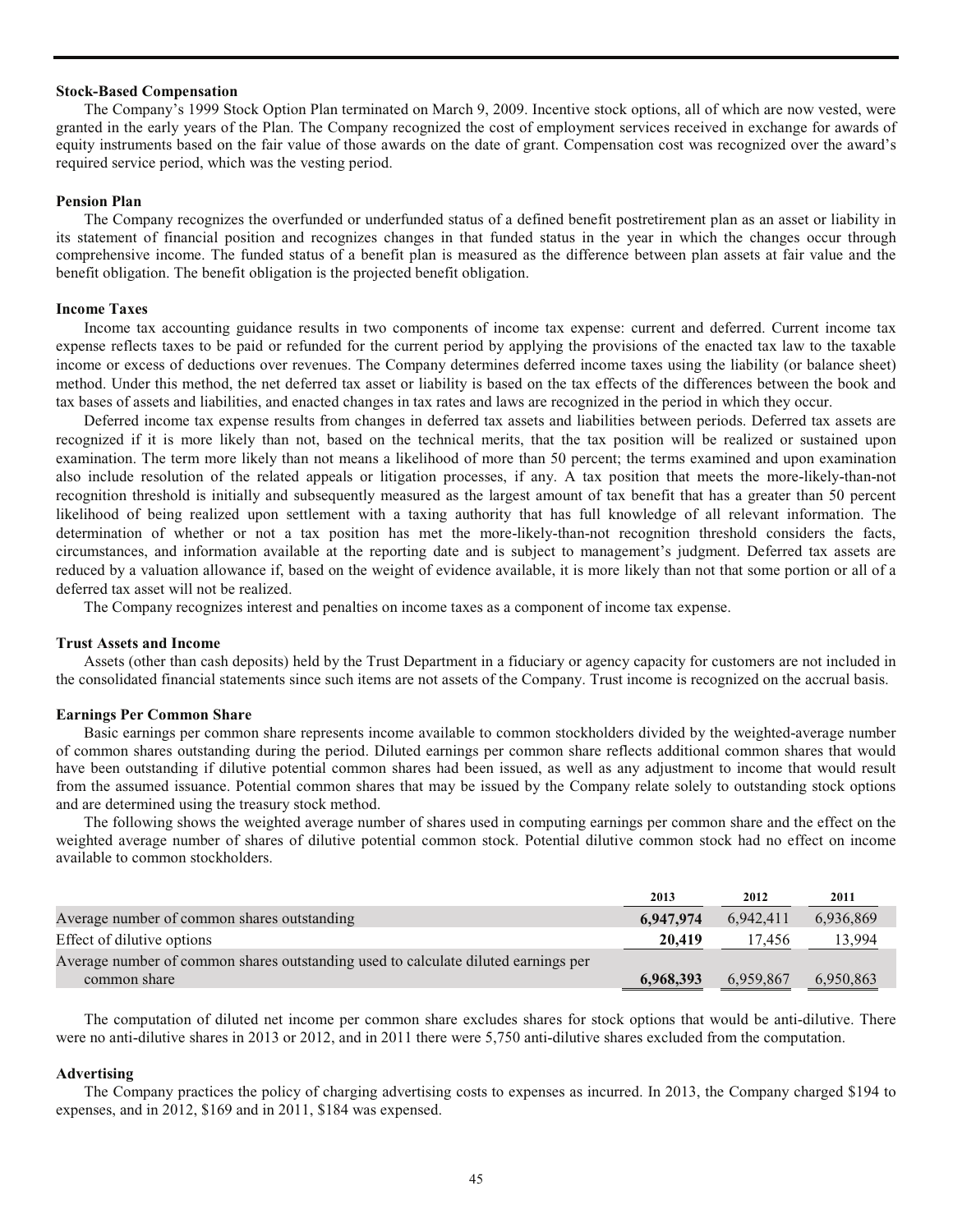### Stock-Based Compensation

The Company's 1999 Stock Option Plan terminated on March 9, 2009. Incentive stock options, all of which are now vested, were granted in the early years of the Plan. The Company recognized the cost of employment services received in exchange for awards of equity instruments based on the fair value of those awards on the date of grant. Compensation cost was recognized over the award's required service period, which was the vesting period.

### Pension Plan

The Company recognizes the overfunded or underfunded status of a defined benefit postretirement plan as an asset or liability in its statement of financial position and recognizes changes in that funded status in the year in which the changes occur through comprehensive income. The funded status of a benefit plan is measured as the difference between plan assets at fair value and the benefit obligation. The benefit obligation is the projected benefit obligation.

### Income Taxes

Income tax accounting guidance results in two components of income tax expense: current and deferred. Current income tax expense reflects taxes to be paid or refunded for the current period by applying the provisions of the enacted tax law to the taxable income or excess of deductions over revenues. The Company determines deferred income taxes using the liability (or balance sheet) method. Under this method, the net deferred tax asset or liability is based on the tax effects of the differences between the book and tax bases of assets and liabilities, and enacted changes in tax rates and laws are recognized in the period in which they occur.

Deferred income tax expense results from changes in deferred tax assets and liabilities between periods. Deferred tax assets are recognized if it is more likely than not, based on the technical merits, that the tax position will be realized or sustained upon examination. The term more likely than not means a likelihood of more than 50 percent; the terms examined and upon examination also include resolution of the related appeals or litigation processes, if any. A tax position that meets the more-likely-than-not recognition threshold is initially and subsequently measured as the largest amount of tax benefit that has a greater than 50 percent likelihood of being realized upon settlement with a taxing authority that has full knowledge of all relevant information. The determination of whether or not a tax position has met the more-likely-than-not recognition threshold considers the facts, circumstances, and information available at the reporting date and is subject to management's judgment. Deferred tax assets are reduced by a valuation allowance if, based on the weight of evidence available, it is more likely than not that some portion or all of a deferred tax asset will not be realized.

The Company recognizes interest and penalties on income taxes as a component of income tax expense.

### Trust Assets and Income

Assets (other than cash deposits) held by the Trust Department in a fiduciary or agency capacity for customers are not included in the consolidated financial statements since such items are not assets of the Company. Trust income is recognized on the accrual basis.

### Earnings Per Common Share

Basic earnings per common share represents income available to common stockholders divided by the weighted-average number of common shares outstanding during the period. Diluted earnings per common share reflects additional common shares that would have been outstanding if dilutive potential common shares had been issued, as well as any adjustment to income that would result from the assumed issuance. Potential common shares that may be issued by the Company relate solely to outstanding stock options and are determined using the treasury stock method.

The following shows the weighted average number of shares used in computing earnings per common share and the effect on the weighted average number of shares of dilutive potential common stock. Potential dilutive common stock had no effect on income available to common stockholders.

| | 2013 | 2012 | 2011 |
|---|---|---|---|
| Average number of common shares outstanding | **6,947,974** | 6,942,411 | 6,936,869 |
| Effect of dilutive options | **20,419** | 17,456 | 13,994 |
| Average number of common shares outstanding used to calculate diluted earnings per common share | **6,968,393** | 6,959,867 | 6,950,863 |

The computation of diluted net income per common share excludes shares for stock options that would be anti-dilutive. There were no anti-dilutive shares in 2013 or 2012, and in 2011 there were 5,750 anti-dilutive shares excluded from the computation.

### Advertising

The Company practices the policy of charging advertising costs to expenses as incurred. In 2013, the Company charged $194 to expenses, and in 2012, $169 and in 2011, $184 was expensed.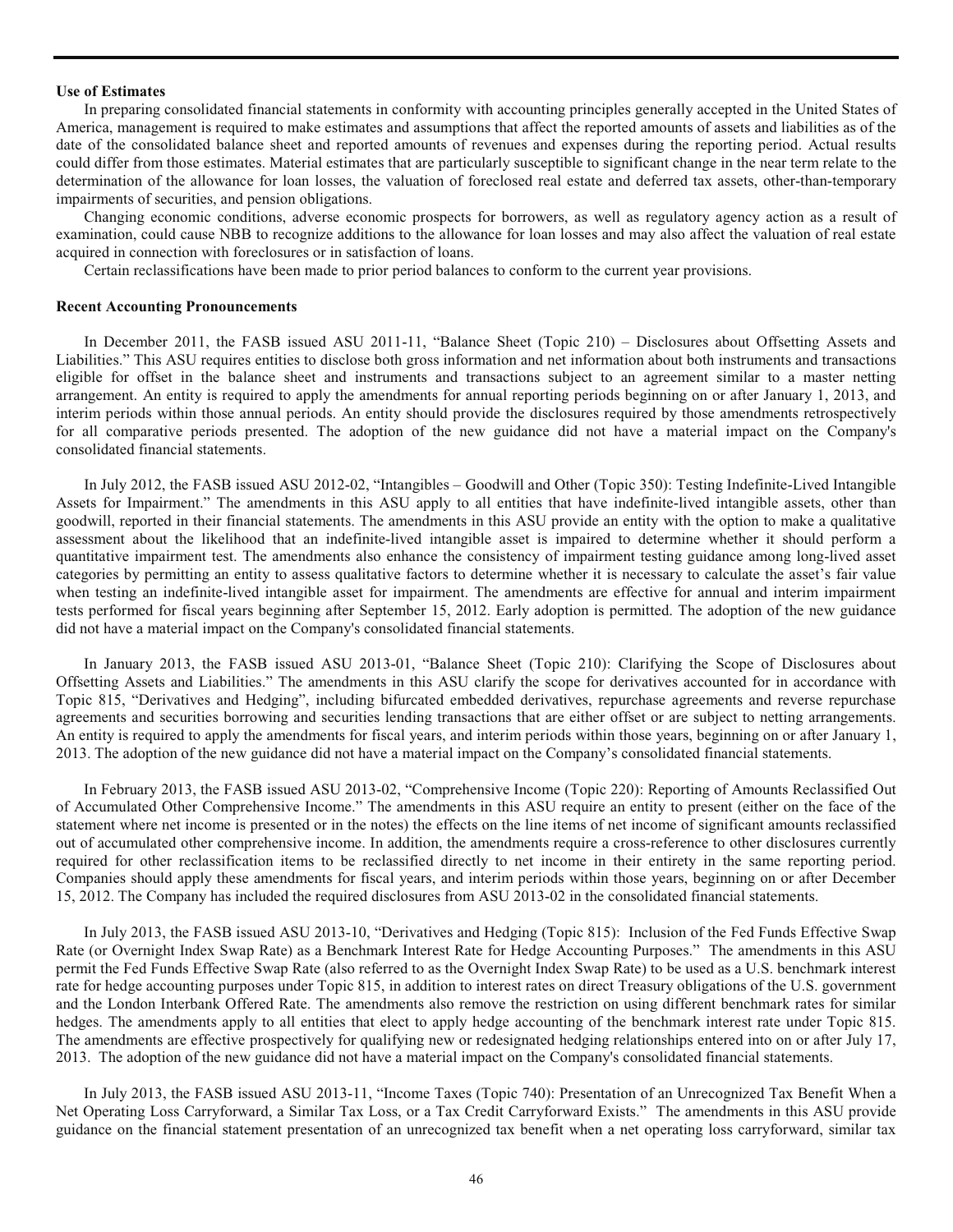**Use of Estimates**

In preparing consolidated financial statements in conformity with accounting principles generally accepted in the United States of America, management is required to make estimates and assumptions that affect the reported amounts of assets and liabilities as of the date of the consolidated balance sheet and reported amounts of revenues and expenses during the reporting period. Actual results could differ from those estimates. Material estimates that are particularly susceptible to significant change in the near term relate to the determination of the allowance for loan losses, the valuation of foreclosed real estate and deferred tax assets, other-than-temporary impairments of securities, and pension obligations.

Changing economic conditions, adverse economic prospects for borrowers, as well as regulatory agency action as a result of examination, could cause NBB to recognize additions to the allowance for loan losses and may also affect the valuation of real estate acquired in connection with foreclosures or in satisfaction of loans.

Certain reclassifications have been made to prior period balances to conform to the current year provisions.

**Recent Accounting Pronouncements**

In December 2011, the FASB issued ASU 2011-11, "Balance Sheet (Topic 210) – Disclosures about Offsetting Assets and Liabilities." This ASU requires entities to disclose both gross information and net information about both instruments and transactions eligible for offset in the balance sheet and instruments and transactions subject to an agreement similar to a master netting arrangement. An entity is required to apply the amendments for annual reporting periods beginning on or after January 1, 2013, and interim periods within those annual periods. An entity should provide the disclosures required by those amendments retrospectively for all comparative periods presented. The adoption of the new guidance did not have a material impact on the Company's consolidated financial statements.

In July 2012, the FASB issued ASU 2012-02, "Intangibles – Goodwill and Other (Topic 350): Testing Indefinite-Lived Intangible Assets for Impairment." The amendments in this ASU apply to all entities that have indefinite-lived intangible assets, other than goodwill, reported in their financial statements. The amendments in this ASU provide an entity with the option to make a qualitative assessment about the likelihood that an indefinite-lived intangible asset is impaired to determine whether it should perform a quantitative impairment test. The amendments also enhance the consistency of impairment testing guidance among long-lived asset categories by permitting an entity to assess qualitative factors to determine whether it is necessary to calculate the asset's fair value when testing an indefinite-lived intangible asset for impairment. The amendments are effective for annual and interim impairment tests performed for fiscal years beginning after September 15, 2012. Early adoption is permitted. The adoption of the new guidance did not have a material impact on the Company's consolidated financial statements.

In January 2013, the FASB issued ASU 2013-01, "Balance Sheet (Topic 210): Clarifying the Scope of Disclosures about Offsetting Assets and Liabilities." The amendments in this ASU clarify the scope for derivatives accounted for in accordance with Topic 815, "Derivatives and Hedging", including bifurcated embedded derivatives, repurchase agreements and reverse repurchase agreements and securities borrowing and securities lending transactions that are either offset or are subject to netting arrangements. An entity is required to apply the amendments for fiscal years, and interim periods within those years, beginning on or after January 1, 2013. The adoption of the new guidance did not have a material impact on the Company's consolidated financial statements.

In February 2013, the FASB issued ASU 2013-02, "Comprehensive Income (Topic 220): Reporting of Amounts Reclassified Out of Accumulated Other Comprehensive Income." The amendments in this ASU require an entity to present (either on the face of the statement where net income is presented or in the notes) the effects on the line items of net income of significant amounts reclassified out of accumulated other comprehensive income. In addition, the amendments require a cross-reference to other disclosures currently required for other reclassification items to be reclassified directly to net income in their entirety in the same reporting period. Companies should apply these amendments for fiscal years, and interim periods within those years, beginning on or after December 15, 2012. The Company has included the required disclosures from ASU 2013-02 in the consolidated financial statements.

In July 2013, the FASB issued ASU 2013-10, "Derivatives and Hedging (Topic 815): Inclusion of the Fed Funds Effective Swap Rate (or Overnight Index Swap Rate) as a Benchmark Interest Rate for Hedge Accounting Purposes." The amendments in this ASU permit the Fed Funds Effective Swap Rate (also referred to as the Overnight Index Swap Rate) to be used as a U.S. benchmark interest rate for hedge accounting purposes under Topic 815, in addition to interest rates on direct Treasury obligations of the U.S. government and the London Interbank Offered Rate. The amendments also remove the restriction on using different benchmark rates for similar hedges. The amendments apply to all entities that elect to apply hedge accounting of the benchmark interest rate under Topic 815. The amendments are effective prospectively for qualifying new or redesignated hedging relationships entered into on or after July 17, 2013. The adoption of the new guidance did not have a material impact on the Company's consolidated financial statements.

In July 2013, the FASB issued ASU 2013-11, "Income Taxes (Topic 740): Presentation of an Unrecognized Tax Benefit When a Net Operating Loss Carryforward, a Similar Tax Loss, or a Tax Credit Carryforward Exists." The amendments in this ASU provide guidance on the financial statement presentation of an unrecognized tax benefit when a net operating loss carryforward, similar tax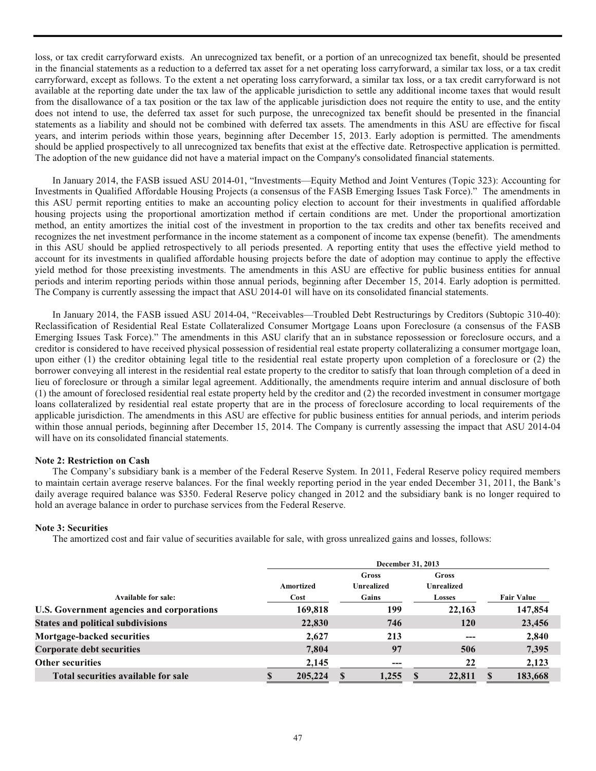loss, or tax credit carryforward exists. An unrecognized tax benefit, or a portion of an unrecognized tax benefit, should be presented in the financial statements as a reduction to a deferred tax asset for a net operating loss carryforward, a similar tax loss, or a tax credit carryforward, except as follows. To the extent a net operating loss carryforward, a similar tax loss, or a tax credit carryforward is not available at the reporting date under the tax law of the applicable jurisdiction to settle any additional income taxes that would result from the disallowance of a tax position or the tax law of the applicable jurisdiction does not require the entity to use, and the entity does not intend to use, the deferred tax asset for such purpose, the unrecognized tax benefit should be presented in the financial statements as a liability and should not be combined with deferred tax assets. The amendments in this ASU are effective for fiscal years, and interim periods within those years, beginning after December 15, 2013. Early adoption is permitted. The amendments should be applied prospectively to all unrecognized tax benefits that exist at the effective date. Retrospective application is permitted. The adoption of the new guidance did not have a material impact on the Company's consolidated financial statements.

In January 2014, the FASB issued ASU 2014-01, "Investments—Equity Method and Joint Ventures (Topic 323): Accounting for Investments in Qualified Affordable Housing Projects (a consensus of the FASB Emerging Issues Task Force)." The amendments in this ASU permit reporting entities to make an accounting policy election to account for their investments in qualified affordable housing projects using the proportional amortization method if certain conditions are met. Under the proportional amortization method, an entity amortizes the initial cost of the investment in proportion to the tax credits and other tax benefits received and recognizes the net investment performance in the income statement as a component of income tax expense (benefit). The amendments in this ASU should be applied retrospectively to all periods presented. A reporting entity that uses the effective yield method to account for its investments in qualified affordable housing projects before the date of adoption may continue to apply the effective yield method for those preexisting investments. The amendments in this ASU are effective for public business entities for annual periods and interim reporting periods within those annual periods, beginning after December 15, 2014. Early adoption is permitted. The Company is currently assessing the impact that ASU 2014-01 will have on its consolidated financial statements.

In January 2014, the FASB issued ASU 2014-04, "Receivables—Troubled Debt Restructurings by Creditors (Subtopic 310-40): Reclassification of Residential Real Estate Collateralized Consumer Mortgage Loans upon Foreclosure (a consensus of the FASB Emerging Issues Task Force)." The amendments in this ASU clarify that an in substance repossession or foreclosure occurs, and a creditor is considered to have received physical possession of residential real estate property collateralizing a consumer mortgage loan, upon either (1) the creditor obtaining legal title to the residential real estate property upon completion of a foreclosure or (2) the borrower conveying all interest in the residential real estate property to the creditor to satisfy that loan through completion of a deed in lieu of foreclosure or through a similar legal agreement. Additionally, the amendments require interim and annual disclosure of both (1) the amount of foreclosed residential real estate property held by the creditor and (2) the recorded investment in consumer mortgage loans collateralized by residential real estate property that are in the process of foreclosure according to local requirements of the applicable jurisdiction. The amendments in this ASU are effective for public business entities for annual periods, and interim periods within those annual periods, beginning after December 15, 2014. The Company is currently assessing the impact that ASU 2014-04 will have on its consolidated financial statements.

**Note 2: Restriction on Cash**

The Company's subsidiary bank is a member of the Federal Reserve System. In 2011, Federal Reserve policy required members to maintain certain average reserve balances. For the final weekly reporting period in the year ended December 31, 2011, the Bank's daily average required balance was $350. Federal Reserve policy changed in 2012 and the subsidiary bank is no longer required to hold an average balance in order to purchase services from the Federal Reserve.

**Note 3: Securities**

The amortized cost and fair value of securities available for sale, with gross unrealized gains and losses, follows:

| | December 31, 2013 | | | |
|---|---|---|---|---|
| Available for sale: | Amortized Cost | Gross Unrealized Gains | Gross Unrealized Losses | Fair Value |
| **U.S. Government agencies and corporations** | **169,818** | **199** | **22,163** | **147,854** |
| **States and political subdivisions** | **22,830** | **746** | **120** | **23,456** |
| **Mortgage-backed securities** | **2,627** | **213** | **---** | **2,840** |
| **Corporate debt securities** | **7,804** | **97** | **506** | **7,395** |
| **Other securities** | **2,145** | **---** | **22** | **2,123** |
| **Total securities available for sale** | **$ 205,224** | **$ 1,255** | **$ 22,811** | **$ 183,668** |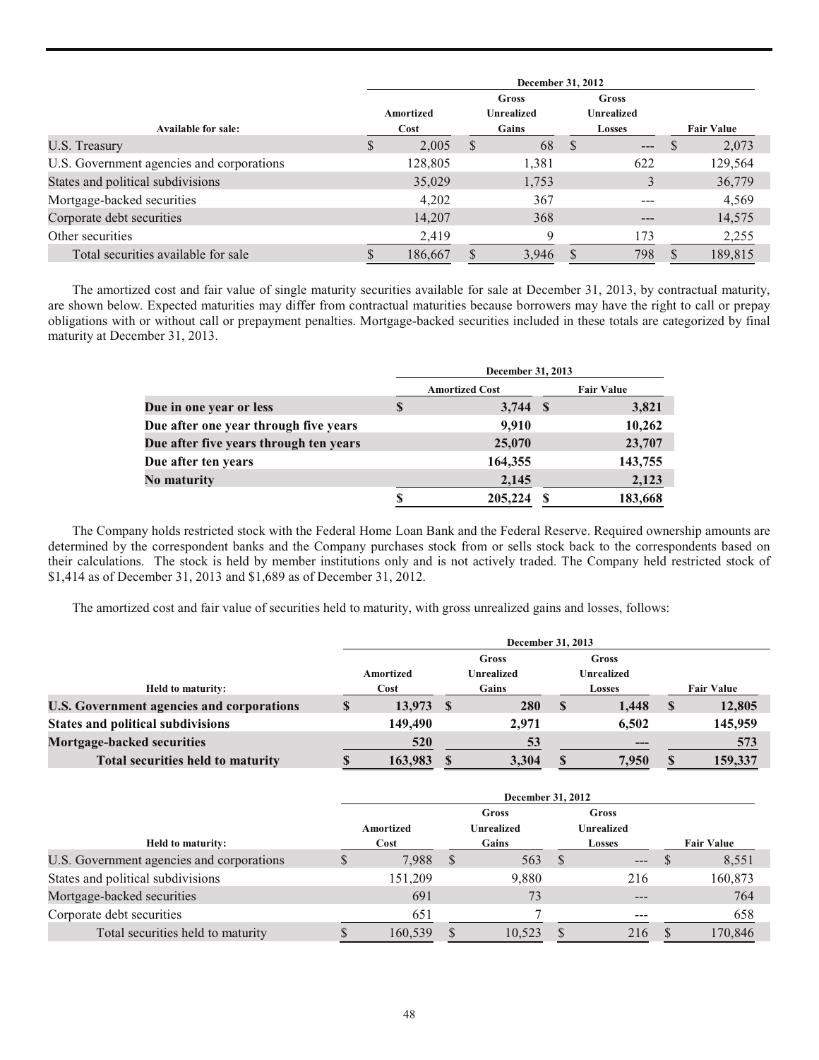| Available for sale: | December 31, 2012 Amortized Cost | Gross Unrealized Gains | Gross Unrealized Losses | Fair Value |
|---|---|---|---|---|
| U.S. Treasury | $ 2,005 | $ 68 | $ --- | $ 2,073 |
| U.S. Government agencies and corporations | 128,805 | 1,381 | 622 | 129,564 |
| States and political subdivisions | 35,029 | 1,753 | 3 | 36,779 |
| Mortgage-backed securities | 4,202 | 367 | --- | 4,569 |
| Corporate debt securities | 14,207 | 368 | --- | 14,575 |
| Other securities | 2,419 | 9 | 173 | 2,255 |
| Total securities available for sale | $ 186,667 | $ 3,946 | $ 798 | $ 189,815 |

The amortized cost and fair value of single maturity securities available for sale at December 31, 2013, by contractual maturity, are shown below. Expected maturities may differ from contractual maturities because borrowers may have the right to call or prepay obligations with or without call or prepayment penalties. Mortgage-backed securities included in these totals are categorized by final maturity at December 31, 2013.

| | December 31, 2013 Amortized Cost | Fair Value |
|---|---|---|
| **Due in one year or less** | **$ 3,744** | **$ 3,821** |
| **Due after one year through five years** | **9,910** | **10,262** |
| **Due after five years through ten years** | **25,070** | **23,707** |
| **Due after ten years** | **164,355** | **143,755** |
| **No maturity** | **2,145** | **2,123** |
| | **$ 205,224** | **$ 183,668** |

The Company holds restricted stock with the Federal Home Loan Bank and the Federal Reserve. Required ownership amounts are determined by the correspondent banks and the Company purchases stock from or sells stock back to the correspondents based on their calculations. The stock is held by member institutions only and is not actively traded. The Company held restricted stock of $1,414 as of December 31, 2013 and $1,689 as of December 31, 2012.

The amortized cost and fair value of securities held to maturity, with gross unrealized gains and losses, follows:

| Held to maturity: | December 31, 2013 Amortized Cost | Gross Unrealized Gains | Gross Unrealized Losses | Fair Value |
|---|---|---|---|---|
| **U.S. Government agencies and corporations** | **$ 13,973** | **$ 280** | **$ 1,448** | **$ 12,805** |
| **States and political subdivisions** | **149,490** | **2,971** | **6,502** | **145,959** |
| **Mortgage-backed securities** | **520** | **53** | **---** | **573** |
| **Total securities held to maturity** | **$ 163,983** | **$ 3,304** | **$ 7,950** | **$ 159,337** |

| Held to maturity: | December 31, 2012 Amortized Cost | Gross Unrealized Gains | Gross Unrealized Losses | Fair Value |
|---|---|---|---|---|
| U.S. Government agencies and corporations | $ 7,988 | $ 563 | $ --- | $ 8,551 |
| States and political subdivisions | 151,209 | 9,880 | 216 | 160,873 |
| Mortgage-backed securities | 691 | 73 | --- | 764 |
| Corporate debt securities | 651 | 7 | --- | 658 |
| Total securities held to maturity | $ 160,539 | $ 10,523 | $ 216 | $ 170,846 |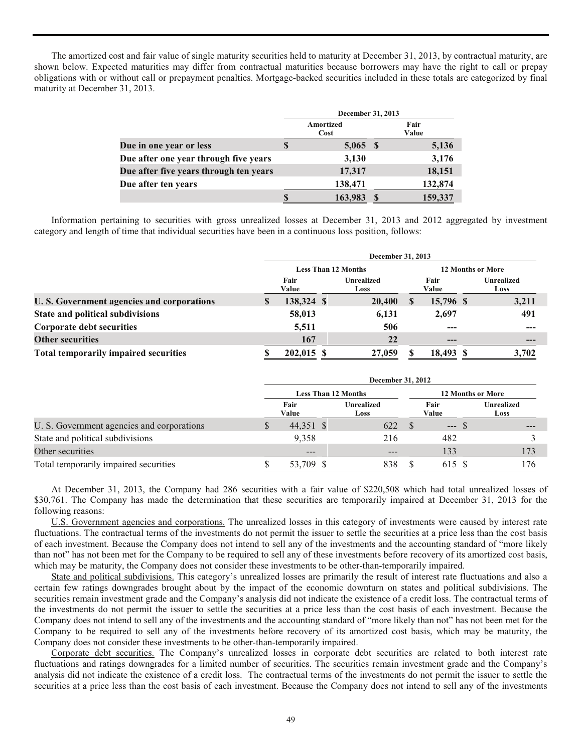The amortized cost and fair value of single maturity securities held to maturity at December 31, 2013, by contractual maturity, are shown below. Expected maturities may differ from contractual maturities because borrowers may have the right to call or prepay obligations with or without call or prepayment penalties. Mortgage-backed securities included in these totals are categorized by final maturity at December 31, 2013.

| | December 31, 2013 | |
|---|---|---|
| | Amortized Cost | Fair Value |
| **Due in one year or less** | $ 5,065 | $ 5,136 |
| **Due after one year through five years** | 3,130 | 3,176 |
| **Due after five years through ten years** | 17,317 | 18,151 |
| **Due after ten years** | 138,471 | 132,874 |
| | $ 163,983 | $ 159,337 |

Information pertaining to securities with gross unrealized losses at December 31, 2013 and 2012 aggregated by investment category and length of time that individual securities have been in a continuous loss position, follows:

| | December 31, 2013 | | | |
|---|---|---|---|---|
| | Less Than 12 Months | | 12 Months or More | |
| | Fair Value | Unrealized Loss | Fair Value | Unrealized Loss |
| **U. S. Government agencies and corporations** | $ 138,324 | $ 20,400 | $ 15,796 | $ 3,211 |
| **State and political subdivisions** | 58,013 | 6,131 | 2,697 | 491 |
| **Corporate debt securities** | 5,511 | 506 | --- | --- |
| **Other securities** | 167 | 22 | --- | --- |
| **Total temporarily impaired securities** | $ 202,015 | $ 27,059 | $ 18,493 | $ 3,702 |

| | December 31, 2012 | | | |
|---|---|---|---|---|
| | Less Than 12 Months | | 12 Months or More | |
| | Fair Value | Unrealized Loss | Fair Value | Unrealized Loss |
| U. S. Government agencies and corporations | $ 44,351 | $ 622 | $ --- | $ --- |
| State and political subdivisions | 9,358 | 216 | 482 | 3 |
| Other securities | --- | --- | 133 | 173 |
| Total temporarily impaired securities | $ 53,709 | $ 838 | $ 615 | $ 176 |

At December 31, 2013, the Company had 286 securities with a fair value of $220,508 which had total unrealized losses of $30,761. The Company has made the determination that these securities are temporarily impaired at December 31, 2013 for the following reasons:

U.S. Government agencies and corporations. The unrealized losses in this category of investments were caused by interest rate fluctuations. The contractual terms of the investments do not permit the issuer to settle the securities at a price less than the cost basis of each investment. Because the Company does not intend to sell any of the investments and the accounting standard of "more likely than not" has not been met for the Company to be required to sell any of these investments before recovery of its amortized cost basis, which may be maturity, the Company does not consider these investments to be other-than-temporarily impaired.

State and political subdivisions. This category's unrealized losses are primarily the result of interest rate fluctuations and also a certain few ratings downgrades brought about by the impact of the economic downturn on states and political subdivisions. The securities remain investment grade and the Company's analysis did not indicate the existence of a credit loss. The contractual terms of the investments do not permit the issuer to settle the securities at a price less than the cost basis of each investment. Because the Company does not intend to sell any of the investments and the accounting standard of "more likely than not" has not been met for the Company to be required to sell any of the investments before recovery of its amortized cost basis, which may be maturity, the Company does not consider these investments to be other-than-temporarily impaired.

Corporate debt securities. The Company's unrealized losses in corporate debt securities are related to both interest rate fluctuations and ratings downgrades for a limited number of securities. The securities remain investment grade and the Company's analysis did not indicate the existence of a credit loss. The contractual terms of the investments do not permit the issuer to settle the securities at a price less than the cost basis of each investment. Because the Company does not intend to sell any of the investments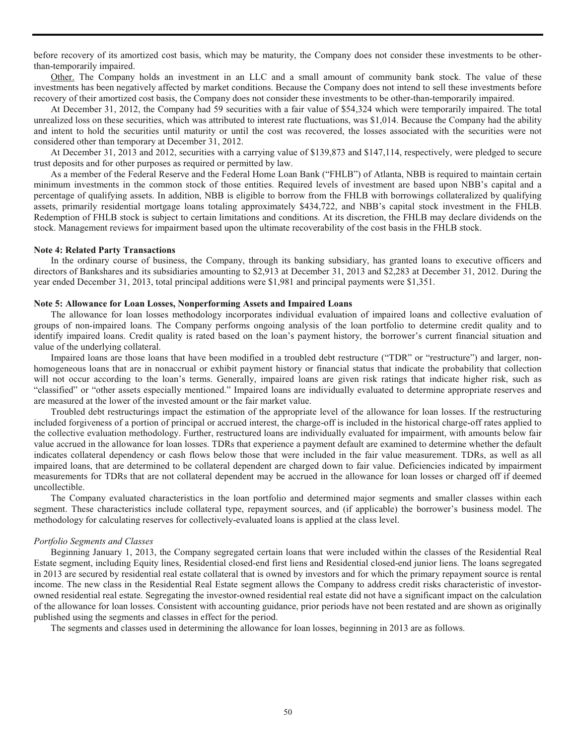before recovery of its amortized cost basis, which may be maturity, the Company does not consider these investments to be other-than-temporarily impaired.

Other. The Company holds an investment in an LLC and a small amount of community bank stock. The value of these investments has been negatively affected by market conditions. Because the Company does not intend to sell these investments before recovery of their amortized cost basis, the Company does not consider these investments to be other-than-temporarily impaired.

At December 31, 2012, the Company had 59 securities with a fair value of $54,324 which were temporarily impaired. The total unrealized loss on these securities, which was attributed to interest rate fluctuations, was $1,014. Because the Company had the ability and intent to hold the securities until maturity or until the cost was recovered, the losses associated with the securities were not considered other than temporary at December 31, 2012.

At December 31, 2013 and 2012, securities with a carrying value of $139,873 and $147,114, respectively, were pledged to secure trust deposits and for other purposes as required or permitted by law.

As a member of the Federal Reserve and the Federal Home Loan Bank ("FHLB") of Atlanta, NBB is required to maintain certain minimum investments in the common stock of those entities. Required levels of investment are based upon NBB's capital and a percentage of qualifying assets. In addition, NBB is eligible to borrow from the FHLB with borrowings collateralized by qualifying assets, primarily residential mortgage loans totaling approximately $434,722, and NBB's capital stock investment in the FHLB. Redemption of FHLB stock is subject to certain limitations and conditions. At its discretion, the FHLB may declare dividends on the stock. Management reviews for impairment based upon the ultimate recoverability of the cost basis in the FHLB stock.

**Note 4: Related Party Transactions**

In the ordinary course of business, the Company, through its banking subsidiary, has granted loans to executive officers and directors of Bankshares and its subsidiaries amounting to $2,913 at December 31, 2013 and $2,283 at December 31, 2012. During the year ended December 31, 2013, total principal additions were $1,981 and principal payments were $1,351.

**Note 5: Allowance for Loan Losses, Nonperforming Assets and Impaired Loans**

The allowance for loan losses methodology incorporates individual evaluation of impaired loans and collective evaluation of groups of non-impaired loans. The Company performs ongoing analysis of the loan portfolio to determine credit quality and to identify impaired loans. Credit quality is rated based on the loan's payment history, the borrower's current financial situation and value of the underlying collateral.

Impaired loans are those loans that have been modified in a troubled debt restructure ("TDR" or "restructure") and larger, non-homogeneous loans that are in nonaccrual or exhibit payment history or financial status that indicate the probability that collection will not occur according to the loan's terms. Generally, impaired loans are given risk ratings that indicate higher risk, such as "classified" or "other assets especially mentioned." Impaired loans are individually evaluated to determine appropriate reserves and are measured at the lower of the invested amount or the fair market value.

Troubled debt restructurings impact the estimation of the appropriate level of the allowance for loan losses. If the restructuring included forgiveness of a portion of principal or accrued interest, the charge-off is included in the historical charge-off rates applied to the collective evaluation methodology. Further, restructured loans are individually evaluated for impairment, with amounts below fair value accrued in the allowance for loan losses. TDRs that experience a payment default are examined to determine whether the default indicates collateral dependency or cash flows below those that were included in the fair value measurement. TDRs, as well as all impaired loans, that are determined to be collateral dependent are charged down to fair value. Deficiencies indicated by impairment measurements for TDRs that are not collateral dependent may be accrued in the allowance for loan losses or charged off if deemed uncollectible.

The Company evaluated characteristics in the loan portfolio and determined major segments and smaller classes within each segment. These characteristics include collateral type, repayment sources, and (if applicable) the borrower's business model. The methodology for calculating reserves for collectively-evaluated loans is applied at the class level.

*Portfolio Segments and Classes*

Beginning January 1, 2013, the Company segregated certain loans that were included within the classes of the Residential Real Estate segment, including Equity lines, Residential closed-end first liens and Residential closed-end junior liens. The loans segregated in 2013 are secured by residential real estate collateral that is owned by investors and for which the primary repayment source is rental income. The new class in the Residential Real Estate segment allows the Company to address credit risks characteristic of investor-owned residential real estate. Segregating the investor-owned residential real estate did not have a significant impact on the calculation of the allowance for loan losses. Consistent with accounting guidance, prior periods have not been restated and are shown as originally published using the segments and classes in effect for the period.

The segments and classes used in determining the allowance for loan losses, beginning in 2013 are as follows.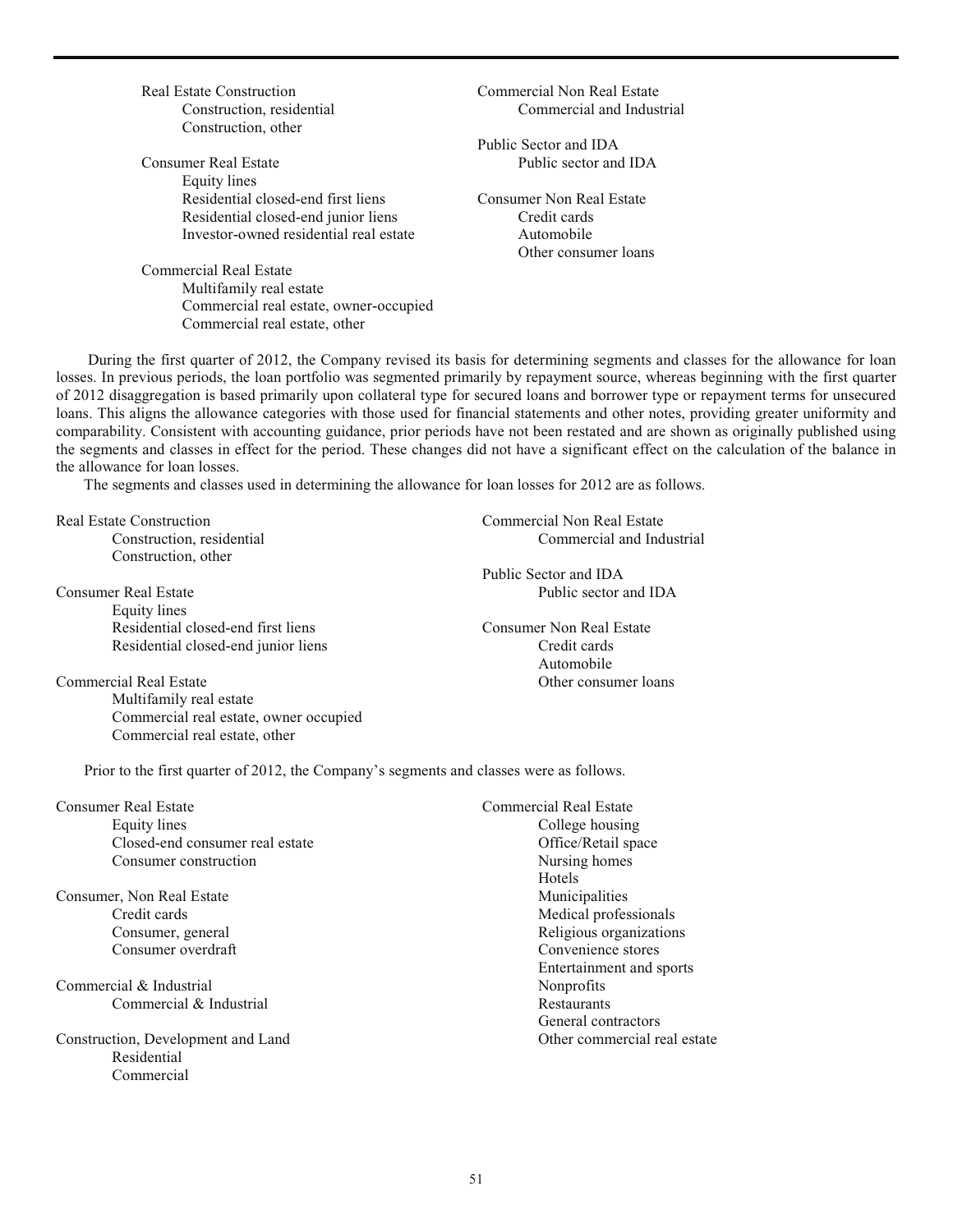Real Estate Construction
- Construction, residential
- Construction, other

Consumer Real Estate
- Equity lines
- Residential closed-end first liens
- Residential closed-end junior liens
- Investor-owned residential real estate

Commercial Real Estate
- Multifamily real estate
- Commercial real estate, owner-occupied
- Commercial real estate, other

Commercial Non Real Estate
- Commercial and Industrial

Public Sector and IDA
- Public sector and IDA

Consumer Non Real Estate
- Credit cards
- Automobile
- Other consumer loans

During the first quarter of 2012, the Company revised its basis for determining segments and classes for the allowance for loan losses. In previous periods, the loan portfolio was segmented primarily by repayment source, whereas beginning with the first quarter of 2012 disaggregation is based primarily upon collateral type for secured loans and borrower type or repayment terms for unsecured loans. This aligns the allowance categories with those used for financial statements and other notes, providing greater uniformity and comparability. Consistent with accounting guidance, prior periods have not been restated and are shown as originally published using the segments and classes in effect for the period. These changes did not have a significant effect on the calculation of the balance in the allowance for loan losses.

The segments and classes used in determining the allowance for loan losses for 2012 are as follows.

Real Estate Construction
- Construction, residential
- Construction, other

Consumer Real Estate
- Equity lines
- Residential closed-end first liens
- Residential closed-end junior liens

Commercial Real Estate
- Multifamily real estate
- Commercial real estate, owner occupied
- Commercial real estate, other

Commercial Non Real Estate
- Commercial and Industrial

Public Sector and IDA
- Public sector and IDA

Consumer Non Real Estate
- Credit cards
- Automobile
- Other consumer loans

Prior to the first quarter of 2012, the Company's segments and classes were as follows.

Consumer Real Estate
- Equity lines
- Closed-end consumer real estate
- Consumer construction

Consumer, Non Real Estate
- Credit cards
- Consumer, general
- Consumer overdraft

Commercial & Industrial
- Commercial & Industrial

Construction, Development and Land
- Residential
- Commercial

Commercial Real Estate
- College housing
- Office/Retail space
- Nursing homes
- Hotels
- Municipalities
- Medical professionals
- Religious organizations
- Convenience stores
- Entertainment and sports
- Nonprofits
- Restaurants
- General contractors
- Other commercial real estate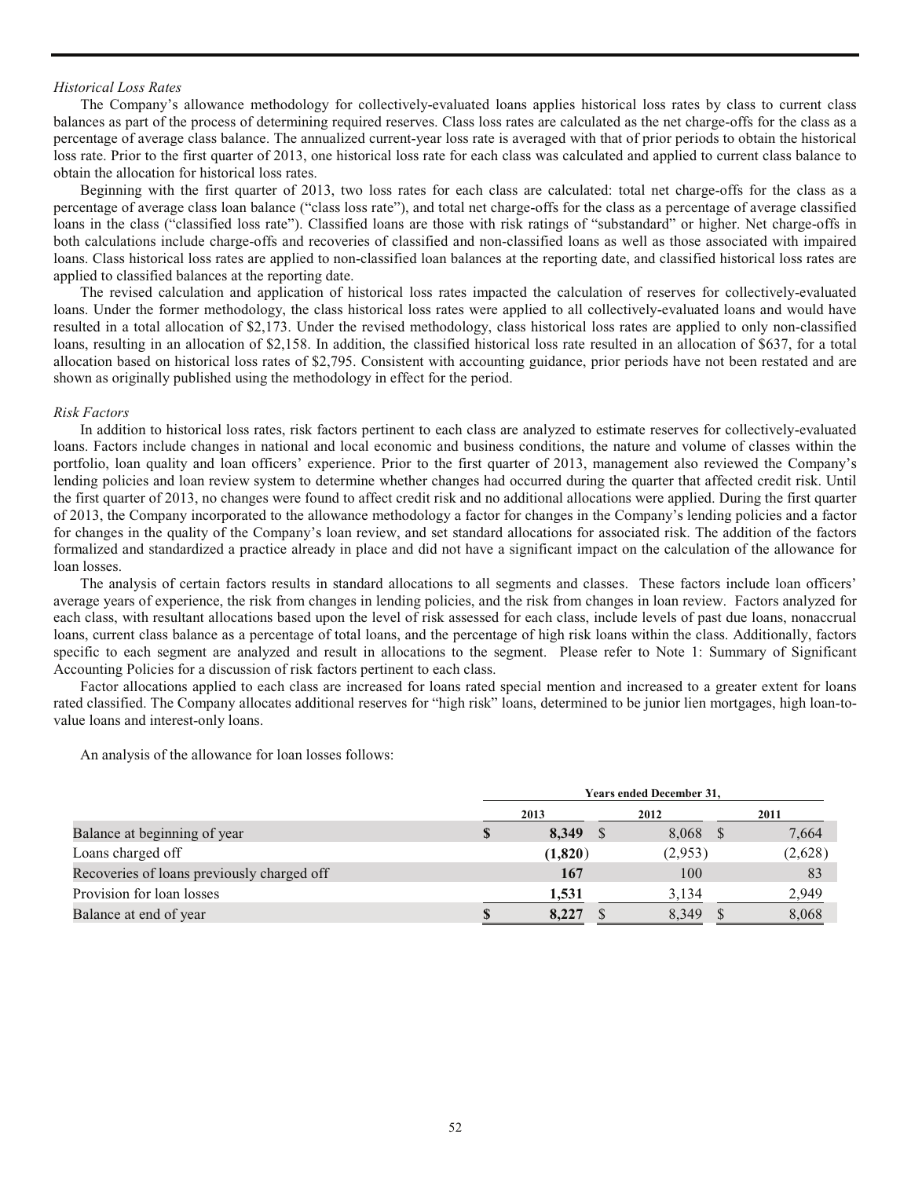*Historical Loss Rates*

The Company's allowance methodology for collectively-evaluated loans applies historical loss rates by class to current class balances as part of the process of determining required reserves. Class loss rates are calculated as the net charge-offs for the class as a percentage of average class balance. The annualized current-year loss rate is averaged with that of prior periods to obtain the historical loss rate. Prior to the first quarter of 2013, one historical loss rate for each class was calculated and applied to current class balance to obtain the allocation for historical loss rates.

Beginning with the first quarter of 2013, two loss rates for each class are calculated: total net charge-offs for the class as a percentage of average class loan balance ("class loss rate"), and total net charge-offs for the class as a percentage of average classified loans in the class ("classified loss rate"). Classified loans are those with risk ratings of "substandard" or higher. Net charge-offs in both calculations include charge-offs and recoveries of classified and non-classified loans as well as those associated with impaired loans. Class historical loss rates are applied to non-classified loan balances at the reporting date, and classified historical loss rates are applied to classified balances at the reporting date.

The revised calculation and application of historical loss rates impacted the calculation of reserves for collectively-evaluated loans. Under the former methodology, the class historical loss rates were applied to all collectively-evaluated loans and would have resulted in a total allocation of $2,173. Under the revised methodology, class historical loss rates are applied to only non-classified loans, resulting in an allocation of $2,158. In addition, the classified historical loss rate resulted in an allocation of $637, for a total allocation based on historical loss rates of $2,795. Consistent with accounting guidance, prior periods have not been restated and are shown as originally published using the methodology in effect for the period.

*Risk Factors*

In addition to historical loss rates, risk factors pertinent to each class are analyzed to estimate reserves for collectively-evaluated loans. Factors include changes in national and local economic and business conditions, the nature and volume of classes within the portfolio, loan quality and loan officers' experience. Prior to the first quarter of 2013, management also reviewed the Company's lending policies and loan review system to determine whether changes had occurred during the quarter that affected credit risk. Until the first quarter of 2013, no changes were found to affect credit risk and no additional allocations were applied. During the first quarter of 2013, the Company incorporated to the allowance methodology a factor for changes in the Company's lending policies and a factor for changes in the quality of the Company's loan review, and set standard allocations for associated risk. The addition of the factors formalized and standardized a practice already in place and did not have a significant impact on the calculation of the allowance for loan losses.

The analysis of certain factors results in standard allocations to all segments and classes. These factors include loan officers' average years of experience, the risk from changes in lending policies, and the risk from changes in loan review. Factors analyzed for each class, with resultant allocations based upon the level of risk assessed for each class, include levels of past due loans, nonaccrual loans, current class balance as a percentage of total loans, and the percentage of high risk loans within the class. Additionally, factors specific to each segment are analyzed and result in allocations to the segment. Please refer to Note 1: Summary of Significant Accounting Policies for a discussion of risk factors pertinent to each class.

Factor allocations applied to each class are increased for loans rated special mention and increased to a greater extent for loans rated classified. The Company allocates additional reserves for "high risk" loans, determined to be junior lien mortgages, high loan-to-value loans and interest-only loans.

An analysis of the allowance for loan losses follows:

| | Years ended December 31, | | |
|---|---|---|---|
| | **2013** | 2012 | 2011 |
| Balance at beginning of year | **$ 8,349** | $ 8,068 | $ 7,664 |
| Loans charged off | **(1,820)** | (2,953) | (2,628) |
| Recoveries of loans previously charged off | **167** | 100 | 83 |
| Provision for loan losses | **1,531** | 3,134 | 2,949 |
| Balance at end of year | **$ 8,227** | $ 8,349 | $ 8,068 |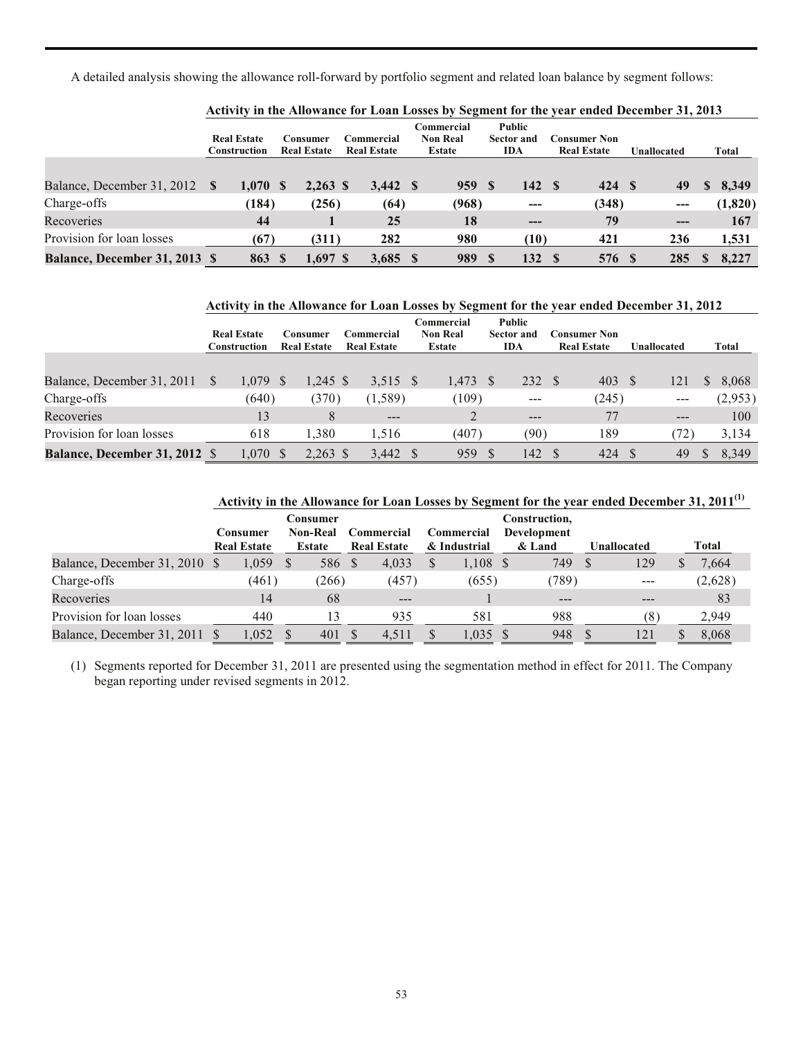A detailed analysis showing the allowance roll-forward by portfolio segment and related loan balance by segment follows:

**Activity in the Allowance for Loan Losses by Segment for the year ended December 31, 2013**

| | Real Estate Construction | Consumer Real Estate | Commercial Real Estate | Commercial Non Real Estate | Public Sector and IDA | Consumer Non Real Estate | Unallocated | Total |
|---|---|---|---|---|---|---|---|---|
| Balance, December 31, 2012 | $ 1,070 | $ 2,263 | $ 3,442 | $ 959 | $ 142 | $ 424 | $ 49 | $ 8,349 |
| Charge-offs | (184) | (256) | (64) | (968) | --- | (348) | --- | (1,820) |
| Recoveries | 44 | 1 | 25 | 18 | --- | 79 | --- | 167 |
| Provision for loan losses | (67) | (311) | 282 | 980 | (10) | 421 | 236 | 1,531 |
| **Balance, December 31, 2013** | **$ 863** | **$ 1,697** | **$ 3,685** | **$ 989** | **$ 132** | **$ 576** | **$ 285** | **$ 8,227** |

**Activity in the Allowance for Loan Losses by Segment for the year ended December 31, 2012**

| | Real Estate Construction | Consumer Real Estate | Commercial Real Estate | Commercial Non Real Estate | Public Sector and IDA | Consumer Non Real Estate | Unallocated | Total |
|---|---|---|---|---|---|---|---|---|
| Balance, December 31, 2011 | $ 1,079 | $ 1,245 | $ 3,515 | $ 1,473 | $ 232 | $ 403 | $ 121 | $ 8,068 |
| Charge-offs | (640) | (370) | (1,589) | (109) | --- | (245) | --- | (2,953) |
| Recoveries | 13 | 8 | --- | 2 | --- | 77 | --- | 100 |
| Provision for loan losses | 618 | 1,380 | 1,516 | (407) | (90) | 189 | (72) | 3,134 |
| **Balance, December 31, 2012** | $ 1,070 | $ 2,263 | $ 3,442 | $ 959 | $ 142 | $ 424 | $ 49 | $ 8,349 |

**Activity in the Allowance for Loan Losses by Segment for the year ended December 31, 2011[(1)]**

| | Consumer Real Estate | Consumer Non-Real Estate | Commercial Real Estate | Commercial & Industrial | Construction, Development & Land | Unallocated | Total |
|---|---|---|---|---|---|---|---|
| Balance, December 31, 2010 | $ 1,059 | $ 586 | $ 4,033 | $ 1,108 | $ 749 | $ 129 | $ 7,664 |
| Charge-offs | (461) | (266) | (457) | (655) | (789) | --- | (2,628) |
| Recoveries | 14 | 68 | --- | 1 | --- | --- | 83 |
| Provision for loan losses | 440 | 13 | 935 | 581 | 988 | (8) | 2,949 |
| Balance, December 31, 2011 | $ 1,052 | $ 401 | $ 4,511 | $ 1,035 | $ 948 | $ 121 | $ 8,068 |

(1) Segments reported for December 31, 2011 are presented using the segmentation method in effect for 2011. The Company began reporting under revised segments in 2012.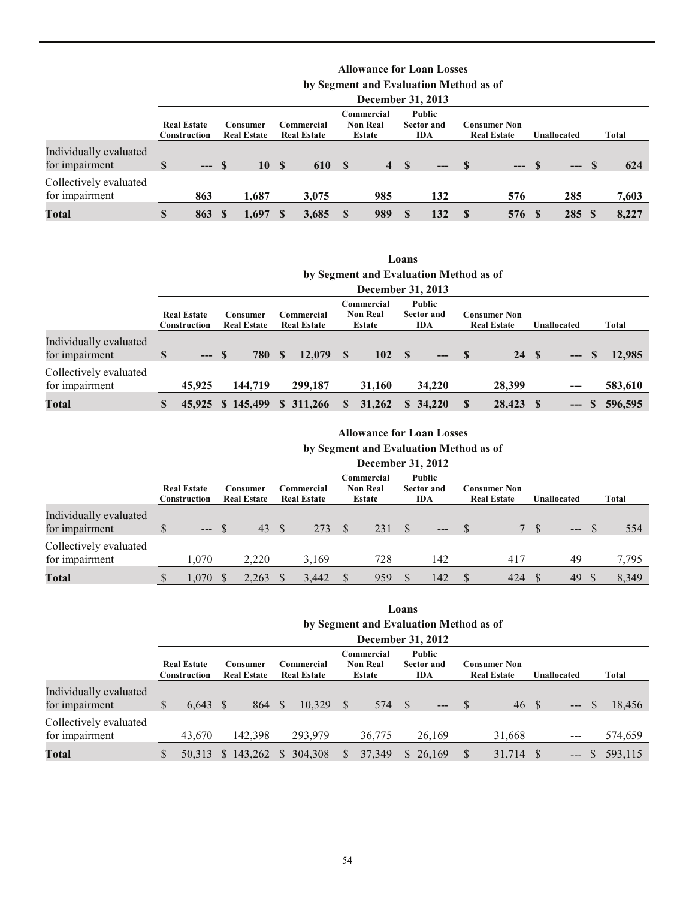**Allowance for Loan Losses by Segment and Evaluation Method as of December 31, 2013**

| | Real Estate Construction | Consumer Real Estate | Commercial Real Estate | Commercial Non Real Estate | Public Sector and IDA | Consumer Non Real Estate | Unallocated | Total |
|---|---|---|---|---|---|---|---|---|
| Individually evaluated for impairment | $ --- | $ 10 | $ 610 | $ 4 | $ --- | $ --- | $ --- | $ 624 |
| Collectively evaluated for impairment | 863 | 1,687 | 3,075 | 985 | 132 | 576 | 285 | 7,603 |
| **Total** | $ 863 | $ 1,697 | $ 3,685 | $ 989 | $ 132 | $ 576 | $ 285 | $ 8,227 |

**Loans by Segment and Evaluation Method as of December 31, 2013**

| | Real Estate Construction | Consumer Real Estate | Commercial Real Estate | Commercial Non Real Estate | Public Sector and IDA | Consumer Non Real Estate | Unallocated | Total |
|---|---|---|---|---|---|---|---|---|
| Individually evaluated for impairment | $ --- | $ 780 | $ 12,079 | $ 102 | $ --- | $ 24 | $ --- | $ 12,985 |
| Collectively evaluated for impairment | 45,925 | 144,719 | 299,187 | 31,160 | 34,220 | 28,399 | --- | 583,610 |
| **Total** | $ 45,925 | $ 145,499 | $ 311,266 | $ 31,262 | $ 34,220 | $ 28,423 | $ --- | $ 596,595 |

**Allowance for Loan Losses by Segment and Evaluation Method as of December 31, 2012**

| | Real Estate Construction | Consumer Real Estate | Commercial Real Estate | Commercial Non Real Estate | Public Sector and IDA | Consumer Non Real Estate | Unallocated | Total |
|---|---|---|---|---|---|---|---|---|
| Individually evaluated for impairment | $ --- | $ 43 | $ 273 | $ 231 | $ --- | $ 7 | $ --- | $ 554 |
| Collectively evaluated for impairment | 1,070 | 2,220 | 3,169 | 728 | 142 | 417 | 49 | 7,795 |
| **Total** | $ 1,070 | $ 2,263 | $ 3,442 | $ 959 | $ 142 | $ 424 | $ 49 | $ 8,349 |

**Loans by Segment and Evaluation Method as of December 31, 2012**

| | Real Estate Construction | Consumer Real Estate | Commercial Real Estate | Commercial Non Real Estate | Public Sector and IDA | Consumer Non Real Estate | Unallocated | Total |
|---|---|---|---|---|---|---|---|---|
| Individually evaluated for impairment | $ 6,643 | $ 864 | $ 10,329 | $ 574 | $ --- | $ 46 | $ --- | $ 18,456 |
| Collectively evaluated for impairment | 43,670 | 142,398 | 293,979 | 36,775 | 26,169 | 31,668 | --- | 574,659 |
| **Total** | $ 50,313 | $ 143,262 | $ 304,308 | $ 37,349 | $ 26,169 | $ 31,714 | $ --- | $ 593,115 |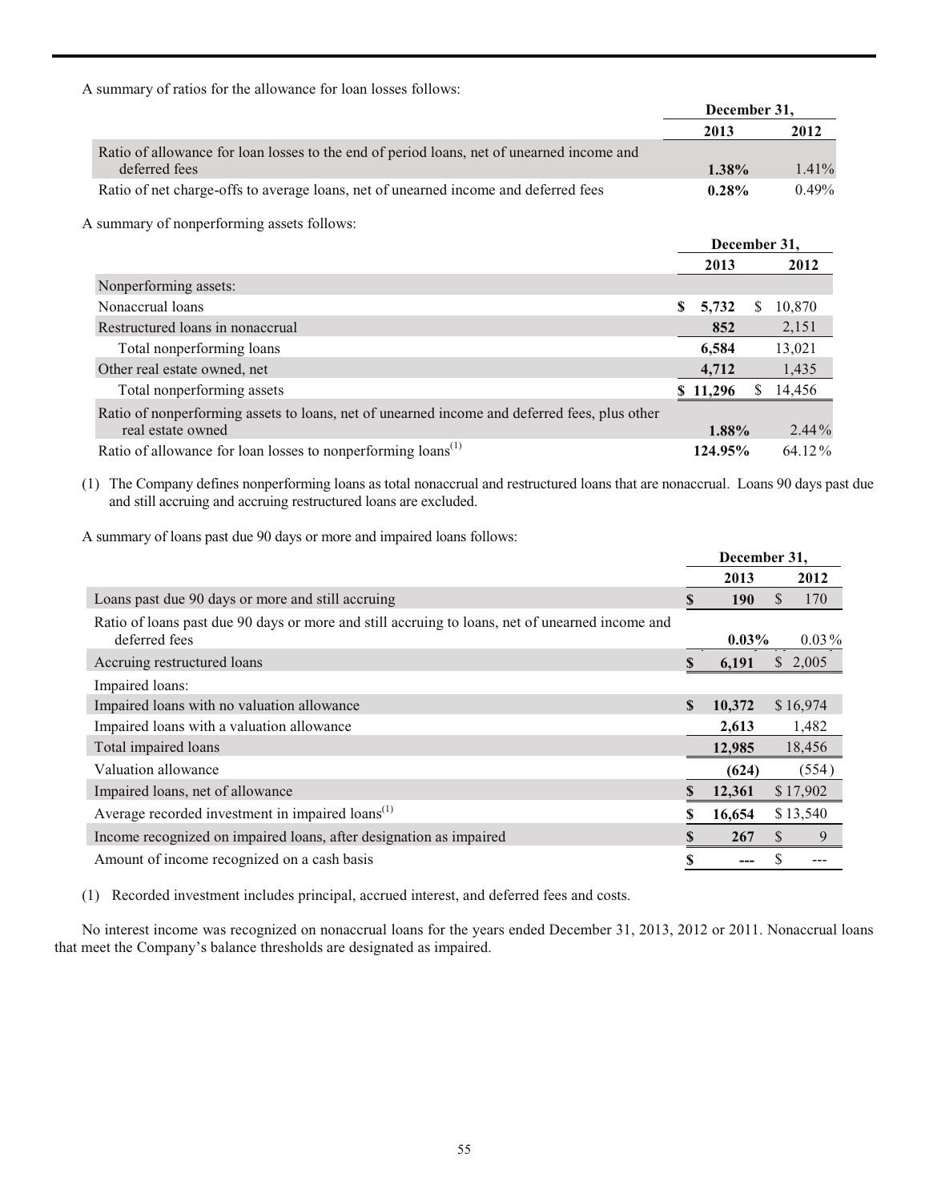A summary of ratios for the allowance for loan losses follows:

| | December 31, | |
|---|---|---|
| | **2013** | **2012** |
| Ratio of allowance for loan losses to the end of period loans, net of unearned income and deferred fees | **1.38%** | 1.41% |
| Ratio of net charge-offs to average loans, net of unearned income and deferred fees | **0.28%** | 0.49% |

A summary of nonperforming assets follows:

| | December 31, | |
|---|---|---|
| | **2013** | **2012** |
| Nonperforming assets: | | |
| Nonaccrual loans | **$ 5,732** | $ 10,870 |
| Restructured loans in nonaccrual | **852** | 2,151 |
| Total nonperforming loans | **6,584** | 13,021 |
| Other real estate owned, net | **4,712** | 1,435 |
| Total nonperforming assets | **$ 11,296** | $ 14,456 |
| Ratio of nonperforming assets to loans, net of unearned income and deferred fees, plus other real estate owned | **1.88%** | 2.44% |
| Ratio of allowance for loan losses to nonperforming loans[(1)] | **124.95%** | 64.12% |

(1) The Company defines nonperforming loans as total nonaccrual and restructured loans that are nonaccrual. Loans 90 days past due and still accruing and accruing restructured loans are excluded.

A summary of loans past due 90 days or more and impaired loans follows:

| | December 31, | |
|---|---|---|
| | **2013** | **2012** |
| Loans past due 90 days or more and still accruing | **$ 190** | $ 170 |
| Ratio of loans past due 90 days or more and still accruing to loans, net of unearned income and deferred fees | **0.03%** | 0.03% |
| Accruing restructured loans | **$ 6,191** | $ 2,005 |
| Impaired loans: | | |
| Impaired loans with no valuation allowance | **$ 10,372** | $ 16,974 |
| Impaired loans with a valuation allowance | **2,613** | 1,482 |
| Total impaired loans | **12,985** | 18,456 |
| Valuation allowance | **(624)** | (554) |
| Impaired loans, net of allowance | **$ 12,361** | $ 17,902 |
| Average recorded investment in impaired loans[(1)] | **$ 16,654** | $ 13,540 |
| Income recognized on impaired loans, after designation as impaired | **$ 267** | $ 9 |
| Amount of income recognized on a cash basis | **$ ---** | $ --- |

(1) Recorded investment includes principal, accrued interest, and deferred fees and costs.

No interest income was recognized on nonaccrual loans for the years ended December 31, 2013, 2012 or 2011. Nonaccrual loans that meet the Company's balance thresholds are designated as impaired.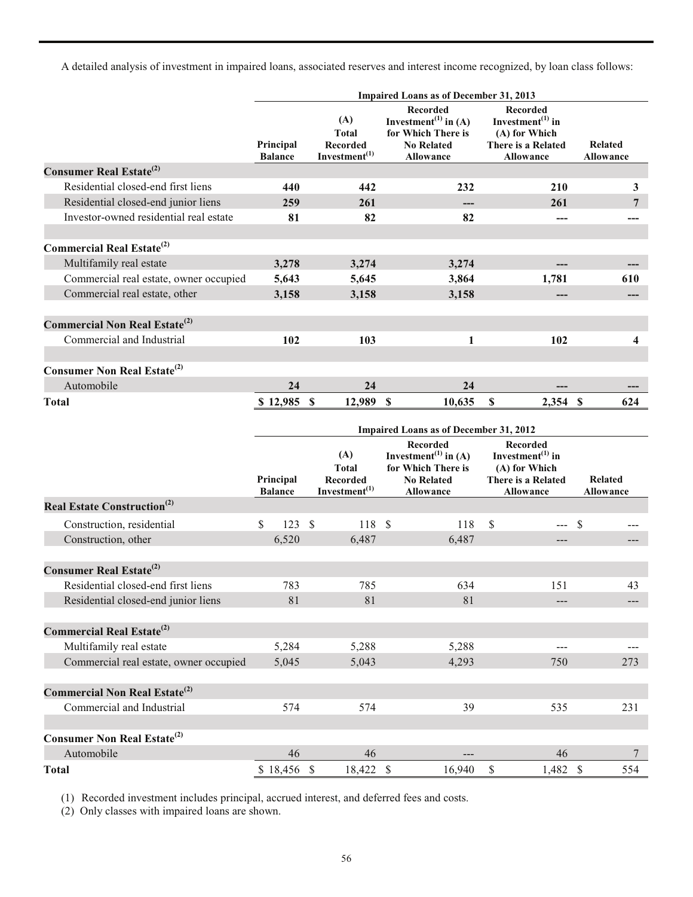A detailed analysis of investment in impaired loans, associated reserves and interest income recognized, by loan class follows:

| | Impaired Loans as of December 31, 2013 | | | | |
|---|---|---|---|---|---|
| | Principal Balance | (A) Total Recorded Investment[1] | Recorded Investment[1] in (A) for Which There is No Related Allowance | Recorded Investment[1] in (A) for Which There is a Related Allowance | Related Allowance |
| **Consumer Real Estate[2]** | | | | | |
| Residential closed-end first liens | **440** | **442** | **232** | **210** | **3** |
| Residential closed-end junior liens | **259** | **261** | **---** | **261** | **7** |
| Investor-owned residential real estate | **81** | **82** | **82** | **---** | **---** |
| **Commercial Real Estate[2]** | | | | | |
| Multifamily real estate | **3,278** | **3,274** | **3,274** | **---** | **---** |
| Commercial real estate, owner occupied | **5,643** | **5,645** | **3,864** | **1,781** | **610** |
| Commercial real estate, other | **3,158** | **3,158** | **3,158** | **---** | **---** |
| **Commercial Non Real Estate[2]** | | | | | |
| Commercial and Industrial | **102** | **103** | **1** | **102** | **4** |
| **Consumer Non Real Estate[2]** | | | | | |
| Automobile | **24** | **24** | **24** | **---** | **---** |
| **Total** | **$ 12,985** | **$ 12,989** | **$ 10,635** | **$ 2,354** | **$ 624** |

| | Impaired Loans as of December 31, 2012 | | | | |
|---|---|---|---|---|---|
| | Principal Balance | (A) Total Recorded Investment[1] | Recorded Investment[1] in (A) for Which There is No Related Allowance | Recorded Investment[1] in (A) for Which There is a Related Allowance | Related Allowance |
| **Real Estate Construction[2]** | | | | | |
| Construction, residential | $ 123 | $ 118 | $ 118 | $ --- | $ --- |
| Construction, other | 6,520 | 6,487 | 6,487 | --- | --- |
| **Consumer Real Estate[2]** | | | | | |
| Residential closed-end first liens | 783 | 785 | 634 | 151 | 43 |
| Residential closed-end junior liens | 81 | 81 | 81 | --- | --- |
| **Commercial Real Estate[2]** | | | | | |
| Multifamily real estate | 5,284 | 5,288 | 5,288 | --- | --- |
| Commercial real estate, owner occupied | 5,045 | 5,043 | 4,293 | 750 | 273 |
| **Commercial Non Real Estate[2]** | | | | | |
| Commercial and Industrial | 574 | 574 | 39 | 535 | 231 |
| **Consumer Non Real Estate[2]** | | | | | |
| Automobile | 46 | 46 | --- | 46 | 7 |
| **Total** | $ 18,456 | $ 18,422 | $ 16,940 | $ 1,482 | $ 554 |

(1) Recorded investment includes principal, accrued interest, and deferred fees and costs.

(2) Only classes with impaired loans are shown.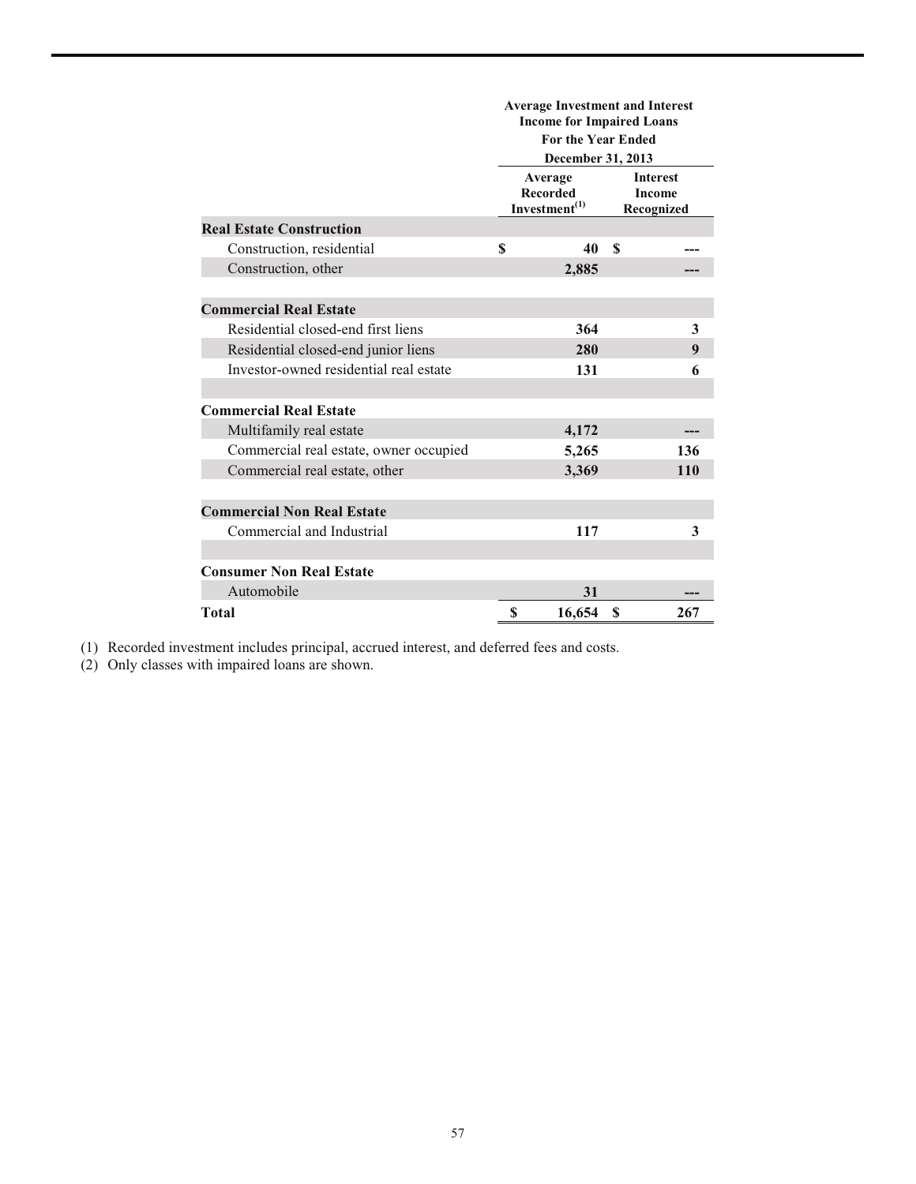| | Average Investment and Interest Income for Impaired Loans For the Year Ended December 31, 2013 | |
|---|---|---|
| | Average Recorded Investment[(1)] | Interest Income Recognized |
| **Real Estate Construction** | | |
| Construction, residential | $ 40 | $ --- |
| Construction, other | 2,885 | --- |
| | | |
| **Commercial Real Estate** | | |
| Residential closed-end first liens | 364 | 3 |
| Residential closed-end junior liens | 280 | 9 |
| Investor-owned residential real estate | 131 | 6 |
| | | |
| **Commercial Real Estate** | | |
| Multifamily real estate | 4,172 | --- |
| Commercial real estate, owner occupied | 5,265 | 136 |
| Commercial real estate, other | 3,369 | 110 |
| | | |
| **Commercial Non Real Estate** | | |
| Commercial and Industrial | 117 | 3 |
| | | |
| **Consumer Non Real Estate** | | |
| Automobile | 31 | --- |
| **Total** | $ 16,654 | $ 267 |

(1) Recorded investment includes principal, accrued interest, and deferred fees and costs.
(2) Only classes with impaired loans are shown.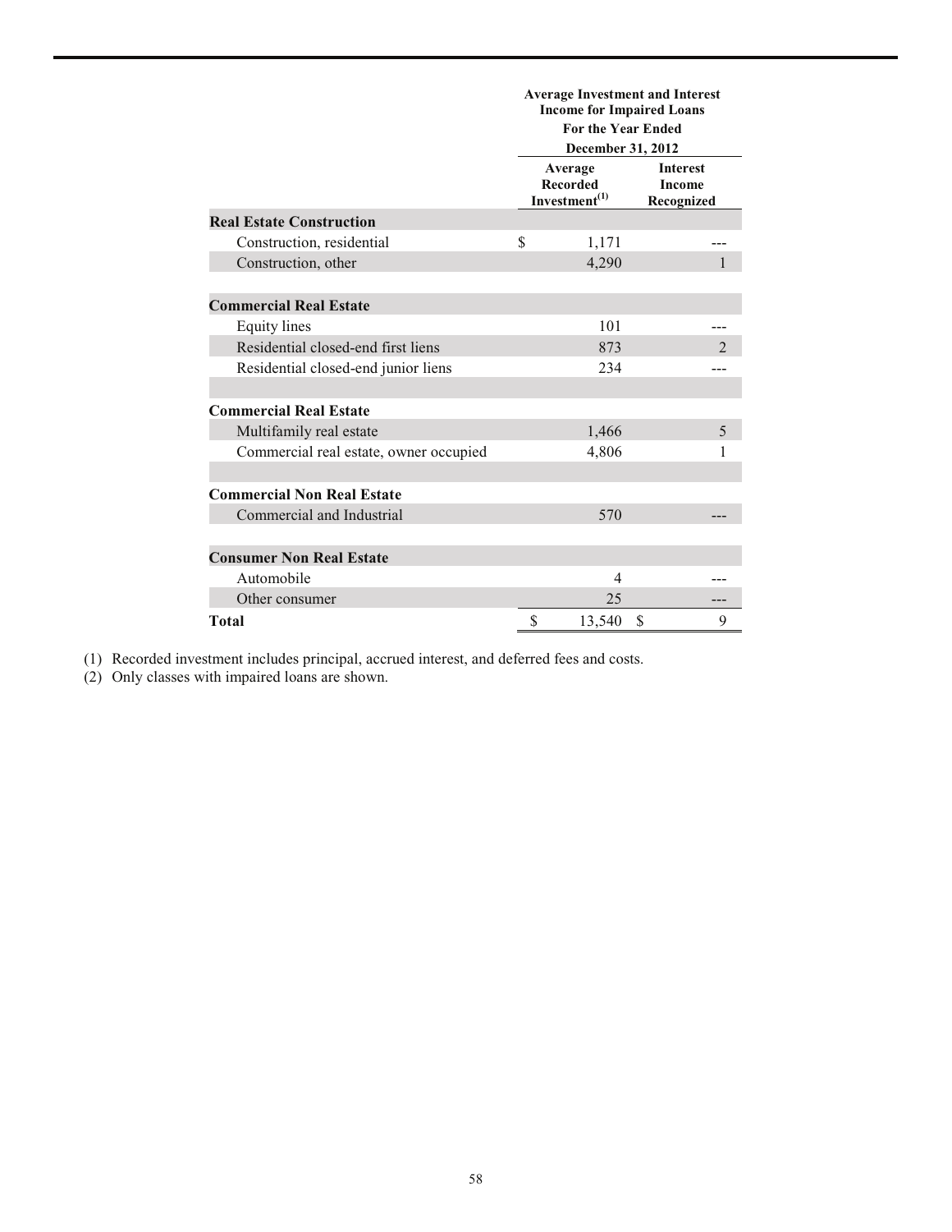| | Average Investment and Interest Income for Impaired Loans For the Year Ended December 31, 2012 | |
|---|---|---|
| | Average Recorded Investment[(1)] | Interest Income Recognized |
| **Real Estate Construction** | | |
| Construction, residential | $ 1,171 | --- |
| Construction, other | 4,290 | 1 |
| | | |
| **Commercial Real Estate** | | |
| Equity lines | 101 | --- |
| Residential closed-end first liens | 873 | 2 |
| Residential closed-end junior liens | 234 | --- |
| | | |
| **Commercial Real Estate** | | |
| Multifamily real estate | 1,466 | 5 |
| Commercial real estate, owner occupied | 4,806 | 1 |
| | | |
| **Commercial Non Real Estate** | | |
| Commercial and Industrial | 570 | --- |
| | | |
| **Consumer Non Real Estate** | | |
| Automobile | 4 | --- |
| Other consumer | 25 | --- |
| **Total** | $ 13,540 | $ 9 |

(1) Recorded investment includes principal, accrued interest, and deferred fees and costs.
(2) Only classes with impaired loans are shown.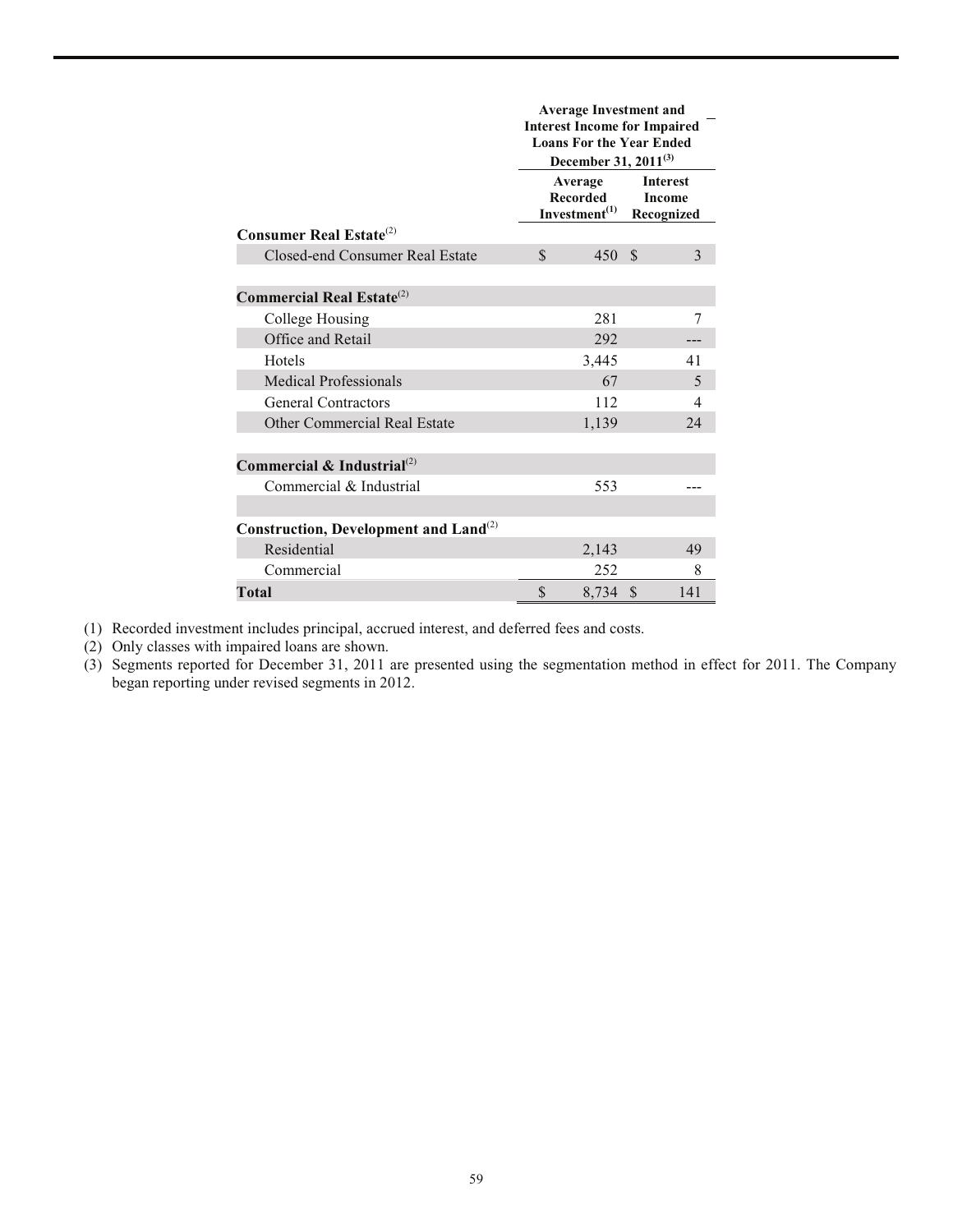| | Average Investment and Interest Income for Impaired Loans For the Year Ended December 31, 2011[(3)] | |
|---|---|---|
| | Average Recorded Investment[(1)] | Interest Income Recognized |
| **Consumer Real Estate**[(2)] | | |
| Closed-end Consumer Real Estate | $ 450 | $ 3 |
| | | |
| **Commercial Real Estate**[(2)] | | |
| College Housing | 281 | 7 |
| Office and Retail | 292 | --- |
| Hotels | 3,445 | 41 |
| Medical Professionals | 67 | 5 |
| General Contractors | 112 | 4 |
| Other Commercial Real Estate | 1,139 | 24 |
| | | |
| **Commercial & Industrial**[(2)] | | |
| Commercial & Industrial | 553 | --- |
| | | |
| **Construction, Development and Land**[(2)] | | |
| Residential | 2,143 | 49 |
| Commercial | 252 | 8 |
| **Total** | $ 8,734 | $ 141 |

(1) Recorded investment includes principal, accrued interest, and deferred fees and costs.
(2) Only classes with impaired loans are shown.
(3) Segments reported for December 31, 2011 are presented using the segmentation method in effect for 2011. The Company began reporting under revised segments in 2012.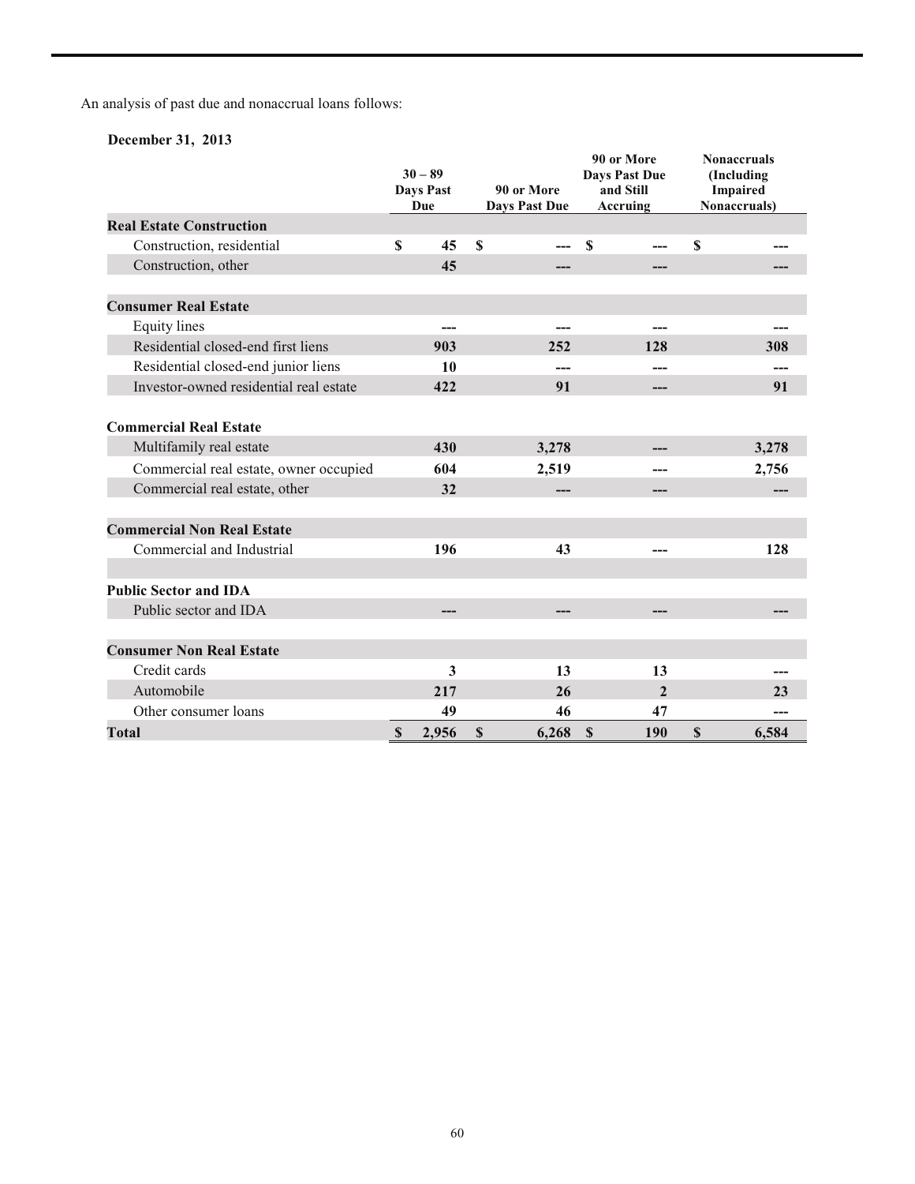An analysis of past due and nonaccrual loans follows:

**December 31, 2013**

| | 30 – 89 Days Past Due | 90 or More Days Past Due | 90 or More Days Past Due and Still Accruing | Nonaccruals (Including Impaired Nonaccruals) |
|---|---|---|---|---|
| **Real Estate Construction** | | | | |
| Construction, residential | $ 45 | $ --- | $ --- | $ --- |
| Construction, other | 45 | --- | --- | --- |
| **Consumer Real Estate** | | | | |
| Equity lines | --- | --- | --- | --- |
| Residential closed-end first liens | 903 | 252 | 128 | 308 |
| Residential closed-end junior liens | 10 | --- | --- | --- |
| Investor-owned residential real estate | 422 | 91 | --- | 91 |
| **Commercial Real Estate** | | | | |
| Multifamily real estate | 430 | 3,278 | --- | 3,278 |
| Commercial real estate, owner occupied | 604 | 2,519 | --- | 2,756 |
| Commercial real estate, other | 32 | --- | --- | --- |
| **Commercial Non Real Estate** | | | | |
| Commercial and Industrial | 196 | 43 | --- | 128 |
| **Public Sector and IDA** | | | | |
| Public sector and IDA | --- | --- | --- | --- |
| **Consumer Non Real Estate** | | | | |
| Credit cards | 3 | 13 | 13 | --- |
| Automobile | 217 | 26 | 2 | 23 |
| Other consumer loans | 49 | 46 | 47 | --- |
| **Total** | $ 2,956 | $ 6,268 | $ 190 | $ 6,584 |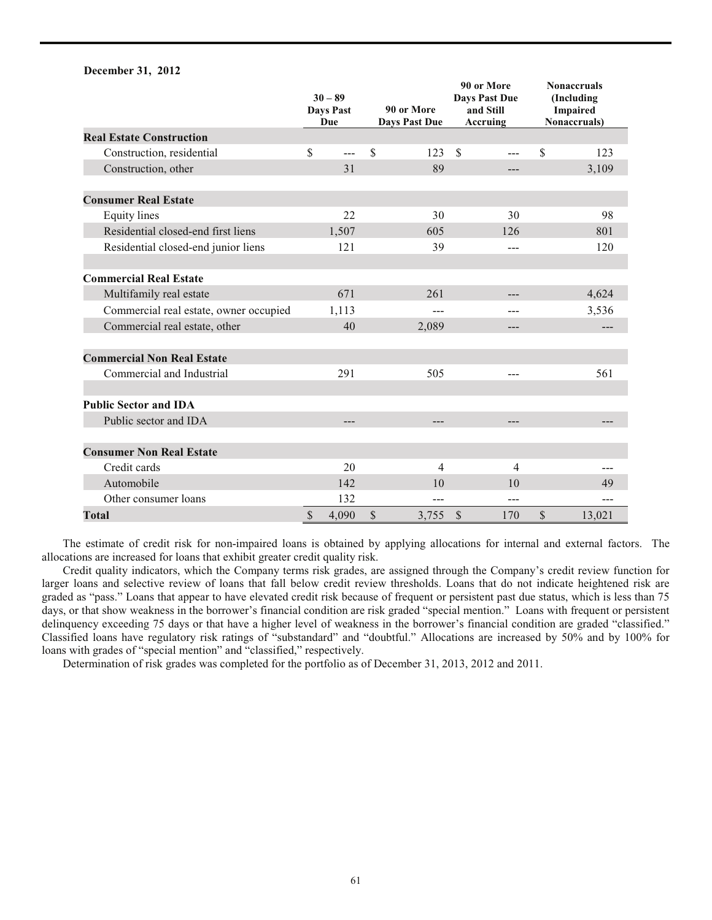**December 31, 2012**

| | 30 – 89 Days Past Due | 90 or More Days Past Due | 90 or More Days Past Due and Still Accruing | Nonaccruals (Including Impaired Nonaccruals) |
|---|---|---|---|---|
| **Real Estate Construction** | | | | |
| Construction, residential | $ --- | $ 123 | $ --- | $ 123 |
| Construction, other | 31 | 89 | --- | 3,109 |
| **Consumer Real Estate** | | | | |
| Equity lines | 22 | 30 | 30 | 98 |
| Residential closed-end first liens | 1,507 | 605 | 126 | 801 |
| Residential closed-end junior liens | 121 | 39 | --- | 120 |
| **Commercial Real Estate** | | | | |
| Multifamily real estate | 671 | 261 | --- | 4,624 |
| Commercial real estate, owner occupied | 1,113 | --- | --- | 3,536 |
| Commercial real estate, other | 40 | 2,089 | --- | --- |
| **Commercial Non Real Estate** | | | | |
| Commercial and Industrial | 291 | 505 | --- | 561 |
| **Public Sector and IDA** | | | | |
| Public sector and IDA | --- | --- | --- | --- |
| **Consumer Non Real Estate** | | | | |
| Credit cards | 20 | 4 | 4 | --- |
| Automobile | 142 | 10 | 10 | 49 |
| Other consumer loans | 132 | --- | --- | --- |
| **Total** | $ 4,090 | $ 3,755 | $ 170 | $ 13,021 |

The estimate of credit risk for non-impaired loans is obtained by applying allocations for internal and external factors. The allocations are increased for loans that exhibit greater credit quality risk.

Credit quality indicators, which the Company terms risk grades, are assigned through the Company's credit review function for larger loans and selective review of loans that fall below credit review thresholds. Loans that do not indicate heightened risk are graded as "pass." Loans that appear to have elevated credit risk because of frequent or persistent past due status, which is less than 75 days, or that show weakness in the borrower's financial condition are risk graded "special mention." Loans with frequent or persistent delinquency exceeding 75 days or that have a higher level of weakness in the borrower's financial condition are graded "classified." Classified loans have regulatory risk ratings of "substandard" and "doubtful." Allocations are increased by 50% and by 100% for loans with grades of "special mention" and "classified," respectively.

Determination of risk grades was completed for the portfolio as of December 31, 2013, 2012 and 2011.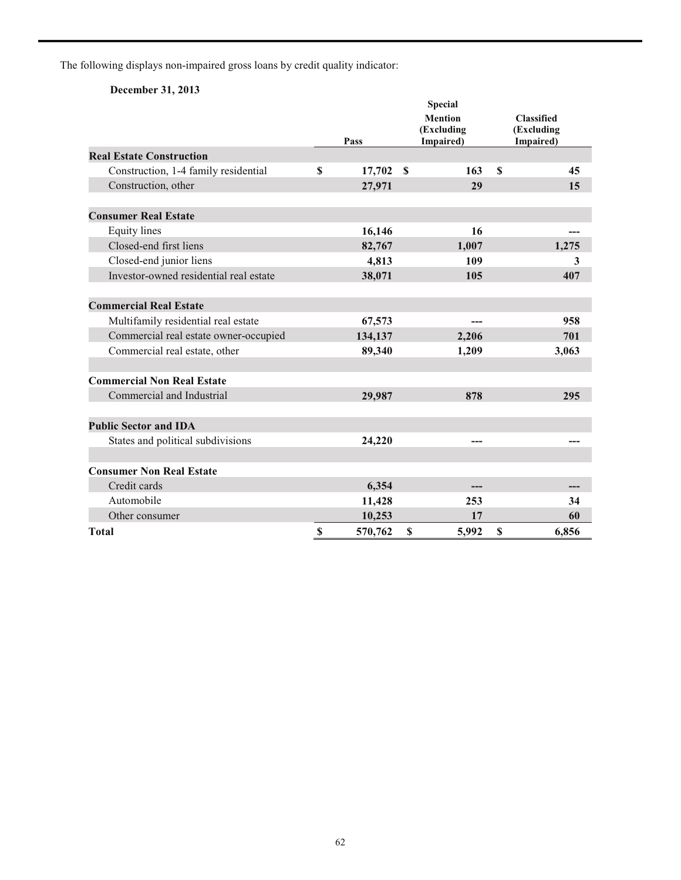The following displays non-impaired gross loans by credit quality indicator:

**December 31, 2013**

| | Pass | Special Mention (Excluding Impaired) | Classified (Excluding Impaired) |
|---|---|---|---|
| **Real Estate Construction** | | | |
| Construction, 1-4 family residential | $ 17,702 | $ 163 | $ 45 |
| Construction, other | 27,971 | 29 | 15 |
| **Consumer Real Estate** | | | |
| Equity lines | 16,146 | 16 | --- |
| Closed-end first liens | 82,767 | 1,007 | 1,275 |
| Closed-end junior liens | 4,813 | 109 | 3 |
| Investor-owned residential real estate | 38,071 | 105 | 407 |
| **Commercial Real Estate** | | | |
| Multifamily residential real estate | 67,573 | --- | 958 |
| Commercial real estate owner-occupied | 134,137 | 2,206 | 701 |
| Commercial real estate, other | 89,340 | 1,209 | 3,063 |
| **Commercial Non Real Estate** | | | |
| Commercial and Industrial | 29,987 | 878 | 295 |
| **Public Sector and IDA** | | | |
| States and political subdivisions | 24,220 | --- | --- |
| **Consumer Non Real Estate** | | | |
| Credit cards | 6,354 | --- | --- |
| Automobile | 11,428 | 253 | 34 |
| Other consumer | 10,253 | 17 | 60 |
| **Total** | $ 570,762 | $ 5,992 | $ 6,856 |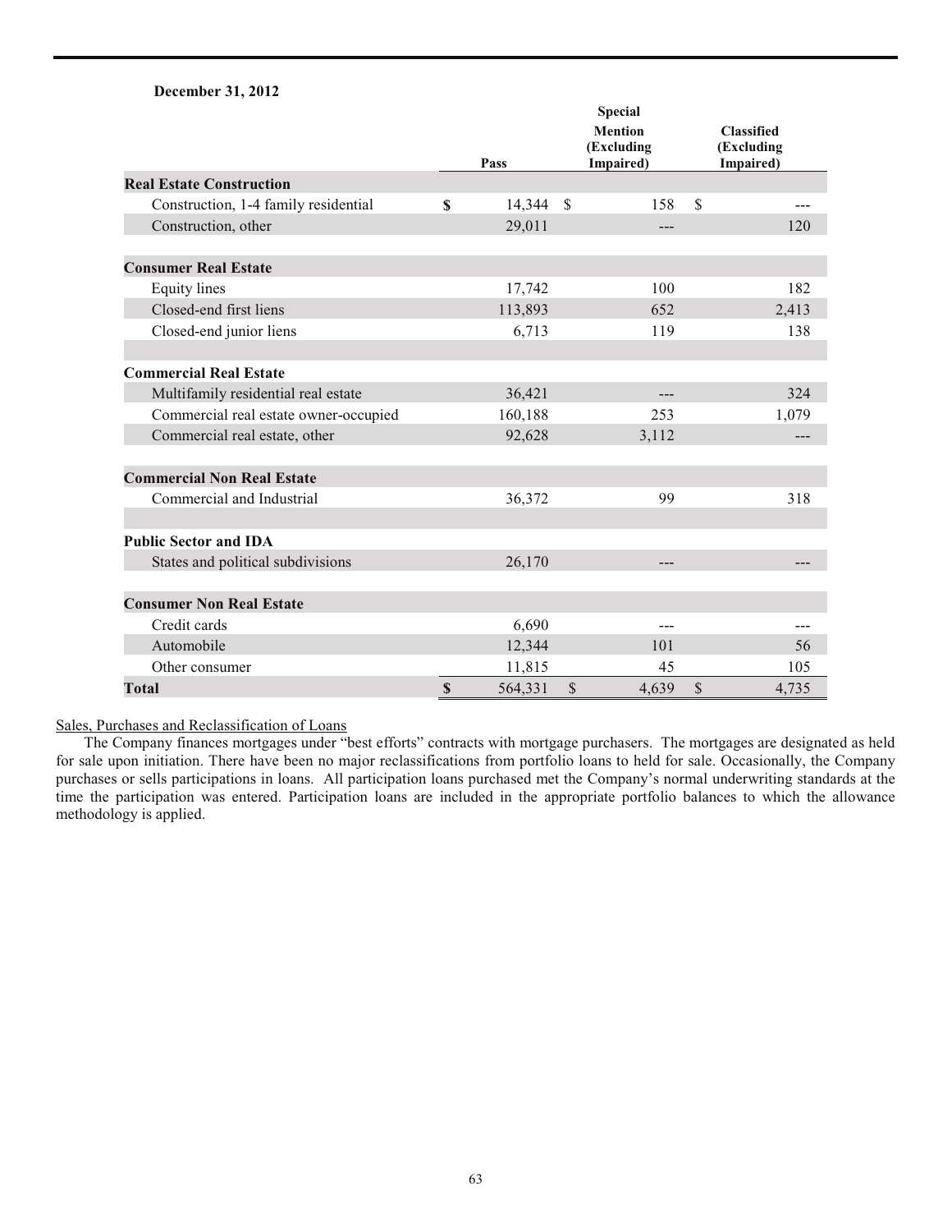**December 31, 2012**

| | Pass | Special Mention (Excluding Impaired) | Classified (Excluding Impaired) |
|---|---|---|---|
| **Real Estate Construction** | | | |
| Construction, 1-4 family residential | $ 14,344 | $ 158 | $ --- |
| Construction, other | 29,011 | --- | 120 |
| | | | |
| **Consumer Real Estate** | | | |
| Equity lines | 17,742 | 100 | 182 |
| Closed-end first liens | 113,893 | 652 | 2,413 |
| Closed-end junior liens | 6,713 | 119 | 138 |
| | | | |
| **Commercial Real Estate** | | | |
| Multifamily residential real estate | 36,421 | --- | 324 |
| Commercial real estate owner-occupied | 160,188 | 253 | 1,079 |
| Commercial real estate, other | 92,628 | 3,112 | --- |
| | | | |
| **Commercial Non Real Estate** | | | |
| Commercial and Industrial | 36,372 | 99 | 318 |
| | | | |
| **Public Sector and IDA** | | | |
| States and political subdivisions | 26,170 | --- | --- |
| | | | |
| **Consumer Non Real Estate** | | | |
| Credit cards | 6,690 | --- | --- |
| Automobile | 12,344 | 101 | 56 |
| Other consumer | 11,815 | 45 | 105 |
| **Total** | $ 564,331 | $ 4,639 | $ 4,735 |

Sales, Purchases and Reclassification of Loans

The Company finances mortgages under "best efforts" contracts with mortgage purchasers. The mortgages are designated as held for sale upon initiation. There have been no major reclassifications from portfolio loans to held for sale. Occasionally, the Company purchases or sells participations in loans. All participation loans purchased met the Company's normal underwriting standards at the time the participation was entered. Participation loans are included in the appropriate portfolio balances to which the allowance methodology is applied.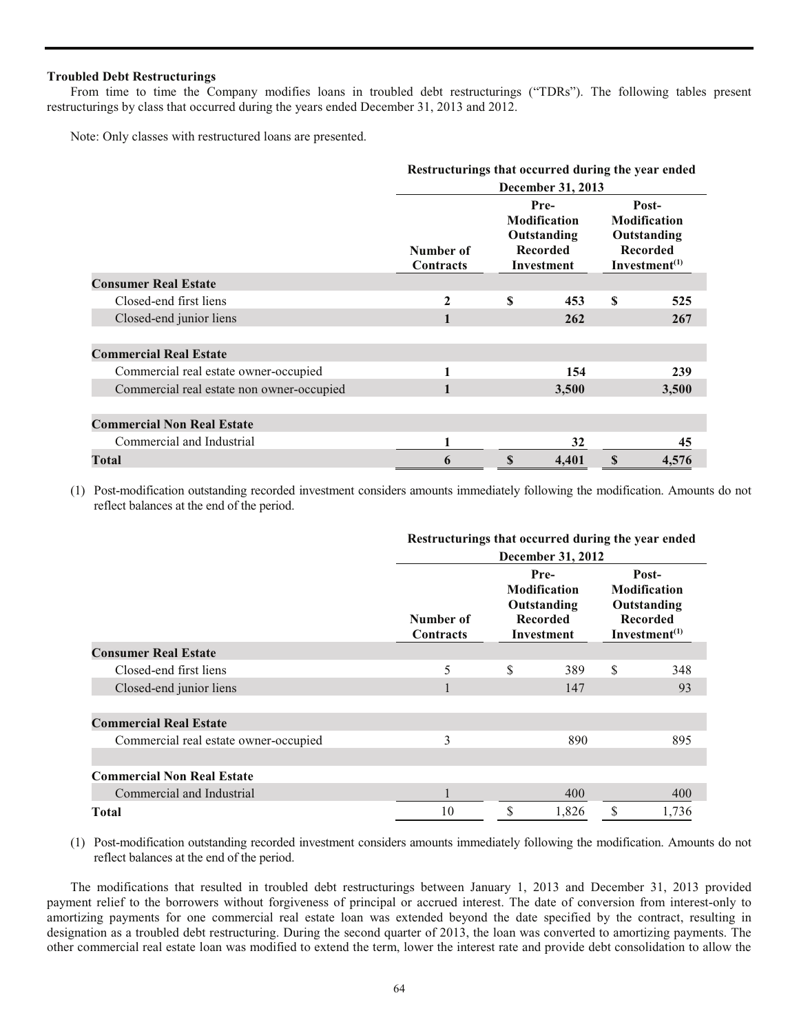**Troubled Debt Restructurings**

From time to time the Company modifies loans in troubled debt restructurings ("TDRs"). The following tables present restructurings by class that occurred during the years ended December 31, 2013 and 2012.

Note: Only classes with restructured loans are presented.

| | Restructurings that occurred during the year ended December 31, 2013 | | |
|---|---|---|---|
| | Number of Contracts | Pre-Modification Outstanding Recorded Investment | Post-Modification Outstanding Recorded Investment[(1)] |
| **Consumer Real Estate** | | | |
| Closed-end first liens | **2** | **$ 453** | **$ 525** |
| Closed-end junior liens | **1** | **262** | **267** |
| **Commercial Real Estate** | | | |
| Commercial real estate owner-occupied | **1** | **154** | **239** |
| Commercial real estate non owner-occupied | **1** | **3,500** | **3,500** |
| **Commercial Non Real Estate** | | | |
| Commercial and Industrial | **1** | **32** | **45** |
| **Total** | **6** | **$ 4,401** | **$ 4,576** |

(1) Post-modification outstanding recorded investment considers amounts immediately following the modification. Amounts do not reflect balances at the end of the period.

| | Restructurings that occurred during the year ended December 31, 2012 | | |
|---|---|---|---|
| | Number of Contracts | Pre-Modification Outstanding Recorded Investment | Post-Modification Outstanding Recorded Investment[(1)] |
| **Consumer Real Estate** | | | |
| Closed-end first liens | 5 | $ 389 | $ 348 |
| Closed-end junior liens | 1 | 147 | 93 |
| **Commercial Real Estate** | | | |
| Commercial real estate owner-occupied | 3 | 890 | 895 |
| **Commercial Non Real Estate** | | | |
| Commercial and Industrial | 1 | 400 | 400 |
| **Total** | 10 | $ 1,826 | $ 1,736 |

(1) Post-modification outstanding recorded investment considers amounts immediately following the modification. Amounts do not reflect balances at the end of the period.

The modifications that resulted in troubled debt restructurings between January 1, 2013 and December 31, 2013 provided payment relief to the borrowers without forgiveness of principal or accrued interest. The date of conversion from interest-only to amortizing payments for one commercial real estate loan was extended beyond the date specified by the contract, resulting in designation as a troubled debt restructuring. During the second quarter of 2013, the loan was converted to amortizing payments. The other commercial real estate loan was modified to extend the term, lower the interest rate and provide debt consolidation to allow the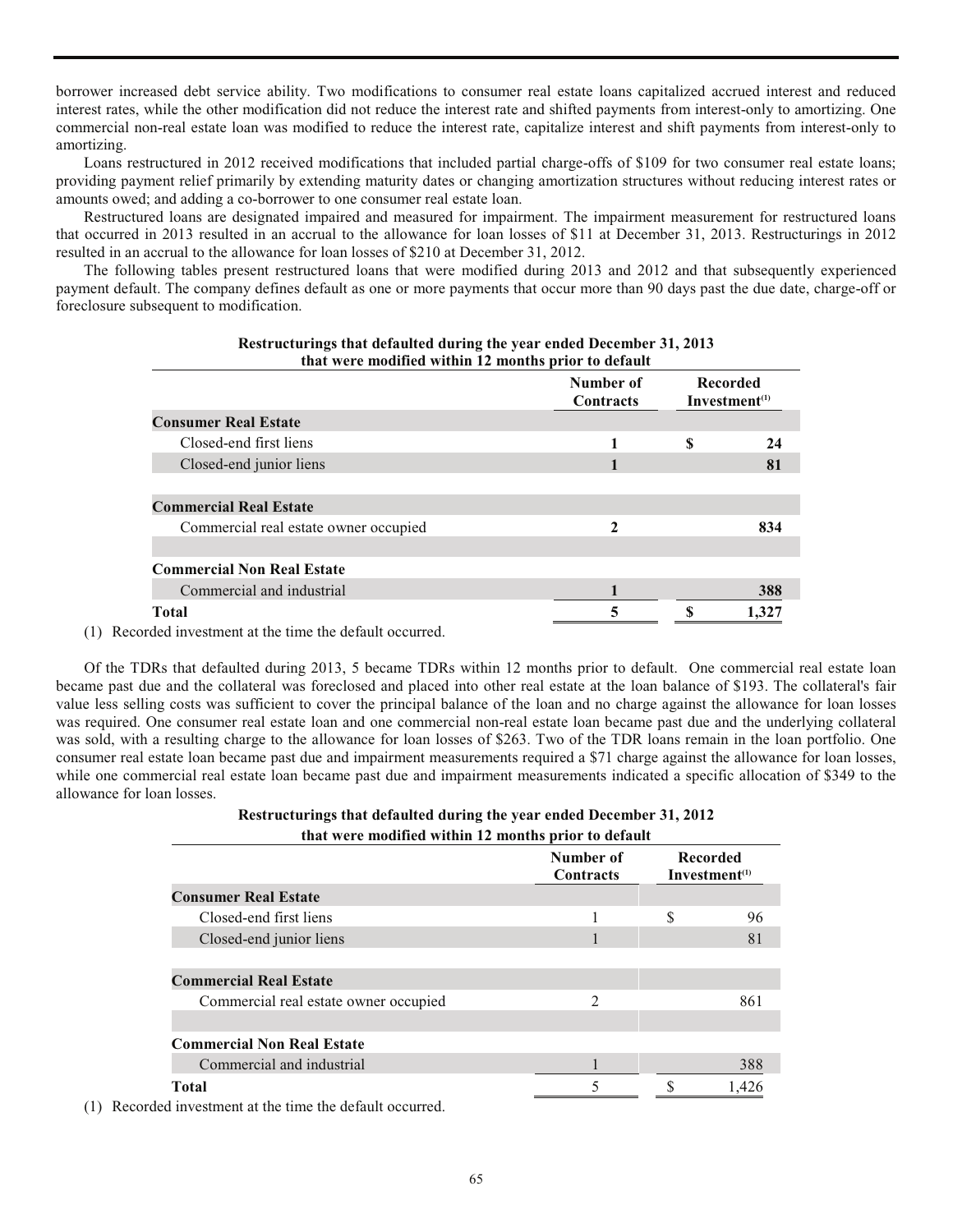borrower increased debt service ability. Two modifications to consumer real estate loans capitalized accrued interest and reduced interest rates, while the other modification did not reduce the interest rate and shifted payments from interest-only to amortizing. One commercial non-real estate loan was modified to reduce the interest rate, capitalize interest and shift payments from interest-only to amortizing.

Loans restructured in 2012 received modifications that included partial charge-offs of $109 for two consumer real estate loans; providing payment relief primarily by extending maturity dates or changing amortization structures without reducing interest rates or amounts owed; and adding a co-borrower to one consumer real estate loan.

Restructured loans are designated impaired and measured for impairment. The impairment measurement for restructured loans that occurred in 2013 resulted in an accrual to the allowance for loan losses of $11 at December 31, 2013. Restructurings in 2012 resulted in an accrual to the allowance for loan losses of $210 at December 31, 2012.

The following tables present restructured loans that were modified during 2013 and 2012 and that subsequently experienced payment default. The company defines default as one or more payments that occur more than 90 days past the due date, charge-off or foreclosure subsequent to modification.

**Restructurings that defaulted during the year ended December 31, 2013 that were modified within 12 months prior to default**

| | Number of Contracts | Recorded Investment[1] |
|---|---|---|
| **Consumer Real Estate** | | |
| Closed-end first liens | 1 | $ 24 |
| Closed-end junior liens | 1 | 81 |
| | | |
| **Commercial Real Estate** | | |
| Commercial real estate owner occupied | 2 | 834 |
| | | |
| **Commercial Non Real Estate** | | |
| Commercial and industrial | 1 | 388 |
| **Total** | 5 | $ 1,327 |

(1) Recorded investment at the time the default occurred.

Of the TDRs that defaulted during 2013, 5 became TDRs within 12 months prior to default. One commercial real estate loan became past due and the collateral was foreclosed and placed into other real estate at the loan balance of $193. The collateral's fair value less selling costs was sufficient to cover the principal balance of the loan and no charge against the allowance for loan losses was required. One consumer real estate loan and one commercial non-real estate loan became past due and the underlying collateral was sold, with a resulting charge to the allowance for loan losses of $263. Two of the TDR loans remain in the loan portfolio. One consumer real estate loan became past due and impairment measurements required a $71 charge against the allowance for loan losses, while one commercial real estate loan became past due and impairment measurements indicated a specific allocation of $349 to the allowance for loan losses.

**Restructurings that defaulted during the year ended December 31, 2012 that were modified within 12 months prior to default**

| | Number of Contracts | Recorded Investment[1] |
|---|---|---|
| **Consumer Real Estate** | | |
| Closed-end first liens | 1 | $ 96 |
| Closed-end junior liens | 1 | 81 |
| | | |
| **Commercial Real Estate** | | |
| Commercial real estate owner occupied | 2 | 861 |
| | | |
| **Commercial Non Real Estate** | | |
| Commercial and industrial | 1 | 388 |
| **Total** | 5 | $ 1,426 |

(1) Recorded investment at the time the default occurred.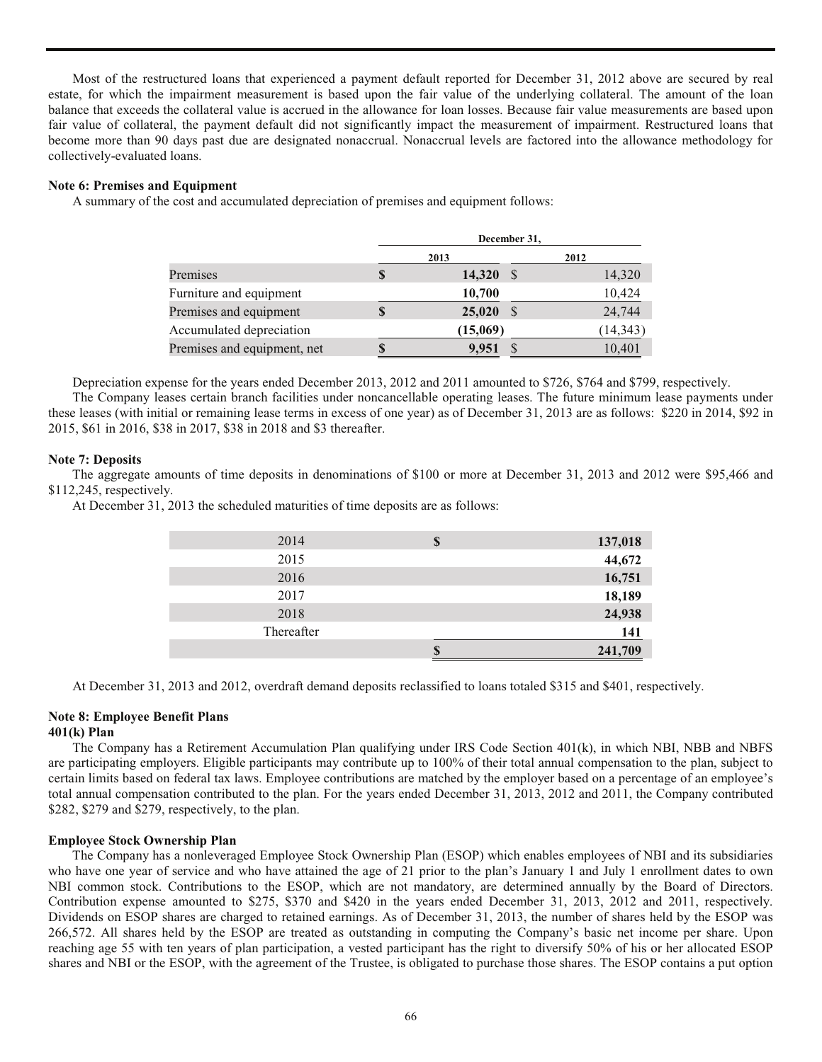Most of the restructured loans that experienced a payment default reported for December 31, 2012 above are secured by real estate, for which the impairment measurement is based upon the fair value of the underlying collateral. The amount of the loan balance that exceeds the collateral value is accrued in the allowance for loan losses. Because fair value measurements are based upon fair value of collateral, the payment default did not significantly impact the measurement of impairment. Restructured loans that become more than 90 days past due are designated nonaccrual. Nonaccrual levels are factored into the allowance methodology for collectively-evaluated loans.

**Note 6: Premises and Equipment**

A summary of the cost and accumulated depreciation of premises and equipment follows:

| | December 31, | |
|---|---|---|
| | 2013 | 2012 |
| Premises | $ **14,320** | $ 14,320 |
| Furniture and equipment | **10,700** | 10,424 |
| Premises and equipment | $ **25,020** | $ 24,744 |
| Accumulated depreciation | **(15,069)** | (14,343) |
| Premises and equipment, net | $ **9,951** | $ 10,401 |

Depreciation expense for the years ended December 2013, 2012 and 2011 amounted to $726, $764 and $799, respectively.

The Company leases certain branch facilities under noncancellable operating leases. The future minimum lease payments under these leases (with initial or remaining lease terms in excess of one year) as of December 31, 2013 are as follows: $220 in 2014, $92 in 2015, $61 in 2016, $38 in 2017, $38 in 2018 and $3 thereafter.

**Note 7: Deposits**

The aggregate amounts of time deposits in denominations of $100 or more at December 31, 2013 and 2012 were $95,466 and $112,245, respectively.

At December 31, 2013 the scheduled maturities of time deposits are as follows:

| | |
|---|---|
| 2014 | $ **137,018** |
| 2015 | **44,672** |
| 2016 | **16,751** |
| 2017 | **18,189** |
| 2018 | **24,938** |
| Thereafter | **141** |
| | $ **241,709** |

At December 31, 2013 and 2012, overdraft demand deposits reclassified to loans totaled $315 and $401, respectively.

**Note 8: Employee Benefit Plans**

**401(k) Plan**

The Company has a Retirement Accumulation Plan qualifying under IRS Code Section 401(k), in which NBI, NBB and NBFS are participating employers. Eligible participants may contribute up to 100% of their total annual compensation to the plan, subject to certain limits based on federal tax laws. Employee contributions are matched by the employer based on a percentage of an employee's total annual compensation contributed to the plan. For the years ended December 31, 2013, 2012 and 2011, the Company contributed $282, $279 and $279, respectively, to the plan.

**Employee Stock Ownership Plan**

The Company has a nonleveraged Employee Stock Ownership Plan (ESOP) which enables employees of NBI and its subsidiaries who have one year of service and who have attained the age of 21 prior to the plan's January 1 and July 1 enrollment dates to own NBI common stock. Contributions to the ESOP, which are not mandatory, are determined annually by the Board of Directors. Contribution expense amounted to $275, $370 and $420 in the years ended December 31, 2013, 2012 and 2011, respectively. Dividends on ESOP shares are charged to retained earnings. As of December 31, 2013, the number of shares held by the ESOP was 266,572. All shares held by the ESOP are treated as outstanding in computing the Company's basic net income per share. Upon reaching age 55 with ten years of plan participation, a vested participant has the right to diversify 50% of his or her allocated ESOP shares and NBI or the ESOP, with the agreement of the Trustee, is obligated to purchase those shares. The ESOP contains a put option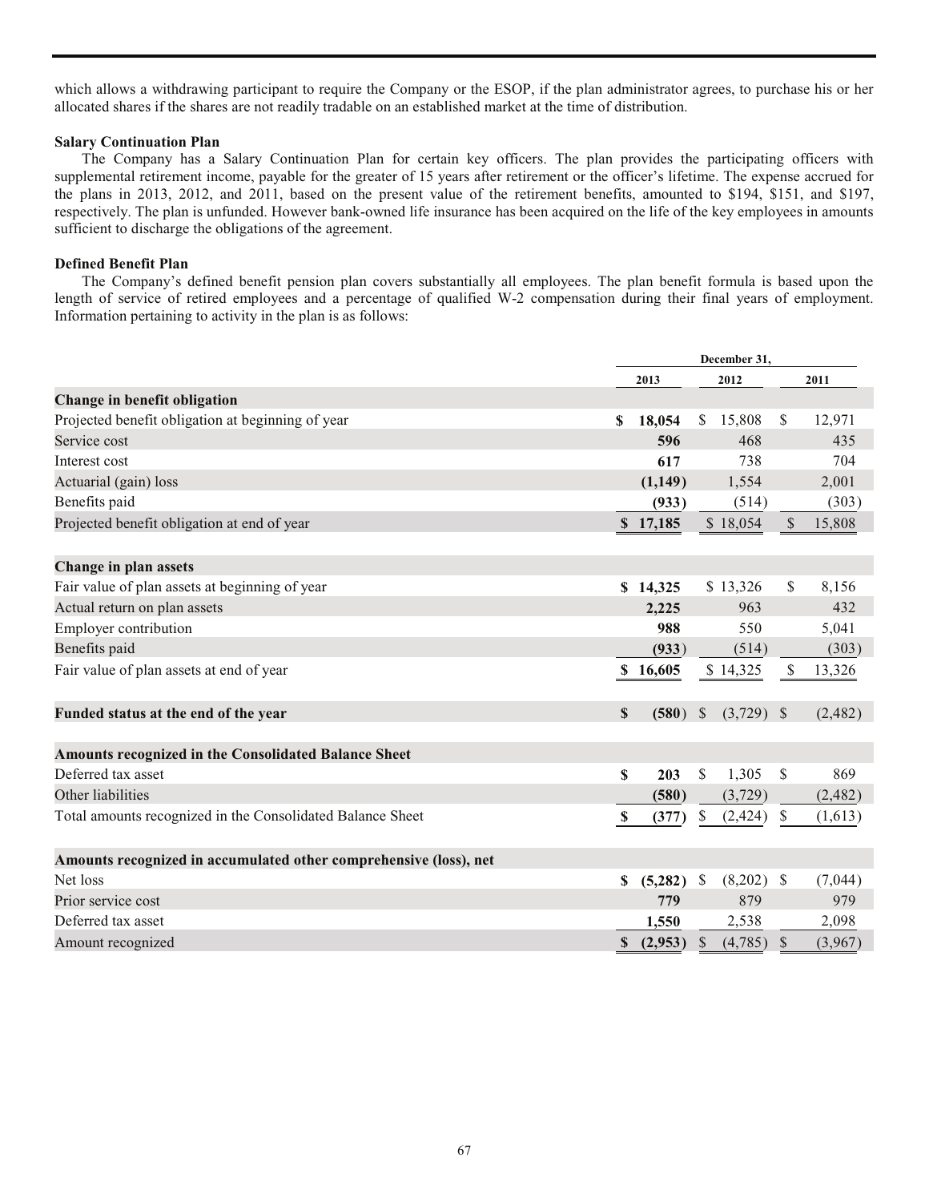which allows a withdrawing participant to require the Company or the ESOP, if the plan administrator agrees, to purchase his or her allocated shares if the shares are not readily tradable on an established market at the time of distribution.

**Salary Continuation Plan**

The Company has a Salary Continuation Plan for certain key officers. The plan provides the participating officers with supplemental retirement income, payable for the greater of 15 years after retirement or the officer's lifetime. The expense accrued for the plans in 2013, 2012, and 2011, based on the present value of the retirement benefits, amounted to $194, $151, and $197, respectively. The plan is unfunded. However bank-owned life insurance has been acquired on the life of the key employees in amounts sufficient to discharge the obligations of the agreement.

**Defined Benefit Plan**

The Company's defined benefit pension plan covers substantially all employees. The plan benefit formula is based upon the length of service of retired employees and a percentage of qualified W-2 compensation during their final years of employment. Information pertaining to activity in the plan is as follows:

| | December 31, | | |
|---|---|---|---|
| | **2013** | **2012** | **2011** |
| **Change in benefit obligation** | | | |
| Projected benefit obligation at beginning of year | **$ 18,054** | $ 15,808 | $ 12,971 |
| Service cost | **596** | 468 | 435 |
| Interest cost | **617** | 738 | 704 |
| Actuarial (gain) loss | **(1,149)** | 1,554 | 2,001 |
| Benefits paid | **(933)** | (514) | (303) |
| Projected benefit obligation at end of year | **$ 17,185** | $ 18,054 | $ 15,808 |
| **Change in plan assets** | | | |
| Fair value of plan assets at beginning of year | **$ 14,325** | $ 13,326 | $ 8,156 |
| Actual return on plan assets | **2,225** | 963 | 432 |
| Employer contribution | **988** | 550 | 5,041 |
| Benefits paid | **(933)** | (514) | (303) |
| Fair value of plan assets at end of year | **$ 16,605** | $ 14,325 | $ 13,326 |
| **Funded status at the end of the year** | **$ (580)** | $ (3,729) | $ (2,482) |
| **Amounts recognized in the Consolidated Balance Sheet** | | | |
| Deferred tax asset | **$ 203** | $ 1,305 | $ 869 |
| Other liabilities | **(580)** | (3,729) | (2,482) |
| Total amounts recognized in the Consolidated Balance Sheet | **$ (377)** | $ (2,424) | $ (1,613) |
| **Amounts recognized in accumulated other comprehensive (loss), net** | | | |
| Net loss | **$ (5,282)** | $ (8,202) | $ (7,044) |
| Prior service cost | **779** | 879 | 979 |
| Deferred tax asset | **1,550** | 2,538 | 2,098 |
| Amount recognized | **$ (2,953)** | $ (4,785) | $ (3,967) |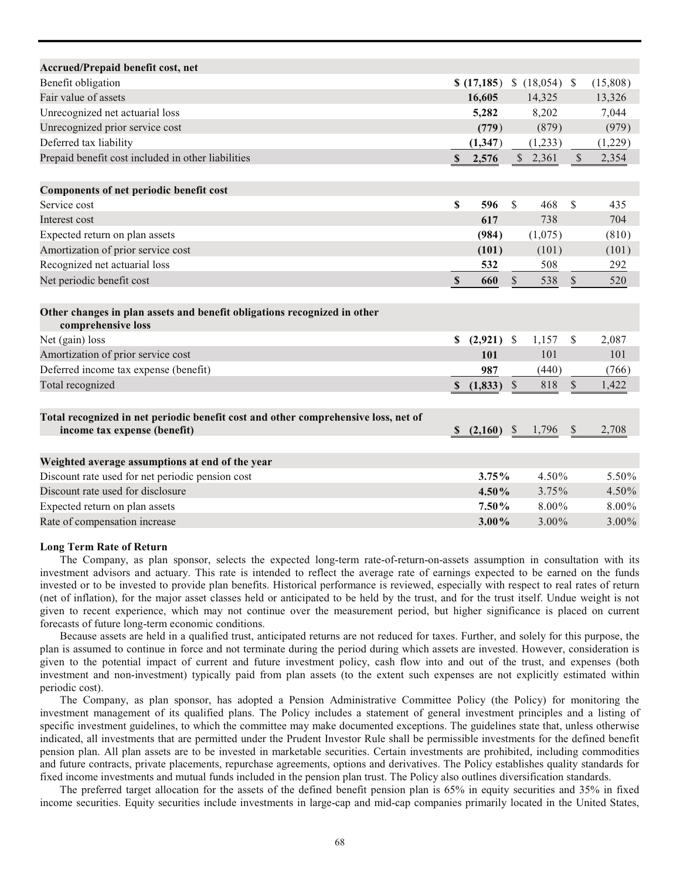| | | | |
|---|---|---|---|
| **Accrued/Prepaid benefit cost, net** | | | |
| Benefit obligation | **$ (17,185)** | $ (18,054) | $ (15,808) |
| Fair value of assets | **16,605** | 14,325 | 13,326 |
| Unrecognized net actuarial loss | **5,282** | 8,202 | 7,044 |
| Unrecognized prior service cost | **(779)** | (879) | (979) |
| Deferred tax liability | **(1,347)** | (1,233) | (1,229) |
| Prepaid benefit cost included in other liabilities | **$ 2,576** | $ 2,361 | $ 2,354 |
| | | | |
| **Components of net periodic benefit cost** | | | |
| Service cost | **$ 596** | $ 468 | $ 435 |
| Interest cost | **617** | 738 | 704 |
| Expected return on plan assets | **(984)** | (1,075) | (810) |
| Amortization of prior service cost | **(101)** | (101) | (101) |
| Recognized net actuarial loss | **532** | 508 | 292 |
| Net periodic benefit cost | **$ 660** | $ 538 | $ 520 |
| | | | |
| **Other changes in plan assets and benefit obligations recognized in other comprehensive loss** | | | |
| Net (gain) loss | **$ (2,921)** | $ 1,157 | $ 2,087 |
| Amortization of prior service cost | **101** | 101 | 101 |
| Deferred income tax expense (benefit) | **987** | (440) | (766) |
| Total recognized | **$ (1,833)** | $ 818 | $ 1,422 |
| | | | |
| **Total recognized in net periodic benefit cost and other comprehensive loss, net of income tax expense (benefit)** | **$ (2,160)** | $ 1,796 | $ 2,708 |
| | | | |
| **Weighted average assumptions at end of the year** | | | |
| Discount rate used for net periodic pension cost | **3.75%** | 4.50% | 5.50% |
| Discount rate used for disclosure | **4.50%** | 3.75% | 4.50% |
| Expected return on plan assets | **7.50%** | 8.00% | 8.00% |
| Rate of compensation increase | **3.00%** | 3.00% | 3.00% |

**Long Term Rate of Return**

The Company, as plan sponsor, selects the expected long-term rate-of-return-on-assets assumption in consultation with its investment advisors and actuary. This rate is intended to reflect the average rate of earnings expected to be earned on the funds invested or to be invested to provide plan benefits. Historical performance is reviewed, especially with respect to real rates of return (net of inflation), for the major asset classes held or anticipated to be held by the trust, and for the trust itself. Undue weight is not given to recent experience, which may not continue over the measurement period, but higher significance is placed on current forecasts of future long-term economic conditions.

Because assets are held in a qualified trust, anticipated returns are not reduced for taxes. Further, and solely for this purpose, the plan is assumed to continue in force and not terminate during the period during which assets are invested. However, consideration is given to the potential impact of current and future investment policy, cash flow into and out of the trust, and expenses (both investment and non-investment) typically paid from plan assets (to the extent such expenses are not explicitly estimated within periodic cost).

The Company, as plan sponsor, has adopted a Pension Administrative Committee Policy (the Policy) for monitoring the investment management of its qualified plans. The Policy includes a statement of general investment principles and a listing of specific investment guidelines, to which the committee may make documented exceptions. The guidelines state that, unless otherwise indicated, all investments that are permitted under the Prudent Investor Rule shall be permissible investments for the defined benefit pension plan. All plan assets are to be invested in marketable securities. Certain investments are prohibited, including commodities and future contracts, private placements, repurchase agreements, options and derivatives. The Policy establishes quality standards for fixed income investments and mutual funds included in the pension plan trust. The Policy also outlines diversification standards.

The preferred target allocation for the assets of the defined benefit pension plan is 65% in equity securities and 35% in fixed income securities. Equity securities include investments in large-cap and mid-cap companies primarily located in the United States,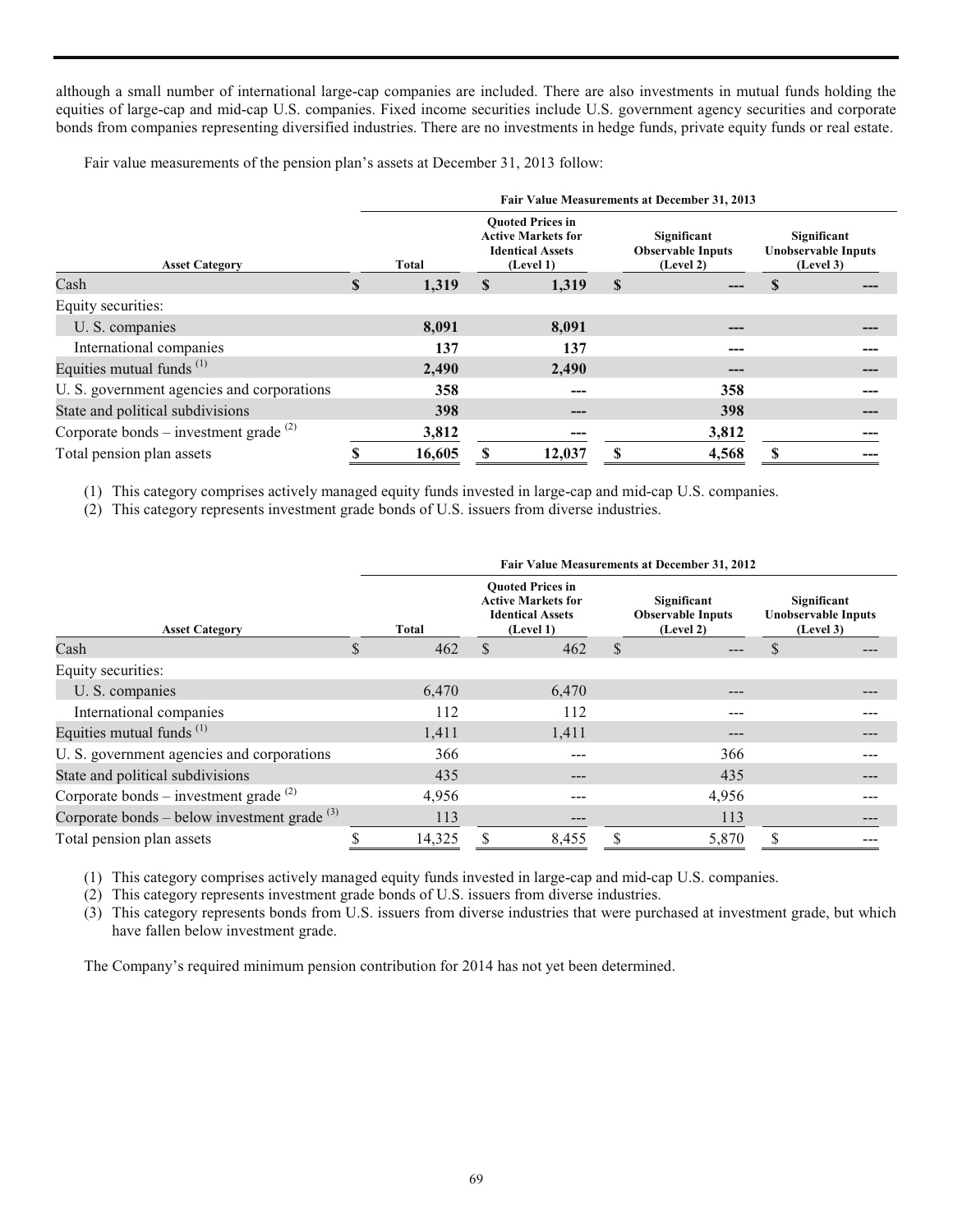although a small number of international large-cap companies are included. There are also investments in mutual funds holding the equities of large-cap and mid-cap U.S. companies. Fixed income securities include U.S. government agency securities and corporate bonds from companies representing diversified industries. There are no investments in hedge funds, private equity funds or real estate.

Fair value measurements of the pension plan's assets at December 31, 2013 follow:

| | Fair Value Measurements at December 31, 2013 | | | |
|---|---|---|---|---|
| **Asset Category** | **Total** | **Quoted Prices in Active Markets for Identical Assets (Level 1)** | **Significant Observable Inputs (Level 2)** | **Significant Unobservable Inputs (Level 3)** |
| Cash | **$ 1,319** | **$ 1,319** | **$ ---** | **$ ---** |
| Equity securities: | | | | |
| U. S. companies | **8,091** | **8,091** | **---** | **---** |
| International companies | **137** | **137** | **---** | **---** |
| Equities mutual funds [(1)] | **2,490** | **2,490** | **---** | **---** |
| U. S. government agencies and corporations | **358** | **---** | **358** | **---** |
| State and political subdivisions | **398** | **---** | **398** | **---** |
| Corporate bonds – investment grade [(2)] | **3,812** | **---** | **3,812** | **---** |
| Total pension plan assets | **$ 16,605** | **$ 12,037** | **$ 4,568** | **$ ---** |

(1) This category comprises actively managed equity funds invested in large-cap and mid-cap U.S. companies.
(2) This category represents investment grade bonds of U.S. issuers from diverse industries.

| | Fair Value Measurements at December 31, 2012 | | | |
|---|---|---|---|---|
| **Asset Category** | **Total** | **Quoted Prices in Active Markets for Identical Assets (Level 1)** | **Significant Observable Inputs (Level 2)** | **Significant Unobservable Inputs (Level 3)** |
| Cash | $ 462 | $ 462 | $ --- | $ --- |
| Equity securities: | | | | |
| U. S. companies | 6,470 | 6,470 | --- | --- |
| International companies | 112 | 112 | --- | --- |
| Equities mutual funds [(1)] | 1,411 | 1,411 | --- | --- |
| U. S. government agencies and corporations | 366 | --- | 366 | --- |
| State and political subdivisions | 435 | --- | 435 | --- |
| Corporate bonds – investment grade [(2)] | 4,956 | --- | 4,956 | --- |
| Corporate bonds – below investment grade [(3)] | 113 | --- | 113 | --- |
| Total pension plan assets | $ 14,325 | $ 8,455 | $ 5,870 | $ --- |

(1) This category comprises actively managed equity funds invested in large-cap and mid-cap U.S. companies.
(2) This category represents investment grade bonds of U.S. issuers from diverse industries.
(3) This category represents bonds from U.S. issuers from diverse industries that were purchased at investment grade, but which have fallen below investment grade.

The Company's required minimum pension contribution for 2014 has not yet been determined.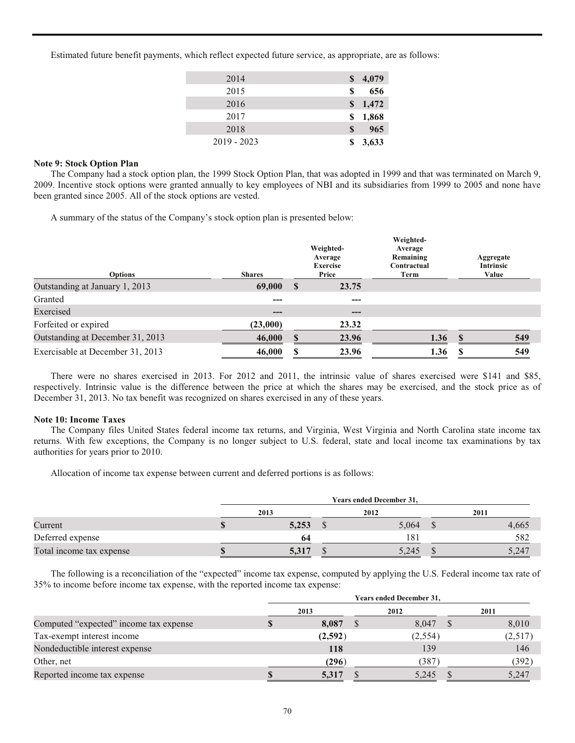Estimated future benefit payments, which reflect expected future service, as appropriate, are as follows:

| | |
|---|---|
| 2014 | **$ 4,079** |
| 2015 | **$ 656** |
| 2016 | **$ 1,472** |
| 2017 | **$ 1,868** |
| 2018 | **$ 965** |
| 2019 - 2023 | **$ 3,633** |

**Note 9: Stock Option Plan**

The Company had a stock option plan, the 1999 Stock Option Plan, that was adopted in 1999 and that was terminated on March 9, 2009. Incentive stock options were granted annually to key employees of NBI and its subsidiaries from 1999 to 2005 and none have been granted since 2005. All of the stock options are vested.

A summary of the status of the Company's stock option plan is presented below:

| Options | Shares | Weighted-Average Exercise Price | Weighted-Average Remaining Contractual Term | Aggregate Intrinsic Value |
|---|---|---|---|---|
| Outstanding at January 1, 2013 | **69,000** | **$ 23.75** | | |
| Granted | **---** | **---** | | |
| Exercised | **---** | **---** | | |
| Forfeited or expired | **(23,000)** | **23.32** | | |
| Outstanding at December 31, 2013 | **46,000** | **$ 23.96** | **1.36** | **$ 549** |
| Exercisable at December 31, 2013 | **46,000** | **$ 23.96** | **1.36** | **$ 549** |

There were no shares exercised in 2013. For 2012 and 2011, the intrinsic value of shares exercised were $141 and $85, respectively. Intrinsic value is the difference between the price at which the shares may be exercised, and the stock price as of December 31, 2013. No tax benefit was recognized on shares exercised in any of these years.

**Note 10: Income Taxes**

The Company files United States federal income tax returns, and Virginia, West Virginia and North Carolina state income tax returns. With few exceptions, the Company is no longer subject to U.S. federal, state and local income tax examinations by tax authorities for years prior to 2010.

Allocation of income tax expense between current and deferred portions is as follows:

| | Years ended December 31, | | |
|---|---|---|---|
| | 2013 | 2012 | 2011 |
| Current | **$ 5,253** | $ 5,064 | $ 4,665 |
| Deferred expense | **64** | 181 | 582 |
| Total income tax expense | **$ 5,317** | $ 5,245 | $ 5,247 |

The following is a reconciliation of the "expected" income tax expense, computed by applying the U.S. Federal income tax rate of 35% to income before income tax expense, with the reported income tax expense:

| | Years ended December 31, | | |
|---|---|---|---|
| | 2013 | 2012 | 2011 |
| Computed "expected" income tax expense | **$ 8,087** | $ 8,047 | $ 8,010 |
| Tax-exempt interest income | **(2,592)** | (2,554) | (2,517) |
| Nondeductible interest expense | **118** | 139 | 146 |
| Other, net | **(296)** | (387) | (392) |
| Reported income tax expense | **$ 5,317** | $ 5,245 | $ 5,247 |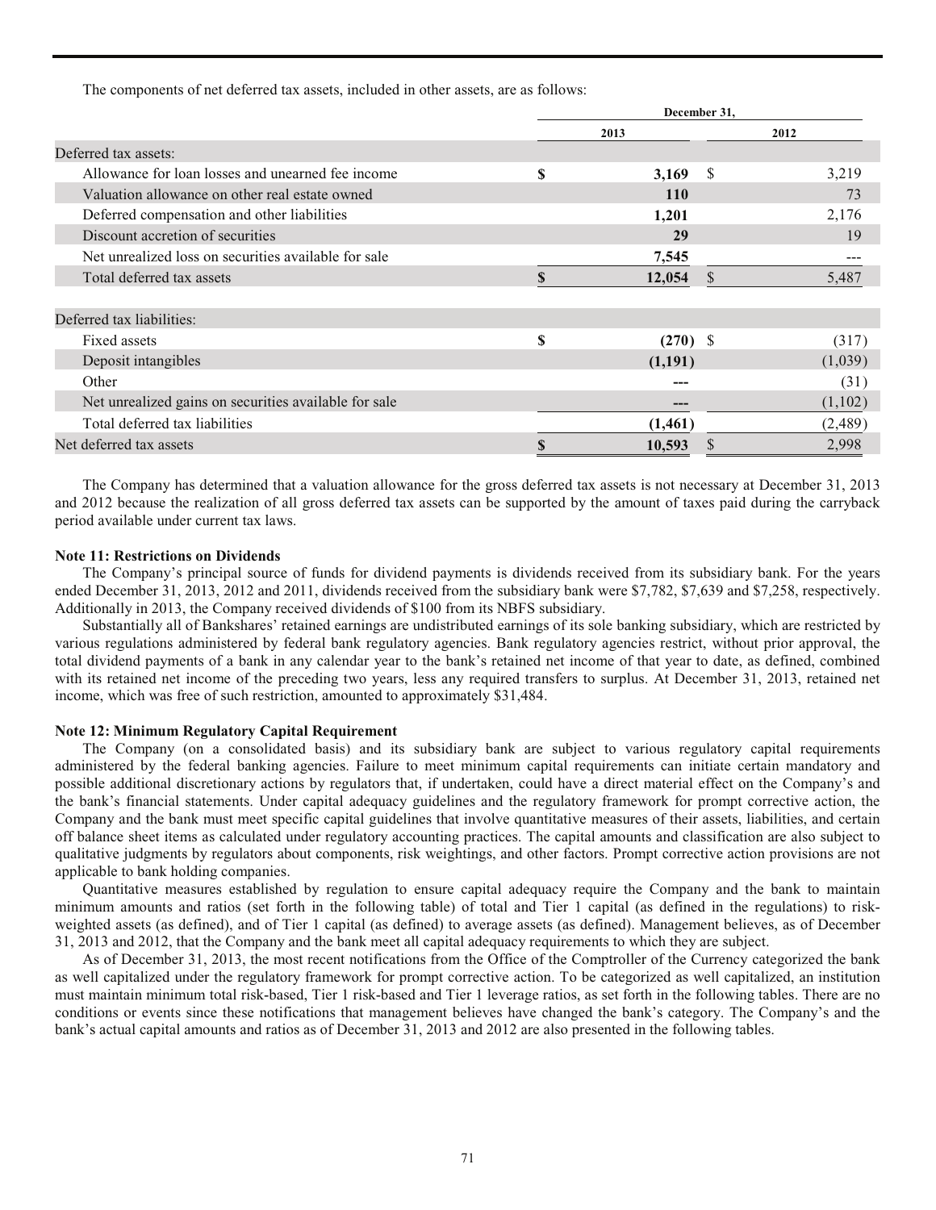The components of net deferred tax assets, included in other assets, are as follows:

| | December 31, | |
|---|---|---|
| | 2013 | 2012 |
| Deferred tax assets: | | |
| Allowance for loan losses and unearned fee income | $ 3,169 | $ 3,219 |
| Valuation allowance on other real estate owned | 110 | 73 |
| Deferred compensation and other liabilities | 1,201 | 2,176 |
| Discount accretion of securities | 29 | 19 |
| Net unrealized loss on securities available for sale | 7,545 | --- |
| Total deferred tax assets | $ 12,054 | $ 5,487 |
| Deferred tax liabilities: | | |
| Fixed assets | $ (270) | $ (317) |
| Deposit intangibles | (1,191) | (1,039) |
| Other | --- | (31) |
| Net unrealized gains on securities available for sale | --- | (1,102) |
| Total deferred tax liabilities | (1,461) | (2,489) |
| Net deferred tax assets | $ 10,593 | $ 2,998 |

The Company has determined that a valuation allowance for the gross deferred tax assets is not necessary at December 31, 2013 and 2012 because the realization of all gross deferred tax assets can be supported by the amount of taxes paid during the carryback period available under current tax laws.

**Note 11: Restrictions on Dividends**

The Company's principal source of funds for dividend payments is dividends received from its subsidiary bank. For the years ended December 31, 2013, 2012 and 2011, dividends received from the subsidiary bank were $7,782, $7,639 and $7,258, respectively. Additionally in 2013, the Company received dividends of $100 from its NBFS subsidiary.

Substantially all of Bankshares' retained earnings are undistributed earnings of its sole banking subsidiary, which are restricted by various regulations administered by federal bank regulatory agencies. Bank regulatory agencies restrict, without prior approval, the total dividend payments of a bank in any calendar year to the bank's retained net income of that year to date, as defined, combined with its retained net income of the preceding two years, less any required transfers to surplus. At December 31, 2013, retained net income, which was free of such restriction, amounted to approximately $31,484.

**Note 12: Minimum Regulatory Capital Requirement**

The Company (on a consolidated basis) and its subsidiary bank are subject to various regulatory capital requirements administered by the federal banking agencies. Failure to meet minimum capital requirements can initiate certain mandatory and possible additional discretionary actions by regulators that, if undertaken, could have a direct material effect on the Company's and the bank's financial statements. Under capital adequacy guidelines and the regulatory framework for prompt corrective action, the Company and the bank must meet specific capital guidelines that involve quantitative measures of their assets, liabilities, and certain off balance sheet items as calculated under regulatory accounting practices. The capital amounts and classification are also subject to qualitative judgments by regulators about components, risk weightings, and other factors. Prompt corrective action provisions are not applicable to bank holding companies.

Quantitative measures established by regulation to ensure capital adequacy require the Company and the bank to maintain minimum amounts and ratios (set forth in the following table) of total and Tier 1 capital (as defined in the regulations) to risk-weighted assets (as defined), and of Tier 1 capital (as defined) to average assets (as defined). Management believes, as of December 31, 2013 and 2012, that the Company and the bank meet all capital adequacy requirements to which they are subject.

As of December 31, 2013, the most recent notifications from the Office of the Comptroller of the Currency categorized the bank as well capitalized under the regulatory framework for prompt corrective action. To be categorized as well capitalized, an institution must maintain minimum total risk-based, Tier 1 risk-based and Tier 1 leverage ratios, as set forth in the following tables. There are no conditions or events since these notifications that management believes have changed the bank's category. The Company's and the bank's actual capital amounts and ratios as of December 31, 2013 and 2012 are also presented in the following tables.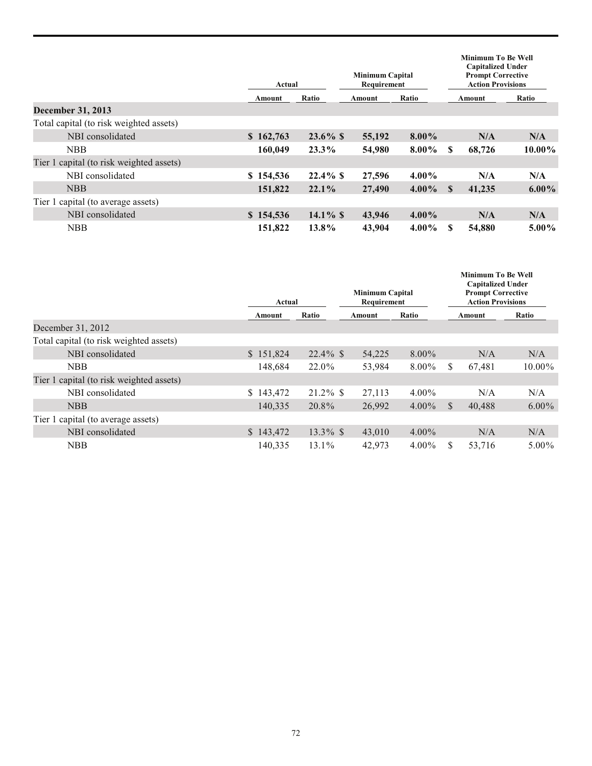| | Actual | | Minimum Capital Requirement | | Minimum To Be Well Capitalized Under Prompt Corrective Action Provisions | |
|---|---|---|---|---|---|---|
| | Amount | Ratio | Amount | Ratio | Amount | Ratio |
| **December 31, 2013** | | | | | | |
| Total capital (to risk weighted assets) | | | | | | |
| NBI consolidated | **$ 162,763** | **23.6 %** | **$ 55,192** | **8.00 %** | **N/A** | **N/A** |
| NBB | **160,049** | **23.3 %** | **54,980** | **8.00 %** | **$ 68,726** | **10.00 %** |
| Tier 1 capital (to risk weighted assets) | | | | | | |
| NBI consolidated | **$ 154,536** | **22.4 %** | **$ 27,596** | **4.00 %** | **N/A** | **N/A** |
| NBB | **151,822** | **22.1 %** | **27,490** | **4.00 %** | **$ 41,235** | **6.00 %** |
| Tier 1 capital (to average assets) | | | | | | |
| NBI consolidated | **$ 154,536** | **14.1 %** | **$ 43,946** | **4.00 %** | **N/A** | **N/A** |
| NBB | **151,822** | **13.8 %** | **43,904** | **4.00 %** | **$ 54,880** | **5.00 %** |

| | Actual | | Minimum Capital Requirement | | Minimum To Be Well Capitalized Under Prompt Corrective Action Provisions | |
|---|---|---|---|---|---|---|
| | Amount | Ratio | Amount | Ratio | Amount | Ratio |
| December 31, 2012 | | | | | | |
| Total capital (to risk weighted assets) | | | | | | |
| NBI consolidated | $ 151,824 | 22.4 % | $ 54,225 | 8.00 % | N/A | N/A |
| NBB | 148,684 | 22.0 % | 53,984 | 8.00 % | $ 67,481 | 10.00 % |
| Tier 1 capital (to risk weighted assets) | | | | | | |
| NBI consolidated | $ 143,472 | 21.2 % | $ 27,113 | 4.00 % | N/A | N/A |
| NBB | 140,335 | 20.8 % | 26,992 | 4.00 % | $ 40,488 | 6.00 % |
| Tier 1 capital (to average assets) | | | | | | |
| NBI consolidated | $ 143,472 | 13.3 % | $ 43,010 | 4.00 % | N/A | N/A |
| NBB | 140,335 | 13.1 % | 42,973 | 4.00 % | $ 53,716 | 5.00 % |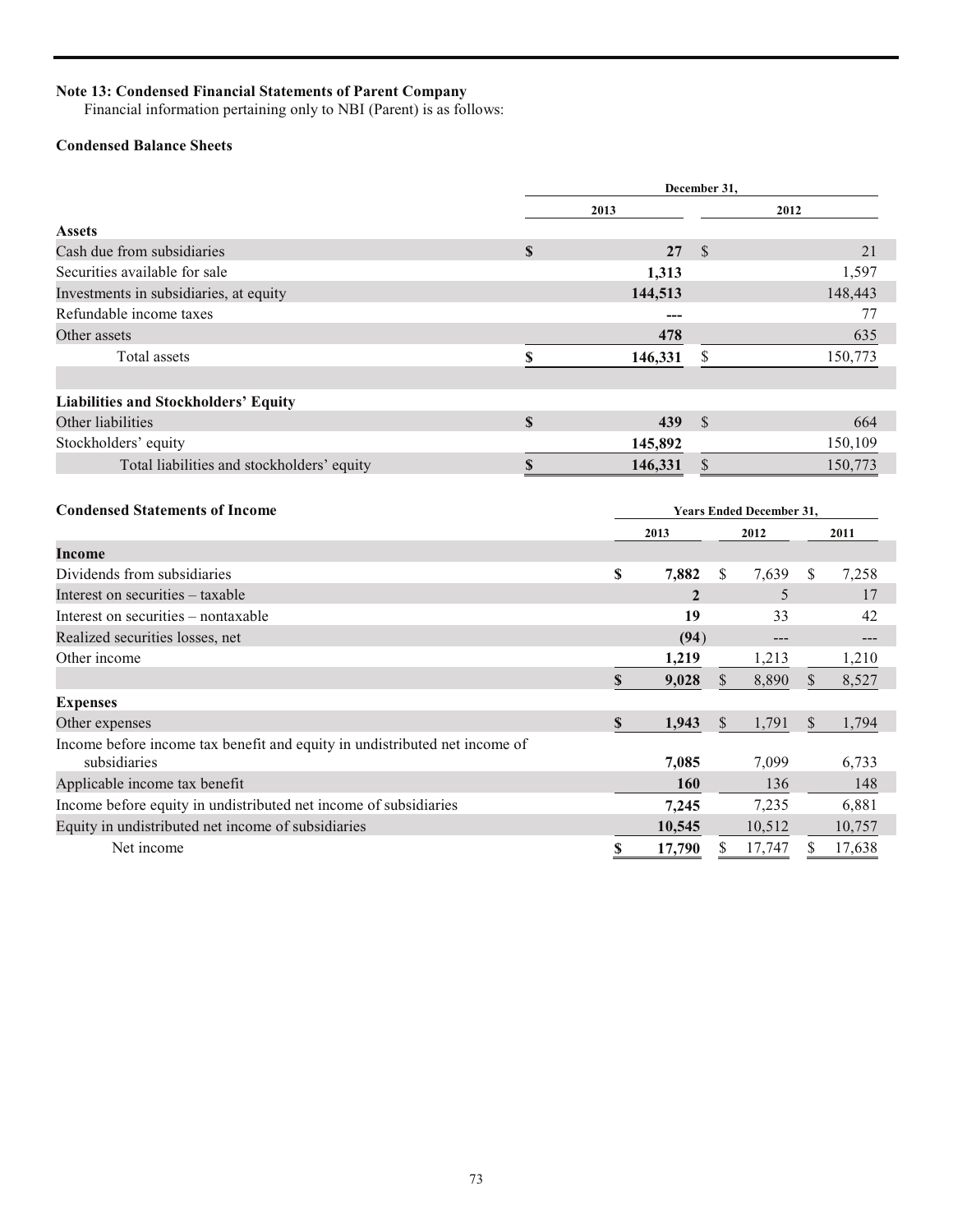**Note 13: Condensed Financial Statements of Parent Company**

Financial information pertaining only to NBI (Parent) is as follows:

**Condensed Balance Sheets**

| | December 31, | |
|---|---|---|
| | **2013** | **2012** |
| **Assets** | | |
| Cash due from subsidiaries | **$ 27** | $ 21 |
| Securities available for sale | **1,313** | 1,597 |
| Investments in subsidiaries, at equity | **144,513** | 148,443 |
| Refundable income taxes | **---** | 77 |
| Other assets | **478** | 635 |
| Total assets | **$ 146,331** | $ 150,773 |
| | | |
| **Liabilities and Stockholders' Equity** | | |
| Other liabilities | **$ 439** | $ 664 |
| Stockholders' equity | **145,892** | 150,109 |
| Total liabilities and stockholders' equity | **$ 146,331** | $ 150,773 |

**Condensed Statements of Income**

| | Years Ended December 31, | | |
|---|---|---|---|
| | **2013** | **2012** | **2011** |
| **Income** | | | |
| Dividends from subsidiaries | **$ 7,882** | $ 7,639 | $ 7,258 |
| Interest on securities – taxable | **2** | 5 | 17 |
| Interest on securities – nontaxable | **19** | 33 | 42 |
| Realized securities losses, net | **(94)** | --- | --- |
| Other income | **1,219** | 1,213 | 1,210 |
| | **$ 9,028** | $ 8,890 | $ 8,527 |
| **Expenses** | | | |
| Other expenses | **$ 1,943** | $ 1,791 | $ 1,794 |
| Income before income tax benefit and equity in undistributed net income of subsidiaries | **7,085** | 7,099 | 6,733 |
| Applicable income tax benefit | **160** | 136 | 148 |
| Income before equity in undistributed net income of subsidiaries | **7,245** | 7,235 | 6,881 |
| Equity in undistributed net income of subsidiaries | **10,545** | 10,512 | 10,757 |
| Net income | **$ 17,790** | $ 17,747 | $ 17,638 |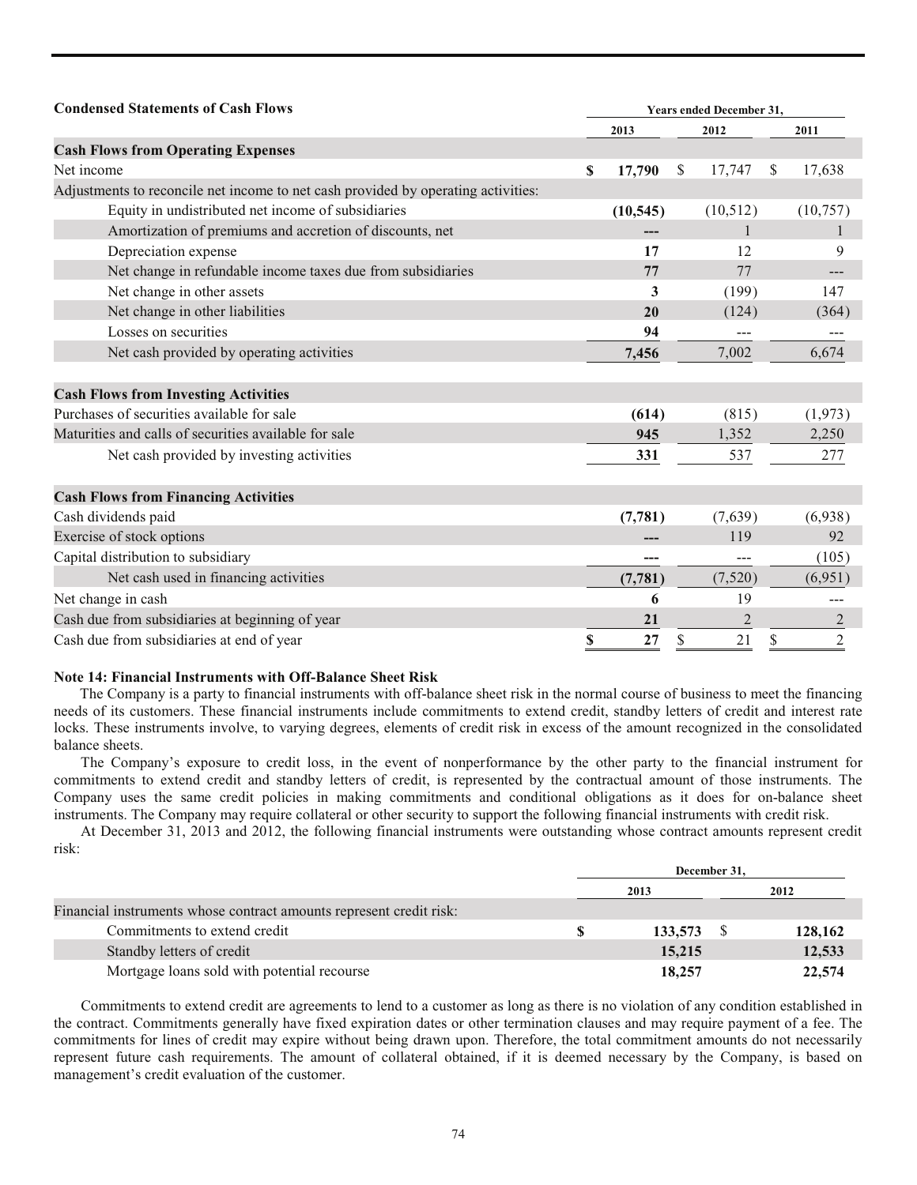| Condensed Statements of Cash Flows | Years ended December 31, | | |
|---|---|---|---|
| | 2013 | 2012 | 2011 |
| **Cash Flows from Operating Expenses** | | | |
| Net income | **$ 17,790** | $ 17,747 | $ 17,638 |
| Adjustments to reconcile net income to net cash provided by operating activities: | | | |
| Equity in undistributed net income of subsidiaries | **(10,545)** | (10,512) | (10,757) |
| Amortization of premiums and accretion of discounts, net | **---** | 1 | 1 |
| Depreciation expense | **17** | 12 | 9 |
| Net change in refundable income taxes due from subsidiaries | **77** | 77 | --- |
| Net change in other assets | **3** | (199) | 147 |
| Net change in other liabilities | **20** | (124) | (364) |
| Losses on securities | **94** | --- | --- |
| Net cash provided by operating activities | **7,456** | 7,002 | 6,674 |
| **Cash Flows from Investing Activities** | | | |
| Purchases of securities available for sale | **(614)** | (815) | (1,973) |
| Maturities and calls of securities available for sale | **945** | 1,352 | 2,250 |
| Net cash provided by investing activities | **331** | 537 | 277 |
| **Cash Flows from Financing Activities** | | | |
| Cash dividends paid | **(7,781)** | (7,639) | (6,938) |
| Exercise of stock options | **---** | 119 | 92 |
| Capital distribution to subsidiary | **---** | --- | (105) |
| Net cash used in financing activities | **(7,781)** | (7,520) | (6,951) |
| Net change in cash | **6** | 19 | --- |
| Cash due from subsidiaries at beginning of year | **21** | 2 | 2 |
| Cash due from subsidiaries at end of year | **$ 27** | $ 21 | $ 2 |

**Note 14: Financial Instruments with Off-Balance Sheet Risk**

The Company is a party to financial instruments with off-balance sheet risk in the normal course of business to meet the financing needs of its customers. These financial instruments include commitments to extend credit, standby letters of credit and interest rate locks. These instruments involve, to varying degrees, elements of credit risk in excess of the amount recognized in the consolidated balance sheets.

The Company's exposure to credit loss, in the event of nonperformance by the other party to the financial instrument for commitments to extend credit and standby letters of credit, is represented by the contractual amount of those instruments. The Company uses the same credit policies in making commitments and conditional obligations as it does for on-balance sheet instruments. The Company may require collateral or other security to support the following financial instruments with credit risk.

At December 31, 2013 and 2012, the following financial instruments were outstanding whose contract amounts represent credit risk:

| | December 31, | |
|---|---|---|
| | 2013 | 2012 |
| Financial instruments whose contract amounts represent credit risk: | | |
| Commitments to extend credit | **$ 133,573** | **$ 128,162** |
| Standby letters of credit | **15,215** | **12,533** |
| Mortgage loans sold with potential recourse | **18,257** | **22,574** |

Commitments to extend credit are agreements to lend to a customer as long as there is no violation of any condition established in the contract. Commitments generally have fixed expiration dates or other termination clauses and may require payment of a fee. The commitments for lines of credit may expire without being drawn upon. Therefore, the total commitment amounts do not necessarily represent future cash requirements. The amount of collateral obtained, if it is deemed necessary by the Company, is based on management's credit evaluation of the customer.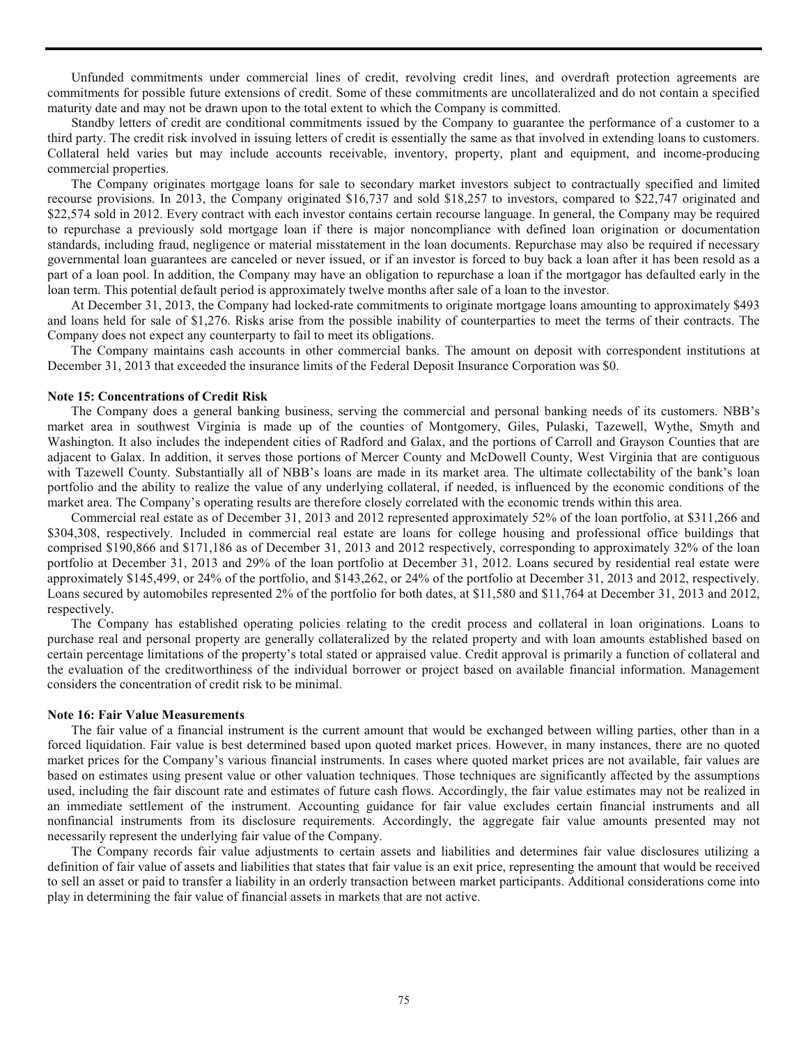Unfunded commitments under commercial lines of credit, revolving credit lines, and overdraft protection agreements are commitments for possible future extensions of credit. Some of these commitments are uncollateralized and do not contain a specified maturity date and may not be drawn upon to the total extent to which the Company is committed.

Standby letters of credit are conditional commitments issued by the Company to guarantee the performance of a customer to a third party. The credit risk involved in issuing letters of credit is essentially the same as that involved in extending loans to customers. Collateral held varies but may include accounts receivable, inventory, property, plant and equipment, and income-producing commercial properties.

The Company originates mortgage loans for sale to secondary market investors subject to contractually specified and limited recourse provisions. In 2013, the Company originated $16,737 and sold $18,257 to investors, compared to $22,747 originated and $22,574 sold in 2012. Every contract with each investor contains certain recourse language. In general, the Company may be required to repurchase a previously sold mortgage loan if there is major noncompliance with defined loan origination or documentation standards, including fraud, negligence or material misstatement in the loan documents. Repurchase may also be required if necessary governmental loan guarantees are canceled or never issued, or if an investor is forced to buy back a loan after it has been resold as a part of a loan pool. In addition, the Company may have an obligation to repurchase a loan if the mortgagor has defaulted early in the loan term. This potential default period is approximately twelve months after sale of a loan to the investor.

At December 31, 2013, the Company had locked-rate commitments to originate mortgage loans amounting to approximately $493 and loans held for sale of $1,276. Risks arise from the possible inability of counterparties to meet the terms of their contracts. The Company does not expect any counterparty to fail to meet its obligations.

The Company maintains cash accounts in other commercial banks. The amount on deposit with correspondent institutions at December 31, 2013 that exceeded the insurance limits of the Federal Deposit Insurance Corporation was $0.

**Note 15: Concentrations of Credit Risk**

The Company does a general banking business, serving the commercial and personal banking needs of its customers. NBB's market area in southwest Virginia is made up of the counties of Montgomery, Giles, Pulaski, Tazewell, Wythe, Smyth and Washington. It also includes the independent cities of Radford and Galax, and the portions of Carroll and Grayson Counties that are adjacent to Galax. In addition, it serves those portions of Mercer County and McDowell County, West Virginia that are contiguous with Tazewell County. Substantially all of NBB's loans are made in its market area. The ultimate collectability of the bank's loan portfolio and the ability to realize the value of any underlying collateral, if needed, is influenced by the economic conditions of the market area. The Company's operating results are therefore closely correlated with the economic trends within this area.

Commercial real estate as of December 31, 2013 and 2012 represented approximately 52% of the loan portfolio, at $311,266 and $304,308, respectively. Included in commercial real estate are loans for college housing and professional office buildings that comprised $190,866 and $171,186 as of December 31, 2013 and 2012 respectively, corresponding to approximately 32% of the loan portfolio at December 31, 2013 and 29% of the loan portfolio at December 31, 2012. Loans secured by residential real estate were approximately $145,499, or 24% of the portfolio, and $143,262, or 24% of the portfolio at December 31, 2013 and 2012, respectively. Loans secured by automobiles represented 2% of the portfolio for both dates, at $11,580 and $11,764 at December 31, 2013 and 2012, respectively.

The Company has established operating policies relating to the credit process and collateral in loan originations. Loans to purchase real and personal property are generally collateralized by the related property and with loan amounts established based on certain percentage limitations of the property's total stated or appraised value. Credit approval is primarily a function of collateral and the evaluation of the creditworthiness of the individual borrower or project based on available financial information. Management considers the concentration of credit risk to be minimal.

**Note 16: Fair Value Measurements**

The fair value of a financial instrument is the current amount that would be exchanged between willing parties, other than in a forced liquidation. Fair value is best determined based upon quoted market prices. However, in many instances, there are no quoted market prices for the Company's various financial instruments. In cases where quoted market prices are not available, fair values are based on estimates using present value or other valuation techniques. Those techniques are significantly affected by the assumptions used, including the fair discount rate and estimates of future cash flows. Accordingly, the fair value estimates may not be realized in an immediate settlement of the instrument. Accounting guidance for fair value excludes certain financial instruments and all nonfinancial instruments from its disclosure requirements. Accordingly, the aggregate fair value amounts presented may not necessarily represent the underlying fair value of the Company.

The Company records fair value adjustments to certain assets and liabilities and determines fair value disclosures utilizing a definition of fair value of assets and liabilities that states that fair value is an exit price, representing the amount that would be received to sell an asset or paid to transfer a liability in an orderly transaction between market participants. Additional considerations come into play in determining the fair value of financial assets in markets that are not active.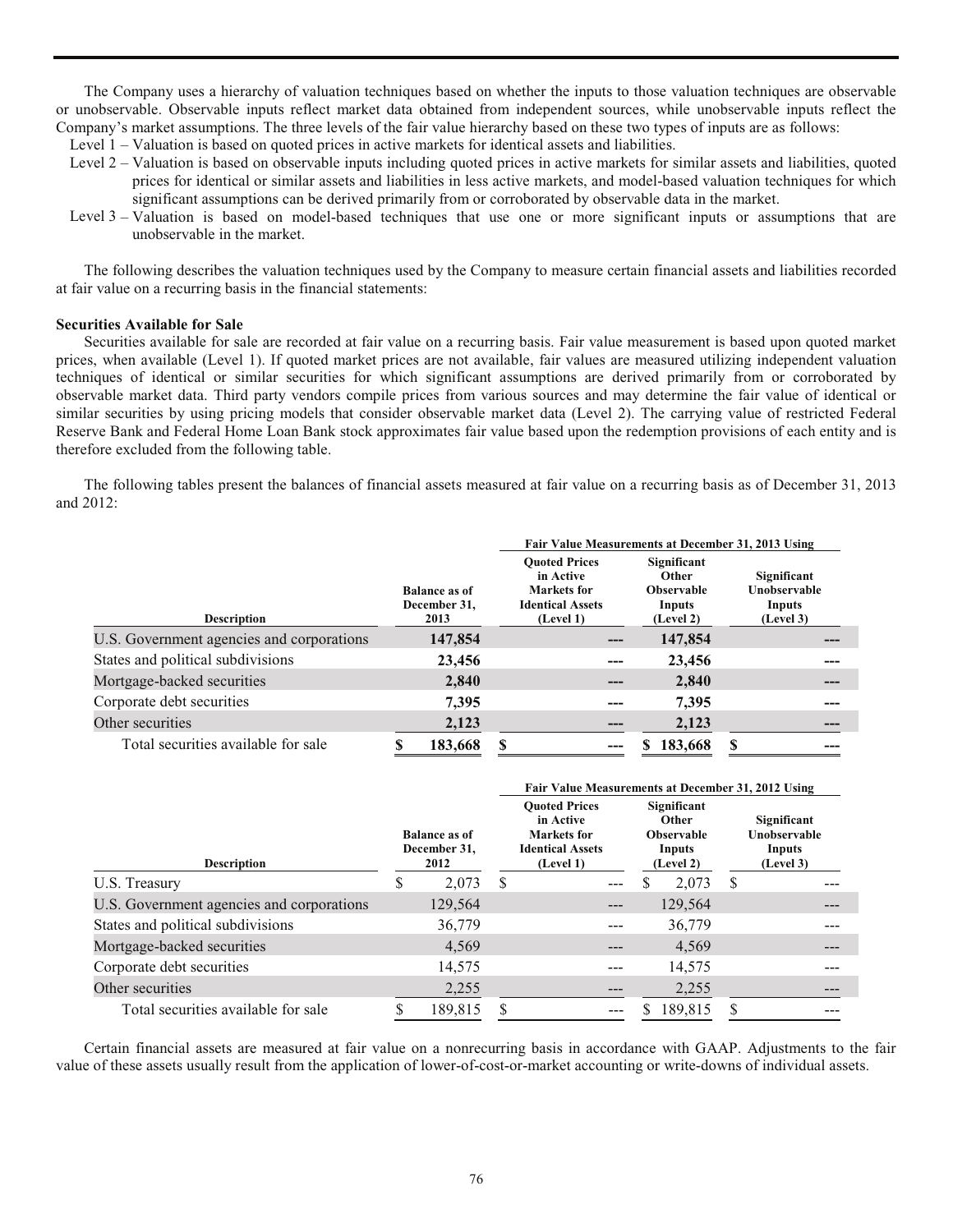The Company uses a hierarchy of valuation techniques based on whether the inputs to those valuation techniques are observable or unobservable. Observable inputs reflect market data obtained from independent sources, while unobservable inputs reflect the Company's market assumptions. The three levels of the fair value hierarchy based on these two types of inputs are as follows:

- Level 1 – Valuation is based on quoted prices in active markets for identical assets and liabilities.
- Level 2 – Valuation is based on observable inputs including quoted prices in active markets for similar assets and liabilities, quoted prices for identical or similar assets and liabilities in less active markets, and model-based valuation techniques for which significant assumptions can be derived primarily from or corroborated by observable data in the market.
- Level 3 – Valuation is based on model-based techniques that use one or more significant inputs or assumptions that are unobservable in the market.

The following describes the valuation techniques used by the Company to measure certain financial assets and liabilities recorded at fair value on a recurring basis in the financial statements:

**Securities Available for Sale**

Securities available for sale are recorded at fair value on a recurring basis. Fair value measurement is based upon quoted market prices, when available (Level 1). If quoted market prices are not available, fair values are measured utilizing independent valuation techniques of identical or similar securities for which significant assumptions are derived primarily from or corroborated by observable market data. Third party vendors compile prices from various sources and may determine the fair value of identical or similar securities by using pricing models that consider observable market data (Level 2). The carrying value of restricted Federal Reserve Bank and Federal Home Loan Bank stock approximates fair value based upon the redemption provisions of each entity and is therefore excluded from the following table.

The following tables present the balances of financial assets measured at fair value on a recurring basis as of December 31, 2013 and 2012:

| | | Fair Value Measurements at December 31, 2013 Using | | |
|---|---|---|---|---|
| **Description** | **Balance as of December 31, 2013** | **Quoted Prices in Active Markets for Identical Assets (Level 1)** | **Significant Other Observable Inputs (Level 2)** | **Significant Unobservable Inputs (Level 3)** |
| U.S. Government agencies and corporations | 147,854 | --- | 147,854 | --- |
| States and political subdivisions | 23,456 | --- | 23,456 | --- |
| Mortgage-backed securities | 2,840 | --- | 2,840 | --- |
| Corporate debt securities | 7,395 | --- | 7,395 | --- |
| Other securities | 2,123 | --- | 2,123 | --- |
| Total securities available for sale | $ 183,668 | $ --- | $ 183,668 | $ --- |

| | | Fair Value Measurements at December 31, 2012 Using | | |
|---|---|---|---|---|
| **Description** | **Balance as of December 31, 2012** | **Quoted Prices in Active Markets for Identical Assets (Level 1)** | **Significant Other Observable Inputs (Level 2)** | **Significant Unobservable Inputs (Level 3)** |
| U.S. Treasury | $ 2,073 | $ --- | $ 2,073 | $ --- |
| U.S. Government agencies and corporations | 129,564 | --- | 129,564 | --- |
| States and political subdivisions | 36,779 | --- | 36,779 | --- |
| Mortgage-backed securities | 4,569 | --- | 4,569 | --- |
| Corporate debt securities | 14,575 | --- | 14,575 | --- |
| Other securities | 2,255 | --- | 2,255 | --- |
| Total securities available for sale | $ 189,815 | $ --- | $ 189,815 | $ --- |

Certain financial assets are measured at fair value on a nonrecurring basis in accordance with GAAP. Adjustments to the fair value of these assets usually result from the application of lower-of-cost-or-market accounting or write-downs of individual assets.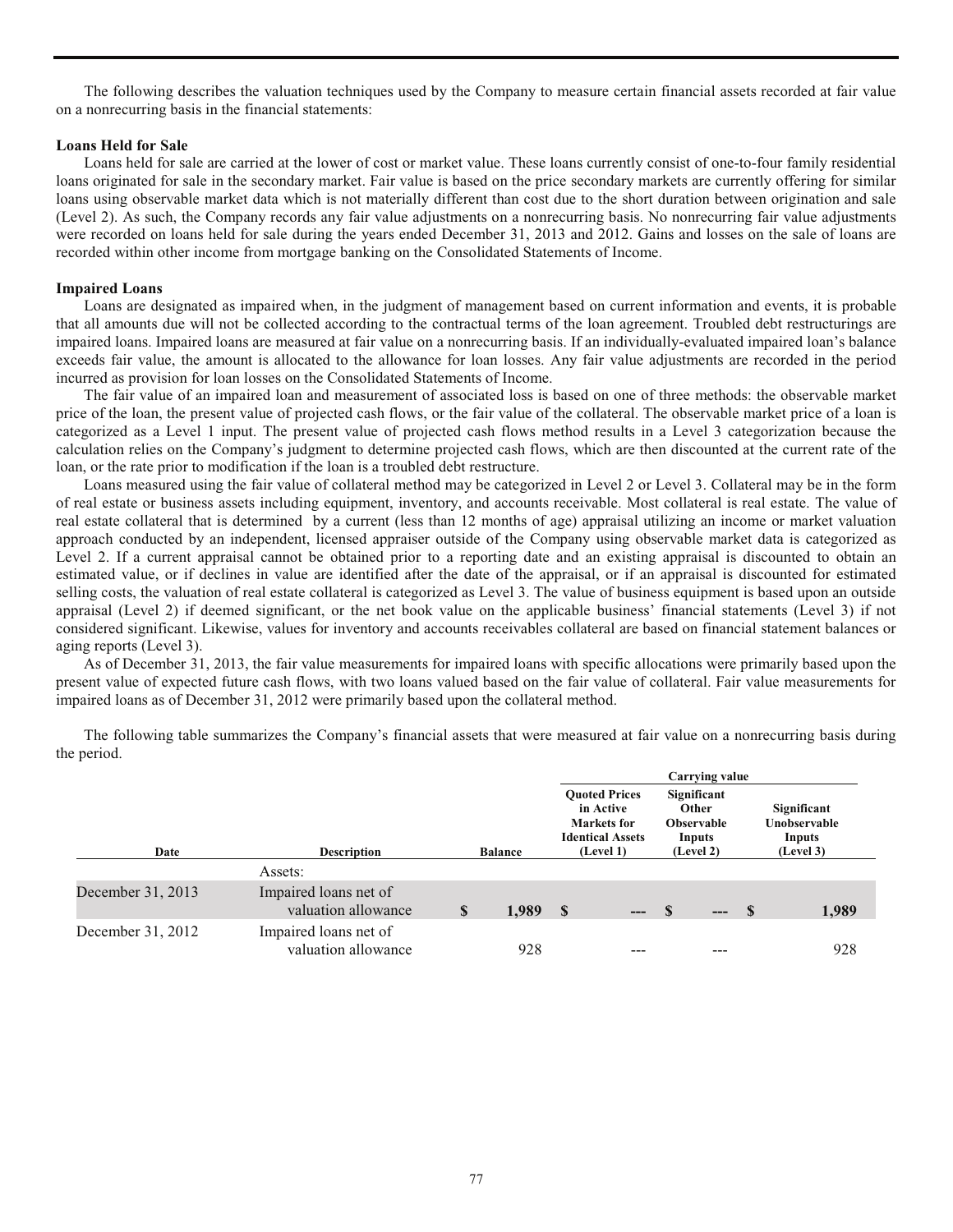The following describes the valuation techniques used by the Company to measure certain financial assets recorded at fair value on a nonrecurring basis in the financial statements:

**Loans Held for Sale**

Loans held for sale are carried at the lower of cost or market value. These loans currently consist of one-to-four family residential loans originated for sale in the secondary market. Fair value is based on the price secondary markets are currently offering for similar loans using observable market data which is not materially different than cost due to the short duration between origination and sale (Level 2). As such, the Company records any fair value adjustments on a nonrecurring basis. No nonrecurring fair value adjustments were recorded on loans held for sale during the years ended December 31, 2013 and 2012. Gains and losses on the sale of loans are recorded within other income from mortgage banking on the Consolidated Statements of Income.

**Impaired Loans**

Loans are designated as impaired when, in the judgment of management based on current information and events, it is probable that all amounts due will not be collected according to the contractual terms of the loan agreement. Troubled debt restructurings are impaired loans. Impaired loans are measured at fair value on a nonrecurring basis. If an individually-evaluated impaired loan's balance exceeds fair value, the amount is allocated to the allowance for loan losses. Any fair value adjustments are recorded in the period incurred as provision for loan losses on the Consolidated Statements of Income.

The fair value of an impaired loan and measurement of associated loss is based on one of three methods: the observable market price of the loan, the present value of projected cash flows, or the fair value of the collateral. The observable market price of a loan is categorized as a Level 1 input. The present value of projected cash flows method results in a Level 3 categorization because the calculation relies on the Company's judgment to determine projected cash flows, which are then discounted at the current rate of the loan, or the rate prior to modification if the loan is a troubled debt restructure.

Loans measured using the fair value of collateral method may be categorized in Level 2 or Level 3. Collateral may be in the form of real estate or business assets including equipment, inventory, and accounts receivable. Most collateral is real estate. The value of real estate collateral that is determined by a current (less than 12 months of age) appraisal utilizing an income or market valuation approach conducted by an independent, licensed appraiser outside of the Company using observable market data is categorized as Level 2. If a current appraisal cannot be obtained prior to a reporting date and an existing appraisal is discounted to obtain an estimated value, or if declines in value are identified after the date of the appraisal, or if an appraisal is discounted for estimated selling costs, the valuation of real estate collateral is categorized as Level 3. The value of business equipment is based upon an outside appraisal (Level 2) if deemed significant, or the net book value on the applicable business' financial statements (Level 3) if not considered significant. Likewise, values for inventory and accounts receivables collateral are based on financial statement balances or aging reports (Level 3).

As of December 31, 2013, the fair value measurements for impaired loans with specific allocations were primarily based upon the present value of expected future cash flows, with two loans valued based on the fair value of collateral. Fair value measurements for impaired loans as of December 31, 2012 were primarily based upon the collateral method.

The following table summarizes the Company's financial assets that were measured at fair value on a nonrecurring basis during the period.

| | | | Carrying value | | |
|---|---|---|---|---|---|
| Date | Description | Balance | Quoted Prices in Active Markets for Identical Assets (Level 1) | Significant Other Observable Inputs (Level 2) | Significant Unobservable Inputs (Level 3) |
| | Assets: | | | | |
| December 31, 2013 | Impaired loans net of valuation allowance | **$ 1,989** | **$ ---** | **$ ---** | **$ 1,989** |
| December 31, 2012 | Impaired loans net of valuation allowance | 928 | --- | --- | 928 |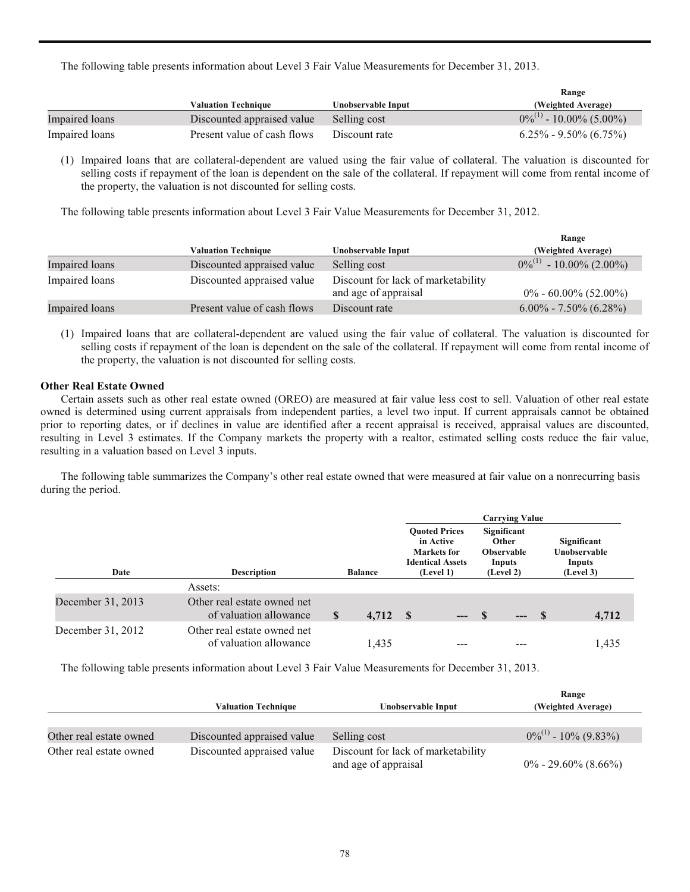The following table presents information about Level 3 Fair Value Measurements for December 31, 2013.

| | Valuation Technique | Unobservable Input | Range (Weighted Average) |
|---|---|---|---|
| Impaired loans | Discounted appraised value | Selling cost | 0%[1] - 10.00% (5.00%) |
| Impaired loans | Present value of cash flows | Discount rate | 6.25% - 9.50% (6.75%) |

(1) Impaired loans that are collateral-dependent are valued using the fair value of collateral. The valuation is discounted for selling costs if repayment of the loan is dependent on the sale of the collateral. If repayment will come from rental income of the property, the valuation is not discounted for selling costs.

The following table presents information about Level 3 Fair Value Measurements for December 31, 2012.

| | Valuation Technique | Unobservable Input | Range (Weighted Average) |
|---|---|---|---|
| Impaired loans | Discounted appraised value | Selling cost | 0%[1] - 10.00% (2.00%) |
| Impaired loans | Discounted appraised value | Discount for lack of marketability and age of appraisal | 0% - 60.00% (52.00%) |
| Impaired loans | Present value of cash flows | Discount rate | 6.00% - 7.50% (6.28%) |

(1) Impaired loans that are collateral-dependent are valued using the fair value of collateral. The valuation is discounted for selling costs if repayment of the loan is dependent on the sale of the collateral. If repayment will come from rental income of the property, the valuation is not discounted for selling costs.

**Other Real Estate Owned**

Certain assets such as other real estate owned (OREO) are measured at fair value less cost to sell. Valuation of other real estate owned is determined using current appraisals from independent parties, a level two input. If current appraisals cannot be obtained prior to reporting dates, or if declines in value are identified after a recent appraisal is received, appraisal values are discounted, resulting in Level 3 estimates. If the Company markets the property with a realtor, estimated selling costs reduce the fair value, resulting in a valuation based on Level 3 inputs.

The following table summarizes the Company's other real estate owned that were measured at fair value on a nonrecurring basis during the period.

| | | | Carrying Value | | |
|---|---|---|---|---|---|
| Date | Description | Balance | Quoted Prices in Active Markets for Identical Assets (Level 1) | Significant Other Observable Inputs (Level 2) | Significant Unobservable Inputs (Level 3) |
| | Assets: | | | | |
| December 31, 2013 | Other real estate owned net of valuation allowance | $ 4,712 | $ --- | $ --- | $ 4,712 |
| December 31, 2012 | Other real estate owned net of valuation allowance | 1,435 | --- | --- | 1,435 |

The following table presents information about Level 3 Fair Value Measurements for December 31, 2013.

| | Valuation Technique | Unobservable Input | Range (Weighted Average) |
|---|---|---|---|
| Other real estate owned | Discounted appraised value | Selling cost | 0%[1] - 10% (9.83%) |
| Other real estate owned | Discounted appraised value | Discount for lack of marketability and age of appraisal | 0% - 29.60% (8.66%) |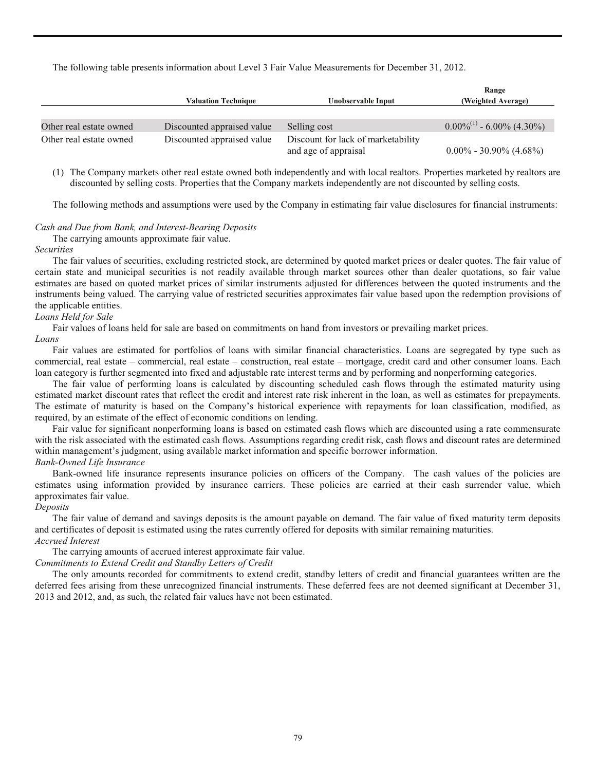The following table presents information about Level 3 Fair Value Measurements for December 31, 2012.

| | Valuation Technique | Unobservable Input | Range (Weighted Average) |
|---|---|---|---|
| Other real estate owned | Discounted appraised value | Selling cost | 0.00%[(1)] - 6.00% (4.30%) |
| Other real estate owned | Discounted appraised value | Discount for lack of marketability and age of appraisal | 0.00% - 30.90% (4.68%) |

(1) The Company markets other real estate owned both independently and with local realtors. Properties marketed by realtors are discounted by selling costs. Properties that the Company markets independently are not discounted by selling costs.

The following methods and assumptions were used by the Company in estimating fair value disclosures for financial instruments:

*Cash and Due from Bank, and Interest-Bearing Deposits*

The carrying amounts approximate fair value.

*Securities*

The fair values of securities, excluding restricted stock, are determined by quoted market prices or dealer quotes. The fair value of certain state and municipal securities is not readily available through market sources other than dealer quotations, so fair value estimates are based on quoted market prices of similar instruments adjusted for differences between the quoted instruments and the instruments being valued. The carrying value of restricted securities approximates fair value based upon the redemption provisions of the applicable entities.

*Loans Held for Sale*

Fair values of loans held for sale are based on commitments on hand from investors or prevailing market prices.

*Loans*

Fair values are estimated for portfolios of loans with similar financial characteristics. Loans are segregated by type such as commercial, real estate – commercial, real estate – construction, real estate – mortgage, credit card and other consumer loans. Each loan category is further segmented into fixed and adjustable rate interest terms and by performing and nonperforming categories.

The fair value of performing loans is calculated by discounting scheduled cash flows through the estimated maturity using estimated market discount rates that reflect the credit and interest rate risk inherent in the loan, as well as estimates for prepayments. The estimate of maturity is based on the Company's historical experience with repayments for loan classification, modified, as required, by an estimate of the effect of economic conditions on lending.

Fair value for significant nonperforming loans is based on estimated cash flows which are discounted using a rate commensurate with the risk associated with the estimated cash flows. Assumptions regarding credit risk, cash flows and discount rates are determined within management's judgment, using available market information and specific borrower information.

*Bank-Owned Life Insurance*

Bank-owned life insurance represents insurance policies on officers of the Company. The cash values of the policies are estimates using information provided by insurance carriers. These policies are carried at their cash surrender value, which approximates fair value.

*Deposits*

The fair value of demand and savings deposits is the amount payable on demand. The fair value of fixed maturity term deposits and certificates of deposit is estimated using the rates currently offered for deposits with similar remaining maturities.

*Accrued Interest*

The carrying amounts of accrued interest approximate fair value.

*Commitments to Extend Credit and Standby Letters of Credit*

The only amounts recorded for commitments to extend credit, standby letters of credit and financial guarantees written are the deferred fees arising from these unrecognized financial instruments. These deferred fees are not deemed significant at December 31, 2013 and 2012, and, as such, the related fair values have not been estimated.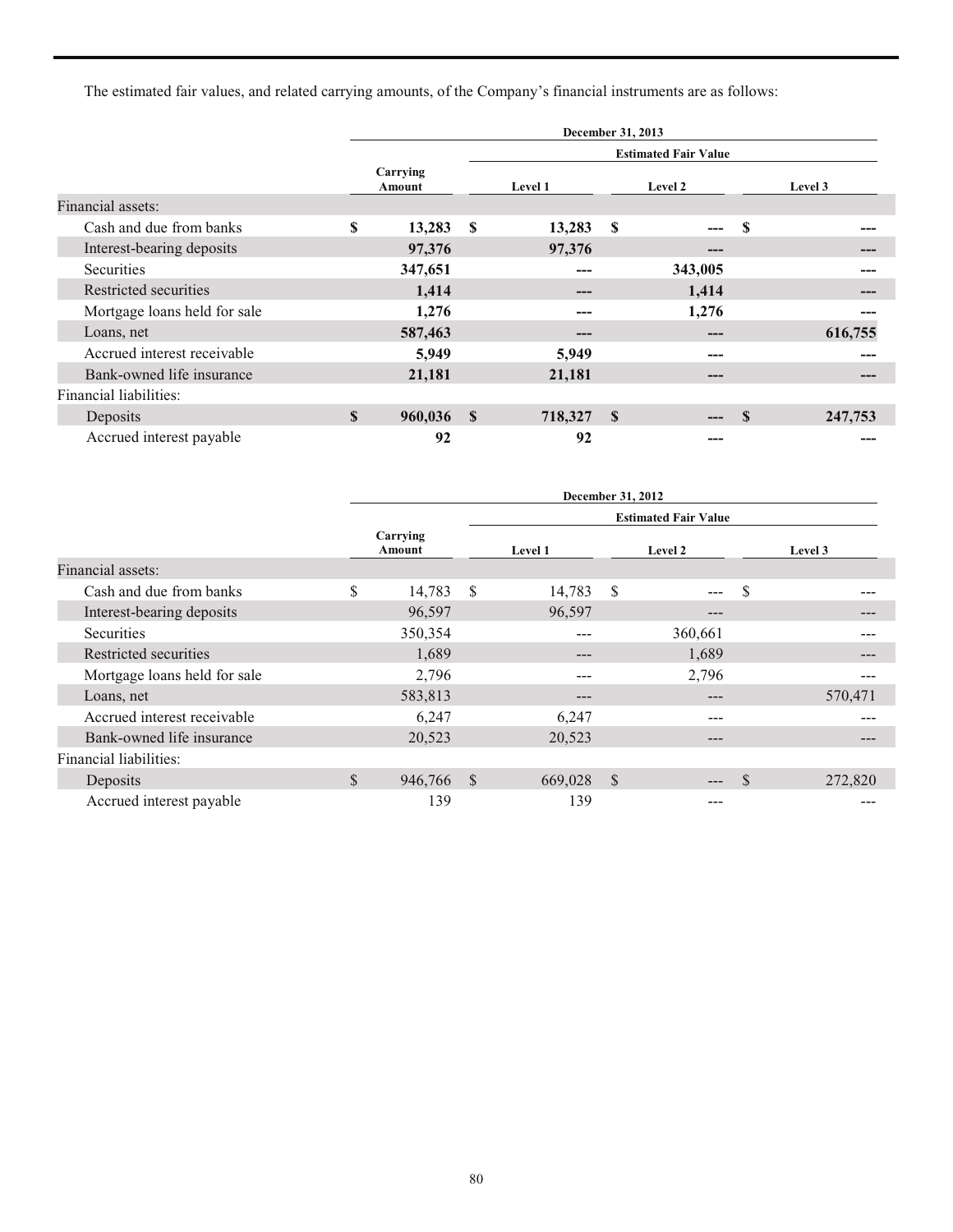The estimated fair values, and related carrying amounts, of the Company's financial instruments are as follows:

| | December 31, 2013 | | | |
|---|---|---|---|---|
| | | Estimated Fair Value | | |
| | Carrying Amount | Level 1 | Level 2 | Level 3 |
| Financial assets: | | | | |
| Cash and due from banks | $ 13,283 | $ 13,283 | $ --- | $ --- |
| Interest-bearing deposits | 97,376 | 97,376 | --- | --- |
| Securities | 347,651 | --- | 343,005 | --- |
| Restricted securities | 1,414 | --- | 1,414 | --- |
| Mortgage loans held for sale | 1,276 | --- | 1,276 | --- |
| Loans, net | 587,463 | --- | --- | 616,755 |
| Accrued interest receivable | 5,949 | 5,949 | --- | --- |
| Bank-owned life insurance | 21,181 | 21,181 | --- | --- |
| Financial liabilities: | | | | |
| Deposits | $ 960,036 | $ 718,327 | $ --- | $ 247,753 |
| Accrued interest payable | 92 | 92 | --- | --- |

| | December 31, 2012 | | | |
|---|---|---|---|---|
| | | Estimated Fair Value | | |
| | Carrying Amount | Level 1 | Level 2 | Level 3 |
| Financial assets: | | | | |
| Cash and due from banks | $ 14,783 | $ 14,783 | $ --- | $ --- |
| Interest-bearing deposits | 96,597 | 96,597 | --- | --- |
| Securities | 350,354 | --- | 360,661 | --- |
| Restricted securities | 1,689 | --- | 1,689 | --- |
| Mortgage loans held for sale | 2,796 | --- | 2,796 | --- |
| Loans, net | 583,813 | --- | --- | 570,471 |
| Accrued interest receivable | 6,247 | 6,247 | --- | --- |
| Bank-owned life insurance | 20,523 | 20,523 | --- | --- |
| Financial liabilities: | | | | |
| Deposits | $ 946,766 | $ 669,028 | $ --- | $ 272,820 |
| Accrued interest payable | 139 | 139 | --- | --- |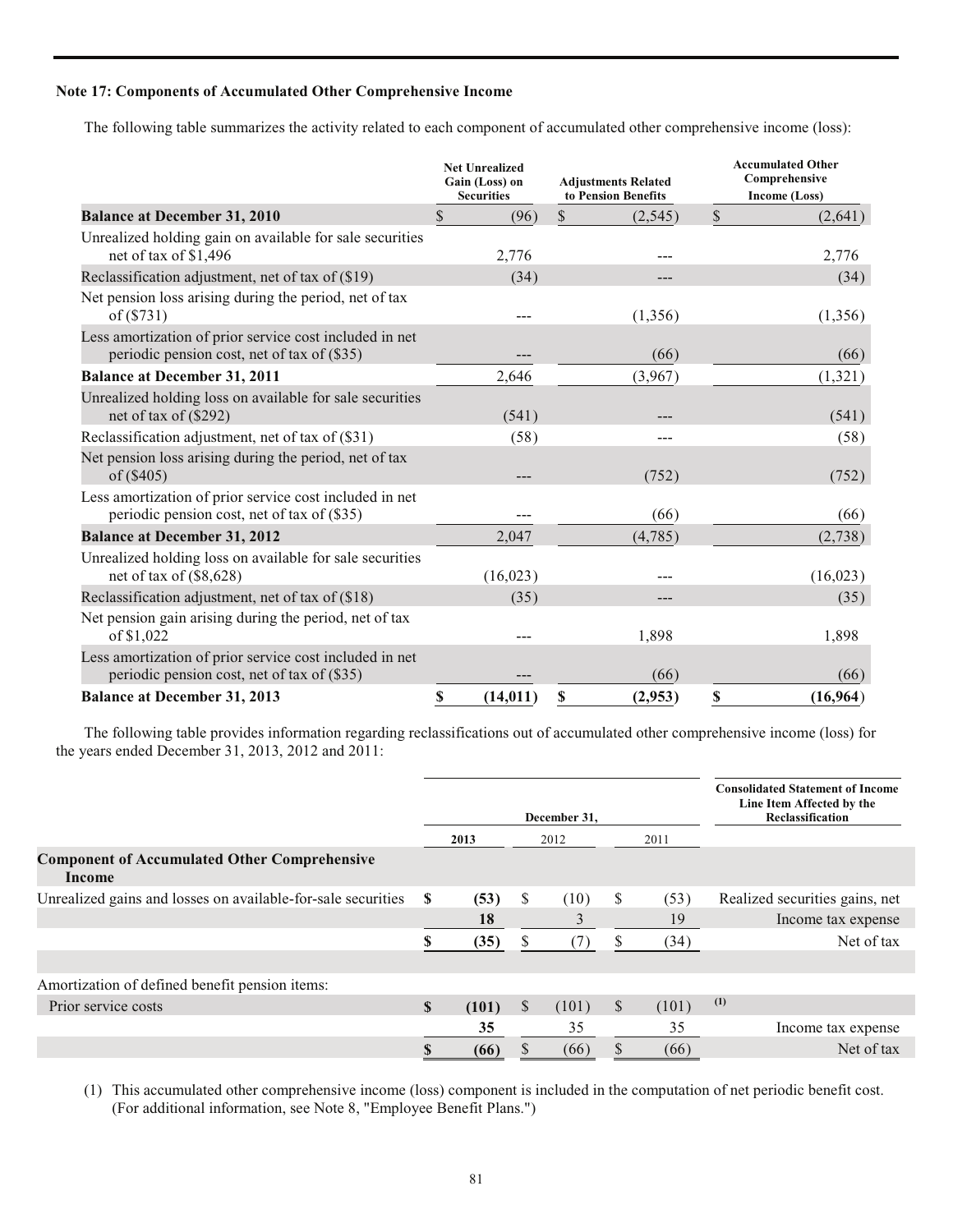### Note 17: Components of Accumulated Other Comprehensive Income

The following table summarizes the activity related to each component of accumulated other comprehensive income (loss):

| | Net Unrealized Gain (Loss) on Securities | Adjustments Related to Pension Benefits | Accumulated Other Comprehensive Income (Loss) |
|---|---|---|---|
| **Balance at December 31, 2010** | $ (96) | $ (2,545) | $ (2,641) |
| Unrealized holding gain on available for sale securities net of tax of $1,496 | 2,776 | --- | 2,776 |
| Reclassification adjustment, net of tax of ($19) | (34) | --- | (34) |
| Net pension loss arising during the period, net of tax of ($731) | --- | (1,356) | (1,356) |
| Less amortization of prior service cost included in net periodic pension cost, net of tax of ($35) | --- | (66) | (66) |
| **Balance at December 31, 2011** | 2,646 | (3,967) | (1,321) |
| Unrealized holding loss on available for sale securities net of tax of ($292) | (541) | --- | (541) |
| Reclassification adjustment, net of tax of ($31) | (58) | --- | (58) |
| Net pension loss arising during the period, net of tax of ($405) | --- | (752) | (752) |
| Less amortization of prior service cost included in net periodic pension cost, net of tax of ($35) | --- | (66) | (66) |
| **Balance at December 31, 2012** | 2,047 | (4,785) | (2,738) |
| Unrealized holding loss on available for sale securities net of tax of ($8,628) | (16,023) | --- | (16,023) |
| Reclassification adjustment, net of tax of ($18) | (35) | --- | (35) |
| Net pension gain arising during the period, net of tax of $1,022 | --- | 1,898 | 1,898 |
| Less amortization of prior service cost included in net periodic pension cost, net of tax of ($35) | --- | (66) | (66) |
| **Balance at December 31, 2013** | **$ (14,011)** | **$ (2,953)** | **$ (16,964)** |

The following table provides information regarding reclassifications out of accumulated other comprehensive income (loss) for the years ended December 31, 2013, 2012 and 2011:

| | December 31, | | | Consolidated Statement of Income Line Item Affected by the Reclassification |
|---|---|---|---|---|
| | **2013** | 2012 | 2011 | |
| **Component of Accumulated Other Comprehensive Income** | | | | |
| Unrealized gains and losses on available-for-sale securities | **$ (53)** | $ (10) | $ (53) | Realized securities gains, net |
| | **18** | 3 | 19 | Income tax expense |
| | **$ (35)** | $ (7) | $ (34) | Net of tax |
| | | | | |
| Amortization of defined benefit pension items: | | | | |
| Prior service costs | **$ (101)** | $ (101) | $ (101) | (1) |
| | **35** | 35 | 35 | Income tax expense |
| | **$ (66)** | $ (66) | $ (66) | Net of tax |

(1) This accumulated other comprehensive income (loss) component is included in the computation of net periodic benefit cost. (For additional information, see Note 8, "Employee Benefit Plans.")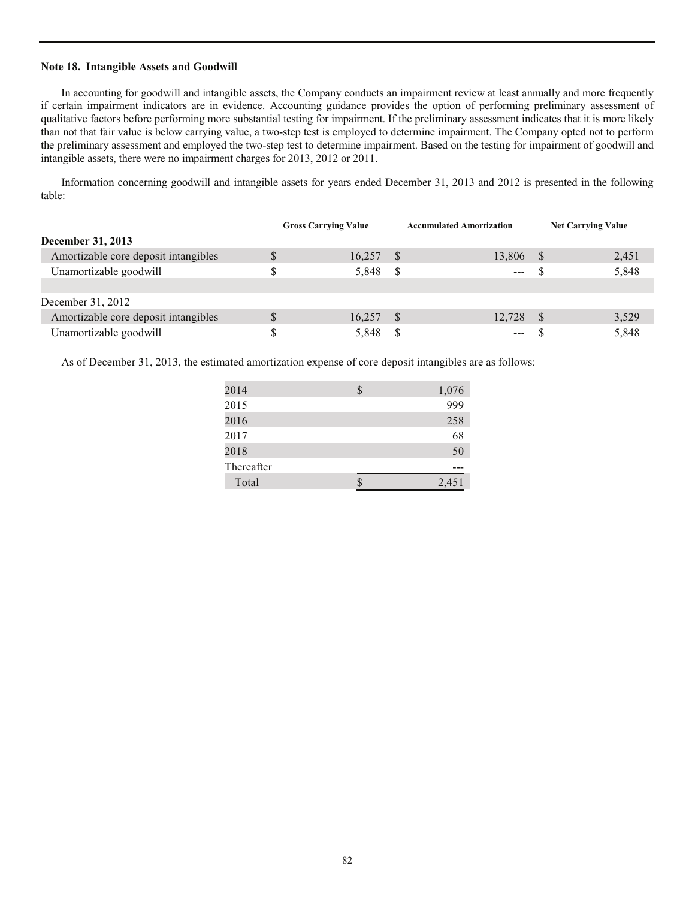## Note 18. Intangible Assets and Goodwill

In accounting for goodwill and intangible assets, the Company conducts an impairment review at least annually and more frequently if certain impairment indicators are in evidence. Accounting guidance provides the option of performing preliminary assessment of qualitative factors before performing more substantial testing for impairment. If the preliminary assessment indicates that it is more likely than not that fair value is below carrying value, a two-step test is employed to determine impairment. The Company opted not to perform the preliminary assessment and employed the two-step test to determine impairment. Based on the testing for impairment of goodwill and intangible assets, there were no impairment charges for 2013, 2012 or 2011.

Information concerning goodwill and intangible assets for years ended December 31, 2013 and 2012 is presented in the following table:

| | Gross Carrying Value | Accumulated Amortization | Net Carrying Value |
|---|---|---|---|
| **December 31, 2013** | | | |
| Amortizable core deposit intangibles | $ 16,257 | $ 13,806 | $ 2,451 |
| Unamortizable goodwill | $ 5,848 | $ --- | $ 5,848 |
| | | | |
| December 31, 2012 | | | |
| Amortizable core deposit intangibles | $ 16,257 | $ 12,728 | $ 3,529 |
| Unamortizable goodwill | $ 5,848 | $ --- | $ 5,848 |

As of December 31, 2013, the estimated amortization expense of core deposit intangibles are as follows:

| | |
|---|---|
| 2014 | $ 1,076 |
| 2015 | 999 |
| 2016 | 258 |
| 2017 | 68 |
| 2018 | 50 |
| Thereafter | --- |
| Total | $ 2,451 |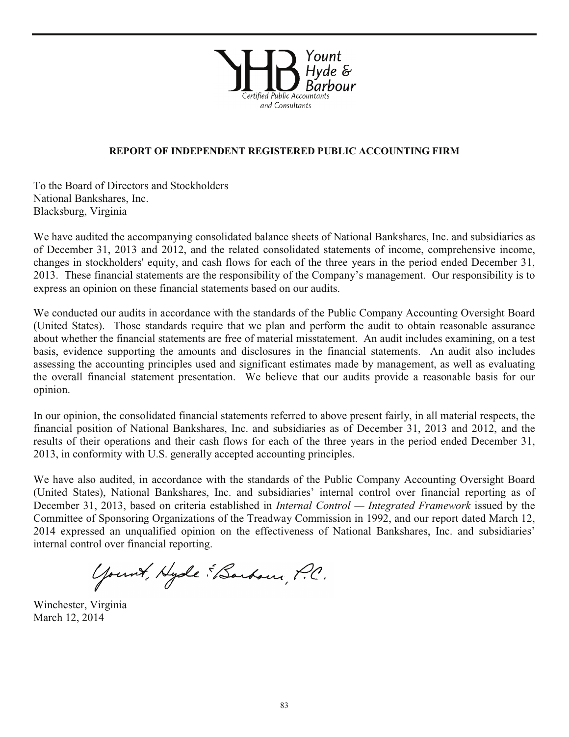Yount Hyde & Barbour
Certified Public Accountants and Consultants

## REPORT OF INDEPENDENT REGISTERED PUBLIC ACCOUNTING FIRM

To the Board of Directors and Stockholders
National Bankshares, Inc.
Blacksburg, Virginia

We have audited the accompanying consolidated balance sheets of National Bankshares, Inc. and subsidiaries as of December 31, 2013 and 2012, and the related consolidated statements of income, comprehensive income, changes in stockholders' equity, and cash flows for each of the three years in the period ended December 31, 2013. These financial statements are the responsibility of the Company's management. Our responsibility is to express an opinion on these financial statements based on our audits.

We conducted our audits in accordance with the standards of the Public Company Accounting Oversight Board (United States). Those standards require that we plan and perform the audit to obtain reasonable assurance about whether the financial statements are free of material misstatement. An audit includes examining, on a test basis, evidence supporting the amounts and disclosures in the financial statements. An audit also includes assessing the accounting principles used and significant estimates made by management, as well as evaluating the overall financial statement presentation. We believe that our audits provide a reasonable basis for our opinion.

In our opinion, the consolidated financial statements referred to above present fairly, in all material respects, the financial position of National Bankshares, Inc. and subsidiaries as of December 31, 2013 and 2012, and the results of their operations and their cash flows for each of the three years in the period ended December 31, 2013, in conformity with U.S. generally accepted accounting principles.

We have also audited, in accordance with the standards of the Public Company Accounting Oversight Board (United States), National Bankshares, Inc. and subsidiaries' internal control over financial reporting as of December 31, 2013, based on criteria established in *Internal Control — Integrated Framework* issued by the Committee of Sponsoring Organizations of the Treadway Commission in 1992, and our report dated March 12, 2014 expressed an unqualified opinion on the effectiveness of National Bankshares, Inc. and subsidiaries' internal control over financial reporting.

Yount, Hyde & Barbour, P.C.

Winchester, Virginia
March 12, 2014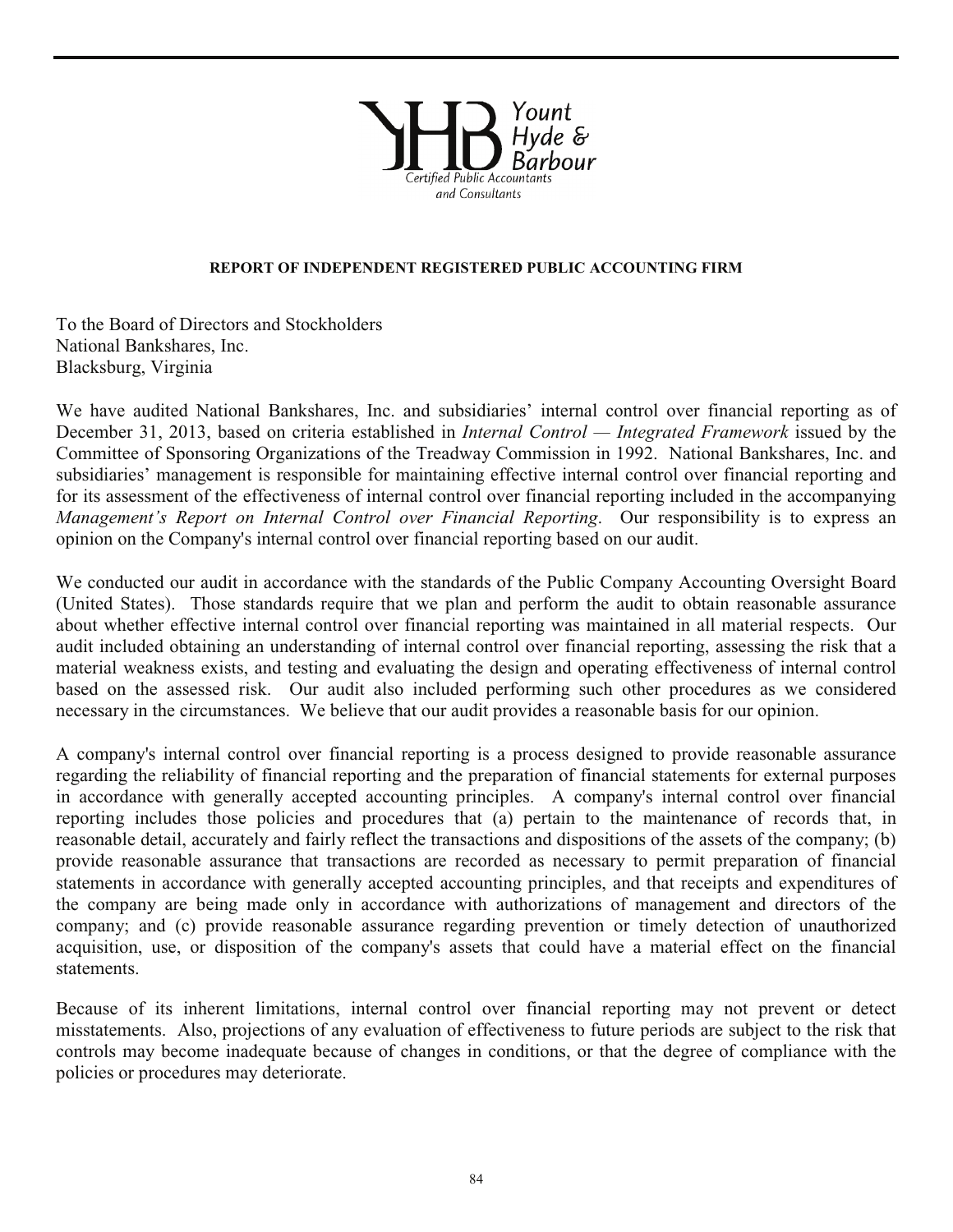Yount Hyde & Barbour

Certified Public Accountants and Consultants

## REPORT OF INDEPENDENT REGISTERED PUBLIC ACCOUNTING FIRM

To the Board of Directors and Stockholders
National Bankshares, Inc.
Blacksburg, Virginia

We have audited National Bankshares, Inc. and subsidiaries' internal control over financial reporting as of December 31, 2013, based on criteria established in *Internal Control — Integrated Framework* issued by the Committee of Sponsoring Organizations of the Treadway Commission in 1992. National Bankshares, Inc. and subsidiaries' management is responsible for maintaining effective internal control over financial reporting and for its assessment of the effectiveness of internal control over financial reporting included in the accompanying *Management's Report on Internal Control over Financial Reporting*. Our responsibility is to express an opinion on the Company's internal control over financial reporting based on our audit.

We conducted our audit in accordance with the standards of the Public Company Accounting Oversight Board (United States). Those standards require that we plan and perform the audit to obtain reasonable assurance about whether effective internal control over financial reporting was maintained in all material respects. Our audit included obtaining an understanding of internal control over financial reporting, assessing the risk that a material weakness exists, and testing and evaluating the design and operating effectiveness of internal control based on the assessed risk. Our audit also included performing such other procedures as we considered necessary in the circumstances. We believe that our audit provides a reasonable basis for our opinion.

A company's internal control over financial reporting is a process designed to provide reasonable assurance regarding the reliability of financial reporting and the preparation of financial statements for external purposes in accordance with generally accepted accounting principles. A company's internal control over financial reporting includes those policies and procedures that (a) pertain to the maintenance of records that, in reasonable detail, accurately and fairly reflect the transactions and dispositions of the assets of the company; (b) provide reasonable assurance that transactions are recorded as necessary to permit preparation of financial statements in accordance with generally accepted accounting principles, and that receipts and expenditures of the company are being made only in accordance with authorizations of management and directors of the company; and (c) provide reasonable assurance regarding prevention or timely detection of unauthorized acquisition, use, or disposition of the company's assets that could have a material effect on the financial statements.

Because of its inherent limitations, internal control over financial reporting may not prevent or detect misstatements. Also, projections of any evaluation of effectiveness to future periods are subject to the risk that controls may become inadequate because of changes in conditions, or that the degree of compliance with the policies or procedures may deteriorate.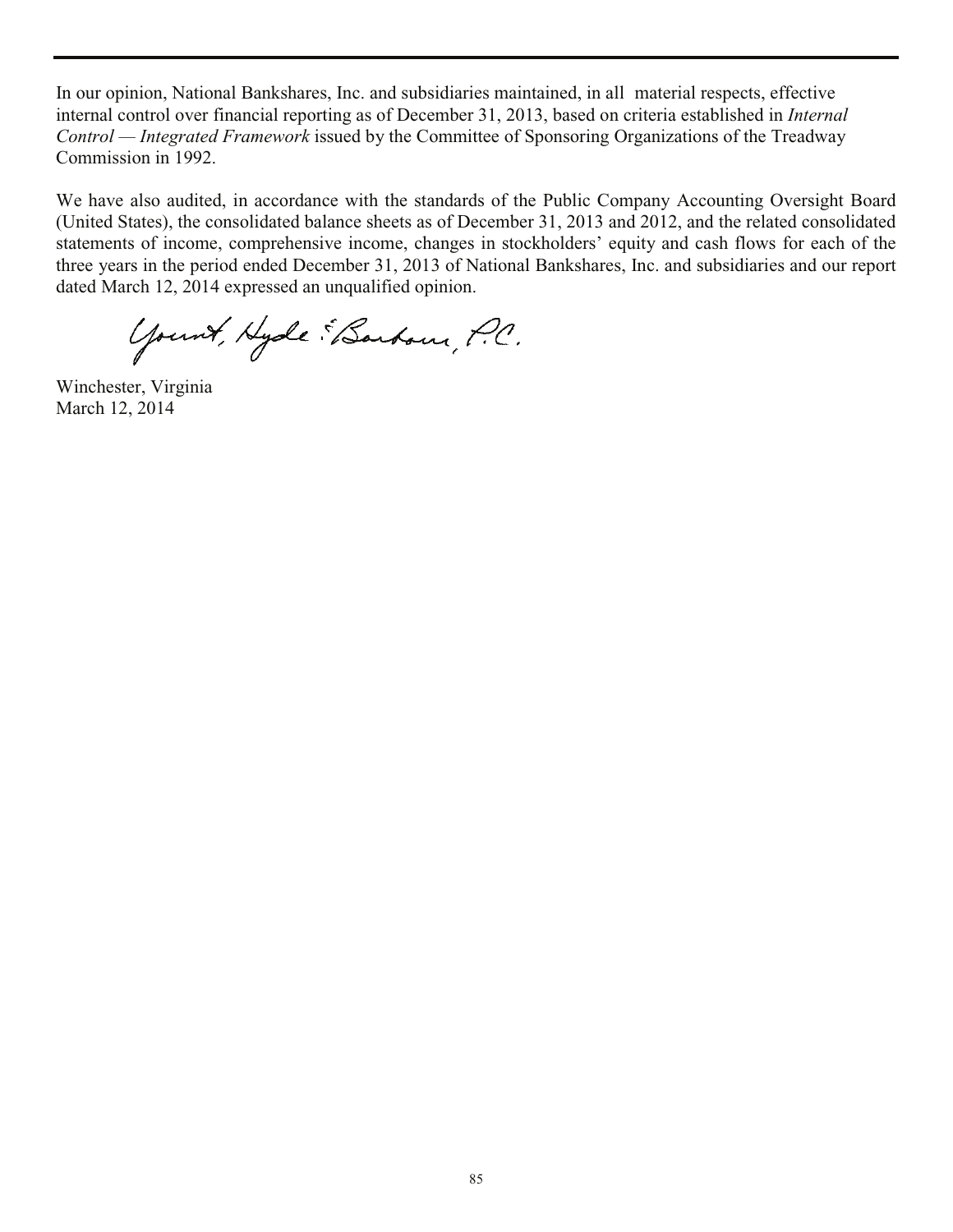In our opinion, National Bankshares, Inc. and subsidiaries maintained, in all material respects, effective internal control over financial reporting as of December 31, 2013, based on criteria established in *Internal Control — Integrated Framework* issued by the Committee of Sponsoring Organizations of the Treadway Commission in 1992.

We have also audited, in accordance with the standards of the Public Company Accounting Oversight Board (United States), the consolidated balance sheets as of December 31, 2013 and 2012, and the related consolidated statements of income, comprehensive income, changes in stockholders' equity and cash flows for each of the three years in the period ended December 31, 2013 of National Bankshares, Inc. and subsidiaries and our report dated March 12, 2014 expressed an unqualified opinion.

Yount, Hyde & Barbour, P.C.

Winchester, Virginia
March 12, 2014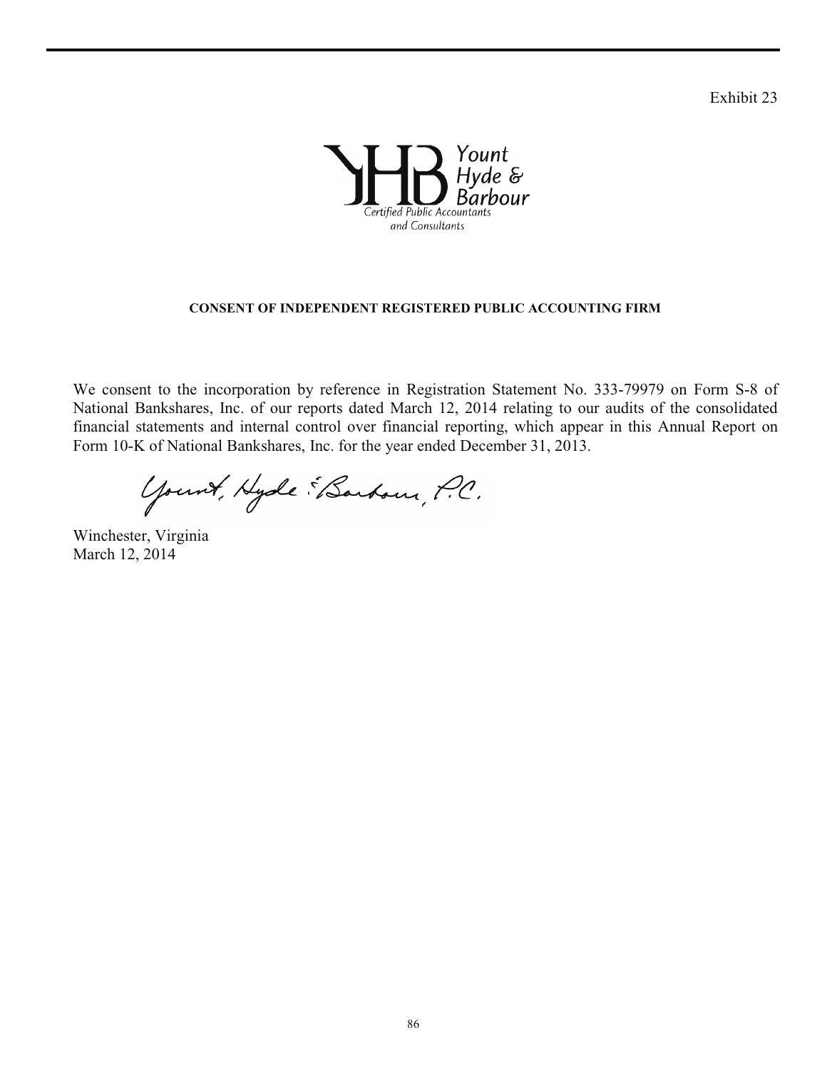Exhibit 23

Yount Hyde & Barbour
Certified Public Accountants and Consultants

**CONSENT OF INDEPENDENT REGISTERED PUBLIC ACCOUNTING FIRM**

We consent to the incorporation by reference in Registration Statement No. 333-79979 on Form S-8 of National Bankshares, Inc. of our reports dated March 12, 2014 relating to our audits of the consolidated financial statements and internal control over financial reporting, which appear in this Annual Report on Form 10-K of National Bankshares, Inc. for the year ended December 31, 2013.

Yount, Hyde & Barbour, P.C.

Winchester, Virginia
March 12, 2014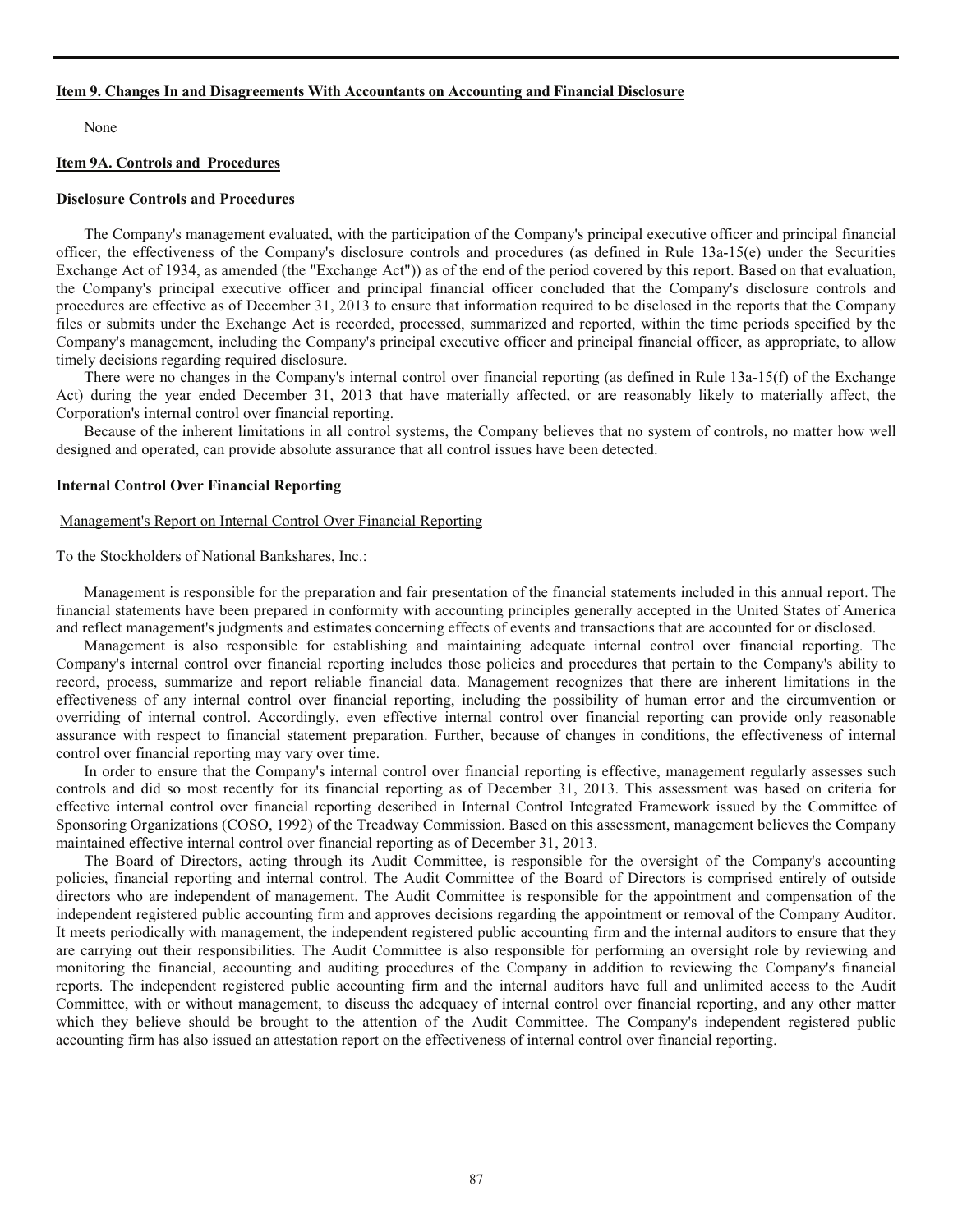## Item 9. Changes In and Disagreements With Accountants on Accounting and Financial Disclosure

None

## Item 9A. Controls and Procedures

### Disclosure Controls and Procedures

The Company's management evaluated, with the participation of the Company's principal executive officer and principal financial officer, the effectiveness of the Company's disclosure controls and procedures (as defined in Rule 13a-15(e) under the Securities Exchange Act of 1934, as amended (the "Exchange Act")) as of the end of the period covered by this report. Based on that evaluation, the Company's principal executive officer and principal financial officer concluded that the Company's disclosure controls and procedures are effective as of December 31, 2013 to ensure that information required to be disclosed in the reports that the Company files or submits under the Exchange Act is recorded, processed, summarized and reported, within the time periods specified by the Company's management, including the Company's principal executive officer and principal financial officer, as appropriate, to allow timely decisions regarding required disclosure.

There were no changes in the Company's internal control over financial reporting (as defined in Rule 13a-15(f) of the Exchange Act) during the year ended December 31, 2013 that have materially affected, or are reasonably likely to materially affect, the Corporation's internal control over financial reporting.

Because of the inherent limitations in all control systems, the Company believes that no system of controls, no matter how well designed and operated, can provide absolute assurance that all control issues have been detected.

### Internal Control Over Financial Reporting

Management's Report on Internal Control Over Financial Reporting

To the Stockholders of National Bankshares, Inc.:

Management is responsible for the preparation and fair presentation of the financial statements included in this annual report. The financial statements have been prepared in conformity with accounting principles generally accepted in the United States of America and reflect management's judgments and estimates concerning effects of events and transactions that are accounted for or disclosed.

Management is also responsible for establishing and maintaining adequate internal control over financial reporting. The Company's internal control over financial reporting includes those policies and procedures that pertain to the Company's ability to record, process, summarize and report reliable financial data. Management recognizes that there are inherent limitations in the effectiveness of any internal control over financial reporting, including the possibility of human error and the circumvention or overriding of internal control. Accordingly, even effective internal control over financial reporting can provide only reasonable assurance with respect to financial statement preparation. Further, because of changes in conditions, the effectiveness of internal control over financial reporting may vary over time.

In order to ensure that the Company's internal control over financial reporting is effective, management regularly assesses such controls and did so most recently for its financial reporting as of December 31, 2013. This assessment was based on criteria for effective internal control over financial reporting described in Internal Control Integrated Framework issued by the Committee of Sponsoring Organizations (COSO, 1992) of the Treadway Commission. Based on this assessment, management believes the Company maintained effective internal control over financial reporting as of December 31, 2013.

The Board of Directors, acting through its Audit Committee, is responsible for the oversight of the Company's accounting policies, financial reporting and internal control. The Audit Committee of the Board of Directors is comprised entirely of outside directors who are independent of management. The Audit Committee is responsible for the appointment and compensation of the independent registered public accounting firm and approves decisions regarding the appointment or removal of the Company Auditor. It meets periodically with management, the independent registered public accounting firm and the internal auditors to ensure that they are carrying out their responsibilities. The Audit Committee is also responsible for performing an oversight role by reviewing and monitoring the financial, accounting and auditing procedures of the Company in addition to reviewing the Company's financial reports. The independent registered public accounting firm and the internal auditors have full and unlimited access to the Audit Committee, with or without management, to discuss the adequacy of internal control over financial reporting, and any other matter which they believe should be brought to the attention of the Audit Committee. The Company's independent registered public accounting firm has also issued an attestation report on the effectiveness of internal control over financial reporting.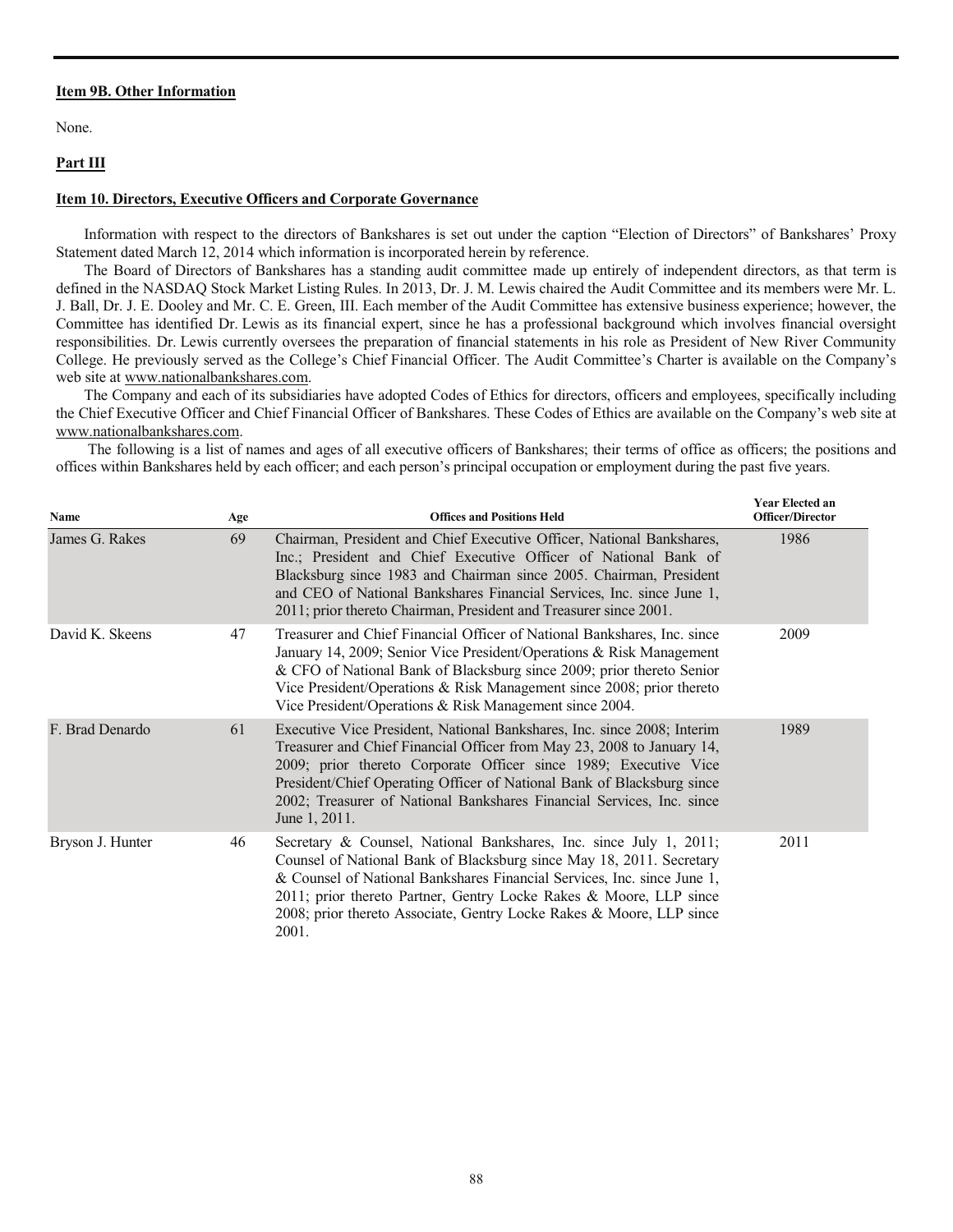**Item 9B. Other Information**

None.

**Part III**

**Item 10. Directors, Executive Officers and Corporate Governance**

Information with respect to the directors of Bankshares is set out under the caption "Election of Directors" of Bankshares' Proxy Statement dated March 12, 2014 which information is incorporated herein by reference.

The Board of Directors of Bankshares has a standing audit committee made up entirely of independent directors, as that term is defined in the NASDAQ Stock Market Listing Rules. In 2013, Dr. J. M. Lewis chaired the Audit Committee and its members were Mr. L. J. Ball, Dr. J. E. Dooley and Mr. C. E. Green, III. Each member of the Audit Committee has extensive business experience; however, the Committee has identified Dr. Lewis as its financial expert, since he has a professional background which involves financial oversight responsibilities. Dr. Lewis currently oversees the preparation of financial statements in his role as President of New River Community College. He previously served as the College's Chief Financial Officer. The Audit Committee's Charter is available on the Company's web site at www.nationalbankshares.com.

The Company and each of its subsidiaries have adopted Codes of Ethics for directors, officers and employees, specifically including the Chief Executive Officer and Chief Financial Officer of Bankshares. These Codes of Ethics are available on the Company's web site at www.nationalbankshares.com.

The following is a list of names and ages of all executive officers of Bankshares; their terms of office as officers; the positions and offices within Bankshares held by each officer; and each person's principal occupation or employment during the past five years.

| Name | Age | Offices and Positions Held | Year Elected an Officer/Director |
|---|---|---|---|
| James G. Rakes | 69 | Chairman, President and Chief Executive Officer, National Bankshares, Inc.; President and Chief Executive Officer of National Bank of Blacksburg since 1983 and Chairman since 2005. Chairman, President and CEO of National Bankshares Financial Services, Inc. since June 1, 2011; prior thereto Chairman, President and Treasurer since 2001. | 1986 |
| David K. Skeens | 47 | Treasurer and Chief Financial Officer of National Bankshares, Inc. since January 14, 2009; Senior Vice President/Operations & Risk Management & CFO of National Bank of Blacksburg since 2009; prior thereto Senior Vice President/Operations & Risk Management since 2008; prior thereto Vice President/Operations & Risk Management since 2004. | 2009 |
| F. Brad Denardo | 61 | Executive Vice President, National Bankshares, Inc. since 2008; Interim Treasurer and Chief Financial Officer from May 23, 2008 to January 14, 2009; prior thereto Corporate Officer since 1989; Executive Vice President/Chief Operating Officer of National Bank of Blacksburg since 2002; Treasurer of National Bankshares Financial Services, Inc. since June 1, 2011. | 1989 |
| Bryson J. Hunter | 46 | Secretary & Counsel, National Bankshares, Inc. since July 1, 2011; Counsel of National Bank of Blacksburg since May 18, 2011. Secretary & Counsel of National Bankshares Financial Services, Inc. since June 1, 2011; prior thereto Partner, Gentry Locke Rakes & Moore, LLP since 2008; prior thereto Associate, Gentry Locke Rakes & Moore, LLP since 2001. | 2011 |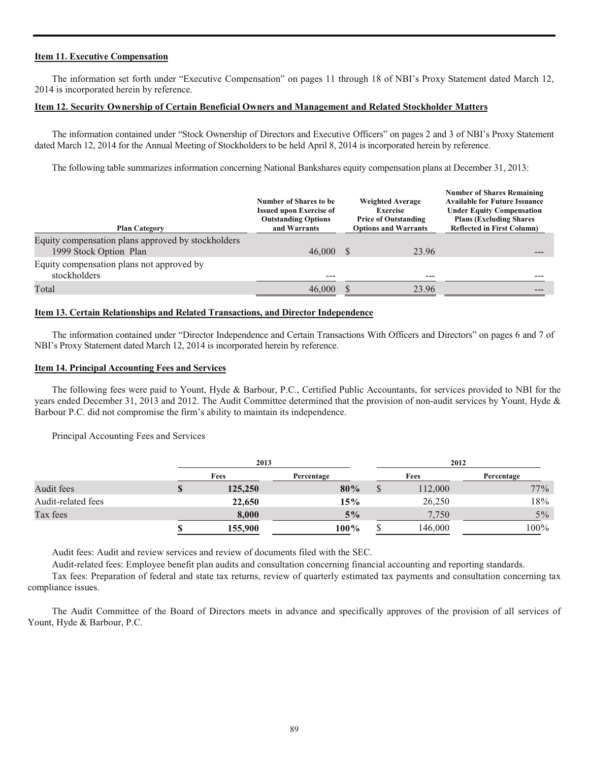**Item 11. Executive Compensation**

The information set forth under “Executive Compensation” on pages 11 through 18 of NBI’s Proxy Statement dated March 12, 2014 is incorporated herein by reference.

**Item 12. Security Ownership of Certain Beneficial Owners and Management and Related Stockholder Matters**

The information contained under “Stock Ownership of Directors and Executive Officers” on pages 2 and 3 of NBI’s Proxy Statement dated March 12, 2014 for the Annual Meeting of Stockholders to be held April 8, 2014 is incorporated herein by reference.

The following table summarizes information concerning National Bankshares equity compensation plans at December 31, 2013:

| Plan Category | Number of Shares to be Issued upon Exercise of Outstanding Options and Warrants | Weighted Average Exercise Price of Outstanding Options and Warrants | Number of Shares Remaining Available for Future Issuance Under Equity Compensation Plans (Excluding Shares Reflected in First Column) |
|---|---|---|---|
| Equity compensation plans approved by stockholders 1999 Stock Option Plan | 46,000 | $ 23.96 | --- |
| Equity compensation plans not approved by stockholders | --- | --- | --- |
| Total | 46,000 | $ 23.96 | --- |

**Item 13. Certain Relationships and Related Transactions, and Director Independence**

The information contained under “Director Independence and Certain Transactions With Officers and Directors” on pages 6 and 7 of NBI’s Proxy Statement dated March 12, 2014 is incorporated herein by reference.

**Item 14. Principal Accounting Fees and Services**

The following fees were paid to Yount, Hyde & Barbour, P.C., Certified Public Accountants, for services provided to NBI for the years ended December 31, 2013 and 2012. The Audit Committee determined that the provision of non-audit services by Yount, Hyde & Barbour P.C. did not compromise the firm’s ability to maintain its independence.

Principal Accounting Fees and Services

| | 2013 | | 2012 | |
|---|---|---|---|---|
| | Fees | Percentage | Fees | Percentage |
| Audit fees | **$ 125,250** | **80%** | $ 112,000 | 77% |
| Audit-related fees | **22,650** | **15%** | 26,250 | 18% |
| Tax fees | **8,000** | **5%** | 7,750 | 5% |
| | **$ 155,900** | **100%** | $ 146,000 | 100% |

Audit fees: Audit and review services and review of documents filed with the SEC.

Audit-related fees: Employee benefit plan audits and consultation concerning financial accounting and reporting standards.

Tax fees: Preparation of federal and state tax returns, review of quarterly estimated tax payments and consultation concerning tax compliance issues.

The Audit Committee of the Board of Directors meets in advance and specifically approves of the provision of all services of Yount, Hyde & Barbour, P.C.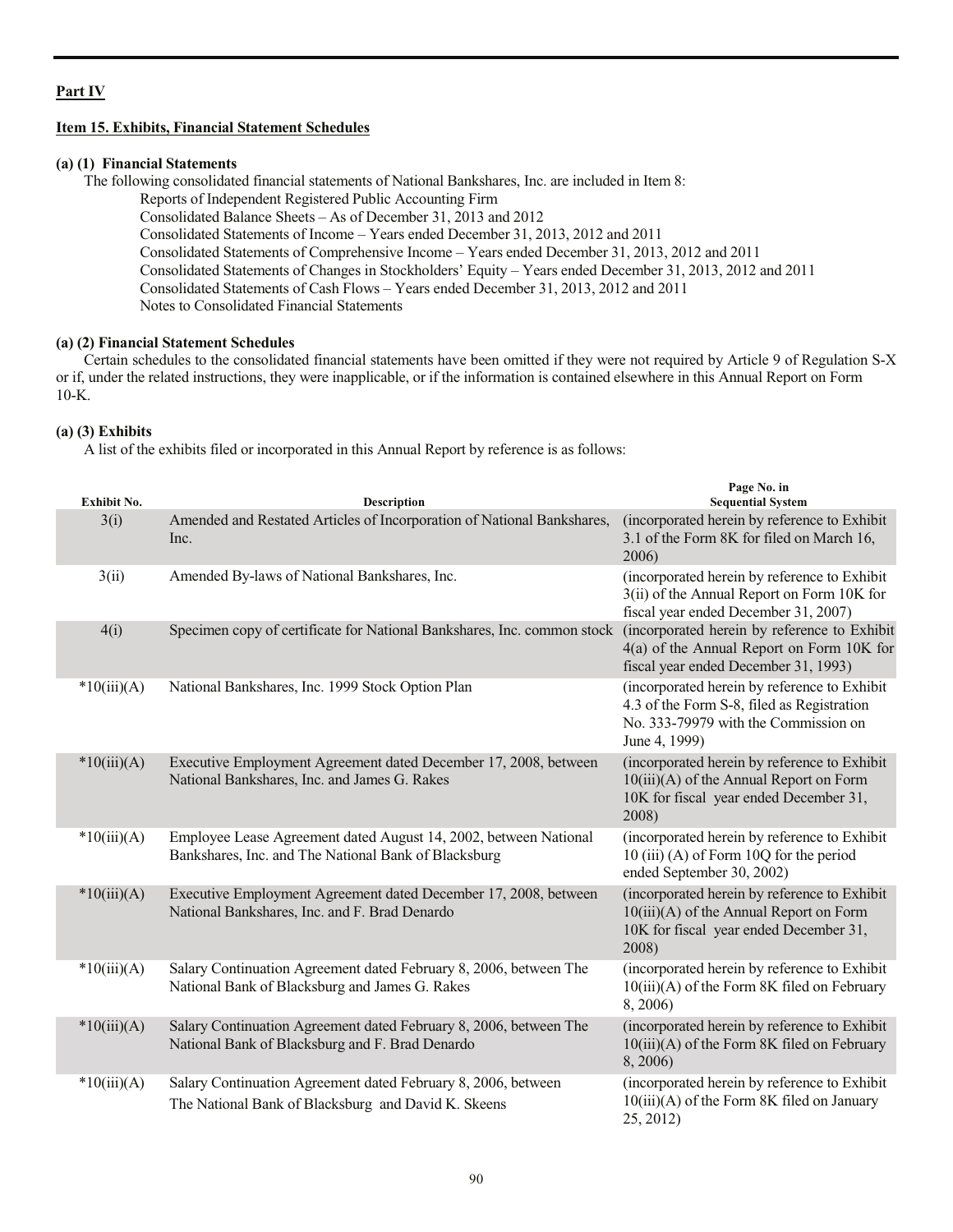## Part IV

### Item 15. Exhibits, Financial Statement Schedules

**(a) (1) Financial Statements**

The following consolidated financial statements of National Bankshares, Inc. are included in Item 8:

Reports of Independent Registered Public Accounting Firm
Consolidated Balance Sheets – As of December 31, 2013 and 2012
Consolidated Statements of Income – Years ended December 31, 2013, 2012 and 2011
Consolidated Statements of Comprehensive Income – Years ended December 31, 2013, 2012 and 2011
Consolidated Statements of Changes in Stockholders' Equity – Years ended December 31, 2013, 2012 and 2011
Consolidated Statements of Cash Flows – Years ended December 31, 2013, 2012 and 2011
Notes to Consolidated Financial Statements

**(a) (2) Financial Statement Schedules**

Certain schedules to the consolidated financial statements have been omitted if they were not required by Article 9 of Regulation S-X or if, under the related instructions, they were inapplicable, or if the information is contained elsewhere in this Annual Report on Form 10-K.

**(a) (3) Exhibits**

A list of the exhibits filed or incorporated in this Annual Report by reference is as follows:

| Exhibit No. | Description | Page No. in Sequential System |
|---|---|---|
| 3(i) | Amended and Restated Articles of Incorporation of National Bankshares, Inc. | (incorporated herein by reference to Exhibit 3.1 of the Form 8K for filed on March 16, 2006) |
| 3(ii) | Amended By-laws of National Bankshares, Inc. | (incorporated herein by reference to Exhibit 3(ii) of the Annual Report on Form 10K for fiscal year ended December 31, 2007) |
| 4(i) | Specimen copy of certificate for National Bankshares, Inc. common stock | (incorporated herein by reference to Exhibit 4(a) of the Annual Report on Form 10K for fiscal year ended December 31, 1993) |
| *10(iii)(A) | National Bankshares, Inc. 1999 Stock Option Plan | (incorporated herein by reference to Exhibit 4.3 of the Form S-8, filed as Registration No. 333-79979 with the Commission on June 4, 1999) |
| *10(iii)(A) | Executive Employment Agreement dated December 17, 2008, between National Bankshares, Inc. and James G. Rakes | (incorporated herein by reference to Exhibit 10(iii)(A) of the Annual Report on Form 10K for fiscal year ended December 31, 2008) |
| *10(iii)(A) | Employee Lease Agreement dated August 14, 2002, between National Bankshares, Inc. and The National Bank of Blacksburg | (incorporated herein by reference to Exhibit 10 (iii) (A) of Form 10Q for the period ended September 30, 2002) |
| *10(iii)(A) | Executive Employment Agreement dated December 17, 2008, between National Bankshares, Inc. and F. Brad Denardo | (incorporated herein by reference to Exhibit 10(iii)(A) of the Annual Report on Form 10K for fiscal year ended December 31, 2008) |
| *10(iii)(A) | Salary Continuation Agreement dated February 8, 2006, between The National Bank of Blacksburg and James G. Rakes | (incorporated herein by reference to Exhibit 10(iii)(A) of the Form 8K filed on February 8, 2006) |
| *10(iii)(A) | Salary Continuation Agreement dated February 8, 2006, between The National Bank of Blacksburg and F. Brad Denardo | (incorporated herein by reference to Exhibit 10(iii)(A) of the Form 8K filed on February 8, 2006) |
| *10(iii)(A) | Salary Continuation Agreement dated February 8, 2006, between The National Bank of Blacksburg and David K. Skeens | (incorporated herein by reference to Exhibit 10(iii)(A) of the Form 8K filed on January 25, 2012) |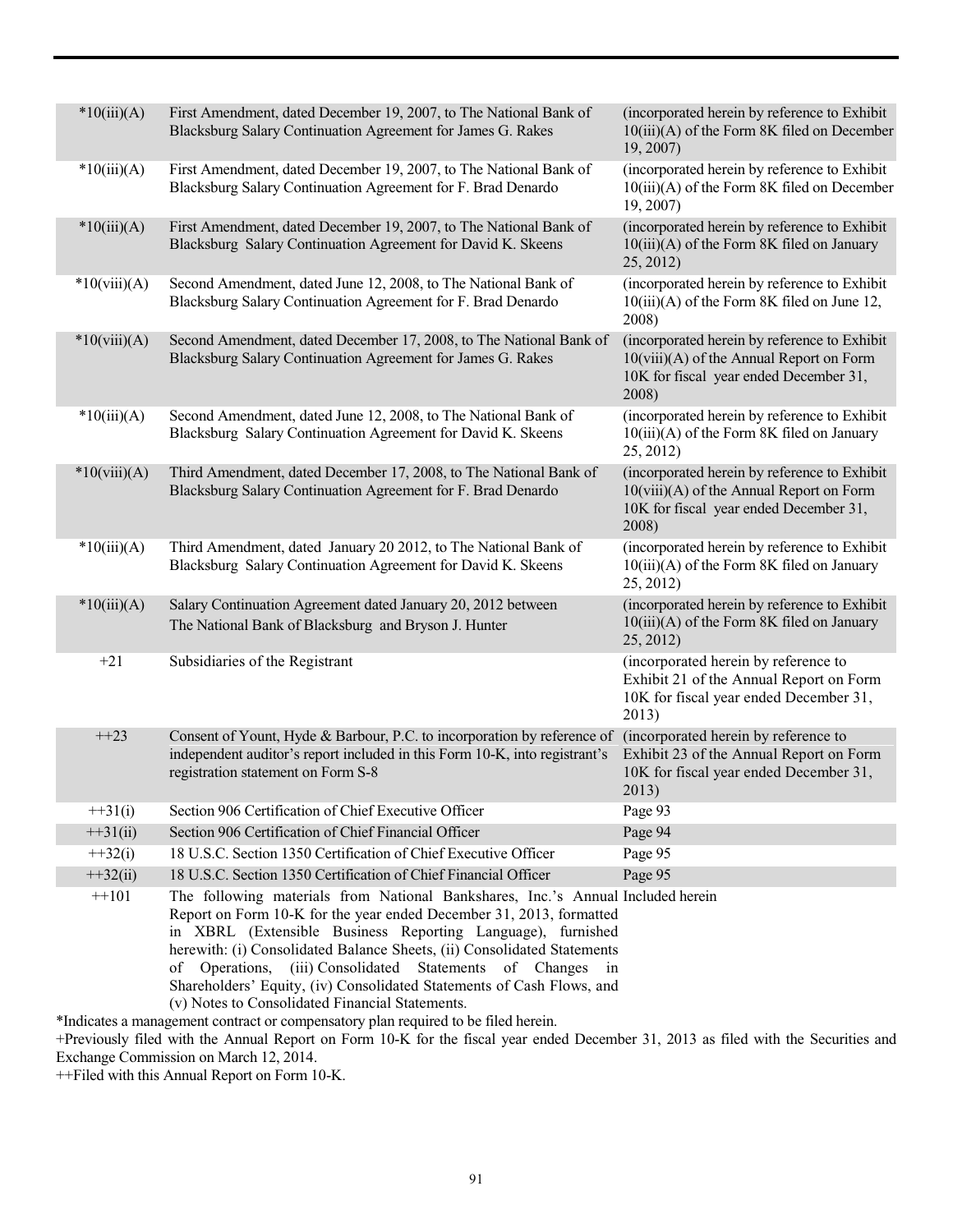| | | |
|---|---|---|
| *10(iii)(A) | First Amendment, dated December 19, 2007, to The National Bank of Blacksburg Salary Continuation Agreement for James G. Rakes | (incorporated herein by reference to Exhibit 10(iii)(A) of the Form 8K filed on December 19, 2007) |
| *10(iii)(A) | First Amendment, dated December 19, 2007, to The National Bank of Blacksburg Salary Continuation Agreement for F. Brad Denardo | (incorporated herein by reference to Exhibit 10(iii)(A) of the Form 8K filed on December 19, 2007) |
| *10(iii)(A) | First Amendment, dated December 19, 2007, to The National Bank of Blacksburg Salary Continuation Agreement for David K. Skeens | (incorporated herein by reference to Exhibit 10(iii)(A) of the Form 8K filed on January 25, 2012) |
| *10(viii)(A) | Second Amendment, dated June 12, 2008, to The National Bank of Blacksburg Salary Continuation Agreement for F. Brad Denardo | (incorporated herein by reference to Exhibit 10(iii)(A) of the Form 8K filed on June 12, 2008) |
| *10(viii)(A) | Second Amendment, dated December 17, 2008, to The National Bank of Blacksburg Salary Continuation Agreement for James G. Rakes | (incorporated herein by reference to Exhibit 10(viii)(A) of the Annual Report on Form 10K for fiscal year ended December 31, 2008) |
| *10(iii)(A) | Second Amendment, dated June 12, 2008, to The National Bank of Blacksburg Salary Continuation Agreement for David K. Skeens | (incorporated herein by reference to Exhibit 10(iii)(A) of the Form 8K filed on January 25, 2012) |
| *10(viii)(A) | Third Amendment, dated December 17, 2008, to The National Bank of Blacksburg Salary Continuation Agreement for F. Brad Denardo | (incorporated herein by reference to Exhibit 10(viii)(A) of the Annual Report on Form 10K for fiscal year ended December 31, 2008) |
| *10(iii)(A) | Third Amendment, dated January 20 2012, to The National Bank of Blacksburg Salary Continuation Agreement for David K. Skeens | (incorporated herein by reference to Exhibit 10(iii)(A) of the Form 8K filed on January 25, 2012) |
| *10(iii)(A) | Salary Continuation Agreement dated January 20, 2012 between The National Bank of Blacksburg and Bryson J. Hunter | (incorporated herein by reference to Exhibit 10(iii)(A) of the Form 8K filed on January 25, 2012) |
| +21 | Subsidiaries of the Registrant | (incorporated herein by reference to Exhibit 21 of the Annual Report on Form 10K for fiscal year ended December 31, 2013) |
| ++23 | Consent of Yount, Hyde & Barbour, P.C. to incorporation by reference of independent auditor's report included in this Form 10-K, into registrant's registration statement on Form S-8 | (incorporated herein by reference to Exhibit 23 of the Annual Report on Form 10K for fiscal year ended December 31, 2013) |
| ++31(i) | Section 906 Certification of Chief Executive Officer | Page 93 |
| ++31(ii) | Section 906 Certification of Chief Financial Officer | Page 94 |
| ++32(i) | 18 U.S.C. Section 1350 Certification of Chief Executive Officer | Page 95 |
| ++32(ii) | 18 U.S.C. Section 1350 Certification of Chief Financial Officer | Page 95 |
| ++101 | The following materials from National Bankshares, Inc.'s Annual Report on Form 10-K for the year ended December 31, 2013, formatted in XBRL (Extensible Business Reporting Language), furnished herewith: (i) Consolidated Balance Sheets, (ii) Consolidated Statements of Operations, (iii) Consolidated Statements of Changes in Shareholders' Equity, (iv) Consolidated Statements of Cash Flows, and (v) Notes to Consolidated Financial Statements. | Included herein |

*Indicates a management contract or compensatory plan required to be filed herein.

+Previously filed with the Annual Report on Form 10-K for the fiscal year ended December 31, 2013 as filed with the Securities and Exchange Commission on March 12, 2014.

++Filed with this Annual Report on Form 10-K.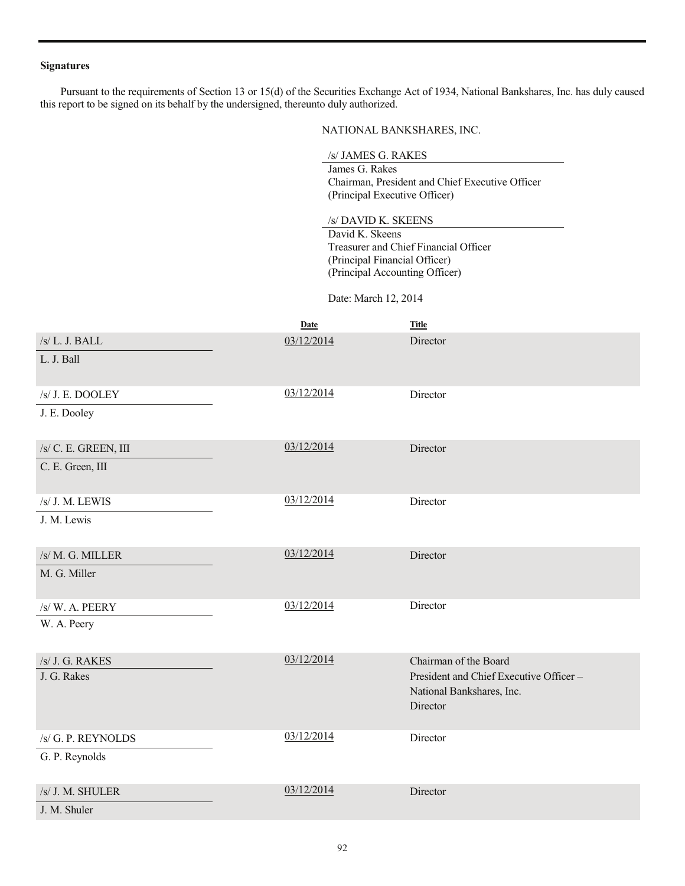**Signatures**

Pursuant to the requirements of Section 13 or 15(d) of the Securities Exchange Act of 1934, National Bankshares, Inc. has duly caused this report to be signed on its behalf by the undersigned, thereunto duly authorized.

NATIONAL BANKSHARES, INC.

/s/ JAMES G. RAKES
James G. Rakes
Chairman, President and Chief Executive Officer
(Principal Executive Officer)

/s/ DAVID K. SKEENS
David K. Skeens
Treasurer and Chief Financial Officer
(Principal Financial Officer)
(Principal Accounting Officer)

Date: March 12, 2014

| | Date | Title |
|---|---|---|
| /s/ L. J. BALL<br>L. J. Ball | 03/12/2014 | Director |
| /s/ J. E. DOOLEY<br>J. E. Dooley | 03/12/2014 | Director |
| /s/ C. E. GREEN, III<br>C. E. Green, III | 03/12/2014 | Director |
| /s/ J. M. LEWIS<br>J. M. Lewis | 03/12/2014 | Director |
| /s/ M. G. MILLER<br>M. G. Miller | 03/12/2014 | Director |
| /s/ W. A. PEERY<br>W. A. Peery | 03/12/2014 | Director |
| /s/ J. G. RAKES<br>J. G. Rakes | 03/12/2014 | Chairman of the Board<br>President and Chief Executive Officer – National Bankshares, Inc.<br>Director |
| /s/ G. P. REYNOLDS<br>G. P. Reynolds | 03/12/2014 | Director |
| /s/ J. M. SHULER<br>J. M. Shuler | 03/12/2014 | Director |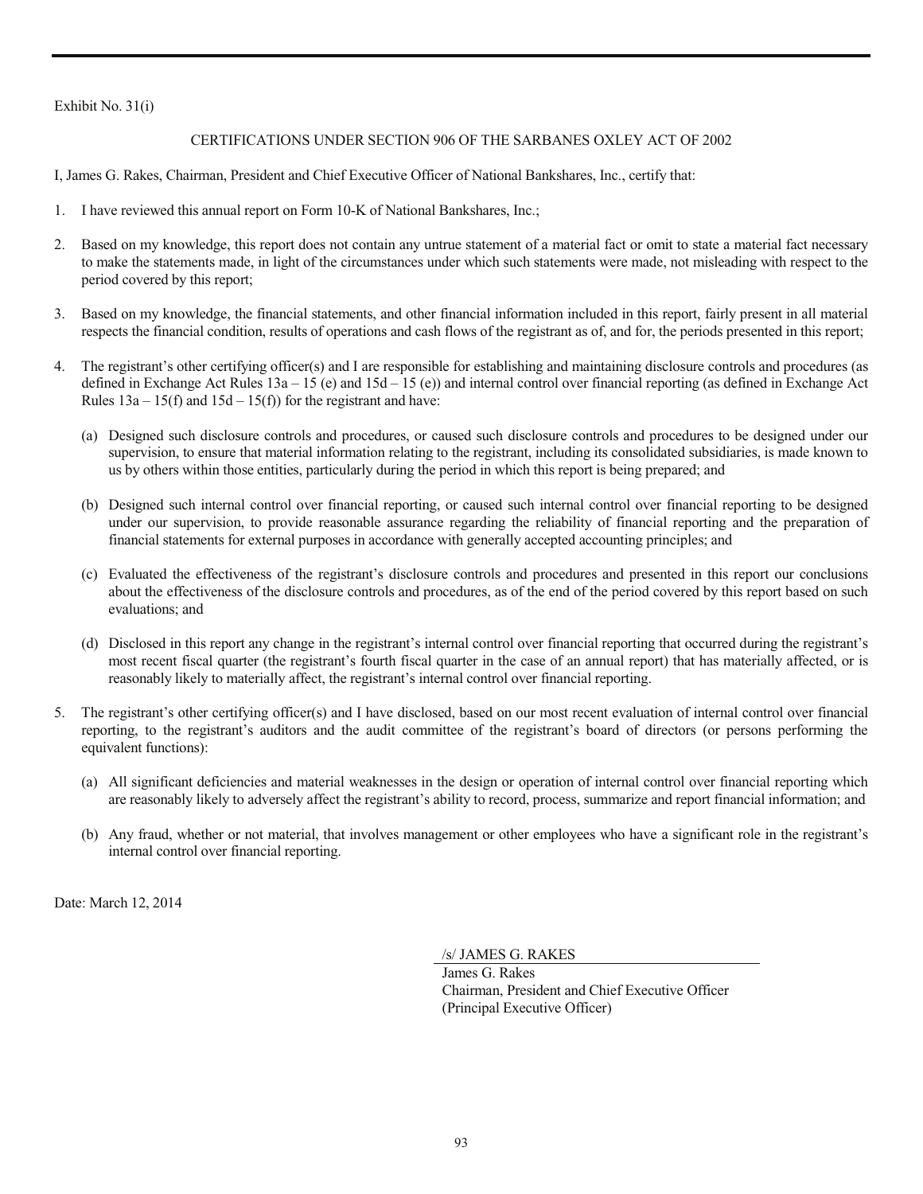Exhibit No. 31(i)

CERTIFICATIONS UNDER SECTION 906 OF THE SARBANES OXLEY ACT OF 2002

I, James G. Rakes, Chairman, President and Chief Executive Officer of National Bankshares, Inc., certify that:

1. I have reviewed this annual report on Form 10-K of National Bankshares, Inc.;

2. Based on my knowledge, this report does not contain any untrue statement of a material fact or omit to state a material fact necessary to make the statements made, in light of the circumstances under which such statements were made, not misleading with respect to the period covered by this report;

3. Based on my knowledge, the financial statements, and other financial information included in this report, fairly present in all material respects the financial condition, results of operations and cash flows of the registrant as of, and for, the periods presented in this report;

4. The registrant's other certifying officer(s) and I are responsible for establishing and maintaining disclosure controls and procedures (as defined in Exchange Act Rules 13a – 15 (e) and 15d – 15 (e)) and internal control over financial reporting (as defined in Exchange Act Rules 13a – 15(f) and 15d – 15(f)) for the registrant and have:

   (a) Designed such disclosure controls and procedures, or caused such disclosure controls and procedures to be designed under our supervision, to ensure that material information relating to the registrant, including its consolidated subsidiaries, is made known to us by others within those entities, particularly during the period in which this report is being prepared; and

   (b) Designed such internal control over financial reporting, or caused such internal control over financial reporting to be designed under our supervision, to provide reasonable assurance regarding the reliability of financial reporting and the preparation of financial statements for external purposes in accordance with generally accepted accounting principles; and

   (c) Evaluated the effectiveness of the registrant's disclosure controls and procedures and presented in this report our conclusions about the effectiveness of the disclosure controls and procedures, as of the end of the period covered by this report based on such evaluations; and

   (d) Disclosed in this report any change in the registrant's internal control over financial reporting that occurred during the registrant's most recent fiscal quarter (the registrant's fourth fiscal quarter in the case of an annual report) that has materially affected, or is reasonably likely to materially affect, the registrant's internal control over financial reporting.

5. The registrant's other certifying officer(s) and I have disclosed, based on our most recent evaluation of internal control over financial reporting, to the registrant's auditors and the audit committee of the registrant's board of directors (or persons performing the equivalent functions):

   (a) All significant deficiencies and material weaknesses in the design or operation of internal control over financial reporting which are reasonably likely to adversely affect the registrant's ability to record, process, summarize and report financial information; and

   (b) Any fraud, whether or not material, that involves management or other employees who have a significant role in the registrant's internal control over financial reporting.

Date: March 12, 2014

/s/ JAMES G. RAKES

James G. Rakes
Chairman, President and Chief Executive Officer
(Principal Executive Officer)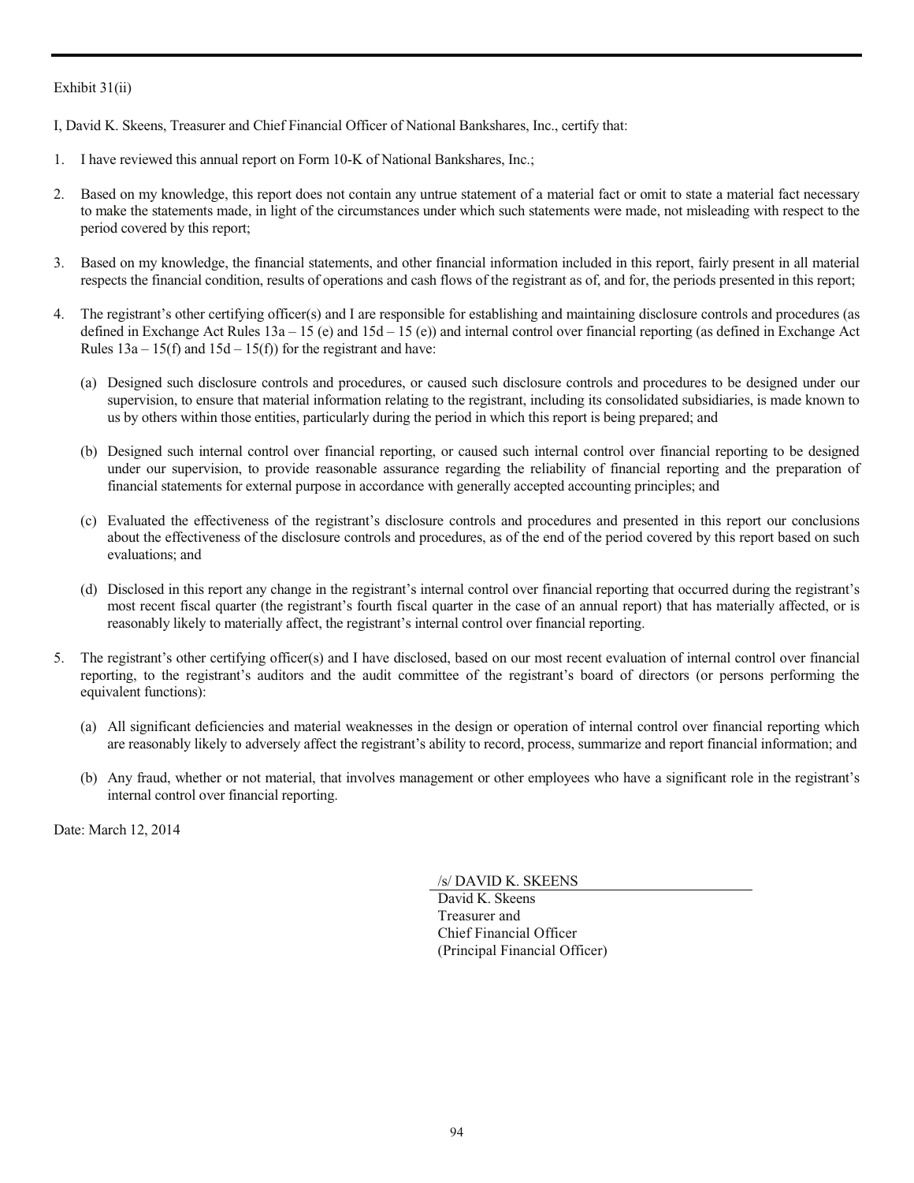Exhibit 31(ii)

I, David K. Skeens, Treasurer and Chief Financial Officer of National Bankshares, Inc., certify that:

1. I have reviewed this annual report on Form 10-K of National Bankshares, Inc.;

2. Based on my knowledge, this report does not contain any untrue statement of a material fact or omit to state a material fact necessary to make the statements made, in light of the circumstances under which such statements were made, not misleading with respect to the period covered by this report;

3. Based on my knowledge, the financial statements, and other financial information included in this report, fairly present in all material respects the financial condition, results of operations and cash flows of the registrant as of, and for, the periods presented in this report;

4. The registrant's other certifying officer(s) and I are responsible for establishing and maintaining disclosure controls and procedures (as defined in Exchange Act Rules 13a – 15 (e) and 15d – 15 (e)) and internal control over financial reporting (as defined in Exchange Act Rules 13a – 15(f) and 15d – 15(f)) for the registrant and have:

   (a) Designed such disclosure controls and procedures, or caused such disclosure controls and procedures to be designed under our supervision, to ensure that material information relating to the registrant, including its consolidated subsidiaries, is made known to us by others within those entities, particularly during the period in which this report is being prepared; and

   (b) Designed such internal control over financial reporting, or caused such internal control over financial reporting to be designed under our supervision, to provide reasonable assurance regarding the reliability of financial reporting and the preparation of financial statements for external purpose in accordance with generally accepted accounting principles; and

   (c) Evaluated the effectiveness of the registrant's disclosure controls and procedures and presented in this report our conclusions about the effectiveness of the disclosure controls and procedures, as of the end of the period covered by this report based on such evaluations; and

   (d) Disclosed in this report any change in the registrant's internal control over financial reporting that occurred during the registrant's most recent fiscal quarter (the registrant's fourth fiscal quarter in the case of an annual report) that has materially affected, or is reasonably likely to materially affect, the registrant's internal control over financial reporting.

5. The registrant's other certifying officer(s) and I have disclosed, based on our most recent evaluation of internal control over financial reporting, to the registrant's auditors and the audit committee of the registrant's board of directors (or persons performing the equivalent functions):

   (a) All significant deficiencies and material weaknesses in the design or operation of internal control over financial reporting which are reasonably likely to adversely affect the registrant's ability to record, process, summarize and report financial information; and

   (b) Any fraud, whether or not material, that involves management or other employees who have a significant role in the registrant's internal control over financial reporting.

Date: March 12, 2014

/s/ DAVID K. SKEENS
David K. Skeens
Treasurer and
Chief Financial Officer
(Principal Financial Officer)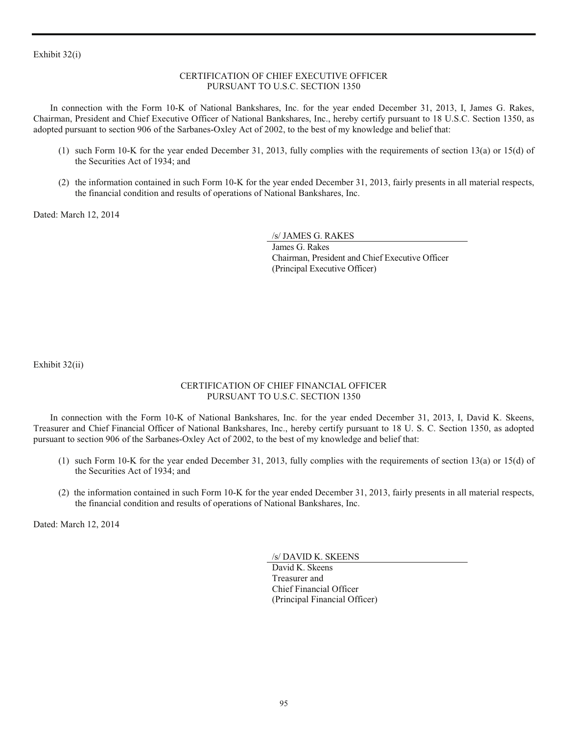Exhibit 32(i)

## CERTIFICATION OF CHIEF EXECUTIVE OFFICER PURSUANT TO U.S.C. SECTION 1350

In connection with the Form 10-K of National Bankshares, Inc. for the year ended December 31, 2013, I, James G. Rakes, Chairman, President and Chief Executive Officer of National Bankshares, Inc., hereby certify pursuant to 18 U.S.C. Section 1350, as adopted pursuant to section 906 of the Sarbanes-Oxley Act of 2002, to the best of my knowledge and belief that:

(1) such Form 10-K for the year ended December 31, 2013, fully complies with the requirements of section 13(a) or 15(d) of the Securities Act of 1934; and

(2) the information contained in such Form 10-K for the year ended December 31, 2013, fairly presents in all material respects, the financial condition and results of operations of National Bankshares, Inc.

Dated: March 12, 2014

/s/ JAMES G. RAKES

James G. Rakes
Chairman, President and Chief Executive Officer
(Principal Executive Officer)

Exhibit 32(ii)

## CERTIFICATION OF CHIEF FINANCIAL OFFICER PURSUANT TO U.S.C. SECTION 1350

In connection with the Form 10-K of National Bankshares, Inc. for the year ended December 31, 2013, I, David K. Skeens, Treasurer and Chief Financial Officer of National Bankshares, Inc., hereby certify pursuant to 18 U. S. C. Section 1350, as adopted pursuant to section 906 of the Sarbanes-Oxley Act of 2002, to the best of my knowledge and belief that:

(1) such Form 10-K for the year ended December 31, 2013, fully complies with the requirements of section 13(a) or 15(d) of the Securities Act of 1934; and

(2) the information contained in such Form 10-K for the year ended December 31, 2013, fairly presents in all material respects, the financial condition and results of operations of National Bankshares, Inc.

Dated: March 12, 2014

/s/ DAVID K. SKEENS

David K. Skeens
Treasurer and
Chief Financial Officer
(Principal Financial Officer)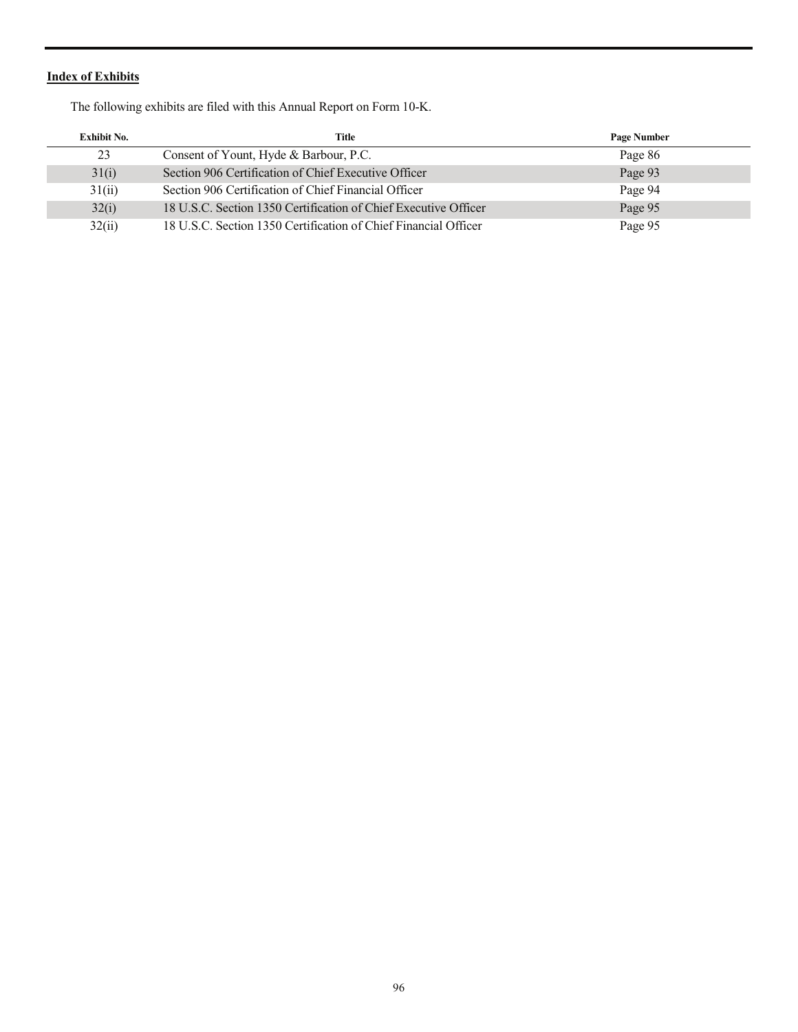**Index of Exhibits**

The following exhibits are filed with this Annual Report on Form 10-K.

| Exhibit No. | Title | Page Number |
| --- | --- | --- |
| 23 | Consent of Yount, Hyde & Barbour, P.C. | Page 86 |
| 31(i) | Section 906 Certification of Chief Executive Officer | Page 93 |
| 31(ii) | Section 906 Certification of Chief Financial Officer | Page 94 |
| 32(i) | 18 U.S.C. Section 1350 Certification of Chief Executive Officer | Page 95 |
| 32(ii) | 18 U.S.C. Section 1350 Certification of Chief Financial Officer | Page 95 |